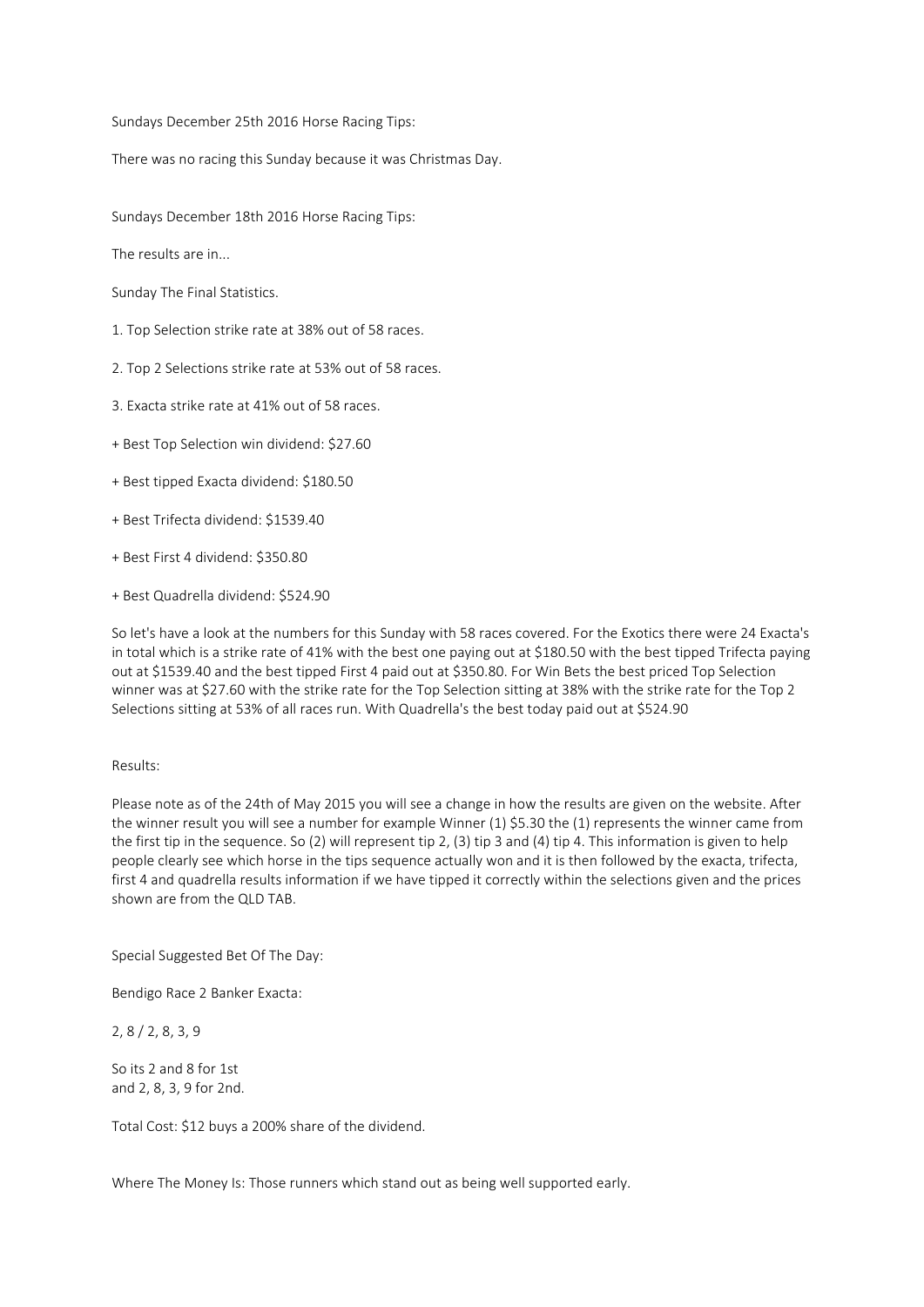Sundays December 25th 2016 Horse Racing Tips:

There was no racing this Sunday because it was Christmas Day.

Sundays December 18th 2016 Horse Racing Tips:

The results are in...

Sunday The Final Statistics.

1. Top Selection strike rate at 38% out of 58 races.

2. Top 2 Selections strike rate at 53% out of 58 races.

3. Exacta strike rate at 41% out of 58 races.

+ Best Top Selection win dividend: $27.60

+ Best tipped Exacta dividend: $180.50

+ Best Trifecta dividend: $1539.40

+ Best First 4 dividend: $350.80

+ Best Quadrella dividend: $524.90

So let's have a look at the numbers for this Sunday with 58 races covered. For the Exotics there were 24 Exacta's in total which is a strike rate of 41% with the best one paying out at $180.50 with the best tipped Trifecta paying out at $1539.40 and the best tipped First 4 paid out at $350.80. For Win Bets the best priced Top Selection winner was at $27.60 with the strike rate for the Top Selection sitting at 38% with the strike rate for the Top 2 Selections sitting at 53% of all races run. With Quadrella's the best today paid out at $524.90

Results:

Please note as of the 24th of May 2015 you will see a change in how the results are given on the website. After the winner result you will see a number for example Winner (1) $5.30 the (1) represents the winner came from the first tip in the sequence. So (2) will represent tip 2, (3) tip 3 and (4) tip 4. This information is given to help people clearly see which horse in the tips sequence actually won and it is then followed by the exacta, trifecta, first 4 and quadrella results information if we have tipped it correctly within the selections given and the prices shown are from the QLD TAB.

Special Suggested Bet Of The Day:

Bendigo Race 2 Banker Exacta:

2, 8 / 2, 8, 3, 9

So its 2 and 8 for 1st
and 2, 8, 3, 9 for 2nd.

Total Cost: $12 buys a 200% share of the dividend.

Where The Money Is: Those runners which stand out as being well supported early.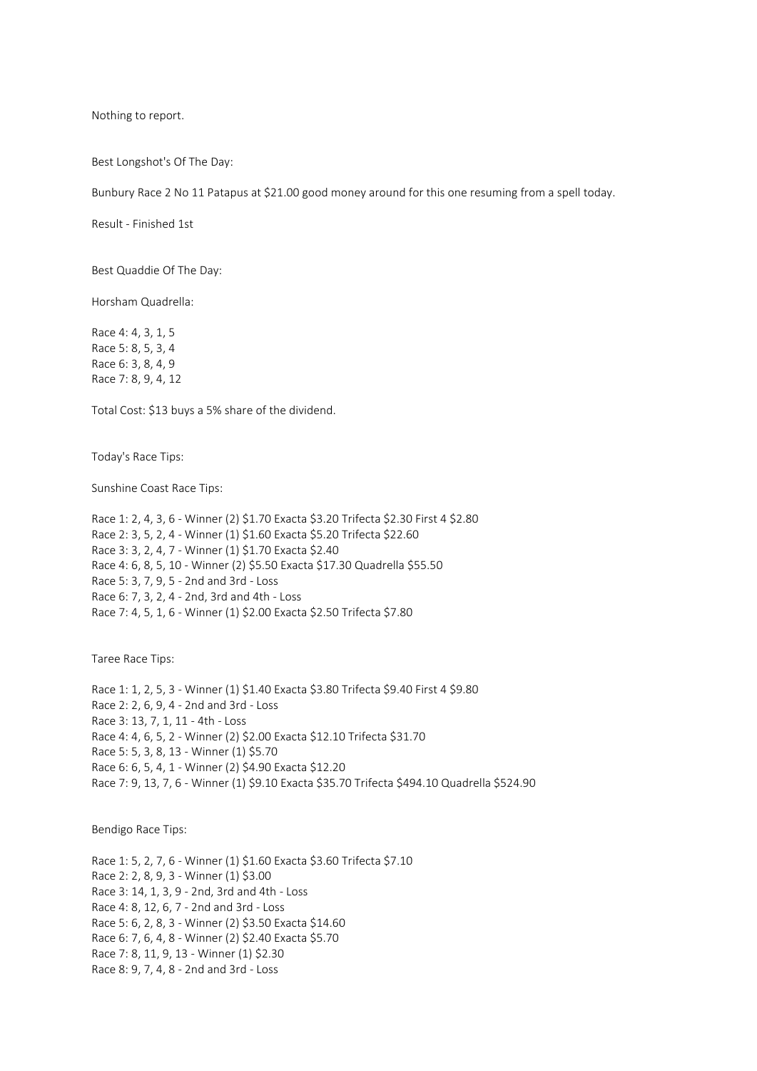Nothing to report.

Best Longshot's Of The Day:

Bunbury Race 2 No 11 Patapus at $21.00 good money around for this one resuming from a spell today.

Result - Finished 1st

Best Quaddie Of The Day:

Horsham Quadrella:

Race 4: 4, 3, 1, 5
Race 5: 8, 5, 3, 4
Race 6: 3, 8, 4, 9
Race 7: 8, 9, 4, 12

Total Cost: $13 buys a 5% share of the dividend.

Today's Race Tips:

Sunshine Coast Race Tips:

Race 1: 2, 4, 3, 6 - Winner (2) $1.70 Exacta $3.20 Trifecta $2.30 First 4 $2.80
Race 2: 3, 5, 2, 4 - Winner (1) $1.60 Exacta $5.20 Trifecta $22.60
Race 3: 3, 2, 4, 7 - Winner (1) $1.70 Exacta $2.40
Race 4: 6, 8, 5, 10 - Winner (2) $5.50 Exacta $17.30 Quadrella $55.50
Race 5: 3, 7, 9, 5 - 2nd and 3rd - Loss
Race 6: 7, 3, 2, 4 - 2nd, 3rd and 4th - Loss
Race 7: 4, 5, 1, 6 - Winner (1) $2.00 Exacta $2.50 Trifecta $7.80

Taree Race Tips:

Race 1: 1, 2, 5, 3 - Winner (1) $1.40 Exacta $3.80 Trifecta $9.40 First 4 $9.80
Race 2: 2, 6, 9, 4 - 2nd and 3rd - Loss
Race 3: 13, 7, 1, 11 - 4th - Loss
Race 4: 4, 6, 5, 2 - Winner (2) $2.00 Exacta $12.10 Trifecta $31.70
Race 5: 5, 3, 8, 13 - Winner (1) $5.70
Race 6: 6, 5, 4, 1 - Winner (2) $4.90 Exacta $12.20
Race 7: 9, 13, 7, 6 - Winner (1) $9.10 Exacta $35.70 Trifecta $494.10 Quadrella $524.90

Bendigo Race Tips:

Race 1: 5, 2, 7, 6 - Winner (1) $1.60 Exacta $3.60 Trifecta $7.10
Race 2: 2, 8, 9, 3 - Winner (1) $3.00
Race 3: 14, 1, 3, 9 - 2nd, 3rd and 4th - Loss
Race 4: 8, 12, 6, 7 - 2nd and 3rd - Loss
Race 5: 6, 2, 8, 3 - Winner (2) $3.50 Exacta $14.60
Race 6: 7, 6, 4, 8 - Winner (2) $2.40 Exacta $5.70
Race 7: 8, 11, 9, 13 - Winner (1) $2.30
Race 8: 9, 7, 4, 8 - 2nd and 3rd - Loss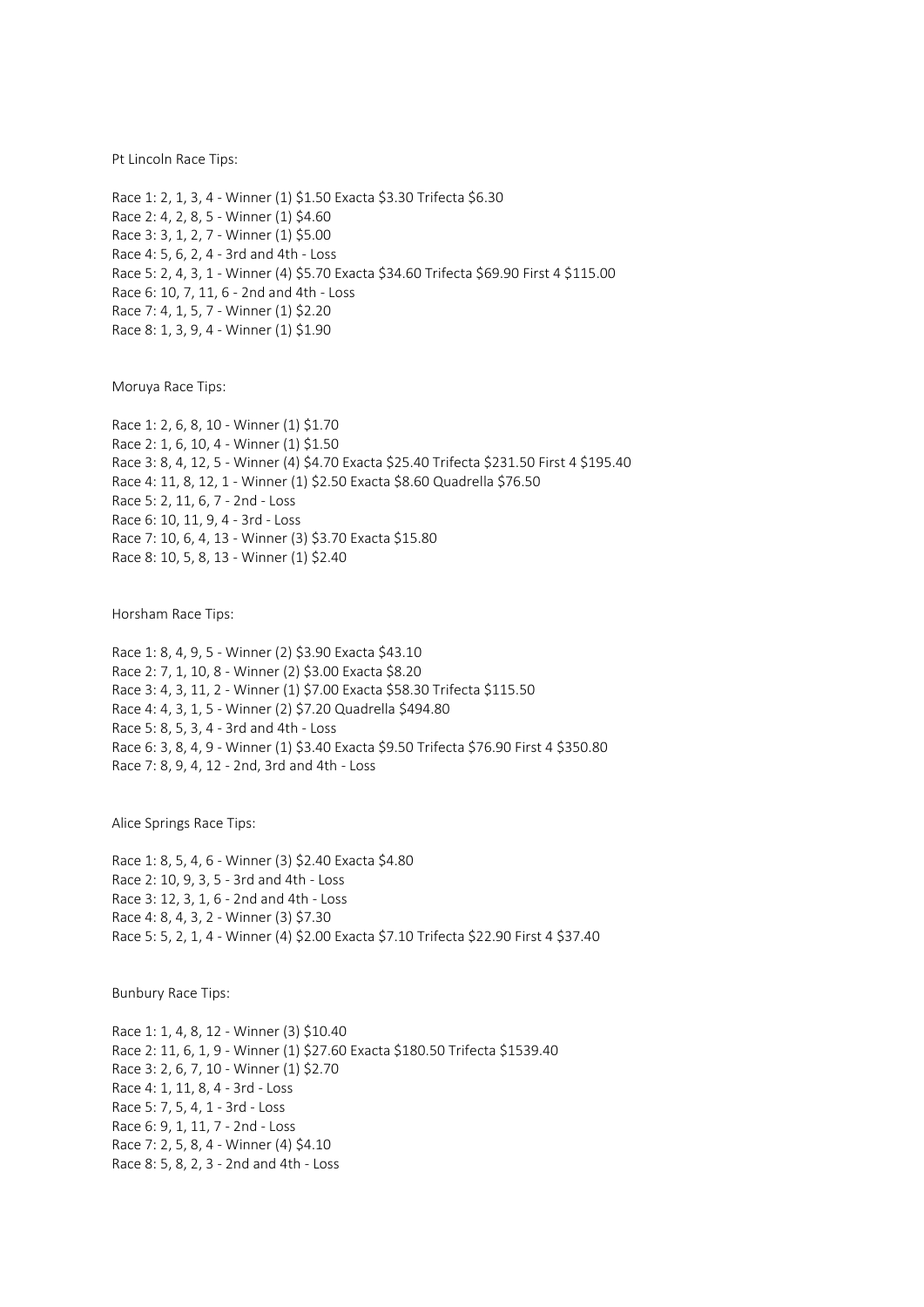Pt Lincoln Race Tips:

Race 1: 2, 1, 3, 4 - Winner (1) $1.50 Exacta $3.30 Trifecta $6.30
Race 2: 4, 2, 8, 5 - Winner (1) $4.60
Race 3: 3, 1, 2, 7 - Winner (1) $5.00
Race 4: 5, 6, 2, 4 - 3rd and 4th - Loss
Race 5: 2, 4, 3, 1 - Winner (4) $5.70 Exacta $34.60 Trifecta $69.90 First 4 $115.00
Race 6: 10, 7, 11, 6 - 2nd and 4th - Loss
Race 7: 4, 1, 5, 7 - Winner (1) $2.20
Race 8: 1, 3, 9, 4 - Winner (1) $1.90

Moruya Race Tips:

Race 1: 2, 6, 8, 10 - Winner (1) $1.70
Race 2: 1, 6, 10, 4 - Winner (1) $1.50
Race 3: 8, 4, 12, 5 - Winner (4) $4.70 Exacta $25.40 Trifecta $231.50 First 4 $195.40
Race 4: 11, 8, 12, 1 - Winner (1) $2.50 Exacta $8.60 Quadrella $76.50
Race 5: 2, 11, 6, 7 - 2nd - Loss
Race 6: 10, 11, 9, 4 - 3rd - Loss
Race 7: 10, 6, 4, 13 - Winner (3) $3.70 Exacta $15.80
Race 8: 10, 5, 8, 13 - Winner (1) $2.40

Horsham Race Tips:

Race 1: 8, 4, 9, 5 - Winner (2) $3.90 Exacta $43.10
Race 2: 7, 1, 10, 8 - Winner (2) $3.00 Exacta $8.20
Race 3: 4, 3, 11, 2 - Winner (1) $7.00 Exacta $58.30 Trifecta $115.50
Race 4: 4, 3, 1, 5 - Winner (2) $7.20 Quadrella $494.80
Race 5: 8, 5, 3, 4 - 3rd and 4th - Loss
Race 6: 3, 8, 4, 9 - Winner (1) $3.40 Exacta $9.50 Trifecta $76.90 First 4 $350.80
Race 7: 8, 9, 4, 12 - 2nd, 3rd and 4th - Loss

Alice Springs Race Tips:

Race 1: 8, 5, 4, 6 - Winner (3) $2.40 Exacta $4.80
Race 2: 10, 9, 3, 5 - 3rd and 4th - Loss
Race 3: 12, 3, 1, 6 - 2nd and 4th - Loss
Race 4: 8, 4, 3, 2 - Winner (3) $7.30
Race 5: 5, 2, 1, 4 - Winner (4) $2.00 Exacta $7.10 Trifecta $22.90 First 4 $37.40

Bunbury Race Tips:

Race 1: 1, 4, 8, 12 - Winner (3) $10.40
Race 2: 11, 6, 1, 9 - Winner (1) $27.60 Exacta $180.50 Trifecta $1539.40
Race 3: 2, 6, 7, 10 - Winner (1) $2.70
Race 4: 1, 11, 8, 4 - 3rd - Loss
Race 5: 7, 5, 4, 1 - 3rd - Loss
Race 6: 9, 1, 11, 7 - 2nd - Loss
Race 7: 2, 5, 8, 4 - Winner (4) $4.10
Race 8: 5, 8, 2, 3 - 2nd and 4th - Loss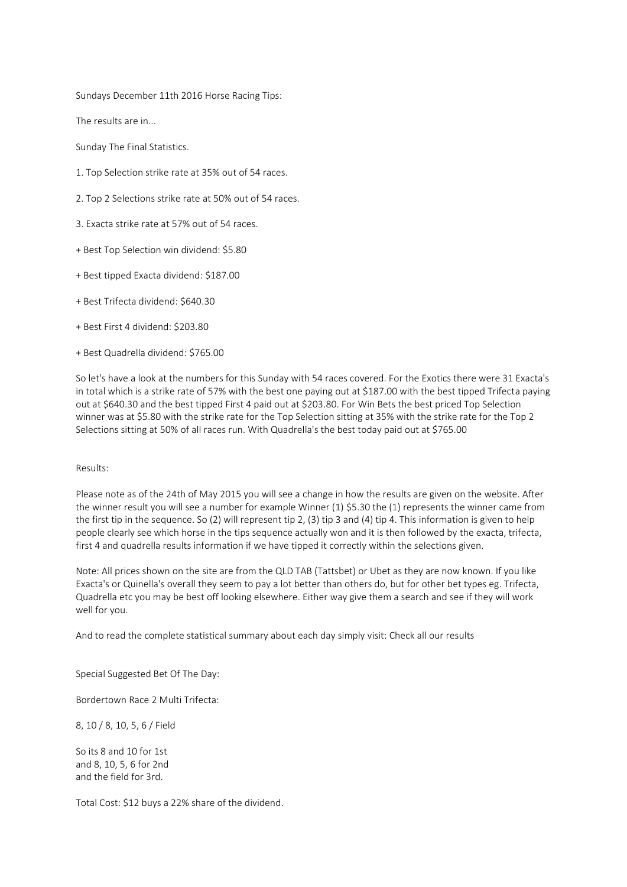Sundays December 11th 2016 Horse Racing Tips:

The results are in...

Sunday The Final Statistics.

1. Top Selection strike rate at 35% out of 54 races.

2. Top 2 Selections strike rate at 50% out of 54 races.

3. Exacta strike rate at 57% out of 54 races.

+ Best Top Selection win dividend: $5.80

+ Best tipped Exacta dividend: $187.00

+ Best Trifecta dividend: $640.30

+ Best First 4 dividend: $203.80

+ Best Quadrella dividend: $765.00

So let's have a look at the numbers for this Sunday with 54 races covered. For the Exotics there were 31 Exacta's in total which is a strike rate of 57% with the best one paying out at $187.00 with the best tipped Trifecta paying out at $640.30 and the best tipped First 4 paid out at $203.80. For Win Bets the best priced Top Selection winner was at $5.80 with the strike rate for the Top Selection sitting at 35% with the strike rate for the Top 2 Selections sitting at 50% of all races run. With Quadrella's the best today paid out at $765.00

Results:

Please note as of the 24th of May 2015 you will see a change in how the results are given on the website. After the winner result you will see a number for example Winner (1) $5.30 the (1) represents the winner came from the first tip in the sequence. So (2) will represent tip 2, (3) tip 3 and (4) tip 4. This information is given to help people clearly see which horse in the tips sequence actually won and it is then followed by the exacta, trifecta, first 4 and quadrella results information if we have tipped it correctly within the selections given.

Note: All prices shown on the site are from the QLD TAB (Tattsbet) or Ubet as they are now known. If you like Exacta's or Quinella's overall they seem to pay a lot better than others do, but for other bet types eg. Trifecta, Quadrella etc you may be best off looking elsewhere. Either way give them a search and see if they will work well for you.

And to read the complete statistical summary about each day simply visit: Check all our results

Special Suggested Bet Of The Day:

Bordertown Race 2 Multi Trifecta:

8, 10 / 8, 10, 5, 6 / Field

So its 8 and 10 for 1st
and 8, 10, 5, 6 for 2nd
and the field for 3rd.

Total Cost: $12 buys a 22% share of the dividend.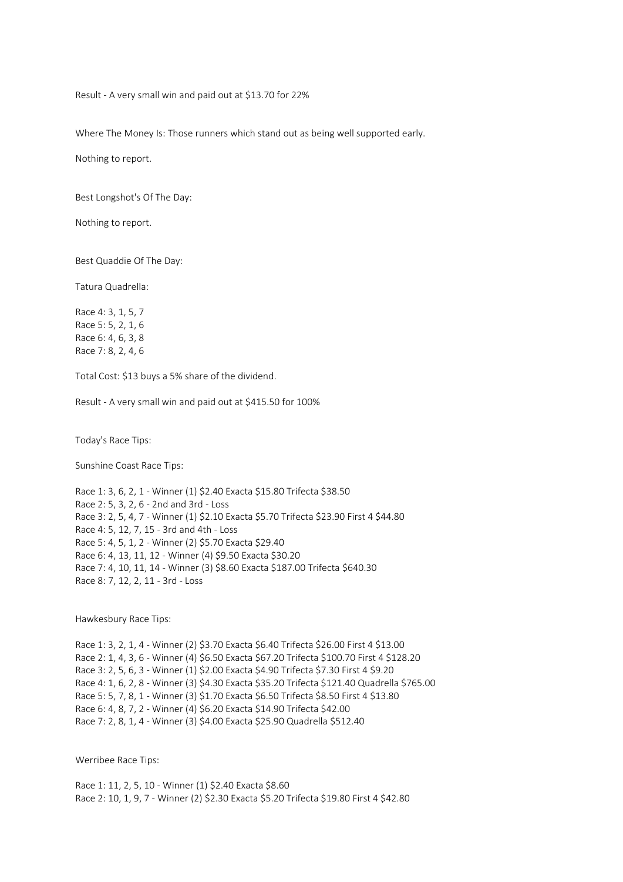Result - A very small win and paid out at $13.70 for 22%

Where The Money Is: Those runners which stand out as being well supported early.

Nothing to report.

Best Longshot's Of The Day:

Nothing to report.

Best Quaddie Of The Day:

Tatura Quadrella:

Race 4: 3, 1, 5, 7
Race 5: 5, 2, 1, 6
Race 6: 4, 6, 3, 8
Race 7: 8, 2, 4, 6

Total Cost: $13 buys a 5% share of the dividend.

Result - A very small win and paid out at $415.50 for 100%

Today's Race Tips:

Sunshine Coast Race Tips:

Race 1: 3, 6, 2, 1 - Winner (1) $2.40 Exacta $15.80 Trifecta $38.50
Race 2: 5, 3, 2, 6 - 2nd and 3rd - Loss
Race 3: 2, 5, 4, 7 - Winner (1) $2.10 Exacta $5.70 Trifecta $23.90 First 4 $44.80
Race 4: 5, 12, 7, 15 - 3rd and 4th - Loss
Race 5: 4, 5, 1, 2 - Winner (2) $5.70 Exacta $29.40
Race 6: 4, 13, 11, 12 - Winner (4) $9.50 Exacta $30.20
Race 7: 4, 10, 11, 14 - Winner (3) $8.60 Exacta $187.00 Trifecta $640.30
Race 8: 7, 12, 2, 11 - 3rd - Loss

Hawkesbury Race Tips:

Race 1: 3, 2, 1, 4 - Winner (2) $3.70 Exacta $6.40 Trifecta $26.00 First 4 $13.00
Race 2: 1, 4, 3, 6 - Winner (4) $6.50 Exacta $67.20 Trifecta $100.70 First 4 $128.20
Race 3: 2, 5, 6, 3 - Winner (1) $2.00 Exacta $4.90 Trifecta $7.30 First 4 $9.20
Race 4: 1, 6, 2, 8 - Winner (3) $4.30 Exacta $35.20 Trifecta $121.40 Quadrella $765.00
Race 5: 5, 7, 8, 1 - Winner (3) $1.70 Exacta $6.50 Trifecta $8.50 First 4 $13.80
Race 6: 4, 8, 7, 2 - Winner (4) $6.20 Exacta $14.90 Trifecta $42.00
Race 7: 2, 8, 1, 4 - Winner (3) $4.00 Exacta $25.90 Quadrella $512.40

Werribee Race Tips:

Race 1: 11, 2, 5, 10 - Winner (1) $2.40 Exacta $8.60
Race 2: 10, 1, 9, 7 - Winner (2) $2.30 Exacta $5.20 Trifecta $19.80 First 4 $42.80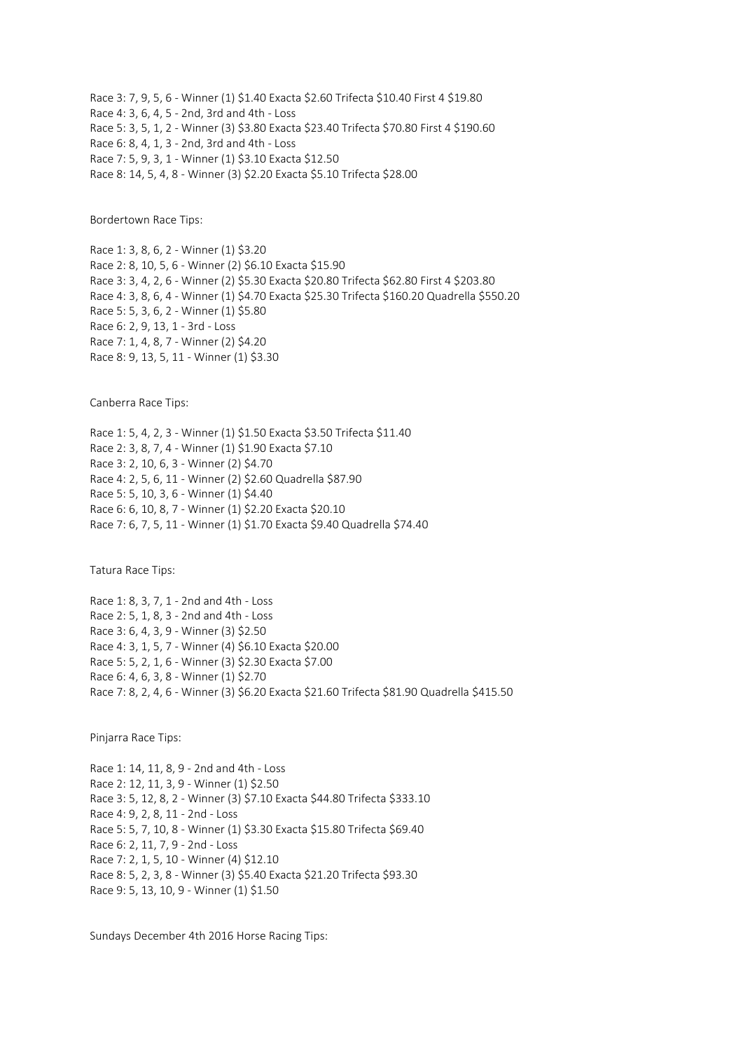Race 3: 7, 9, 5, 6 - Winner (1) $1.40 Exacta $2.60 Trifecta $10.40 First 4 $19.80
Race 4: 3, 6, 4, 5 - 2nd, 3rd and 4th - Loss
Race 5: 3, 5, 1, 2 - Winner (3) $3.80 Exacta $23.40 Trifecta $70.80 First 4 $190.60
Race 6: 8, 4, 1, 3 - 2nd, 3rd and 4th - Loss
Race 7: 5, 9, 3, 1 - Winner (1) $3.10 Exacta $12.50
Race 8: 14, 5, 4, 8 - Winner (3) $2.20 Exacta $5.10 Trifecta $28.00

Bordertown Race Tips:

Race 1: 3, 8, 6, 2 - Winner (1) $3.20
Race 2: 8, 10, 5, 6 - Winner (2) $6.10 Exacta $15.90
Race 3: 3, 4, 2, 6 - Winner (2) $5.30 Exacta $20.80 Trifecta $62.80 First 4 $203.80
Race 4: 3, 8, 6, 4 - Winner (1) $4.70 Exacta $25.30 Trifecta $160.20 Quadrella $550.20
Race 5: 5, 3, 6, 2 - Winner (1) $5.80
Race 6: 2, 9, 13, 1 - 3rd - Loss
Race 7: 1, 4, 8, 7 - Winner (2) $4.20
Race 8: 9, 13, 5, 11 - Winner (1) $3.30

Canberra Race Tips:

Race 1: 5, 4, 2, 3 - Winner (1) $1.50 Exacta $3.50 Trifecta $11.40
Race 2: 3, 8, 7, 4 - Winner (1) $1.90 Exacta $7.10
Race 3: 2, 10, 6, 3 - Winner (2) $4.70
Race 4: 2, 5, 6, 11 - Winner (2) $2.60 Quadrella $87.90
Race 5: 5, 10, 3, 6 - Winner (1) $4.40
Race 6: 6, 10, 8, 7 - Winner (1) $2.20 Exacta $20.10
Race 7: 6, 7, 5, 11 - Winner (1) $1.70 Exacta $9.40 Quadrella $74.40

Tatura Race Tips:

Race 1: 8, 3, 7, 1 - 2nd and 4th - Loss
Race 2: 5, 1, 8, 3 - 2nd and 4th - Loss
Race 3: 6, 4, 3, 9 - Winner (3) $2.50
Race 4: 3, 1, 5, 7 - Winner (4) $6.10 Exacta $20.00
Race 5: 5, 2, 1, 6 - Winner (3) $2.30 Exacta $7.00
Race 6: 4, 6, 3, 8 - Winner (1) $2.70
Race 7: 8, 2, 4, 6 - Winner (3) $6.20 Exacta $21.60 Trifecta $81.90 Quadrella $415.50

Pinjarra Race Tips:

Race 1: 14, 11, 8, 9 - 2nd and 4th - Loss
Race 2: 12, 11, 3, 9 - Winner (1) $2.50
Race 3: 5, 12, 8, 2 - Winner (3) $7.10 Exacta $44.80 Trifecta $333.10
Race 4: 9, 2, 8, 11 - 2nd - Loss
Race 5: 5, 7, 10, 8 - Winner (1) $3.30 Exacta $15.80 Trifecta $69.40
Race 6: 2, 11, 7, 9 - 2nd - Loss
Race 7: 2, 1, 5, 10 - Winner (4) $12.10
Race 8: 5, 2, 3, 8 - Winner (3) $5.40 Exacta $21.20 Trifecta $93.30
Race 9: 5, 13, 10, 9 - Winner (1) $1.50

Sundays December 4th 2016 Horse Racing Tips: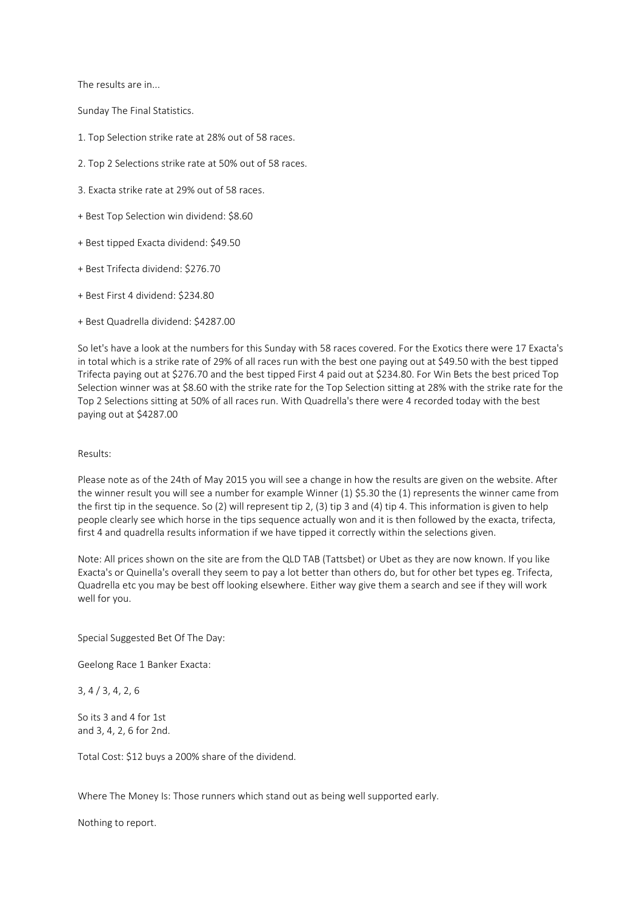The results are in...

Sunday The Final Statistics.

1. Top Selection strike rate at 28% out of 58 races.

2. Top 2 Selections strike rate at 50% out of 58 races.

3. Exacta strike rate at 29% out of 58 races.

+ Best Top Selection win dividend: $8.60

+ Best tipped Exacta dividend: $49.50

+ Best Trifecta dividend: $276.70

+ Best First 4 dividend: $234.80

+ Best Quadrella dividend: $4287.00

So let's have a look at the numbers for this Sunday with 58 races covered. For the Exotics there were 17 Exacta's in total which is a strike rate of 29% of all races run with the best one paying out at $49.50 with the best tipped Trifecta paying out at $276.70 and the best tipped First 4 paid out at $234.80. For Win Bets the best priced Top Selection winner was at $8.60 with the strike rate for the Top Selection sitting at 28% with the strike rate for the Top 2 Selections sitting at 50% of all races run. With Quadrella's there were 4 recorded today with the best paying out at $4287.00

Results:

Please note as of the 24th of May 2015 you will see a change in how the results are given on the website. After the winner result you will see a number for example Winner (1) $5.30 the (1) represents the winner came from the first tip in the sequence. So (2) will represent tip 2, (3) tip 3 and (4) tip 4. This information is given to help people clearly see which horse in the tips sequence actually won and it is then followed by the exacta, trifecta, first 4 and quadrella results information if we have tipped it correctly within the selections given.

Note: All prices shown on the site are from the QLD TAB (Tattsbet) or Ubet as they are now known. If you like Exacta's or Quinella's overall they seem to pay a lot better than others do, but for other bet types eg. Trifecta, Quadrella etc you may be best off looking elsewhere. Either way give them a search and see if they will work well for you.

Special Suggested Bet Of The Day:

Geelong Race 1 Banker Exacta:

3, 4 / 3, 4, 2, 6

So its 3 and 4 for 1st
and 3, 4, 2, 6 for 2nd.

Total Cost: $12 buys a 200% share of the dividend.

Where The Money Is: Those runners which stand out as being well supported early.

Nothing to report.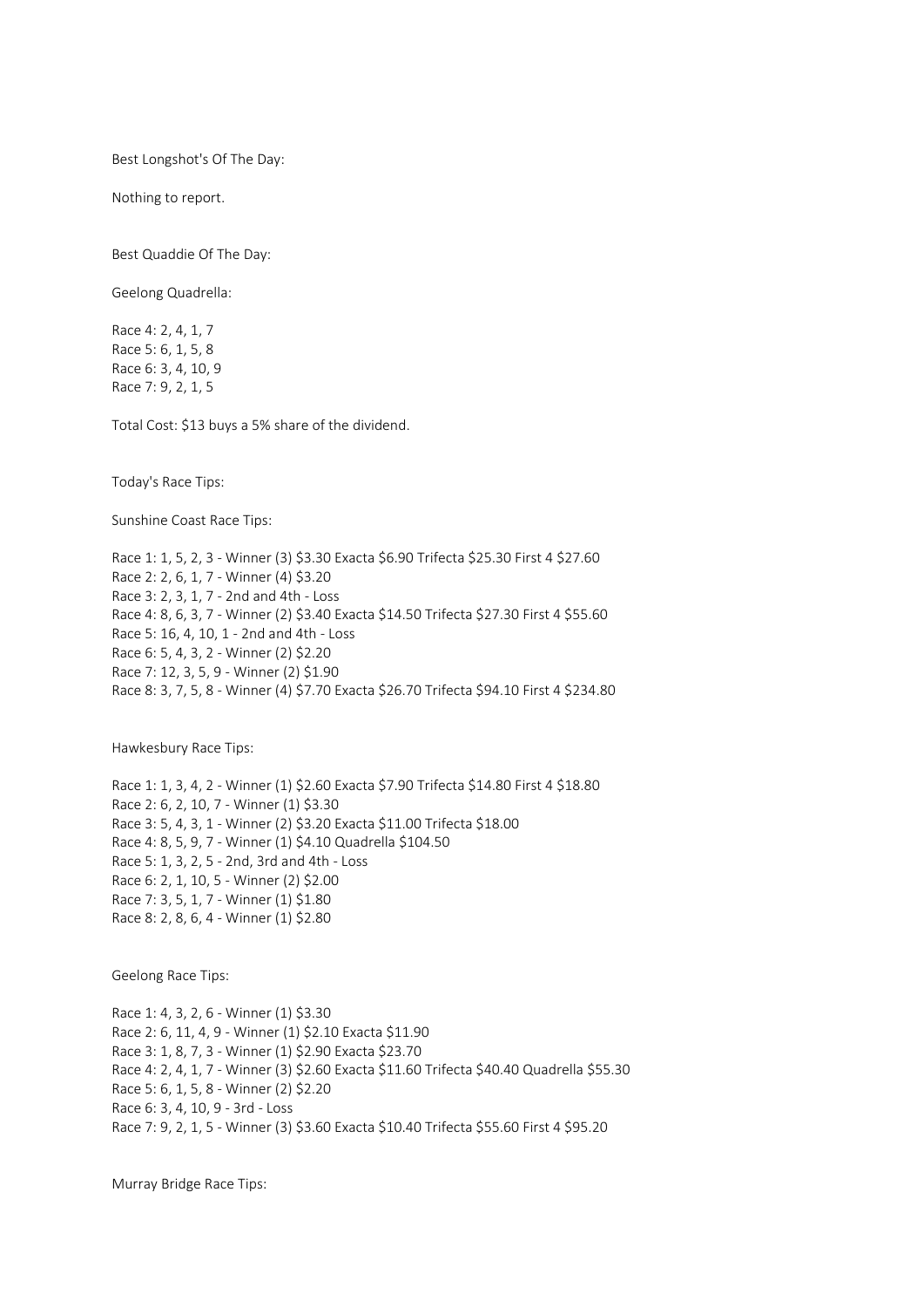Best Longshot's Of The Day:

Nothing to report.

Best Quaddie Of The Day:

Geelong Quadrella:

Race 4: 2, 4, 1, 7
Race 5: 6, 1, 5, 8
Race 6: 3, 4, 10, 9
Race 7: 9, 2, 1, 5

Total Cost: $13 buys a 5% share of the dividend.

Today's Race Tips:

Sunshine Coast Race Tips:

Race 1: 1, 5, 2, 3 - Winner (3) $3.30 Exacta $6.90 Trifecta $25.30 First 4 $27.60
Race 2: 2, 6, 1, 7 - Winner (4) $3.20
Race 3: 2, 3, 1, 7 - 2nd and 4th - Loss
Race 4: 8, 6, 3, 7 - Winner (2) $3.40 Exacta $14.50 Trifecta $27.30 First 4 $55.60
Race 5: 16, 4, 10, 1 - 2nd and 4th - Loss
Race 6: 5, 4, 3, 2 - Winner (2) $2.20
Race 7: 12, 3, 5, 9 - Winner (2) $1.90
Race 8: 3, 7, 5, 8 - Winner (4) $7.70 Exacta $26.70 Trifecta $94.10 First 4 $234.80

Hawkesbury Race Tips:

Race 1: 1, 3, 4, 2 - Winner (1) $2.60 Exacta $7.90 Trifecta $14.80 First 4 $18.80
Race 2: 6, 2, 10, 7 - Winner (1) $3.30
Race 3: 5, 4, 3, 1 - Winner (2) $3.20 Exacta $11.00 Trifecta $18.00
Race 4: 8, 5, 9, 7 - Winner (1) $4.10 Quadrella $104.50
Race 5: 1, 3, 2, 5 - 2nd, 3rd and 4th - Loss
Race 6: 2, 1, 10, 5 - Winner (2) $2.00
Race 7: 3, 5, 1, 7 - Winner (1) $1.80
Race 8: 2, 8, 6, 4 - Winner (1) $2.80

Geelong Race Tips:

Race 1: 4, 3, 2, 6 - Winner (1) $3.30
Race 2: 6, 11, 4, 9 - Winner (1) $2.10 Exacta $11.90
Race 3: 1, 8, 7, 3 - Winner (1) $2.90 Exacta $23.70
Race 4: 2, 4, 1, 7 - Winner (3) $2.60 Exacta $11.60 Trifecta $40.40 Quadrella $55.30
Race 5: 6, 1, 5, 8 - Winner (2) $2.20
Race 6: 3, 4, 10, 9 - 3rd - Loss
Race 7: 9, 2, 1, 5 - Winner (3) $3.60 Exacta $10.40 Trifecta $55.60 First 4 $95.20

Murray Bridge Race Tips: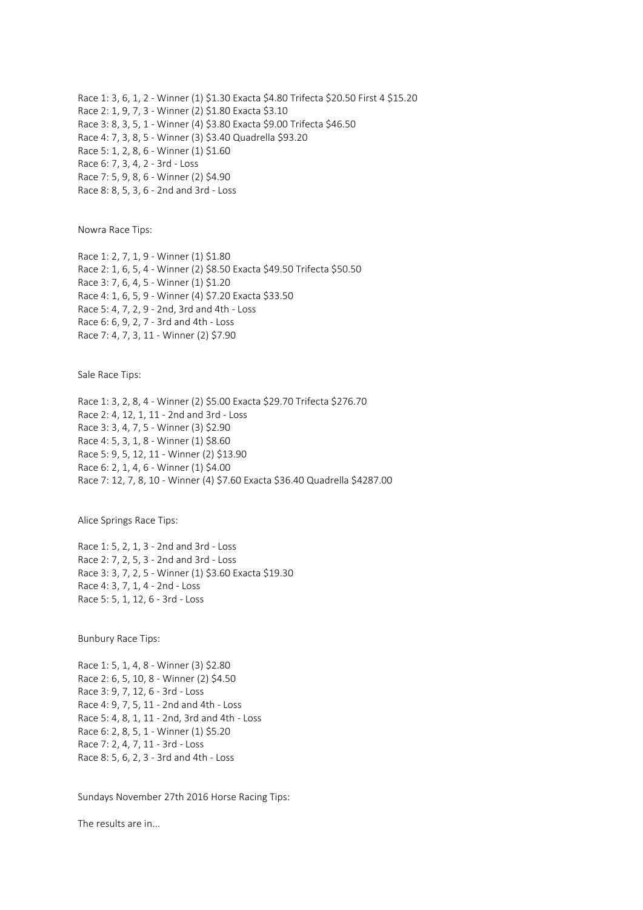Race 1: 3, 6, 1, 2 - Winner (1) $1.30 Exacta $4.80 Trifecta $20.50 First 4 $15.20
Race 2: 1, 9, 7, 3 - Winner (2) $1.80 Exacta $3.10
Race 3: 8, 3, 5, 1 - Winner (4) $3.80 Exacta $9.00 Trifecta $46.50
Race 4: 7, 3, 8, 5 - Winner (3) $3.40 Quadrella $93.20
Race 5: 1, 2, 8, 6 - Winner (1) $1.60
Race 6: 7, 3, 4, 2 - 3rd - Loss
Race 7: 5, 9, 8, 6 - Winner (2) $4.90
Race 8: 8, 5, 3, 6 - 2nd and 3rd - Loss

Nowra Race Tips:

Race 1: 2, 7, 1, 9 - Winner (1) $1.80
Race 2: 1, 6, 5, 4 - Winner (2) $8.50 Exacta $49.50 Trifecta $50.50
Race 3: 7, 6, 4, 5 - Winner (1) $1.20
Race 4: 1, 6, 5, 9 - Winner (4) $7.20 Exacta $33.50
Race 5: 4, 7, 2, 9 - 2nd, 3rd and 4th - Loss
Race 6: 6, 9, 2, 7 - 3rd and 4th - Loss
Race 7: 4, 7, 3, 11 - Winner (2) $7.90

Sale Race Tips:

Race 1: 3, 2, 8, 4 - Winner (2) $5.00 Exacta $29.70 Trifecta $276.70
Race 2: 4, 12, 1, 11 - 2nd and 3rd - Loss
Race 3: 3, 4, 7, 5 - Winner (3) $2.90
Race 4: 5, 3, 1, 8 - Winner (1) $8.60
Race 5: 9, 5, 12, 11 - Winner (2) $13.90
Race 6: 2, 1, 4, 6 - Winner (1) $4.00
Race 7: 12, 7, 8, 10 - Winner (4) $7.60 Exacta $36.40 Quadrella $4287.00

Alice Springs Race Tips:

Race 1: 5, 2, 1, 3 - 2nd and 3rd - Loss
Race 2: 7, 2, 5, 3 - 2nd and 3rd - Loss
Race 3: 3, 7, 2, 5 - Winner (1) $3.60 Exacta $19.30
Race 4: 3, 7, 1, 4 - 2nd - Loss
Race 5: 5, 1, 12, 6 - 3rd - Loss

Bunbury Race Tips:

Race 1: 5, 1, 4, 8 - Winner (3) $2.80
Race 2: 6, 5, 10, 8 - Winner (2) $4.50
Race 3: 9, 7, 12, 6 - 3rd - Loss
Race 4: 9, 7, 5, 11 - 2nd and 4th - Loss
Race 5: 4, 8, 1, 11 - 2nd, 3rd and 4th - Loss
Race 6: 2, 8, 5, 1 - Winner (1) $5.20
Race 7: 2, 4, 7, 11 - 3rd - Loss
Race 8: 5, 6, 2, 3 - 3rd and 4th - Loss

Sundays November 27th 2016 Horse Racing Tips:

The results are in...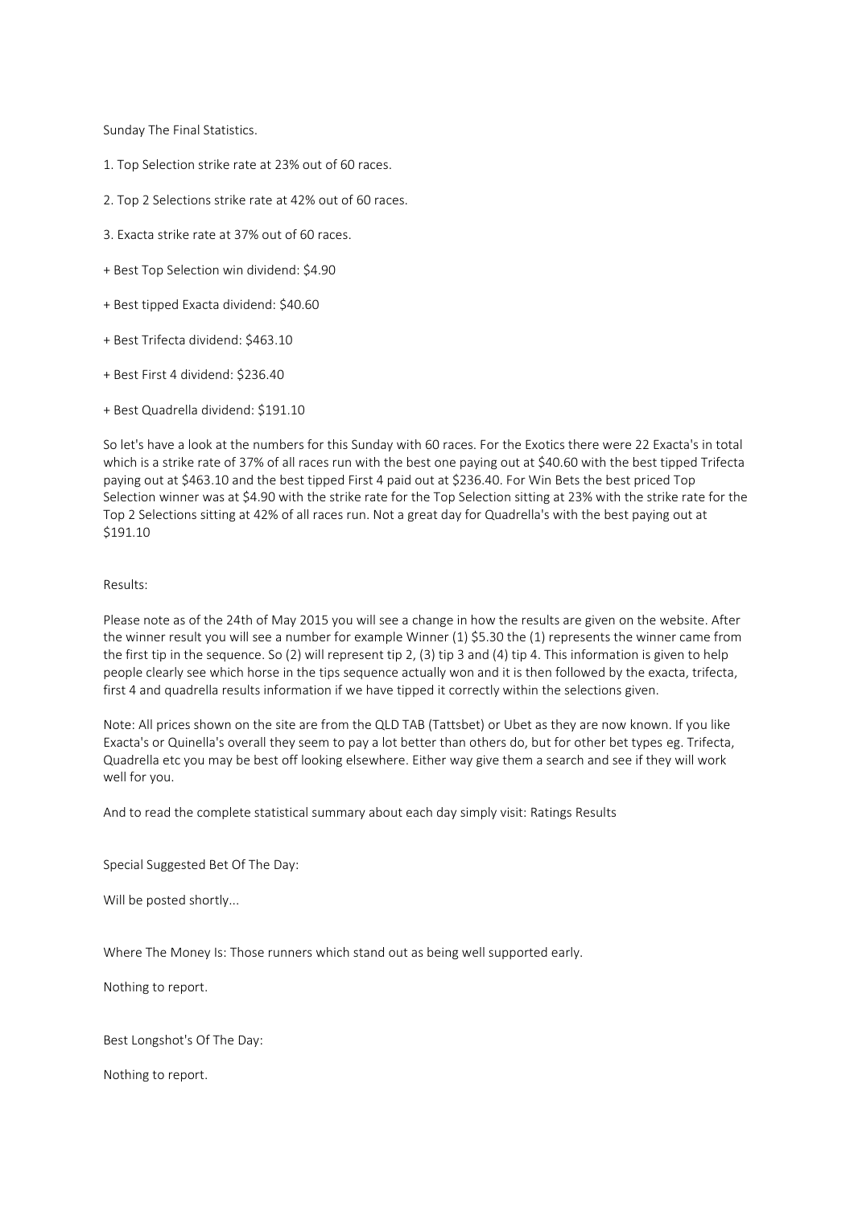Sunday The Final Statistics.

1. Top Selection strike rate at 23% out of 60 races.

2. Top 2 Selections strike rate at 42% out of 60 races.

3. Exacta strike rate at 37% out of 60 races.

+ Best Top Selection win dividend: $4.90

+ Best tipped Exacta dividend: $40.60

+ Best Trifecta dividend: $463.10

+ Best First 4 dividend: $236.40

+ Best Quadrella dividend: $191.10

So let's have a look at the numbers for this Sunday with 60 races. For the Exotics there were 22 Exacta's in total which is a strike rate of 37% of all races run with the best one paying out at $40.60 with the best tipped Trifecta paying out at $463.10 and the best tipped First 4 paid out at $236.40. For Win Bets the best priced Top Selection winner was at $4.90 with the strike rate for the Top Selection sitting at 23% with the strike rate for the Top 2 Selections sitting at 42% of all races run. Not a great day for Quadrella's with the best paying out at $191.10

Results:

Please note as of the 24th of May 2015 you will see a change in how the results are given on the website. After the winner result you will see a number for example Winner (1) $5.30 the (1) represents the winner came from the first tip in the sequence. So (2) will represent tip 2, (3) tip 3 and (4) tip 4. This information is given to help people clearly see which horse in the tips sequence actually won and it is then followed by the exacta, trifecta, first 4 and quadrella results information if we have tipped it correctly within the selections given.

Note: All prices shown on the site are from the QLD TAB (Tattsbet) or Ubet as they are now known. If you like Exacta's or Quinella's overall they seem to pay a lot better than others do, but for other bet types eg. Trifecta, Quadrella etc you may be best off looking elsewhere. Either way give them a search and see if they will work well for you.

And to read the complete statistical summary about each day simply visit: Ratings Results

Special Suggested Bet Of The Day:

Will be posted shortly...

Where The Money Is: Those runners which stand out as being well supported early.

Nothing to report.

Best Longshot's Of The Day:

Nothing to report.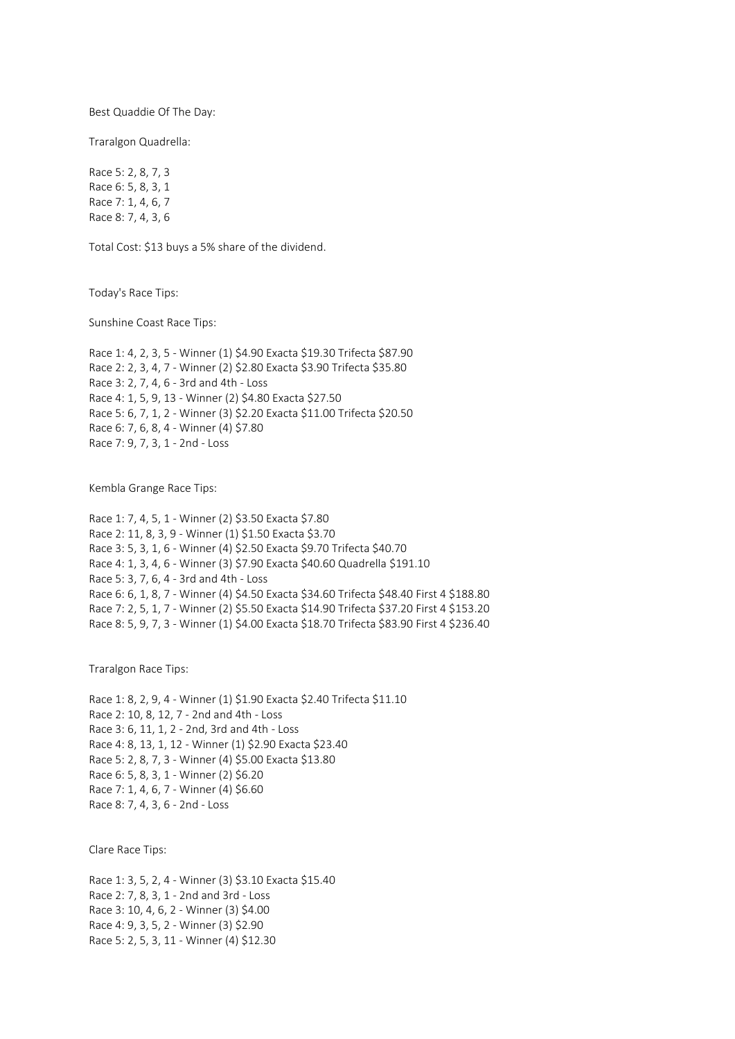Best Quaddie Of The Day:

Traralgon Quadrella:

Race 5: 2, 8, 7, 3
Race 6: 5, 8, 3, 1
Race 7: 1, 4, 6, 7
Race 8: 7, 4, 3, 6

Total Cost: $13 buys a 5% share of the dividend.

Today's Race Tips:

Sunshine Coast Race Tips:

Race 1: 4, 2, 3, 5 - Winner (1) $4.90 Exacta $19.30 Trifecta $87.90
Race 2: 2, 3, 4, 7 - Winner (2) $2.80 Exacta $3.90 Trifecta $35.80
Race 3: 2, 7, 4, 6 - 3rd and 4th - Loss
Race 4: 1, 5, 9, 13 - Winner (2) $4.80 Exacta $27.50
Race 5: 6, 7, 1, 2 - Winner (3) $2.20 Exacta $11.00 Trifecta $20.50
Race 6: 7, 6, 8, 4 - Winner (4) $7.80
Race 7: 9, 7, 3, 1 - 2nd - Loss

Kembla Grange Race Tips:

Race 1: 7, 4, 5, 1 - Winner (2) $3.50 Exacta $7.80
Race 2: 11, 8, 3, 9 - Winner (1) $1.50 Exacta $3.70
Race 3: 5, 3, 1, 6 - Winner (4) $2.50 Exacta $9.70 Trifecta $40.70
Race 4: 1, 3, 4, 6 - Winner (3) $7.90 Exacta $40.60 Quadrella $191.10
Race 5: 3, 7, 6, 4 - 3rd and 4th - Loss
Race 6: 6, 1, 8, 7 - Winner (4) $4.50 Exacta $34.60 Trifecta $48.40 First 4 $188.80
Race 7: 2, 5, 1, 7 - Winner (2) $5.50 Exacta $14.90 Trifecta $37.20 First 4 $153.20
Race 8: 5, 9, 7, 3 - Winner (1) $4.00 Exacta $18.70 Trifecta $83.90 First 4 $236.40

Traralgon Race Tips:

Race 1: 8, 2, 9, 4 - Winner (1) $1.90 Exacta $2.40 Trifecta $11.10
Race 2: 10, 8, 12, 7 - 2nd and 4th - Loss
Race 3: 6, 11, 1, 2 - 2nd, 3rd and 4th - Loss
Race 4: 8, 13, 1, 12 - Winner (1) $2.90 Exacta $23.40
Race 5: 2, 8, 7, 3 - Winner (4) $5.00 Exacta $13.80
Race 6: 5, 8, 3, 1 - Winner (2) $6.20
Race 7: 1, 4, 6, 7 - Winner (4) $6.60
Race 8: 7, 4, 3, 6 - 2nd - Loss

Clare Race Tips:

Race 1: 3, 5, 2, 4 - Winner (3) $3.10 Exacta $15.40
Race 2: 7, 8, 3, 1 - 2nd and 3rd - Loss
Race 3: 10, 4, 6, 2 - Winner (3) $4.00
Race 4: 9, 3, 5, 2 - Winner (3) $2.90
Race 5: 2, 5, 3, 11 - Winner (4) $12.30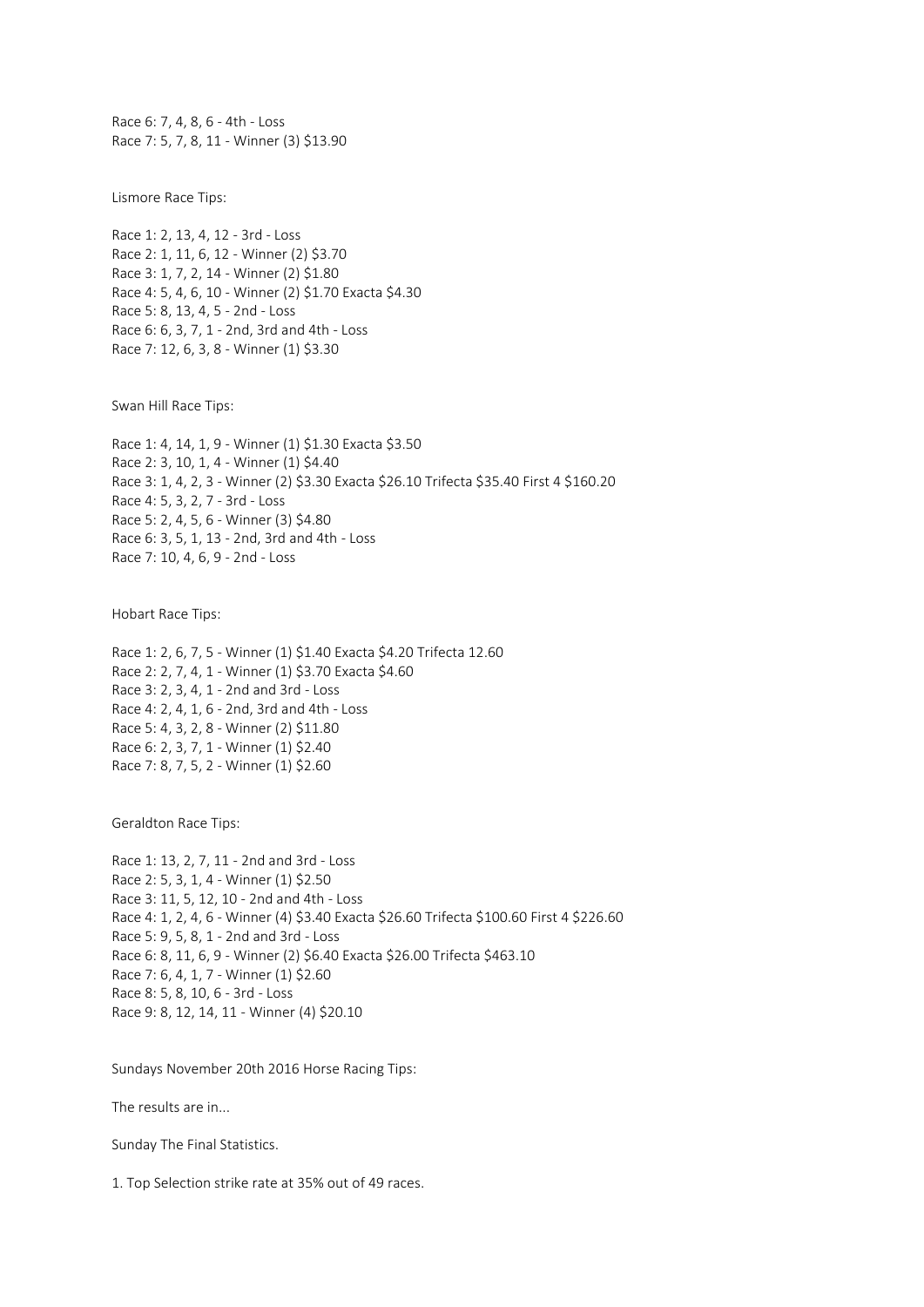Race 6: 7, 4, 8, 6 - 4th - Loss
Race 7: 5, 7, 8, 11 - Winner (3) $13.90

Lismore Race Tips:

Race 1: 2, 13, 4, 12 - 3rd - Loss
Race 2: 1, 11, 6, 12 - Winner (2) $3.70
Race 3: 1, 7, 2, 14 - Winner (2) $1.80
Race 4: 5, 4, 6, 10 - Winner (2) $1.70 Exacta $4.30
Race 5: 8, 13, 4, 5 - 2nd - Loss
Race 6: 6, 3, 7, 1 - 2nd, 3rd and 4th - Loss
Race 7: 12, 6, 3, 8 - Winner (1) $3.30

Swan Hill Race Tips:

Race 1: 4, 14, 1, 9 - Winner (1) $1.30 Exacta $3.50
Race 2: 3, 10, 1, 4 - Winner (1) $4.40
Race 3: 1, 4, 2, 3 - Winner (2) $3.30 Exacta $26.10 Trifecta $35.40 First 4 $160.20
Race 4: 5, 3, 2, 7 - 3rd - Loss
Race 5: 2, 4, 5, 6 - Winner (3) $4.80
Race 6: 3, 5, 1, 13 - 2nd, 3rd and 4th - Loss
Race 7: 10, 4, 6, 9 - 2nd - Loss

Hobart Race Tips:

Race 1: 2, 6, 7, 5 - Winner (1) $1.40 Exacta $4.20 Trifecta 12.60
Race 2: 2, 7, 4, 1 - Winner (1) $3.70 Exacta $4.60
Race 3: 2, 3, 4, 1 - 2nd and 3rd - Loss
Race 4: 2, 4, 1, 6 - 2nd, 3rd and 4th - Loss
Race 5: 4, 3, 2, 8 - Winner (2) $11.80
Race 6: 2, 3, 7, 1 - Winner (1) $2.40
Race 7: 8, 7, 5, 2 - Winner (1) $2.60

Geraldton Race Tips:

Race 1: 13, 2, 7, 11 - 2nd and 3rd - Loss
Race 2: 5, 3, 1, 4 - Winner (1) $2.50
Race 3: 11, 5, 12, 10 - 2nd and 4th - Loss
Race 4: 1, 2, 4, 6 - Winner (4) $3.40 Exacta $26.60 Trifecta $100.60 First 4 $226.60
Race 5: 9, 5, 8, 1 - 2nd and 3rd - Loss
Race 6: 8, 11, 6, 9 - Winner (2) $6.40 Exacta $26.00 Trifecta $463.10
Race 7: 6, 4, 1, 7 - Winner (1) $2.60
Race 8: 5, 8, 10, 6 - 3rd - Loss
Race 9: 8, 12, 14, 11 - Winner (4) $20.10

Sundays November 20th 2016 Horse Racing Tips:

The results are in...

Sunday The Final Statistics.

1. Top Selection strike rate at 35% out of 49 races.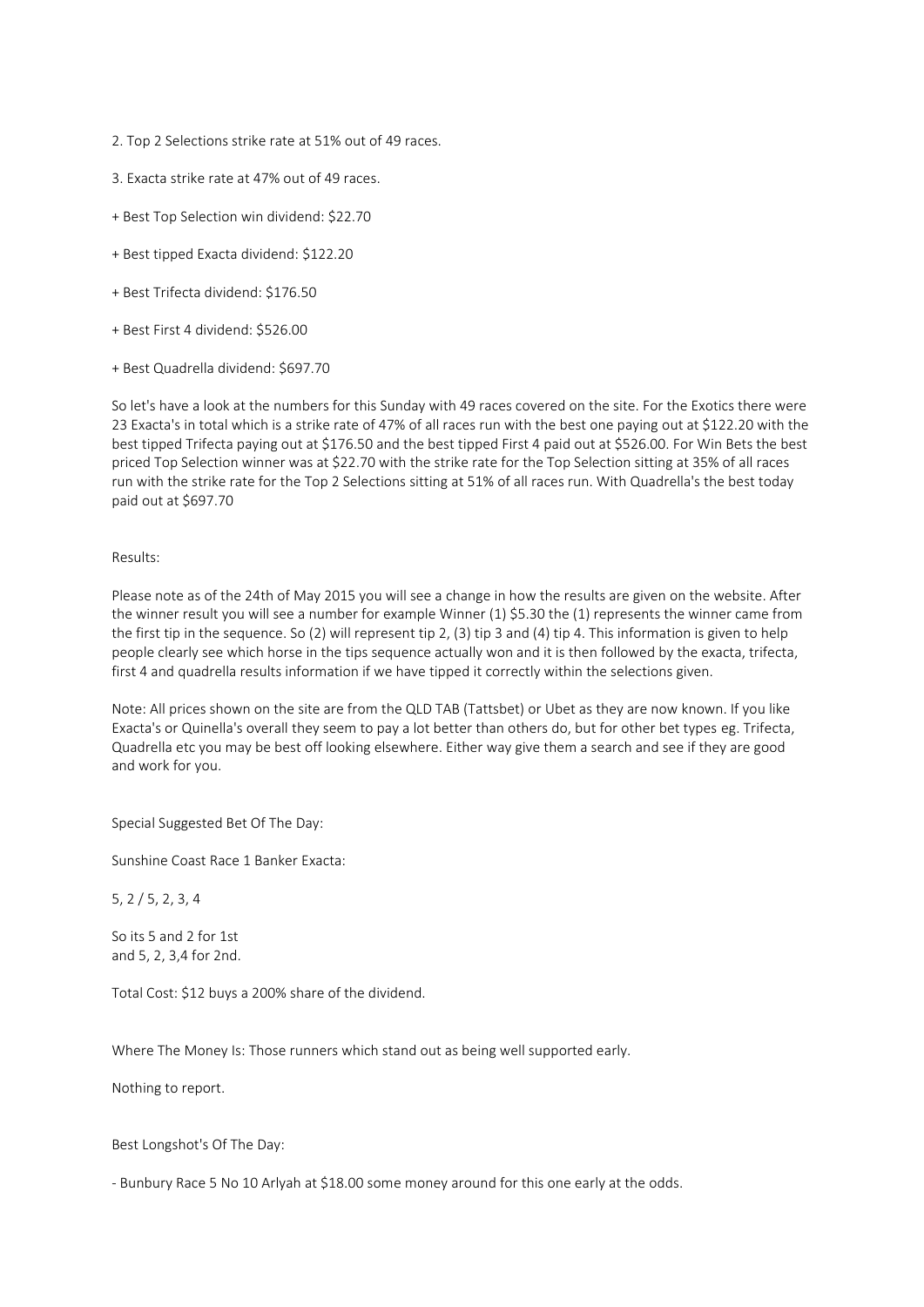2. Top 2 Selections strike rate at 51% out of 49 races.

3. Exacta strike rate at 47% out of 49 races.

+ Best Top Selection win dividend: $22.70

+ Best tipped Exacta dividend: $122.20

+ Best Trifecta dividend: $176.50

+ Best First 4 dividend: $526.00

+ Best Quadrella dividend: $697.70

So let's have a look at the numbers for this Sunday with 49 races covered on the site. For the Exotics there were 23 Exacta's in total which is a strike rate of 47% of all races run with the best one paying out at $122.20 with the best tipped Trifecta paying out at $176.50 and the best tipped First 4 paid out at $526.00. For Win Bets the best priced Top Selection winner was at $22.70 with the strike rate for the Top Selection sitting at 35% of all races run with the strike rate for the Top 2 Selections sitting at 51% of all races run. With Quadrella's the best today paid out at $697.70

Results:

Please note as of the 24th of May 2015 you will see a change in how the results are given on the website. After the winner result you will see a number for example Winner (1) $5.30 the (1) represents the winner came from the first tip in the sequence. So (2) will represent tip 2, (3) tip 3 and (4) tip 4. This information is given to help people clearly see which horse in the tips sequence actually won and it is then followed by the exacta, trifecta, first 4 and quadrella results information if we have tipped it correctly within the selections given.

Note: All prices shown on the site are from the QLD TAB (Tattsbet) or Ubet as they are now known. If you like Exacta's or Quinella's overall they seem to pay a lot better than others do, but for other bet types eg. Trifecta, Quadrella etc you may be best off looking elsewhere. Either way give them a search and see if they are good and work for you.

Special Suggested Bet Of The Day:

Sunshine Coast Race 1 Banker Exacta:

5, 2 / 5, 2, 3, 4

So its 5 and 2 for 1st
and 5, 2, 3,4 for 2nd.

Total Cost: $12 buys a 200% share of the dividend.

Where The Money Is: Those runners which stand out as being well supported early.

Nothing to report.

Best Longshot's Of The Day:

- Bunbury Race 5 No 10 Arlyah at $18.00 some money around for this one early at the odds.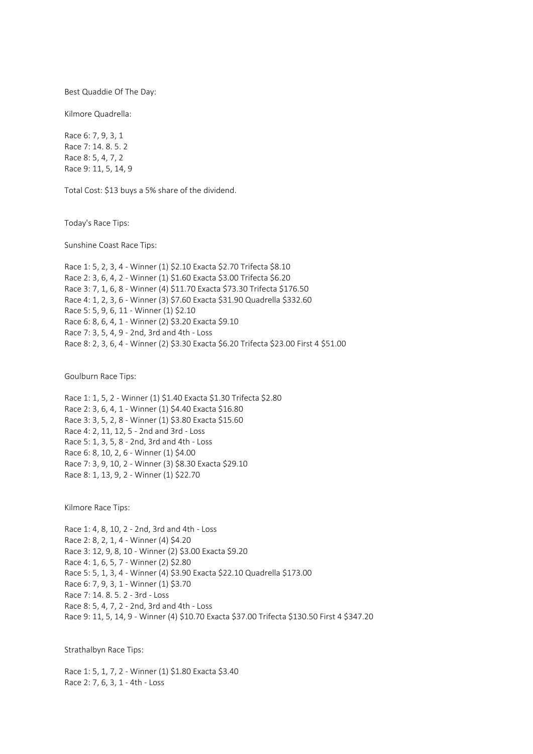Best Quaddie Of The Day:

Kilmore Quadrella:

Race 6: 7, 9, 3, 1
Race 7: 14. 8. 5. 2
Race 8: 5, 4, 7, 2
Race 9: 11, 5, 14, 9

Total Cost: $13 buys a 5% share of the dividend.

Today's Race Tips:

Sunshine Coast Race Tips:

Race 1: 5, 2, 3, 4 - Winner (1) $2.10 Exacta $2.70 Trifecta $8.10
Race 2: 3, 6, 4, 2 - Winner (1) $1.60 Exacta $3.00 Trifecta $6.20
Race 3: 7, 1, 6, 8 - Winner (4) $11.70 Exacta $73.30 Trifecta $176.50
Race 4: 1, 2, 3, 6 - Winner (3) $7.60 Exacta $31.90 Quadrella $332.60
Race 5: 5, 9, 6, 11 - Winner (1) $2.10
Race 6: 8, 6, 4, 1 - Winner (2) $3.20 Exacta $9.10
Race 7: 3, 5, 4, 9 - 2nd, 3rd and 4th - Loss
Race 8: 2, 3, 6, 4 - Winner (2) $3.30 Exacta $6.20 Trifecta $23.00 First 4 $51.00

Goulburn Race Tips:

Race 1: 1, 5, 2 - Winner (1) $1.40 Exacta $1.30 Trifecta $2.80
Race 2: 3, 6, 4, 1 - Winner (1) $4.40 Exacta $16.80
Race 3: 3, 5, 2, 8 - Winner (1) $3.80 Exacta $15.60
Race 4: 2, 11, 12, 5 - 2nd and 3rd - Loss
Race 5: 1, 3, 5, 8 - 2nd, 3rd and 4th - Loss
Race 6: 8, 10, 2, 6 - Winner (1) $4.00
Race 7: 3, 9, 10, 2 - Winner (3) $8.30 Exacta $29.10
Race 8: 1, 13, 9, 2 - Winner (1) $22.70

Kilmore Race Tips:

Race 1: 4, 8, 10, 2 - 2nd, 3rd and 4th - Loss
Race 2: 8, 2, 1, 4 - Winner (4) $4.20
Race 3: 12, 9, 8, 10 - Winner (2) $3.00 Exacta $9.20
Race 4: 1, 6, 5, 7 - Winner (2) $2.80
Race 5: 5, 1, 3, 4 - Winner (4) $3.90 Exacta $22.10 Quadrella $173.00
Race 6: 7, 9, 3, 1 - Winner (1) $3.70
Race 7: 14. 8. 5. 2 - 3rd - Loss
Race 8: 5, 4, 7, 2 - 2nd, 3rd and 4th - Loss
Race 9: 11, 5, 14, 9 - Winner (4) $10.70 Exacta $37.00 Trifecta $130.50 First 4 $347.20

Strathalbyn Race Tips:

Race 1: 5, 1, 7, 2 - Winner (1) $1.80 Exacta $3.40
Race 2: 7, 6, 3, 1 - 4th - Loss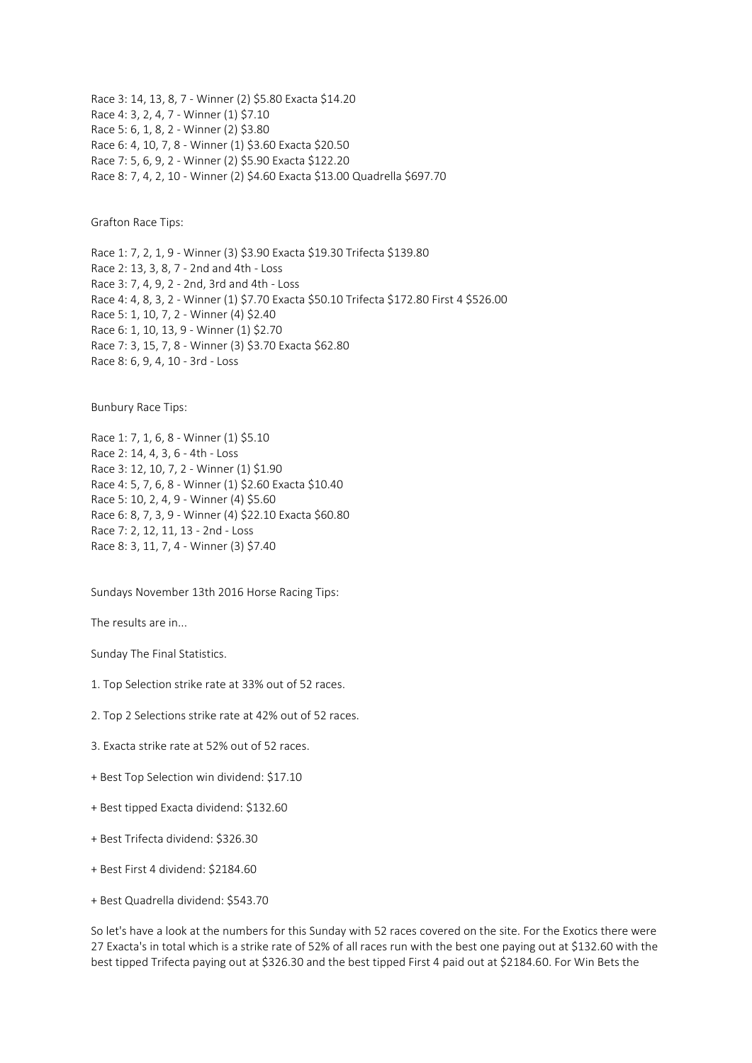Race 3: 14, 13, 8, 7 - Winner (2) $5.80 Exacta $14.20
Race 4: 3, 2, 4, 7 - Winner (1) $7.10
Race 5: 6, 1, 8, 2 - Winner (2) $3.80
Race 6: 4, 10, 7, 8 - Winner (1) $3.60 Exacta $20.50
Race 7: 5, 6, 9, 2 - Winner (2) $5.90 Exacta $122.20
Race 8: 7, 4, 2, 10 - Winner (2) $4.60 Exacta $13.00 Quadrella $697.70

Grafton Race Tips:

Race 1: 7, 2, 1, 9 - Winner (3) $3.90 Exacta $19.30 Trifecta $139.80
Race 2: 13, 3, 8, 7 - 2nd and 4th - Loss
Race 3: 7, 4, 9, 2 - 2nd, 3rd and 4th - Loss
Race 4: 4, 8, 3, 2 - Winner (1) $7.70 Exacta $50.10 Trifecta $172.80 First 4 $526.00
Race 5: 1, 10, 7, 2 - Winner (4) $2.40
Race 6: 1, 10, 13, 9 - Winner (1) $2.70
Race 7: 3, 15, 7, 8 - Winner (3) $3.70 Exacta $62.80
Race 8: 6, 9, 4, 10 - 3rd - Loss

Bunbury Race Tips:

Race 1: 7, 1, 6, 8 - Winner (1) $5.10
Race 2: 14, 4, 3, 6 - 4th - Loss
Race 3: 12, 10, 7, 2 - Winner (1) $1.90
Race 4: 5, 7, 6, 8 - Winner (1) $2.60 Exacta $10.40
Race 5: 10, 2, 4, 9 - Winner (4) $5.60
Race 6: 8, 7, 3, 9 - Winner (4) $22.10 Exacta $60.80
Race 7: 2, 12, 11, 13 - 2nd - Loss
Race 8: 3, 11, 7, 4 - Winner (3) $7.40

Sundays November 13th 2016 Horse Racing Tips:

The results are in...

Sunday The Final Statistics.

1. Top Selection strike rate at 33% out of 52 races.

2. Top 2 Selections strike rate at 42% out of 52 races.

3. Exacta strike rate at 52% out of 52 races.

+ Best Top Selection win dividend: $17.10

+ Best tipped Exacta dividend: $132.60

+ Best Trifecta dividend: $326.30

+ Best First 4 dividend: $2184.60

+ Best Quadrella dividend: $543.70

So let's have a look at the numbers for this Sunday with 52 races covered on the site. For the Exotics there were 27 Exacta's in total which is a strike rate of 52% of all races run with the best one paying out at $132.60 with the best tipped Trifecta paying out at $326.30 and the best tipped First 4 paid out at $2184.60. For Win Bets the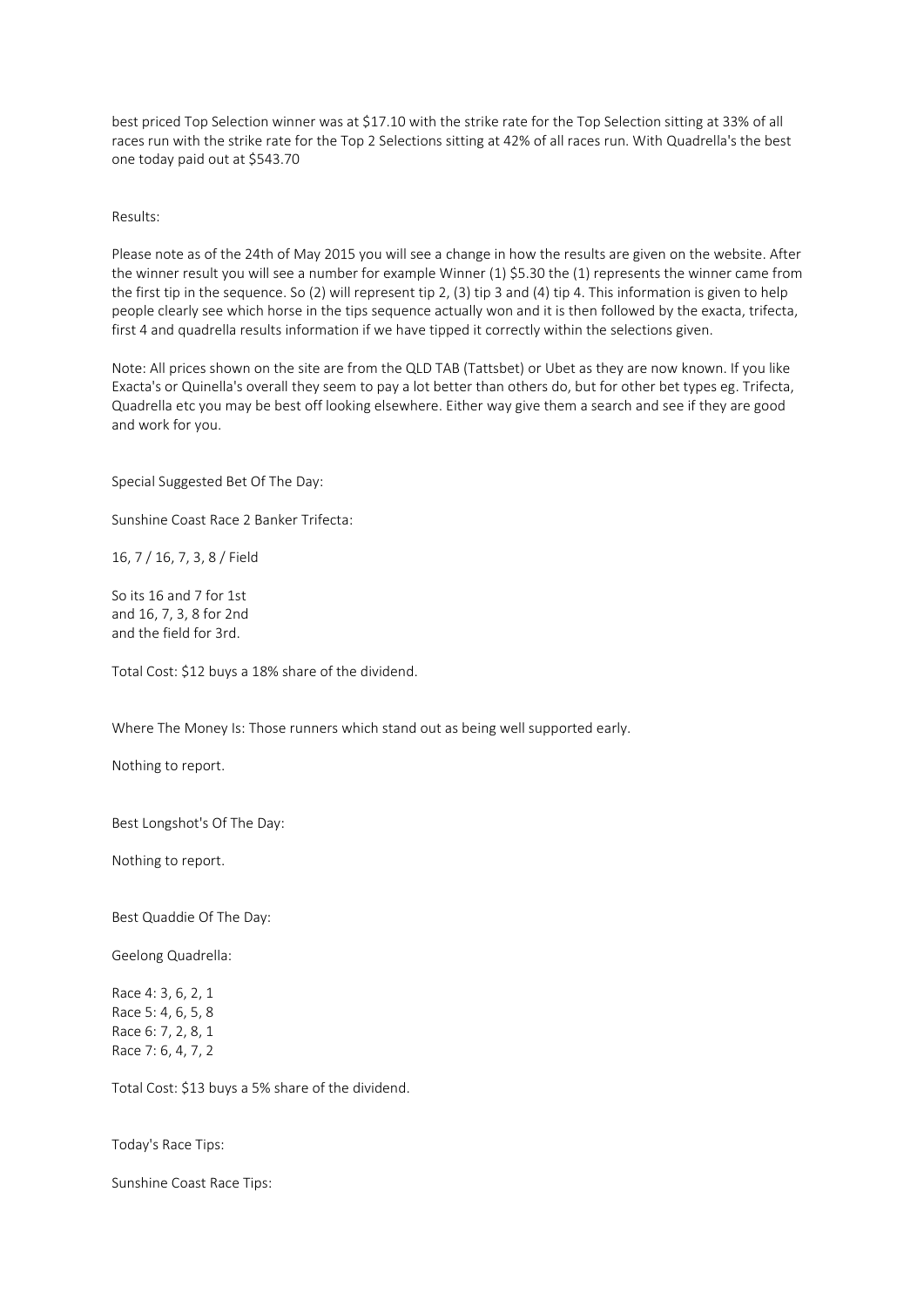best priced Top Selection winner was at $17.10 with the strike rate for the Top Selection sitting at 33% of all races run with the strike rate for the Top 2 Selections sitting at 42% of all races run. With Quadrella's the best one today paid out at $543.70

Results:

Please note as of the 24th of May 2015 you will see a change in how the results are given on the website. After the winner result you will see a number for example Winner (1) $5.30 the (1) represents the winner came from the first tip in the sequence. So (2) will represent tip 2, (3) tip 3 and (4) tip 4. This information is given to help people clearly see which horse in the tips sequence actually won and it is then followed by the exacta, trifecta, first 4 and quadrella results information if we have tipped it correctly within the selections given.

Note: All prices shown on the site are from the QLD TAB (Tattsbet) or Ubet as they are now known. If you like Exacta's or Quinella's overall they seem to pay a lot better than others do, but for other bet types eg. Trifecta, Quadrella etc you may be best off looking elsewhere. Either way give them a search and see if they are good and work for you.

Special Suggested Bet Of The Day:

Sunshine Coast Race 2 Banker Trifecta:

16, 7 / 16, 7, 3, 8 / Field

So its 16 and 7 for 1st
and 16, 7, 3, 8 for 2nd
and the field for 3rd.

Total Cost: $12 buys a 18% share of the dividend.

Where The Money Is: Those runners which stand out as being well supported early.

Nothing to report.

Best Longshot's Of The Day:

Nothing to report.

Best Quaddie Of The Day:

Geelong Quadrella:

Race 4: 3, 6, 2, 1
Race 5: 4, 6, 5, 8
Race 6: 7, 2, 8, 1
Race 7: 6, 4, 7, 2

Total Cost: $13 buys a 5% share of the dividend.

Today's Race Tips:

Sunshine Coast Race Tips: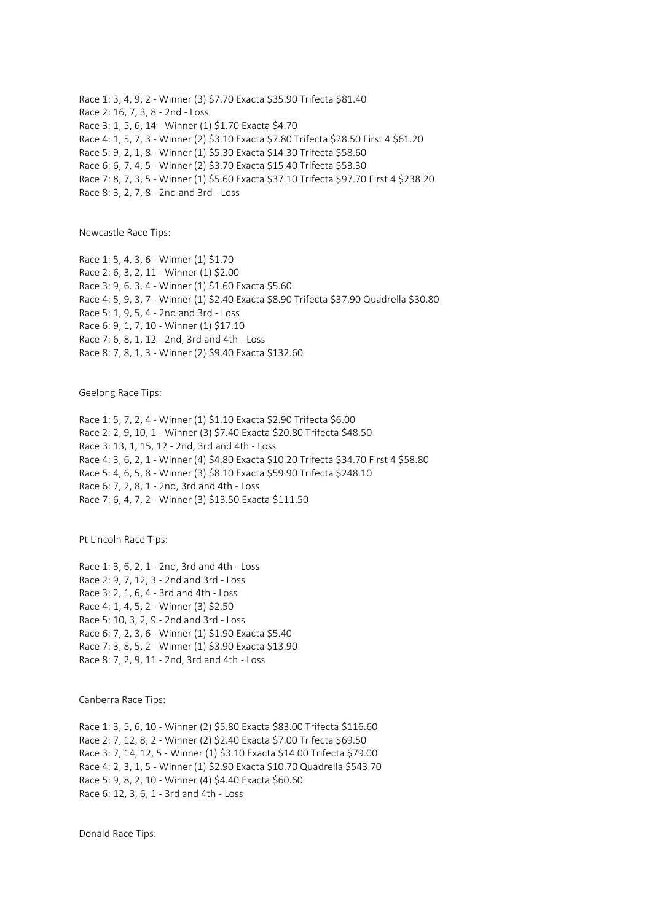Race 1: 3, 4, 9, 2 - Winner (3) $7.70 Exacta $35.90 Trifecta $81.40
Race 2: 16, 7, 3, 8 - 2nd - Loss
Race 3: 1, 5, 6, 14 - Winner (1) $1.70 Exacta $4.70
Race 4: 1, 5, 7, 3 - Winner (2) $3.10 Exacta $7.80 Trifecta $28.50 First 4 $61.20
Race 5: 9, 2, 1, 8 - Winner (1) $5.30 Exacta $14.30 Trifecta $58.60
Race 6: 6, 7, 4, 5 - Winner (2) $3.70 Exacta $15.40 Trifecta $53.30
Race 7: 8, 7, 3, 5 - Winner (1) $5.60 Exacta $37.10 Trifecta $97.70 First 4 $238.20
Race 8: 3, 2, 7, 8 - 2nd and 3rd - Loss

Newcastle Race Tips:

Race 1: 5, 4, 3, 6 - Winner (1) $1.70
Race 2: 6, 3, 2, 11 - Winner (1) $2.00
Race 3: 9, 6. 3. 4 - Winner (1) $1.60 Exacta $5.60
Race 4: 5, 9, 3, 7 - Winner (1) $2.40 Exacta $8.90 Trifecta $37.90 Quadrella $30.80
Race 5: 1, 9, 5, 4 - 2nd and 3rd - Loss
Race 6: 9, 1, 7, 10 - Winner (1) $17.10
Race 7: 6, 8, 1, 12 - 2nd, 3rd and 4th - Loss
Race 8: 7, 8, 1, 3 - Winner (2) $9.40 Exacta $132.60

Geelong Race Tips:

Race 1: 5, 7, 2, 4 - Winner (1) $1.10 Exacta $2.90 Trifecta $6.00
Race 2: 2, 9, 10, 1 - Winner (3) $7.40 Exacta $20.80 Trifecta $48.50
Race 3: 13, 1, 15, 12 - 2nd, 3rd and 4th - Loss
Race 4: 3, 6, 2, 1 - Winner (4) $4.80 Exacta $10.20 Trifecta $34.70 First 4 $58.80
Race 5: 4, 6, 5, 8 - Winner (3) $8.10 Exacta $59.90 Trifecta $248.10
Race 6: 7, 2, 8, 1 - 2nd, 3rd and 4th - Loss
Race 7: 6, 4, 7, 2 - Winner (3) $13.50 Exacta $111.50

Pt Lincoln Race Tips:

Race 1: 3, 6, 2, 1 - 2nd, 3rd and 4th - Loss
Race 2: 9, 7, 12, 3 - 2nd and 3rd - Loss
Race 3: 2, 1, 6, 4 - 3rd and 4th - Loss
Race 4: 1, 4, 5, 2 - Winner (3) $2.50
Race 5: 10, 3, 2, 9 - 2nd and 3rd - Loss
Race 6: 7, 2, 3, 6 - Winner (1) $1.90 Exacta $5.40
Race 7: 3, 8, 5, 2 - Winner (1) $3.90 Exacta $13.90
Race 8: 7, 2, 9, 11 - 2nd, 3rd and 4th - Loss

Canberra Race Tips:

Race 1: 3, 5, 6, 10 - Winner (2) $5.80 Exacta $83.00 Trifecta $116.60
Race 2: 7, 12, 8, 2 - Winner (2) $2.40 Exacta $7.00 Trifecta $69.50
Race 3: 7, 14, 12, 5 - Winner (1) $3.10 Exacta $14.00 Trifecta $79.00
Race 4: 2, 3, 1, 5 - Winner (1) $2.90 Exacta $10.70 Quadrella $543.70
Race 5: 9, 8, 2, 10 - Winner (4) $4.40 Exacta $60.60
Race 6: 12, 3, 6, 1 - 3rd and 4th - Loss

Donald Race Tips: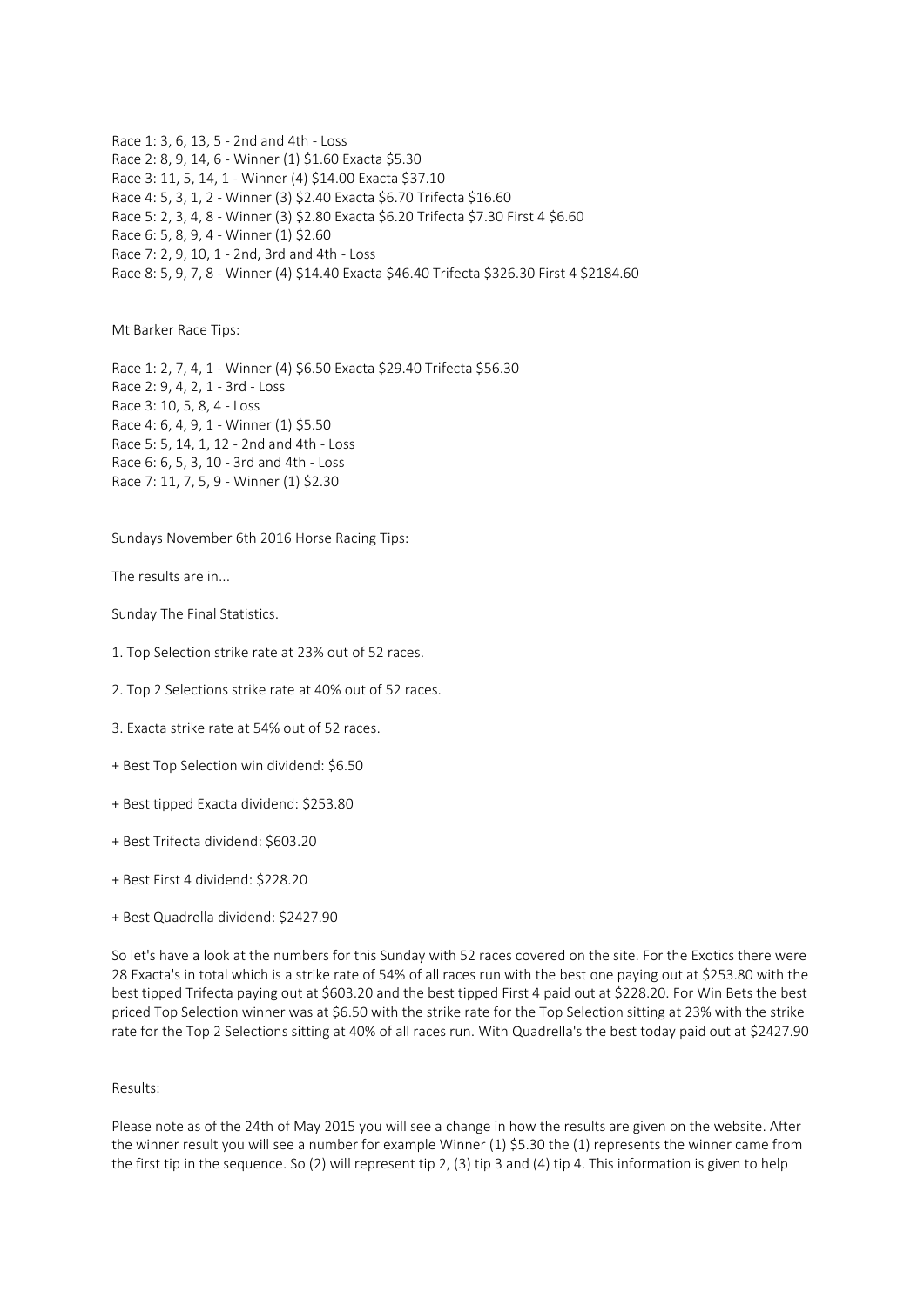Race 1: 3, 6, 13, 5 - 2nd and 4th - Loss
Race 2: 8, 9, 14, 6 - Winner (1) $1.60 Exacta $5.30
Race 3: 11, 5, 14, 1 - Winner (4) $14.00 Exacta $37.10
Race 4: 5, 3, 1, 2 - Winner (3) $2.40 Exacta $6.70 Trifecta $16.60
Race 5: 2, 3, 4, 8 - Winner (3) $2.80 Exacta $6.20 Trifecta $7.30 First 4 $6.60
Race 6: 5, 8, 9, 4 - Winner (1) $2.60
Race 7: 2, 9, 10, 1 - 2nd, 3rd and 4th - Loss
Race 8: 5, 9, 7, 8 - Winner (4) $14.40 Exacta $46.40 Trifecta $326.30 First 4 $2184.60

Mt Barker Race Tips:

Race 1: 2, 7, 4, 1 - Winner (4) $6.50 Exacta $29.40 Trifecta $56.30
Race 2: 9, 4, 2, 1 - 3rd - Loss
Race 3: 10, 5, 8, 4 - Loss
Race 4: 6, 4, 9, 1 - Winner (1) $5.50
Race 5: 5, 14, 1, 12 - 2nd and 4th - Loss
Race 6: 6, 5, 3, 10 - 3rd and 4th - Loss
Race 7: 11, 7, 5, 9 - Winner (1) $2.30

Sundays November 6th 2016 Horse Racing Tips:

The results are in...

Sunday The Final Statistics.

1. Top Selection strike rate at 23% out of 52 races.

2. Top 2 Selections strike rate at 40% out of 52 races.

3. Exacta strike rate at 54% out of 52 races.

+ Best Top Selection win dividend: $6.50

+ Best tipped Exacta dividend: $253.80

+ Best Trifecta dividend: $603.20

+ Best First 4 dividend: $228.20

+ Best Quadrella dividend: $2427.90

So let's have a look at the numbers for this Sunday with 52 races covered on the site. For the Exotics there were 28 Exacta's in total which is a strike rate of 54% of all races run with the best one paying out at $253.80 with the best tipped Trifecta paying out at $603.20 and the best tipped First 4 paid out at $228.20. For Win Bets the best priced Top Selection winner was at $6.50 with the strike rate for the Top Selection sitting at 23% with the strike rate for the Top 2 Selections sitting at 40% of all races run. With Quadrella's the best today paid out at $2427.90

Results:

Please note as of the 24th of May 2015 you will see a change in how the results are given on the website. After the winner result you will see a number for example Winner (1) $5.30 the (1) represents the winner came from the first tip in the sequence. So (2) will represent tip 2, (3) tip 3 and (4) tip 4. This information is given to help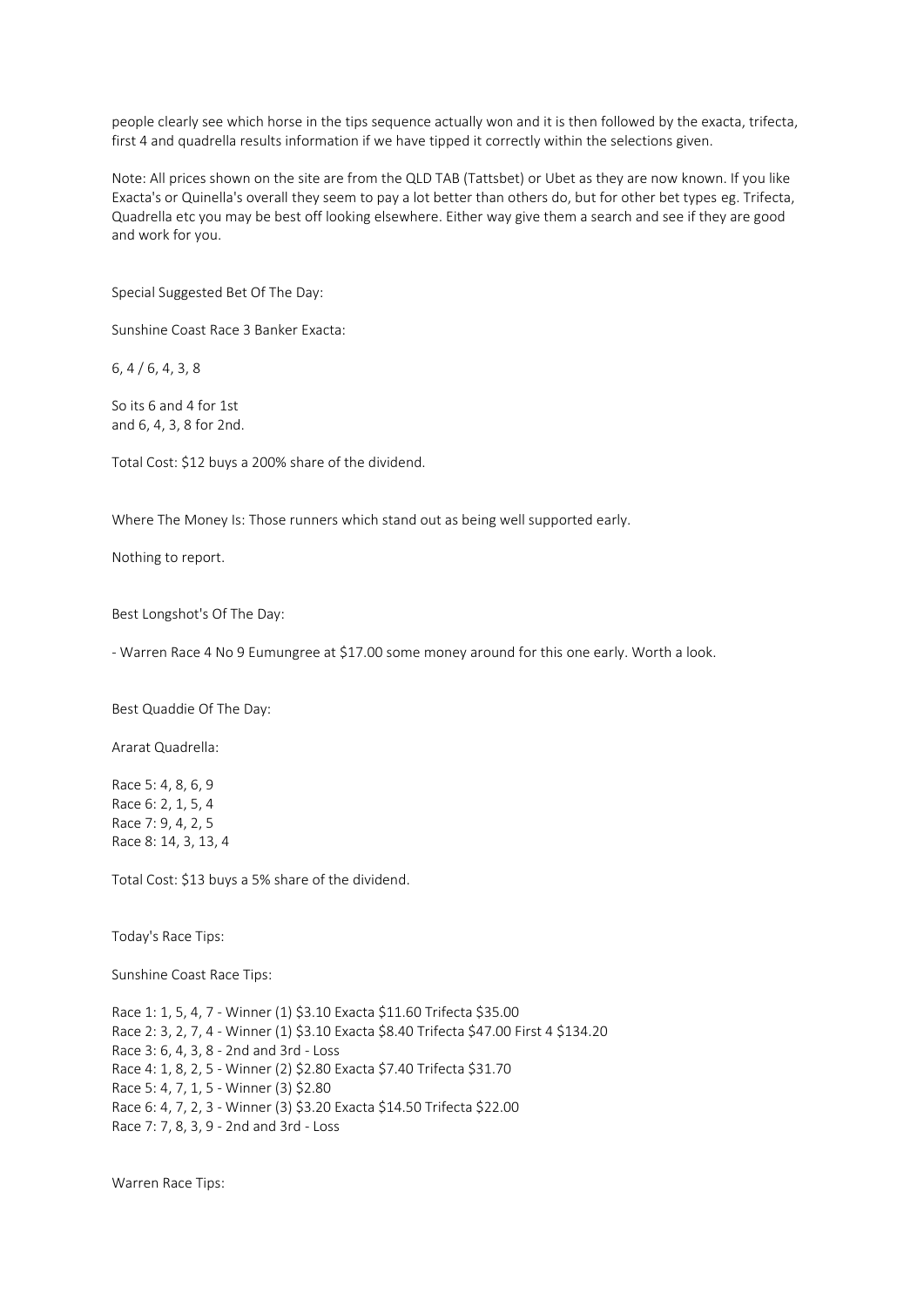people clearly see which horse in the tips sequence actually won and it is then followed by the exacta, trifecta, first 4 and quadrella results information if we have tipped it correctly within the selections given.

Note: All prices shown on the site are from the QLD TAB (Tattsbet) or Ubet as they are now known. If you like Exacta's or Quinella's overall they seem to pay a lot better than others do, but for other bet types eg. Trifecta, Quadrella etc you may be best off looking elsewhere. Either way give them a search and see if they are good and work for you.

Special Suggested Bet Of The Day:

Sunshine Coast Race 3 Banker Exacta:

6, 4 / 6, 4, 3, 8

So its 6 and 4 for 1st
and 6, 4, 3, 8 for 2nd.

Total Cost: $12 buys a 200% share of the dividend.

Where The Money Is: Those runners which stand out as being well supported early.

Nothing to report.

Best Longshot's Of The Day:

- Warren Race 4 No 9 Eumungree at $17.00 some money around for this one early. Worth a look.

Best Quaddie Of The Day:

Ararat Quadrella:

Race 5: 4, 8, 6, 9
Race 6: 2, 1, 5, 4
Race 7: 9, 4, 2, 5
Race 8: 14, 3, 13, 4

Total Cost: $13 buys a 5% share of the dividend.

Today's Race Tips:

Sunshine Coast Race Tips:

Race 1: 1, 5, 4, 7 - Winner (1) $3.10 Exacta $11.60 Trifecta $35.00
Race 2: 3, 2, 7, 4 - Winner (1) $3.10 Exacta $8.40 Trifecta $47.00 First 4 $134.20
Race 3: 6, 4, 3, 8 - 2nd and 3rd - Loss
Race 4: 1, 8, 2, 5 - Winner (2) $2.80 Exacta $7.40 Trifecta $31.70
Race 5: 4, 7, 1, 5 - Winner (3) $2.80
Race 6: 4, 7, 2, 3 - Winner (3) $3.20 Exacta $14.50 Trifecta $22.00
Race 7: 7, 8, 3, 9 - 2nd and 3rd - Loss

Warren Race Tips: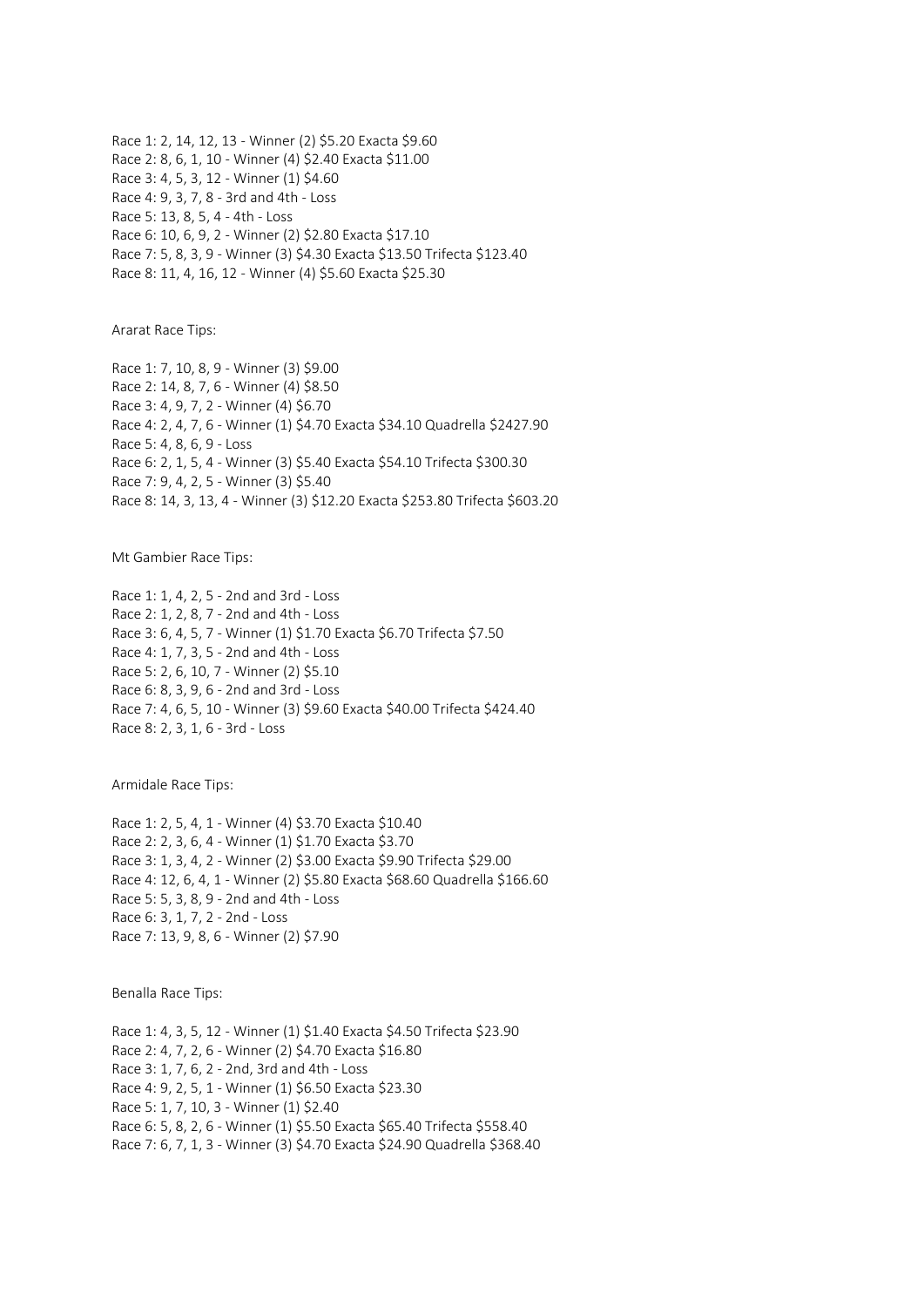Race 1: 2, 14, 12, 13 - Winner (2) $5.20 Exacta $9.60
Race 2: 8, 6, 1, 10 - Winner (4) $2.40 Exacta $11.00
Race 3: 4, 5, 3, 12 - Winner (1) $4.60
Race 4: 9, 3, 7, 8 - 3rd and 4th - Loss
Race 5: 13, 8, 5, 4 - 4th - Loss
Race 6: 10, 6, 9, 2 - Winner (2) $2.80 Exacta $17.10
Race 7: 5, 8, 3, 9 - Winner (3) $4.30 Exacta $13.50 Trifecta $123.40
Race 8: 11, 4, 16, 12 - Winner (4) $5.60 Exacta $25.30

Ararat Race Tips:

Race 1: 7, 10, 8, 9 - Winner (3) $9.00
Race 2: 14, 8, 7, 6 - Winner (4) $8.50
Race 3: 4, 9, 7, 2 - Winner (4) $6.70
Race 4: 2, 4, 7, 6 - Winner (1) $4.70 Exacta $34.10 Quadrella $2427.90
Race 5: 4, 8, 6, 9 - Loss
Race 6: 2, 1, 5, 4 - Winner (3) $5.40 Exacta $54.10 Trifecta $300.30
Race 7: 9, 4, 2, 5 - Winner (3) $5.40
Race 8: 14, 3, 13, 4 - Winner (3) $12.20 Exacta $253.80 Trifecta $603.20

Mt Gambier Race Tips:

Race 1: 1, 4, 2, 5 - 2nd and 3rd - Loss
Race 2: 1, 2, 8, 7 - 2nd and 4th - Loss
Race 3: 6, 4, 5, 7 - Winner (1) $1.70 Exacta $6.70 Trifecta $7.50
Race 4: 1, 7, 3, 5 - 2nd and 4th - Loss
Race 5: 2, 6, 10, 7 - Winner (2) $5.10
Race 6: 8, 3, 9, 6 - 2nd and 3rd - Loss
Race 7: 4, 6, 5, 10 - Winner (3) $9.60 Exacta $40.00 Trifecta $424.40
Race 8: 2, 3, 1, 6 - 3rd - Loss

Armidale Race Tips:

Race 1: 2, 5, 4, 1 - Winner (4) $3.70 Exacta $10.40
Race 2: 2, 3, 6, 4 - Winner (1) $1.70 Exacta $3.70
Race 3: 1, 3, 4, 2 - Winner (2) $3.00 Exacta $9.90 Trifecta $29.00
Race 4: 12, 6, 4, 1 - Winner (2) $5.80 Exacta $68.60 Quadrella $166.60
Race 5: 5, 3, 8, 9 - 2nd and 4th - Loss
Race 6: 3, 1, 7, 2 - 2nd - Loss
Race 7: 13, 9, 8, 6 - Winner (2) $7.90

Benalla Race Tips:

Race 1: 4, 3, 5, 12 - Winner (1) $1.40 Exacta $4.50 Trifecta $23.90
Race 2: 4, 7, 2, 6 - Winner (2) $4.70 Exacta $16.80
Race 3: 1, 7, 6, 2 - 2nd, 3rd and 4th - Loss
Race 4: 9, 2, 5, 1 - Winner (1) $6.50 Exacta $23.30
Race 5: 1, 7, 10, 3 - Winner (1) $2.40
Race 6: 5, 8, 2, 6 - Winner (1) $5.50 Exacta $65.40 Trifecta $558.40
Race 7: 6, 7, 1, 3 - Winner (3) $4.70 Exacta $24.90 Quadrella $368.40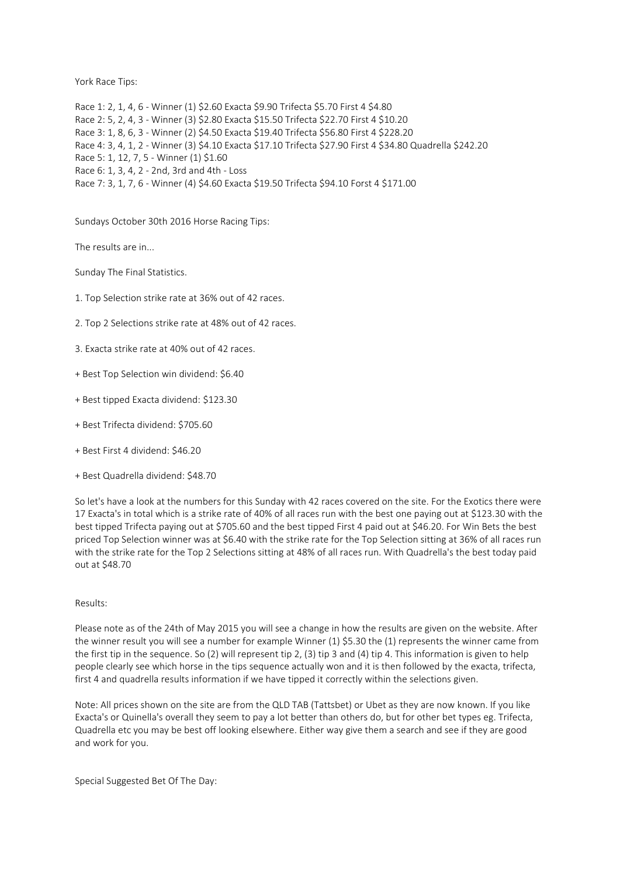York Race Tips:

Race 1: 2, 1, 4, 6 - Winner (1) $2.60 Exacta $9.90 Trifecta $5.70 First 4 $4.80
Race 2: 5, 2, 4, 3 - Winner (3) $2.80 Exacta $15.50 Trifecta $22.70 First 4 $10.20
Race 3: 1, 8, 6, 3 - Winner (2) $4.50 Exacta $19.40 Trifecta $56.80 First 4 $228.20
Race 4: 3, 4, 1, 2 - Winner (3) $4.10 Exacta $17.10 Trifecta $27.90 First 4 $34.80 Quadrella $242.20
Race 5: 1, 12, 7, 5 - Winner (1) $1.60
Race 6: 1, 3, 4, 2 - 2nd, 3rd and 4th - Loss
Race 7: 3, 1, 7, 6 - Winner (4) $4.60 Exacta $19.50 Trifecta $94.10 Forst 4 $171.00

Sundays October 30th 2016 Horse Racing Tips:

The results are in...

Sunday The Final Statistics.

1. Top Selection strike rate at 36% out of 42 races.

2. Top 2 Selections strike rate at 48% out of 42 races.

3. Exacta strike rate at 40% out of 42 races.

+ Best Top Selection win dividend: $6.40

+ Best tipped Exacta dividend: $123.30

+ Best Trifecta dividend: $705.60

+ Best First 4 dividend: $46.20

+ Best Quadrella dividend: $48.70

So let's have a look at the numbers for this Sunday with 42 races covered on the site. For the Exotics there were 17 Exacta's in total which is a strike rate of 40% of all races run with the best one paying out at $123.30 with the best tipped Trifecta paying out at $705.60 and the best tipped First 4 paid out at $46.20. For Win Bets the best priced Top Selection winner was at $6.40 with the strike rate for the Top Selection sitting at 36% of all races run with the strike rate for the Top 2 Selections sitting at 48% of all races run. With Quadrella's the best today paid out at $48.70

Results:

Please note as of the 24th of May 2015 you will see a change in how the results are given on the website. After the winner result you will see a number for example Winner (1) $5.30 the (1) represents the winner came from the first tip in the sequence. So (2) will represent tip 2, (3) tip 3 and (4) tip 4. This information is given to help people clearly see which horse in the tips sequence actually won and it is then followed by the exacta, trifecta, first 4 and quadrella results information if we have tipped it correctly within the selections given.

Note: All prices shown on the site are from the QLD TAB (Tattsbet) or Ubet as they are now known. If you like Exacta's or Quinella's overall they seem to pay a lot better than others do, but for other bet types eg. Trifecta, Quadrella etc you may be best off looking elsewhere. Either way give them a search and see if they are good and work for you.

Special Suggested Bet Of The Day: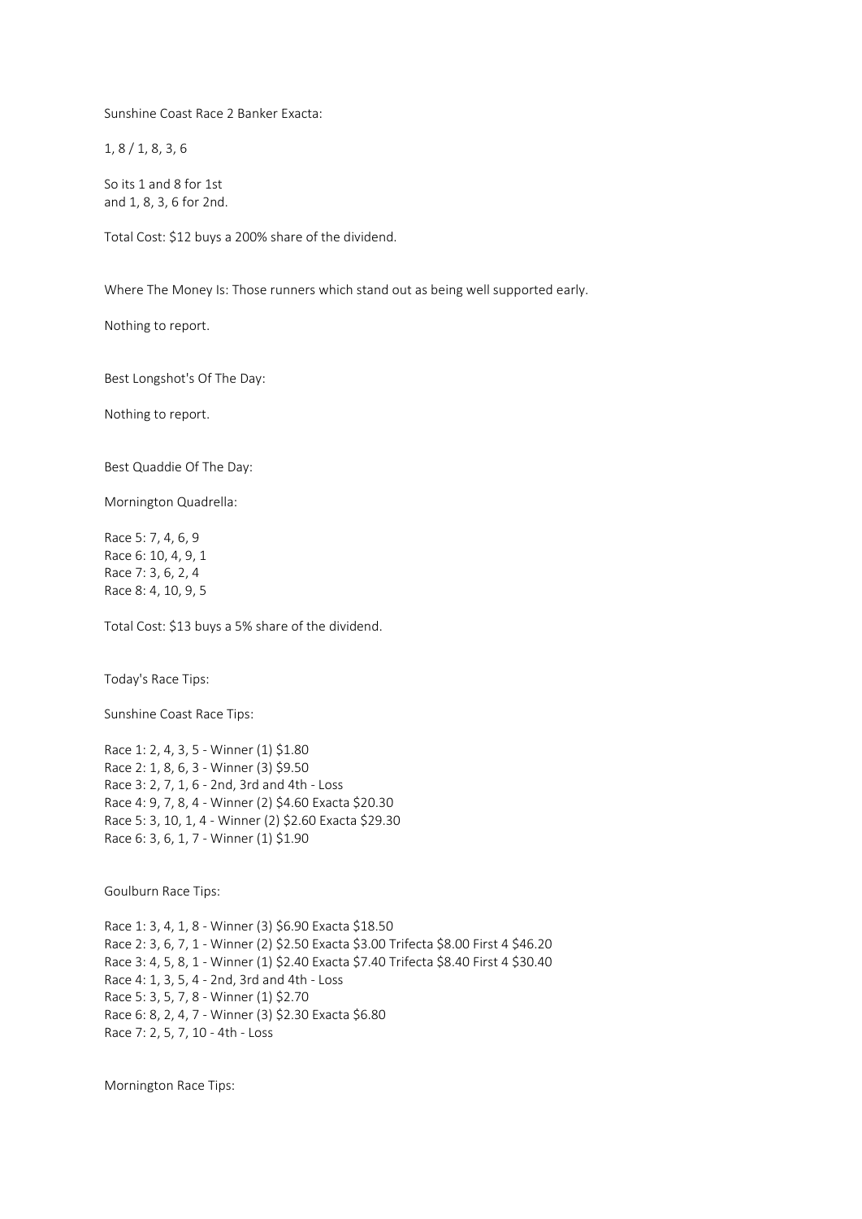Sunshine Coast Race 2 Banker Exacta:

1, 8 / 1, 8, 3, 6

So its 1 and 8 for 1st
and 1, 8, 3, 6 for 2nd.

Total Cost: $12 buys a 200% share of the dividend.

Where The Money Is: Those runners which stand out as being well supported early.

Nothing to report.

Best Longshot's Of The Day:

Nothing to report.

Best Quaddie Of The Day:

Mornington Quadrella:

Race 5: 7, 4, 6, 9
Race 6: 10, 4, 9, 1
Race 7: 3, 6, 2, 4
Race 8: 4, 10, 9, 5

Total Cost: $13 buys a 5% share of the dividend.

Today's Race Tips:

Sunshine Coast Race Tips:

Race 1: 2, 4, 3, 5 - Winner (1) $1.80
Race 2: 1, 8, 6, 3 - Winner (3) $9.50
Race 3: 2, 7, 1, 6 - 2nd, 3rd and 4th - Loss
Race 4: 9, 7, 8, 4 - Winner (2) $4.60 Exacta $20.30
Race 5: 3, 10, 1, 4 - Winner (2) $2.60 Exacta $29.30
Race 6: 3, 6, 1, 7 - Winner (1) $1.90

Goulburn Race Tips:

Race 1: 3, 4, 1, 8 - Winner (3) $6.90 Exacta $18.50
Race 2: 3, 6, 7, 1 - Winner (2) $2.50 Exacta $3.00 Trifecta $8.00 First 4 $46.20
Race 3: 4, 5, 8, 1 - Winner (1) $2.40 Exacta $7.40 Trifecta $8.40 First 4 $30.40
Race 4: 1, 3, 5, 4 - 2nd, 3rd and 4th - Loss
Race 5: 3, 5, 7, 8 - Winner (1) $2.70
Race 6: 8, 2, 4, 7 - Winner (3) $2.30 Exacta $6.80
Race 7: 2, 5, 7, 10 - 4th - Loss

Mornington Race Tips: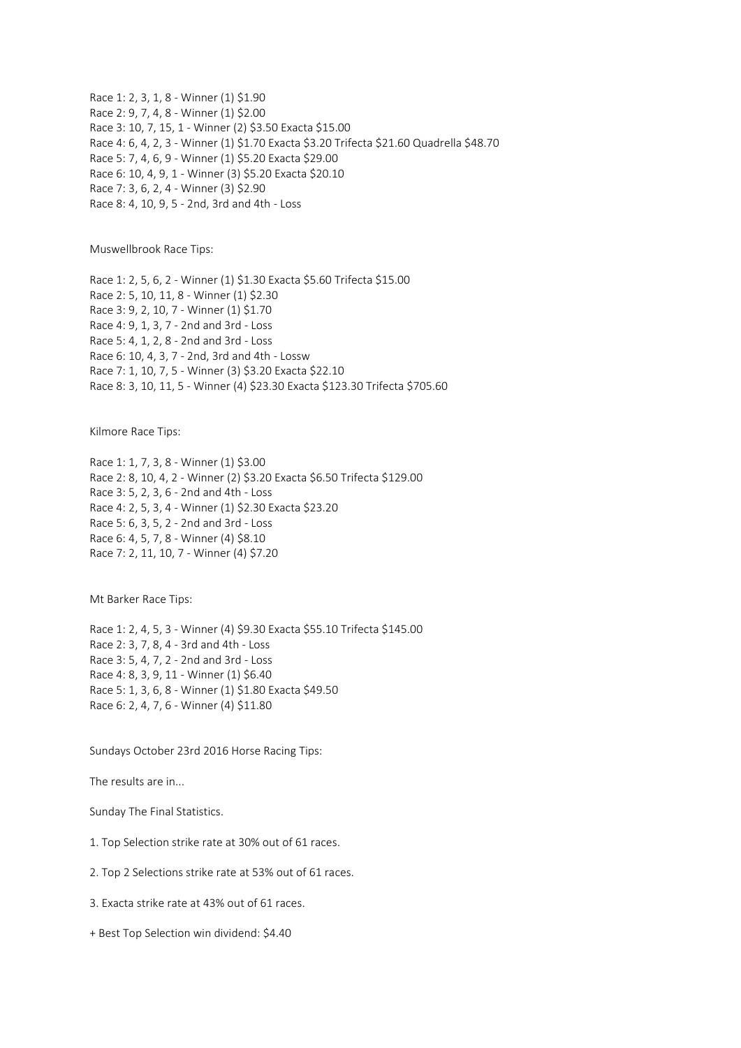Race 1: 2, 3, 1, 8 - Winner (1) $1.90
Race 2: 9, 7, 4, 8 - Winner (1) $2.00
Race 3: 10, 7, 15, 1 - Winner (2) $3.50 Exacta $15.00
Race 4: 6, 4, 2, 3 - Winner (1) $1.70 Exacta $3.20 Trifecta $21.60 Quadrella $48.70
Race 5: 7, 4, 6, 9 - Winner (1) $5.20 Exacta $29.00
Race 6: 10, 4, 9, 1 - Winner (3) $5.20 Exacta $20.10
Race 7: 3, 6, 2, 4 - Winner (3) $2.90
Race 8: 4, 10, 9, 5 - 2nd, 3rd and 4th - Loss

Muswellbrook Race Tips:

Race 1: 2, 5, 6, 2 - Winner (1) $1.30 Exacta $5.60 Trifecta $15.00
Race 2: 5, 10, 11, 8 - Winner (1) $2.30
Race 3: 9, 2, 10, 7 - Winner (1) $1.70
Race 4: 9, 1, 3, 7 - 2nd and 3rd - Loss
Race 5: 4, 1, 2, 8 - 2nd and 3rd - Loss
Race 6: 10, 4, 3, 7 - 2nd, 3rd and 4th - Lossw
Race 7: 1, 10, 7, 5 - Winner (3) $3.20 Exacta $22.10
Race 8: 3, 10, 11, 5 - Winner (4) $23.30 Exacta $123.30 Trifecta $705.60

Kilmore Race Tips:

Race 1: 1, 7, 3, 8 - Winner (1) $3.00
Race 2: 8, 10, 4, 2 - Winner (2) $3.20 Exacta $6.50 Trifecta $129.00
Race 3: 5, 2, 3, 6 - 2nd and 4th - Loss
Race 4: 2, 5, 3, 4 - Winner (1) $2.30 Exacta $23.20
Race 5: 6, 3, 5, 2 - 2nd and 3rd - Loss
Race 6: 4, 5, 7, 8 - Winner (4) $8.10
Race 7: 2, 11, 10, 7 - Winner (4) $7.20

Mt Barker Race Tips:

Race 1: 2, 4, 5, 3 - Winner (4) $9.30 Exacta $55.10 Trifecta $145.00
Race 2: 3, 7, 8, 4 - 3rd and 4th - Loss
Race 3: 5, 4, 7, 2 - 2nd and 3rd - Loss
Race 4: 8, 3, 9, 11 - Winner (1) $6.40
Race 5: 1, 3, 6, 8 - Winner (1) $1.80 Exacta $49.50
Race 6: 2, 4, 7, 6 - Winner (4) $11.80

Sundays October 23rd 2016 Horse Racing Tips:

The results are in...

Sunday The Final Statistics.

1. Top Selection strike rate at 30% out of 61 races.

2. Top 2 Selections strike rate at 53% out of 61 races.

3. Exacta strike rate at 43% out of 61 races.

+ Best Top Selection win dividend: $4.40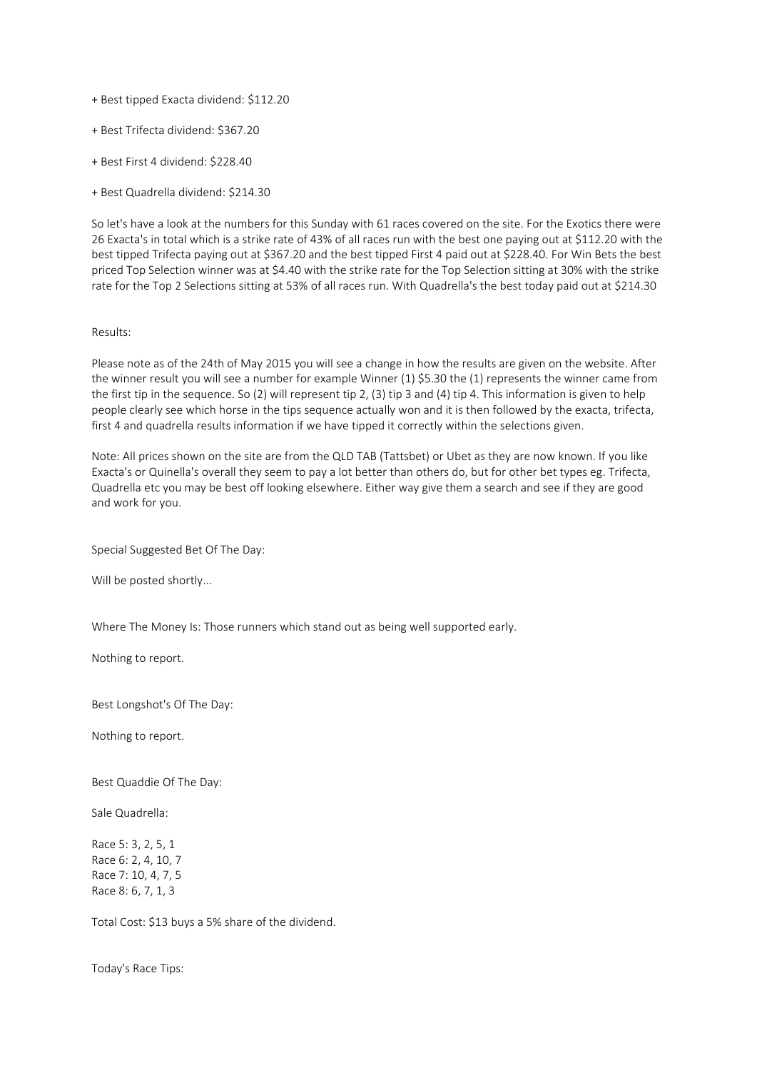+ Best tipped Exacta dividend: $112.20

+ Best Trifecta dividend: $367.20

+ Best First 4 dividend: $228.40

+ Best Quadrella dividend: $214.30

So let's have a look at the numbers for this Sunday with 61 races covered on the site. For the Exotics there were 26 Exacta's in total which is a strike rate of 43% of all races run with the best one paying out at $112.20 with the best tipped Trifecta paying out at $367.20 and the best tipped First 4 paid out at $228.40. For Win Bets the best priced Top Selection winner was at $4.40 with the strike rate for the Top Selection sitting at 30% with the strike rate for the Top 2 Selections sitting at 53% of all races run. With Quadrella's the best today paid out at $214.30

Results:

Please note as of the 24th of May 2015 you will see a change in how the results are given on the website. After the winner result you will see a number for example Winner (1) $5.30 the (1) represents the winner came from the first tip in the sequence. So (2) will represent tip 2, (3) tip 3 and (4) tip 4. This information is given to help people clearly see which horse in the tips sequence actually won and it is then followed by the exacta, trifecta, first 4 and quadrella results information if we have tipped it correctly within the selections given.

Note: All prices shown on the site are from the QLD TAB (Tattsbet) or Ubet as they are now known. If you like Exacta's or Quinella's overall they seem to pay a lot better than others do, but for other bet types eg. Trifecta, Quadrella etc you may be best off looking elsewhere. Either way give them a search and see if they are good and work for you.

Special Suggested Bet Of The Day:

Will be posted shortly...

Where The Money Is: Those runners which stand out as being well supported early.

Nothing to report.

Best Longshot's Of The Day:

Nothing to report.

Best Quaddie Of The Day:

Sale Quadrella:

Race 5: 3, 2, 5, 1
Race 6: 2, 4, 10, 7
Race 7: 10, 4, 7, 5
Race 8: 6, 7, 1, 3

Total Cost: $13 buys a 5% share of the dividend.

Today's Race Tips: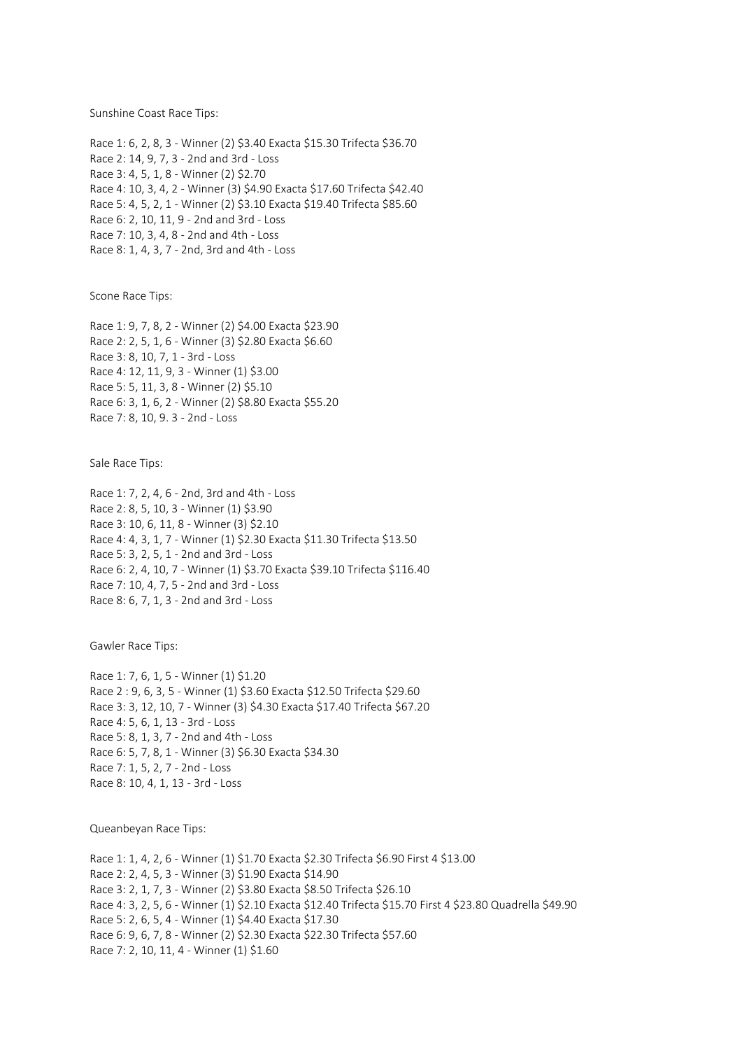Sunshine Coast Race Tips:

Race 1: 6, 2, 8, 3 - Winner (2) $3.40 Exacta $15.30 Trifecta $36.70
Race 2: 14, 9, 7, 3 - 2nd and 3rd - Loss
Race 3: 4, 5, 1, 8 - Winner (2) $2.70
Race 4: 10, 3, 4, 2 - Winner (3) $4.90 Exacta $17.60 Trifecta $42.40
Race 5: 4, 5, 2, 1 - Winner (2) $3.10 Exacta $19.40 Trifecta $85.60
Race 6: 2, 10, 11, 9 - 2nd and 3rd - Loss
Race 7: 10, 3, 4, 8 - 2nd and 4th - Loss
Race 8: 1, 4, 3, 7 - 2nd, 3rd and 4th - Loss

Scone Race Tips:

Race 1: 9, 7, 8, 2 - Winner (2) $4.00 Exacta $23.90
Race 2: 2, 5, 1, 6 - Winner (3) $2.80 Exacta $6.60
Race 3: 8, 10, 7, 1 - 3rd - Loss
Race 4: 12, 11, 9, 3 - Winner (1) $3.00
Race 5: 5, 11, 3, 8 - Winner (2) $5.10
Race 6: 3, 1, 6, 2 - Winner (2) $8.80 Exacta $55.20
Race 7: 8, 10, 9. 3 - 2nd - Loss

Sale Race Tips:

Race 1: 7, 2, 4, 6 - 2nd, 3rd and 4th - Loss
Race 2: 8, 5, 10, 3 - Winner (1) $3.90
Race 3: 10, 6, 11, 8 - Winner (3) $2.10
Race 4: 4, 3, 1, 7 - Winner (1) $2.30 Exacta $11.30 Trifecta $13.50
Race 5: 3, 2, 5, 1 - 2nd and 3rd - Loss
Race 6: 2, 4, 10, 7 - Winner (1) $3.70 Exacta $39.10 Trifecta $116.40
Race 7: 10, 4, 7, 5 - 2nd and 3rd - Loss
Race 8: 6, 7, 1, 3 - 2nd and 3rd - Loss

Gawler Race Tips:

Race 1: 7, 6, 1, 5 - Winner (1) $1.20
Race 2 : 9, 6, 3, 5 - Winner (1) $3.60 Exacta $12.50 Trifecta $29.60
Race 3: 3, 12, 10, 7 - Winner (3) $4.30 Exacta $17.40 Trifecta $67.20
Race 4: 5, 6, 1, 13 - 3rd - Loss
Race 5: 8, 1, 3, 7 - 2nd and 4th - Loss
Race 6: 5, 7, 8, 1 - Winner (3) $6.30 Exacta $34.30
Race 7: 1, 5, 2, 7 - 2nd - Loss
Race 8: 10, 4, 1, 13 - 3rd - Loss

Queanbeyan Race Tips:

Race 1: 1, 4, 2, 6 - Winner (1) $1.70 Exacta $2.30 Trifecta $6.90 First 4 $13.00
Race 2: 2, 4, 5, 3 - Winner (3) $1.90 Exacta $14.90
Race 3: 2, 1, 7, 3 - Winner (2) $3.80 Exacta $8.50 Trifecta $26.10
Race 4: 3, 2, 5, 6 - Winner (1) $2.10 Exacta $12.40 Trifecta $15.70 First 4 $23.80 Quadrella $49.90
Race 5: 2, 6, 5, 4 - Winner (1) $4.40 Exacta $17.30
Race 6: 9, 6, 7, 8 - Winner (2) $2.30 Exacta $22.30 Trifecta $57.60
Race 7: 2, 10, 11, 4 - Winner (1) $1.60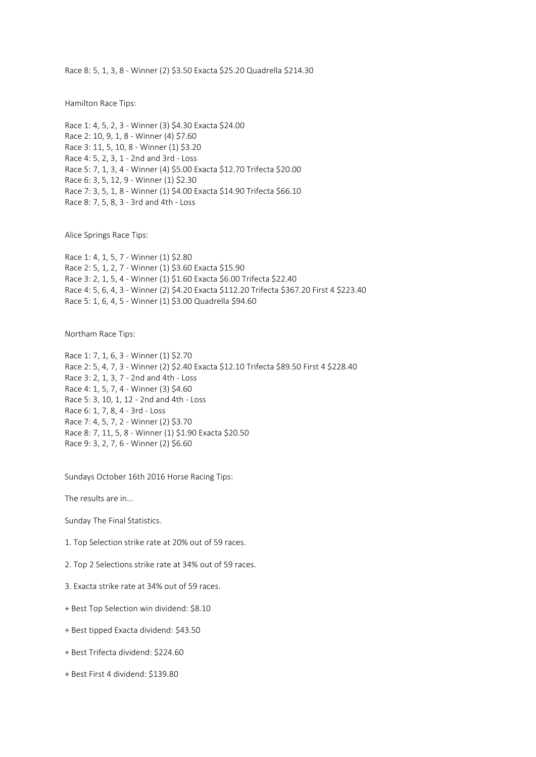Race 8: 5, 1, 3, 8 - Winner (2) $3.50 Exacta $25.20 Quadrella $214.30

Hamilton Race Tips:

Race 1: 4, 5, 2, 3 - Winner (3) $4.30 Exacta $24.00
Race 2: 10, 9, 1, 8 - Winner (4) $7.60
Race 3: 11, 5, 10, 8 - Winner (1) $3.20
Race 4: 5, 2, 3, 1 - 2nd and 3rd - Loss
Race 5: 7, 1, 3, 4 - Winner (4) $5.00 Exacta $12.70 Trifecta $20.00
Race 6: 3, 5, 12, 9 - Winner (1) $2.30
Race 7: 3, 5, 1, 8 - Winner (1) $4.00 Exacta $14.90 Trifecta $66.10
Race 8: 7, 5, 8, 3 - 3rd and 4th - Loss

Alice Springs Race Tips:

Race 1: 4, 1, 5, 7 - Winner (1) $2.80
Race 2: 5, 1, 2, 7 - Winner (1) $3.60 Exacta $15.90
Race 3: 2, 1, 5, 4 - Winner (1) $1.60 Exacta $6.00 Trifecta $22.40
Race 4: 5, 6, 4, 3 - Winner (2) $4.20 Exacta $112.20 Trifecta $367.20 First 4 $223.40
Race 5: 1, 6, 4, 5 - Winner (1) $3.00 Quadrella $94.60

Northam Race Tips:

Race 1: 7, 1, 6, 3 - Winner (1) $2.70
Race 2: 5, 4, 7, 3 - Winner (2) $2.40 Exacta $12.10 Trifecta $89.50 First 4 $228.40
Race 3: 2, 1, 3, 7 - 2nd and 4th - Loss
Race 4: 1, 5, 7, 4 - Winner (3) $4.60
Race 5: 3, 10, 1, 12 - 2nd and 4th - Loss
Race 6: 1, 7, 8, 4 - 3rd - Loss
Race 7: 4, 5, 7, 2 - Winner (2) $3.70
Race 8: 7, 11, 5, 8 - Winner (1) $1.90 Exacta $20.50
Race 9: 3, 2, 7, 6 - Winner (2) $6.60

Sundays October 16th 2016 Horse Racing Tips:

The results are in...

Sunday The Final Statistics.

1. Top Selection strike rate at 20% out of 59 races.

2. Top 2 Selections strike rate at 34% out of 59 races.

3. Exacta strike rate at 34% out of 59 races.

+ Best Top Selection win dividend: $8.10

+ Best tipped Exacta dividend: $43.50

+ Best Trifecta dividend: $224.60

+ Best First 4 dividend: $139.80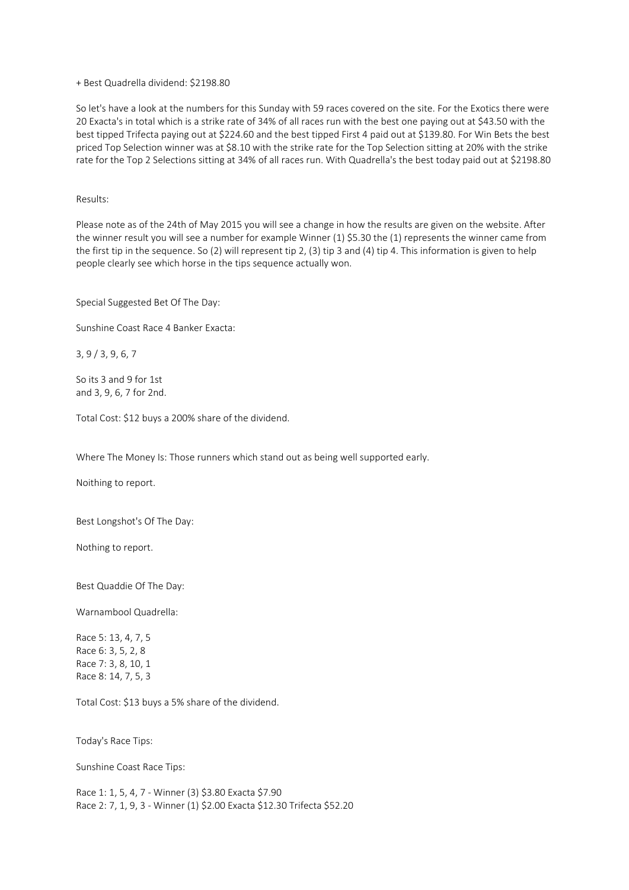+ Best Quadrella dividend: $2198.80

So let's have a look at the numbers for this Sunday with 59 races covered on the site. For the Exotics there were 20 Exacta's in total which is a strike rate of 34% of all races run with the best one paying out at $43.50 with the best tipped Trifecta paying out at $224.60 and the best tipped First 4 paid out at $139.80. For Win Bets the best priced Top Selection winner was at $8.10 with the strike rate for the Top Selection sitting at 20% with the strike rate for the Top 2 Selections sitting at 34% of all races run. With Quadrella's the best today paid out at $2198.80

Results:

Please note as of the 24th of May 2015 you will see a change in how the results are given on the website. After the winner result you will see a number for example Winner (1) $5.30 the (1) represents the winner came from the first tip in the sequence. So (2) will represent tip 2, (3) tip 3 and (4) tip 4. This information is given to help people clearly see which horse in the tips sequence actually won.

Special Suggested Bet Of The Day:

Sunshine Coast Race 4 Banker Exacta:

3, 9 / 3, 9, 6, 7

So its 3 and 9 for 1st
and 3, 9, 6, 7 for 2nd.

Total Cost: $12 buys a 200% share of the dividend.

Where The Money Is: Those runners which stand out as being well supported early.

Noithing to report.

Best Longshot's Of The Day:

Nothing to report.

Best Quaddie Of The Day:

Warnambool Quadrella:

Race 5: 13, 4, 7, 5
Race 6: 3, 5, 2, 8
Race 7: 3, 8, 10, 1
Race 8: 14, 7, 5, 3

Total Cost: $13 buys a 5% share of the dividend.

Today's Race Tips:

Sunshine Coast Race Tips:

Race 1: 1, 5, 4, 7 - Winner (3) $3.80 Exacta $7.90
Race 2: 7, 1, 9, 3 - Winner (1) $2.00 Exacta $12.30 Trifecta $52.20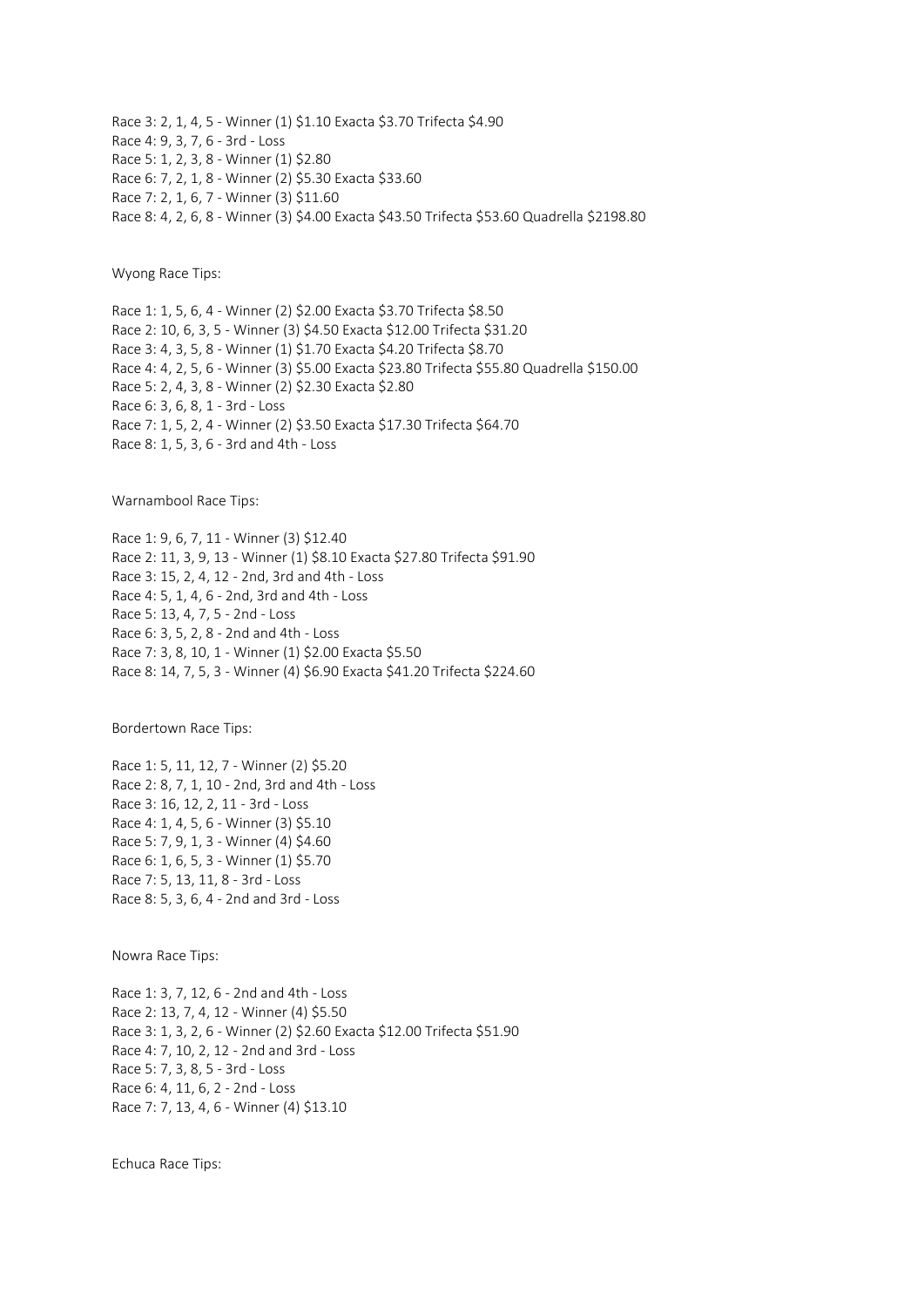Race 3: 2, 1, 4, 5 - Winner (1) $1.10 Exacta $3.70 Trifecta $4.90
Race 4: 9, 3, 7, 6 - 3rd - Loss
Race 5: 1, 2, 3, 8 - Winner (1) $2.80
Race 6: 7, 2, 1, 8 - Winner (2) $5.30 Exacta $33.60
Race 7: 2, 1, 6, 7 - Winner (3) $11.60
Race 8: 4, 2, 6, 8 - Winner (3) $4.00 Exacta $43.50 Trifecta $53.60 Quadrella $2198.80

Wyong Race Tips:

Race 1: 1, 5, 6, 4 - Winner (2) $2.00 Exacta $3.70 Trifecta $8.50
Race 2: 10, 6, 3, 5 - Winner (3) $4.50 Exacta $12.00 Trifecta $31.20
Race 3: 4, 3, 5, 8 - Winner (1) $1.70 Exacta $4.20 Trifecta $8.70
Race 4: 4, 2, 5, 6 - Winner (3) $5.00 Exacta $23.80 Trifecta $55.80 Quadrella $150.00
Race 5: 2, 4, 3, 8 - Winner (2) $2.30 Exacta $2.80
Race 6: 3, 6, 8, 1 - 3rd - Loss
Race 7: 1, 5, 2, 4 - Winner (2) $3.50 Exacta $17.30 Trifecta $64.70
Race 8: 1, 5, 3, 6 - 3rd and 4th - Loss

Warnambool Race Tips:

Race 1: 9, 6, 7, 11 - Winner (3) $12.40
Race 2: 11, 3, 9, 13 - Winner (1) $8.10 Exacta $27.80 Trifecta $91.90
Race 3: 15, 2, 4, 12 - 2nd, 3rd and 4th - Loss
Race 4: 5, 1, 4, 6 - 2nd, 3rd and 4th - Loss
Race 5: 13, 4, 7, 5 - 2nd - Loss
Race 6: 3, 5, 2, 8 - 2nd and 4th - Loss
Race 7: 3, 8, 10, 1 - Winner (1) $2.00 Exacta $5.50
Race 8: 14, 7, 5, 3 - Winner (4) $6.90 Exacta $41.20 Trifecta $224.60

Bordertown Race Tips:

Race 1: 5, 11, 12, 7 - Winner (2) $5.20
Race 2: 8, 7, 1, 10 - 2nd, 3rd and 4th - Loss
Race 3: 16, 12, 2, 11 - 3rd - Loss
Race 4: 1, 4, 5, 6 - Winner (3) $5.10
Race 5: 7, 9, 1, 3 - Winner (4) $4.60
Race 6: 1, 6, 5, 3 - Winner (1) $5.70
Race 7: 5, 13, 11, 8 - 3rd - Loss
Race 8: 5, 3, 6, 4 - 2nd and 3rd - Loss

Nowra Race Tips:

Race 1: 3, 7, 12, 6 - 2nd and 4th - Loss
Race 2: 13, 7, 4, 12 - Winner (4) $5.50
Race 3: 1, 3, 2, 6 - Winner (2) $2.60 Exacta $12.00 Trifecta $51.90
Race 4: 7, 10, 2, 12 - 2nd and 3rd - Loss
Race 5: 7, 3, 8, 5 - 3rd - Loss
Race 6: 4, 11, 6, 2 - 2nd - Loss
Race 7: 7, 13, 4, 6 - Winner (4) $13.10

Echuca Race Tips: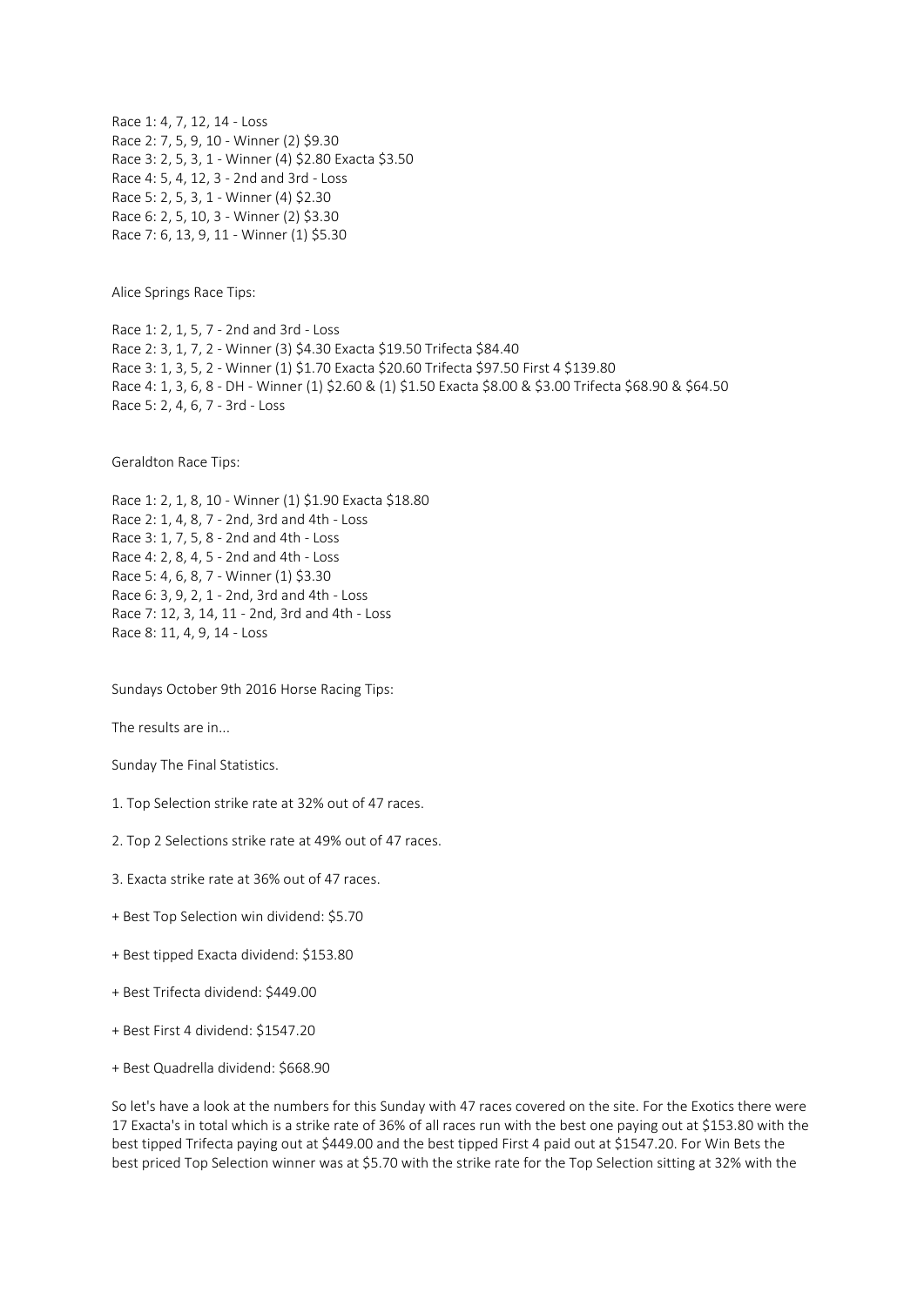Race 1: 4, 7, 12, 14 - Loss
Race 2: 7, 5, 9, 10 - Winner (2) $9.30
Race 3: 2, 5, 3, 1 - Winner (4) $2.80 Exacta $3.50
Race 4: 5, 4, 12, 3 - 2nd and 3rd - Loss
Race 5: 2, 5, 3, 1 - Winner (4) $2.30
Race 6: 2, 5, 10, 3 - Winner (2) $3.30
Race 7: 6, 13, 9, 11 - Winner (1) $5.30

Alice Springs Race Tips:

Race 1: 2, 1, 5, 7 - 2nd and 3rd - Loss
Race 2: 3, 1, 7, 2 - Winner (3) $4.30 Exacta $19.50 Trifecta $84.40
Race 3: 1, 3, 5, 2 - Winner (1) $1.70 Exacta $20.60 Trifecta $97.50 First 4 $139.80
Race 4: 1, 3, 6, 8 - DH - Winner (1) $2.60 & (1) $1.50 Exacta $8.00 & $3.00 Trifecta $68.90 & $64.50
Race 5: 2, 4, 6, 7 - 3rd - Loss

Geraldton Race Tips:

Race 1: 2, 1, 8, 10 - Winner (1) $1.90 Exacta $18.80
Race 2: 1, 4, 8, 7 - 2nd, 3rd and 4th - Loss
Race 3: 1, 7, 5, 8 - 2nd and 4th - Loss
Race 4: 2, 8, 4, 5 - 2nd and 4th - Loss
Race 5: 4, 6, 8, 7 - Winner (1) $3.30
Race 6: 3, 9, 2, 1 - 2nd, 3rd and 4th - Loss
Race 7: 12, 3, 14, 11 - 2nd, 3rd and 4th - Loss
Race 8: 11, 4, 9, 14 - Loss

Sundays October 9th 2016 Horse Racing Tips:

The results are in...

Sunday The Final Statistics.

1. Top Selection strike rate at 32% out of 47 races.

2. Top 2 Selections strike rate at 49% out of 47 races.

3. Exacta strike rate at 36% out of 47 races.

+ Best Top Selection win dividend: $5.70

+ Best tipped Exacta dividend: $153.80

+ Best Trifecta dividend: $449.00

+ Best First 4 dividend: $1547.20

+ Best Quadrella dividend: $668.90

So let's have a look at the numbers for this Sunday with 47 races covered on the site. For the Exotics there were 17 Exacta's in total which is a strike rate of 36% of all races run with the best one paying out at $153.80 with the best tipped Trifecta paying out at $449.00 and the best tipped First 4 paid out at $1547.20. For Win Bets the best priced Top Selection winner was at $5.70 with the strike rate for the Top Selection sitting at 32% with the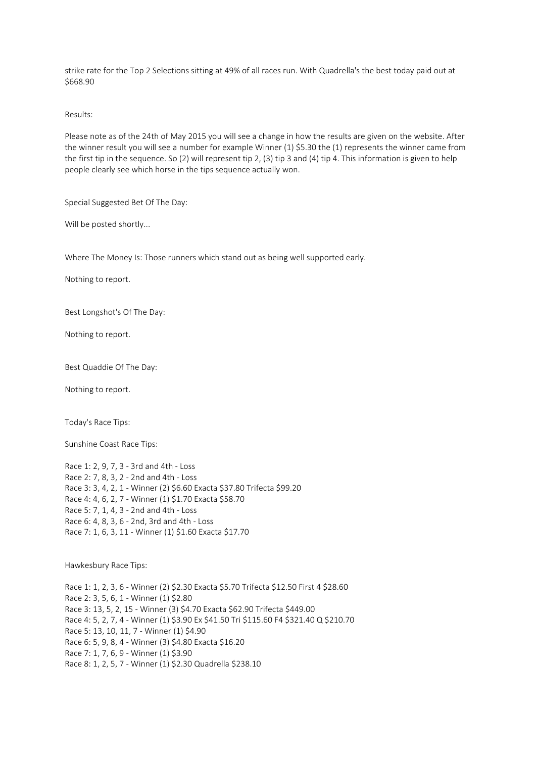strike rate for the Top 2 Selections sitting at 49% of all races run. With Quadrella's the best today paid out at $668.90

Results:

Please note as of the 24th of May 2015 you will see a change in how the results are given on the website. After the winner result you will see a number for example Winner (1) $5.30 the (1) represents the winner came from the first tip in the sequence. So (2) will represent tip 2, (3) tip 3 and (4) tip 4. This information is given to help people clearly see which horse in the tips sequence actually won.

Special Suggested Bet Of The Day:

Will be posted shortly...

Where The Money Is: Those runners which stand out as being well supported early.

Nothing to report.

Best Longshot's Of The Day:

Nothing to report.

Best Quaddie Of The Day:

Nothing to report.

Today's Race Tips:

Sunshine Coast Race Tips:

Race 1: 2, 9, 7, 3 - 3rd and 4th - Loss
Race 2: 7, 8, 3, 2 - 2nd and 4th - Loss
Race 3: 3, 4, 2, 1 - Winner (2) $6.60 Exacta $37.80 Trifecta $99.20
Race 4: 4, 6, 2, 7 - Winner (1) $1.70 Exacta $58.70
Race 5: 7, 1, 4, 3 - 2nd and 4th - Loss
Race 6: 4, 8, 3, 6 - 2nd, 3rd and 4th - Loss
Race 7: 1, 6, 3, 11 - Winner (1) $1.60 Exacta $17.70

Hawkesbury Race Tips:

Race 1: 1, 2, 3, 6 - Winner (2) $2.30 Exacta $5.70 Trifecta $12.50 First 4 $28.60
Race 2: 3, 5, 6, 1 - Winner (1) $2.80
Race 3: 13, 5, 2, 15 - Winner (3) $4.70 Exacta $62.90 Trifecta $449.00
Race 4: 5, 2, 7, 4 - Winner (1) $3.90 Ex $41.50 Tri $115.60 F4 $321.40 Q $210.70
Race 5: 13, 10, 11, 7 - Winner (1) $4.90
Race 6: 5, 9, 8, 4 - Winner (3) $4.80 Exacta $16.20
Race 7: 1, 7, 6, 9 - Winner (1) $3.90
Race 8: 1, 2, 5, 7 - Winner (1) $2.30 Quadrella $238.10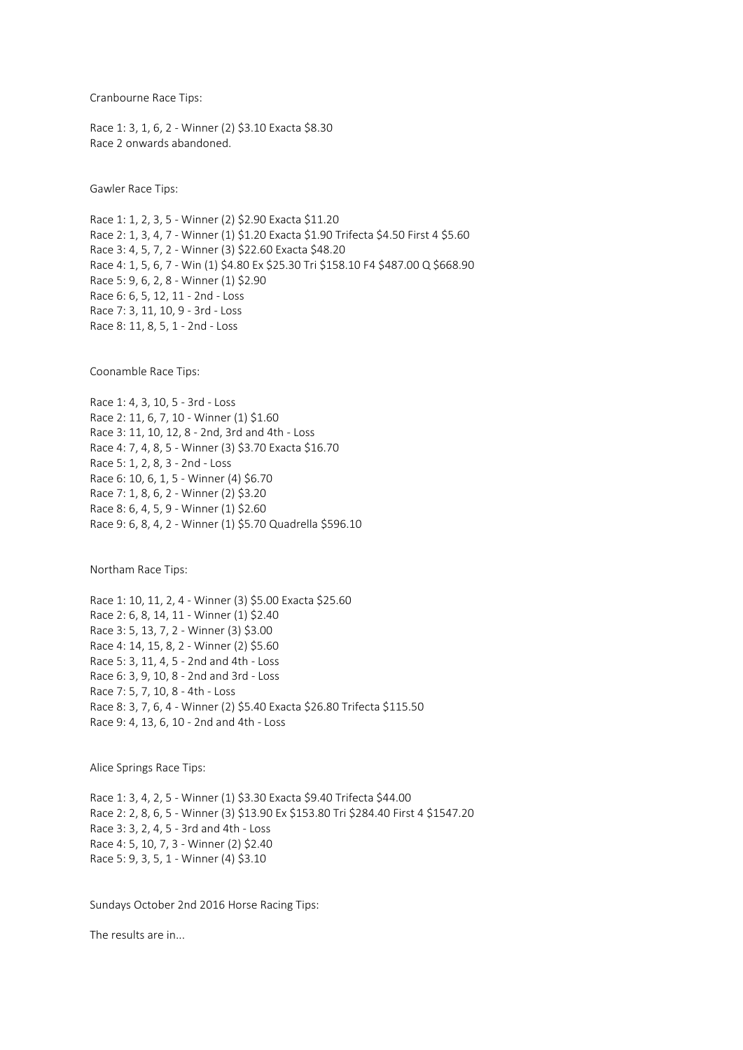Cranbourne Race Tips:

Race 1: 3, 1, 6, 2 - Winner (2) $3.10 Exacta $8.30
Race 2 onwards abandoned.

Gawler Race Tips:

Race 1: 1, 2, 3, 5 - Winner (2) $2.90 Exacta $11.20
Race 2: 1, 3, 4, 7 - Winner (1) $1.20 Exacta $1.90 Trifecta $4.50 First 4 $5.60
Race 3: 4, 5, 7, 2 - Winner (3) $22.60 Exacta $48.20
Race 4: 1, 5, 6, 7 - Win (1) $4.80 Ex $25.30 Tri $158.10 F4 $487.00 Q $668.90
Race 5: 9, 6, 2, 8 - Winner (1) $2.90
Race 6: 6, 5, 12, 11 - 2nd - Loss
Race 7: 3, 11, 10, 9 - 3rd - Loss
Race 8: 11, 8, 5, 1 - 2nd - Loss

Coonamble Race Tips:

Race 1: 4, 3, 10, 5 - 3rd - Loss
Race 2: 11, 6, 7, 10 - Winner (1) $1.60
Race 3: 11, 10, 12, 8 - 2nd, 3rd and 4th - Loss
Race 4: 7, 4, 8, 5 - Winner (3) $3.70 Exacta $16.70
Race 5: 1, 2, 8, 3 - 2nd - Loss
Race 6: 10, 6, 1, 5 - Winner (4) $6.70
Race 7: 1, 8, 6, 2 - Winner (2) $3.20
Race 8: 6, 4, 5, 9 - Winner (1) $2.60
Race 9: 6, 8, 4, 2 - Winner (1) $5.70 Quadrella $596.10

Northam Race Tips:

Race 1: 10, 11, 2, 4 - Winner (3) $5.00 Exacta $25.60
Race 2: 6, 8, 14, 11 - Winner (1) $2.40
Race 3: 5, 13, 7, 2 - Winner (3) $3.00
Race 4: 14, 15, 8, 2 - Winner (2) $5.60
Race 5: 3, 11, 4, 5 - 2nd and 4th - Loss
Race 6: 3, 9, 10, 8 - 2nd and 3rd - Loss
Race 7: 5, 7, 10, 8 - 4th - Loss
Race 8: 3, 7, 6, 4 - Winner (2) $5.40 Exacta $26.80 Trifecta $115.50
Race 9: 4, 13, 6, 10 - 2nd and 4th - Loss

Alice Springs Race Tips:

Race 1: 3, 4, 2, 5 - Winner (1) $3.30 Exacta $9.40 Trifecta $44.00
Race 2: 2, 8, 6, 5 - Winner (3) $13.90 Ex $153.80 Tri $284.40 First 4 $1547.20
Race 3: 3, 2, 4, 5 - 3rd and 4th - Loss
Race 4: 5, 10, 7, 3 - Winner (2) $2.40
Race 5: 9, 3, 5, 1 - Winner (4) $3.10

Sundays October 2nd 2016 Horse Racing Tips:

The results are in...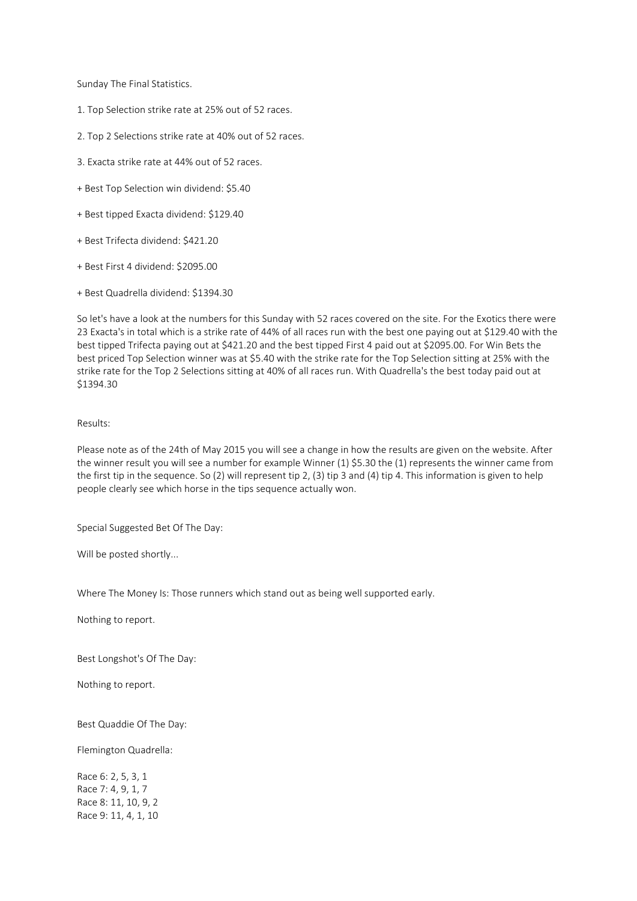Sunday The Final Statistics.

1. Top Selection strike rate at 25% out of 52 races.

2. Top 2 Selections strike rate at 40% out of 52 races.

3. Exacta strike rate at 44% out of 52 races.

+ Best Top Selection win dividend: $5.40

+ Best tipped Exacta dividend: $129.40

+ Best Trifecta dividend: $421.20

+ Best First 4 dividend: $2095.00

+ Best Quadrella dividend: $1394.30

So let's have a look at the numbers for this Sunday with 52 races covered on the site. For the Exotics there were 23 Exacta's in total which is a strike rate of 44% of all races run with the best one paying out at $129.40 with the best tipped Trifecta paying out at $421.20 and the best tipped First 4 paid out at $2095.00. For Win Bets the best priced Top Selection winner was at $5.40 with the strike rate for the Top Selection sitting at 25% with the strike rate for the Top 2 Selections sitting at 40% of all races run. With Quadrella's the best today paid out at $1394.30

Results:

Please note as of the 24th of May 2015 you will see a change in how the results are given on the website. After the winner result you will see a number for example Winner (1) $5.30 the (1) represents the winner came from the first tip in the sequence. So (2) will represent tip 2, (3) tip 3 and (4) tip 4. This information is given to help people clearly see which horse in the tips sequence actually won.

Special Suggested Bet Of The Day:

Will be posted shortly...

Where The Money Is: Those runners which stand out as being well supported early.

Nothing to report.

Best Longshot's Of The Day:

Nothing to report.

Best Quaddie Of The Day:

Flemington Quadrella:

Race 6: 2, 5, 3, 1
Race 7: 4, 9, 1, 7
Race 8: 11, 10, 9, 2
Race 9: 11, 4, 1, 10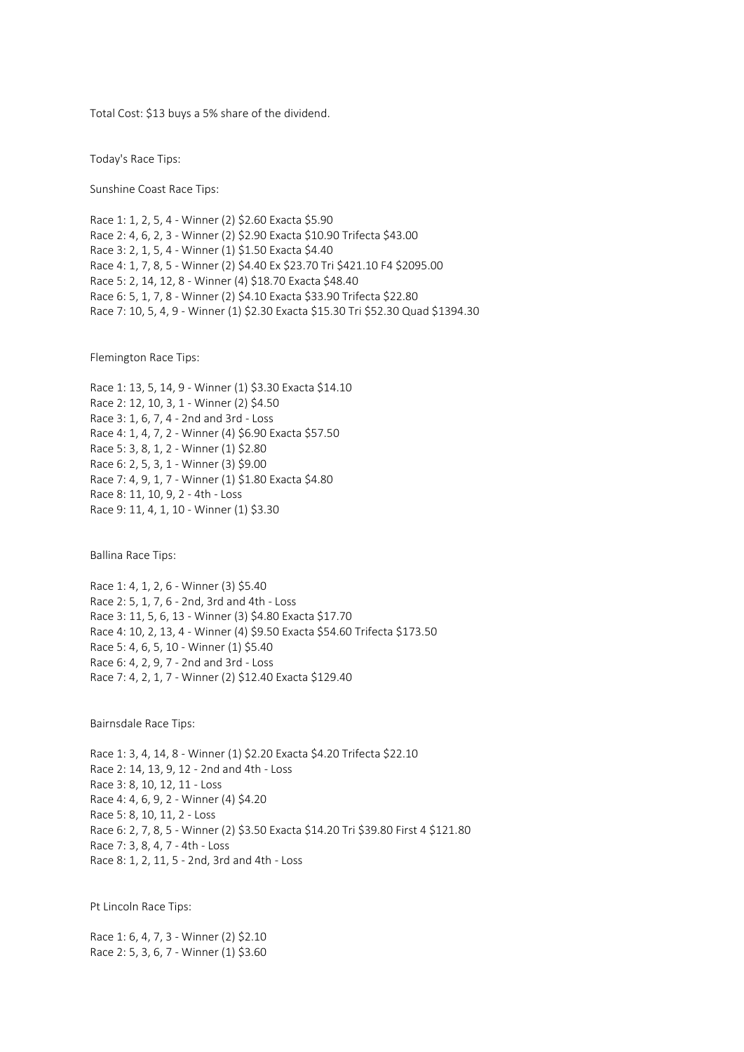Total Cost: $13 buys a 5% share of the dividend.

Today's Race Tips:

Sunshine Coast Race Tips:

Race 1: 1, 2, 5, 4 - Winner (2) $2.60 Exacta $5.90
Race 2: 4, 6, 2, 3 - Winner (2) $2.90 Exacta $10.90 Trifecta $43.00
Race 3: 2, 1, 5, 4 - Winner (1) $1.50 Exacta $4.40
Race 4: 1, 7, 8, 5 - Winner (2) $4.40 Ex $23.70 Tri $421.10 F4 $2095.00
Race 5: 2, 14, 12, 8 - Winner (4) $18.70 Exacta $48.40
Race 6: 5, 1, 7, 8 - Winner (2) $4.10 Exacta $33.90 Trifecta $22.80
Race 7: 10, 5, 4, 9 - Winner (1) $2.30 Exacta $15.30 Tri $52.30 Quad $1394.30

Flemington Race Tips:

Race 1: 13, 5, 14, 9 - Winner (1) $3.30 Exacta $14.10
Race 2: 12, 10, 3, 1 - Winner (2) $4.50
Race 3: 1, 6, 7, 4 - 2nd and 3rd - Loss
Race 4: 1, 4, 7, 2 - Winner (4) $6.90 Exacta $57.50
Race 5: 3, 8, 1, 2 - Winner (1) $2.80
Race 6: 2, 5, 3, 1 - Winner (3) $9.00
Race 7: 4, 9, 1, 7 - Winner (1) $1.80 Exacta $4.80
Race 8: 11, 10, 9, 2 - 4th - Loss
Race 9: 11, 4, 1, 10 - Winner (1) $3.30

Ballina Race Tips:

Race 1: 4, 1, 2, 6 - Winner (3) $5.40
Race 2: 5, 1, 7, 6 - 2nd, 3rd and 4th - Loss
Race 3: 11, 5, 6, 13 - Winner (3) $4.80 Exacta $17.70
Race 4: 10, 2, 13, 4 - Winner (4) $9.50 Exacta $54.60 Trifecta $173.50
Race 5: 4, 6, 5, 10 - Winner (1) $5.40
Race 6: 4, 2, 9, 7 - 2nd and 3rd - Loss
Race 7: 4, 2, 1, 7 - Winner (2) $12.40 Exacta $129.40

Bairnsdale Race Tips:

Race 1: 3, 4, 14, 8 - Winner (1) $2.20 Exacta $4.20 Trifecta $22.10
Race 2: 14, 13, 9, 12 - 2nd and 4th - Loss
Race 3: 8, 10, 12, 11 - Loss
Race 4: 4, 6, 9, 2 - Winner (4) $4.20
Race 5: 8, 10, 11, 2 - Loss
Race 6: 2, 7, 8, 5 - Winner (2) $3.50 Exacta $14.20 Tri $39.80 First 4 $121.80
Race 7: 3, 8, 4, 7 - 4th - Loss
Race 8: 1, 2, 11, 5 - 2nd, 3rd and 4th - Loss

Pt Lincoln Race Tips:

Race 1: 6, 4, 7, 3 - Winner (2) $2.10
Race 2: 5, 3, 6, 7 - Winner (1) $3.60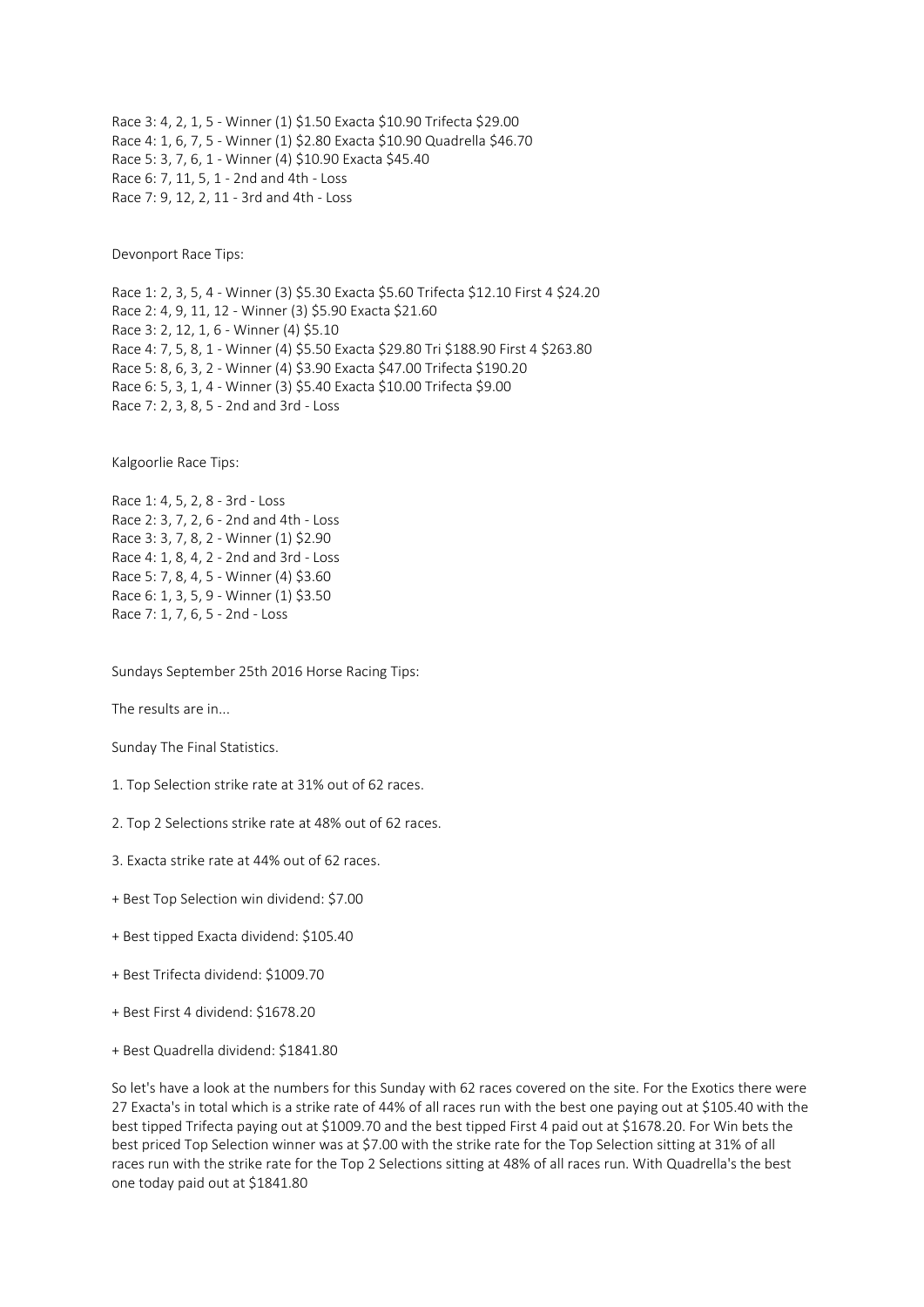Race 3: 4, 2, 1, 5 - Winner (1) $1.50 Exacta $10.90 Trifecta $29.00
Race 4: 1, 6, 7, 5 - Winner (1) $2.80 Exacta $10.90 Quadrella $46.70
Race 5: 3, 7, 6, 1 - Winner (4) $10.90 Exacta $45.40
Race 6: 7, 11, 5, 1 - 2nd and 4th - Loss
Race 7: 9, 12, 2, 11 - 3rd and 4th - Loss

Devonport Race Tips:

Race 1: 2, 3, 5, 4 - Winner (3) $5.30 Exacta $5.60 Trifecta $12.10 First 4 $24.20
Race 2: 4, 9, 11, 12 - Winner (3) $5.90 Exacta $21.60
Race 3: 2, 12, 1, 6 - Winner (4) $5.10
Race 4: 7, 5, 8, 1 - Winner (4) $5.50 Exacta $29.80 Tri $188.90 First 4 $263.80
Race 5: 8, 6, 3, 2 - Winner (4) $3.90 Exacta $47.00 Trifecta $190.20
Race 6: 5, 3, 1, 4 - Winner (3) $5.40 Exacta $10.00 Trifecta $9.00
Race 7: 2, 3, 8, 5 - 2nd and 3rd - Loss

Kalgoorlie Race Tips:

Race 1: 4, 5, 2, 8 - 3rd - Loss
Race 2: 3, 7, 2, 6 - 2nd and 4th - Loss
Race 3: 3, 7, 8, 2 - Winner (1) $2.90
Race 4: 1, 8, 4, 2 - 2nd and 3rd - Loss
Race 5: 7, 8, 4, 5 - Winner (4) $3.60
Race 6: 1, 3, 5, 9 - Winner (1) $3.50
Race 7: 1, 7, 6, 5 - 2nd - Loss

Sundays September 25th 2016 Horse Racing Tips:

The results are in...

Sunday The Final Statistics.

1. Top Selection strike rate at 31% out of 62 races.

2. Top 2 Selections strike rate at 48% out of 62 races.

3. Exacta strike rate at 44% out of 62 races.

+ Best Top Selection win dividend: $7.00

+ Best tipped Exacta dividend: $105.40

+ Best Trifecta dividend: $1009.70

+ Best First 4 dividend: $1678.20

+ Best Quadrella dividend: $1841.80

So let's have a look at the numbers for this Sunday with 62 races covered on the site. For the Exotics there were 27 Exacta's in total which is a strike rate of 44% of all races run with the best one paying out at $105.40 with the best tipped Trifecta paying out at $1009.70 and the best tipped First 4 paid out at $1678.20. For Win bets the best priced Top Selection winner was at $7.00 with the strike rate for the Top Selection sitting at 31% of all races run with the strike rate for the Top 2 Selections sitting at 48% of all races run. With Quadrella's the best one today paid out at $1841.80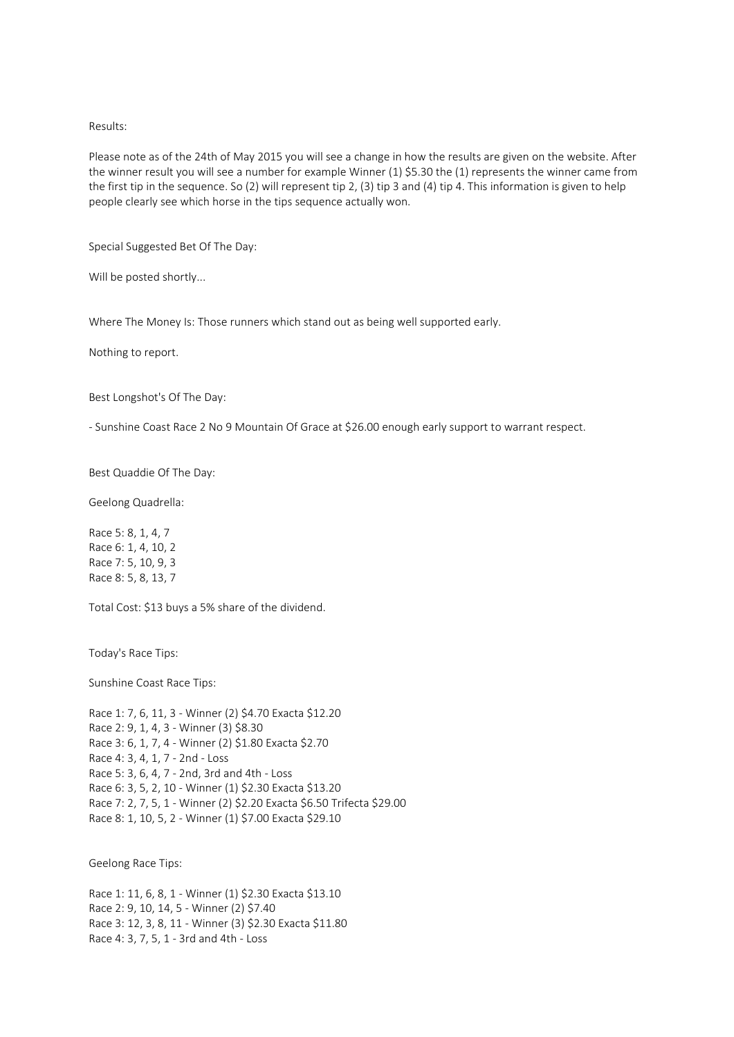Results:

Please note as of the 24th of May 2015 you will see a change in how the results are given on the website. After the winner result you will see a number for example Winner (1) $5.30 the (1) represents the winner came from the first tip in the sequence. So (2) will represent tip 2, (3) tip 3 and (4) tip 4. This information is given to help people clearly see which horse in the tips sequence actually won.

Special Suggested Bet Of The Day:

Will be posted shortly...

Where The Money Is: Those runners which stand out as being well supported early.

Nothing to report.

Best Longshot's Of The Day:

- Sunshine Coast Race 2 No 9 Mountain Of Grace at $26.00 enough early support to warrant respect.

Best Quaddie Of The Day:

Geelong Quadrella:

Race 5: 8, 1, 4, 7
Race 6: 1, 4, 10, 2
Race 7: 5, 10, 9, 3
Race 8: 5, 8, 13, 7

Total Cost: $13 buys a 5% share of the dividend.

Today's Race Tips:

Sunshine Coast Race Tips:

Race 1: 7, 6, 11, 3 - Winner (2) $4.70 Exacta $12.20
Race 2: 9, 1, 4, 3 - Winner (3) $8.30
Race 3: 6, 1, 7, 4 - Winner (2) $1.80 Exacta $2.70
Race 4: 3, 4, 1, 7 - 2nd - Loss
Race 5: 3, 6, 4, 7 - 2nd, 3rd and 4th - Loss
Race 6: 3, 5, 2, 10 - Winner (1) $2.30 Exacta $13.20
Race 7: 2, 7, 5, 1 - Winner (2) $2.20 Exacta $6.50 Trifecta $29.00
Race 8: 1, 10, 5, 2 - Winner (1) $7.00 Exacta $29.10

Geelong Race Tips:

Race 1: 11, 6, 8, 1 - Winner (1) $2.30 Exacta $13.10
Race 2: 9, 10, 14, 5 - Winner (2) $7.40
Race 3: 12, 3, 8, 11 - Winner (3) $2.30 Exacta $11.80
Race 4: 3, 7, 5, 1 - 3rd and 4th - Loss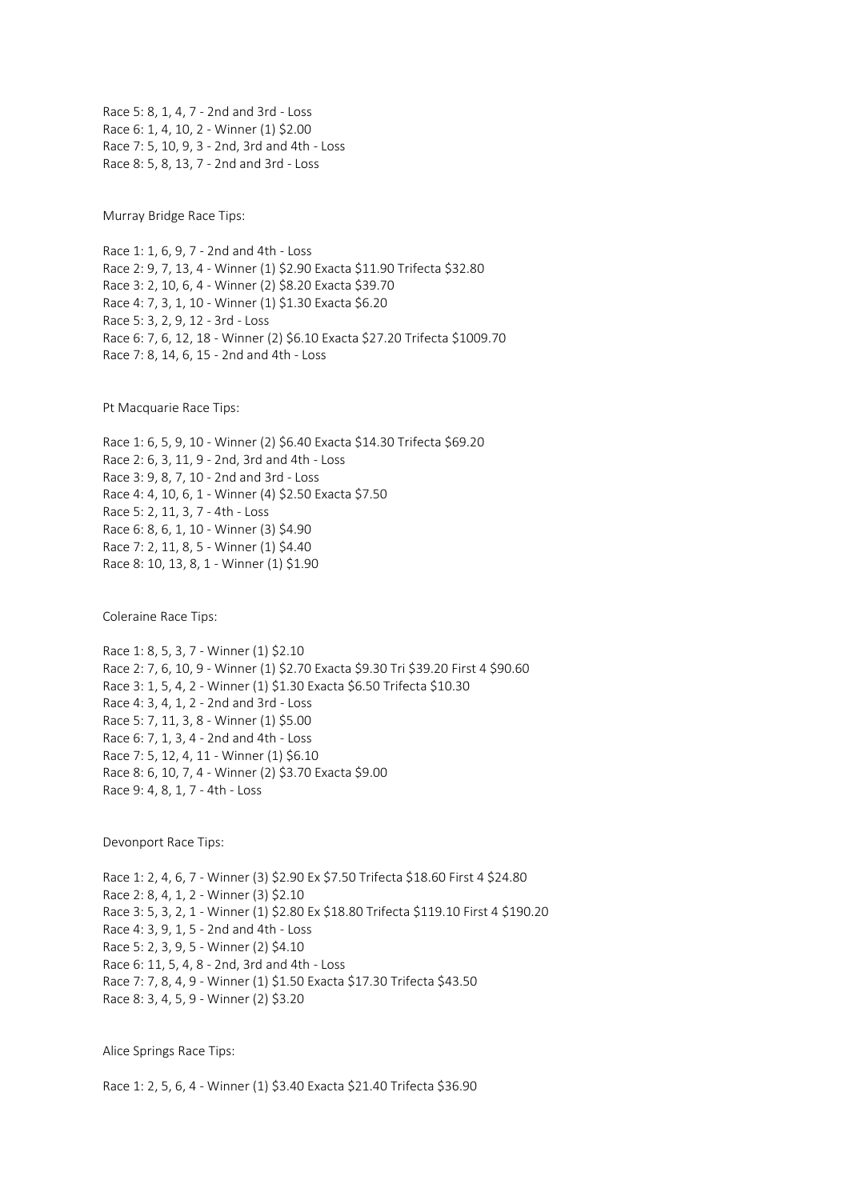Race 5: 8, 1, 4, 7 - 2nd and 3rd - Loss
Race 6: 1, 4, 10, 2 - Winner (1) $2.00
Race 7: 5, 10, 9, 3 - 2nd, 3rd and 4th - Loss
Race 8: 5, 8, 13, 7 - 2nd and 3rd - Loss

Murray Bridge Race Tips:

Race 1: 1, 6, 9, 7 - 2nd and 4th - Loss
Race 2: 9, 7, 13, 4 - Winner (1) $2.90 Exacta $11.90 Trifecta $32.80
Race 3: 2, 10, 6, 4 - Winner (2) $8.20 Exacta $39.70
Race 4: 7, 3, 1, 10 - Winner (1) $1.30 Exacta $6.20
Race 5: 3, 2, 9, 12 - 3rd - Loss
Race 6: 7, 6, 12, 18 - Winner (2) $6.10 Exacta $27.20 Trifecta $1009.70
Race 7: 8, 14, 6, 15 - 2nd and 4th - Loss

Pt Macquarie Race Tips:

Race 1: 6, 5, 9, 10 - Winner (2) $6.40 Exacta $14.30 Trifecta $69.20
Race 2: 6, 3, 11, 9 - 2nd, 3rd and 4th - Loss
Race 3: 9, 8, 7, 10 - 2nd and 3rd - Loss
Race 4: 4, 10, 6, 1 - Winner (4) $2.50 Exacta $7.50
Race 5: 2, 11, 3, 7 - 4th - Loss
Race 6: 8, 6, 1, 10 - Winner (3) $4.90
Race 7: 2, 11, 8, 5 - Winner (1) $4.40
Race 8: 10, 13, 8, 1 - Winner (1) $1.90

Coleraine Race Tips:

Race 1: 8, 5, 3, 7 - Winner (1) $2.10
Race 2: 7, 6, 10, 9 - Winner (1) $2.70 Exacta $9.30 Tri $39.20 First 4 $90.60
Race 3: 1, 5, 4, 2 - Winner (1) $1.30 Exacta $6.50 Trifecta $10.30
Race 4: 3, 4, 1, 2 - 2nd and 3rd - Loss
Race 5: 7, 11, 3, 8 - Winner (1) $5.00
Race 6: 7, 1, 3, 4 - 2nd and 4th - Loss
Race 7: 5, 12, 4, 11 - Winner (1) $6.10
Race 8: 6, 10, 7, 4 - Winner (2) $3.70 Exacta $9.00
Race 9: 4, 8, 1, 7 - 4th - Loss

Devonport Race Tips:

Race 1: 2, 4, 6, 7 - Winner (3) $2.90 Ex $7.50 Trifecta $18.60 First 4 $24.80
Race 2: 8, 4, 1, 2 - Winner (3) $2.10
Race 3: 5, 3, 2, 1 - Winner (1) $2.80 Ex $18.80 Trifecta $119.10 First 4 $190.20
Race 4: 3, 9, 1, 5 - 2nd and 4th - Loss
Race 5: 2, 3, 9, 5 - Winner (2) $4.10
Race 6: 11, 5, 4, 8 - 2nd, 3rd and 4th - Loss
Race 7: 7, 8, 4, 9 - Winner (1) $1.50 Exacta $17.30 Trifecta $43.50
Race 8: 3, 4, 5, 9 - Winner (2) $3.20

Alice Springs Race Tips:

Race 1: 2, 5, 6, 4 - Winner (1) $3.40 Exacta $21.40 Trifecta $36.90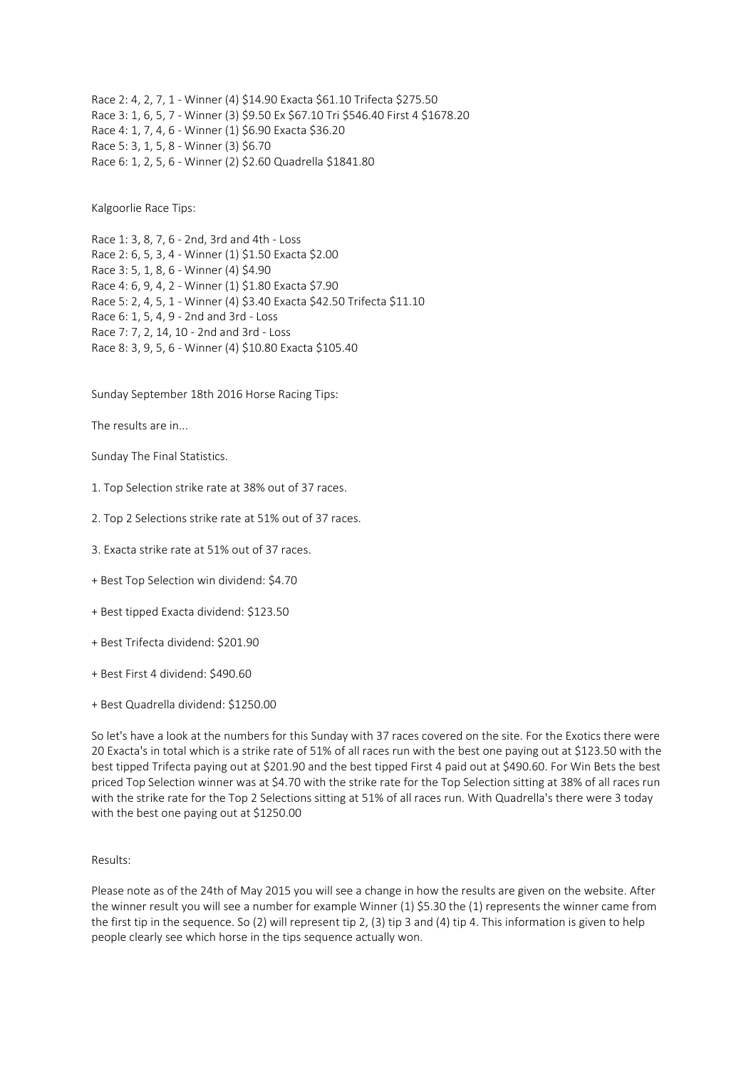Race 2: 4, 2, 7, 1 - Winner (4) $14.90 Exacta $61.10 Trifecta $275.50
Race 3: 1, 6, 5, 7 - Winner (3) $9.50 Ex $67.10 Tri $546.40 First 4 $1678.20
Race 4: 1, 7, 4, 6 - Winner (1) $6.90 Exacta $36.20
Race 5: 3, 1, 5, 8 - Winner (3) $6.70
Race 6: 1, 2, 5, 6 - Winner (2) $2.60 Quadrella $1841.80

Kalgoorlie Race Tips:

Race 1: 3, 8, 7, 6 - 2nd, 3rd and 4th - Loss
Race 2: 6, 5, 3, 4 - Winner (1) $1.50 Exacta $2.00
Race 3: 5, 1, 8, 6 - Winner (4) $4.90
Race 4: 6, 9, 4, 2 - Winner (1) $1.80 Exacta $7.90
Race 5: 2, 4, 5, 1 - Winner (4) $3.40 Exacta $42.50 Trifecta $11.10
Race 6: 1, 5, 4, 9 - 2nd and 3rd - Loss
Race 7: 7, 2, 14, 10 - 2nd and 3rd - Loss
Race 8: 3, 9, 5, 6 - Winner (4) $10.80 Exacta $105.40

Sunday September 18th 2016 Horse Racing Tips:

The results are in...

Sunday The Final Statistics.

1. Top Selection strike rate at 38% out of 37 races.

2. Top 2 Selections strike rate at 51% out of 37 races.

3. Exacta strike rate at 51% out of 37 races.

+ Best Top Selection win dividend: $4.70

+ Best tipped Exacta dividend: $123.50

+ Best Trifecta dividend: $201.90

+ Best First 4 dividend: $490.60

+ Best Quadrella dividend: $1250.00

So let's have a look at the numbers for this Sunday with 37 races covered on the site. For the Exotics there were 20 Exacta's in total which is a strike rate of 51% of all races run with the best one paying out at $123.50 with the best tipped Trifecta paying out at $201.90 and the best tipped First 4 paid out at $490.60. For Win Bets the best priced Top Selection winner was at $4.70 with the strike rate for the Top Selection sitting at 38% of all races run with the strike rate for the Top 2 Selections sitting at 51% of all races run. With Quadrella's there were 3 today with the best one paying out at $1250.00

Results:

Please note as of the 24th of May 2015 you will see a change in how the results are given on the website. After the winner result you will see a number for example Winner (1) $5.30 the (1) represents the winner came from the first tip in the sequence. So (2) will represent tip 2, (3) tip 3 and (4) tip 4. This information is given to help people clearly see which horse in the tips sequence actually won.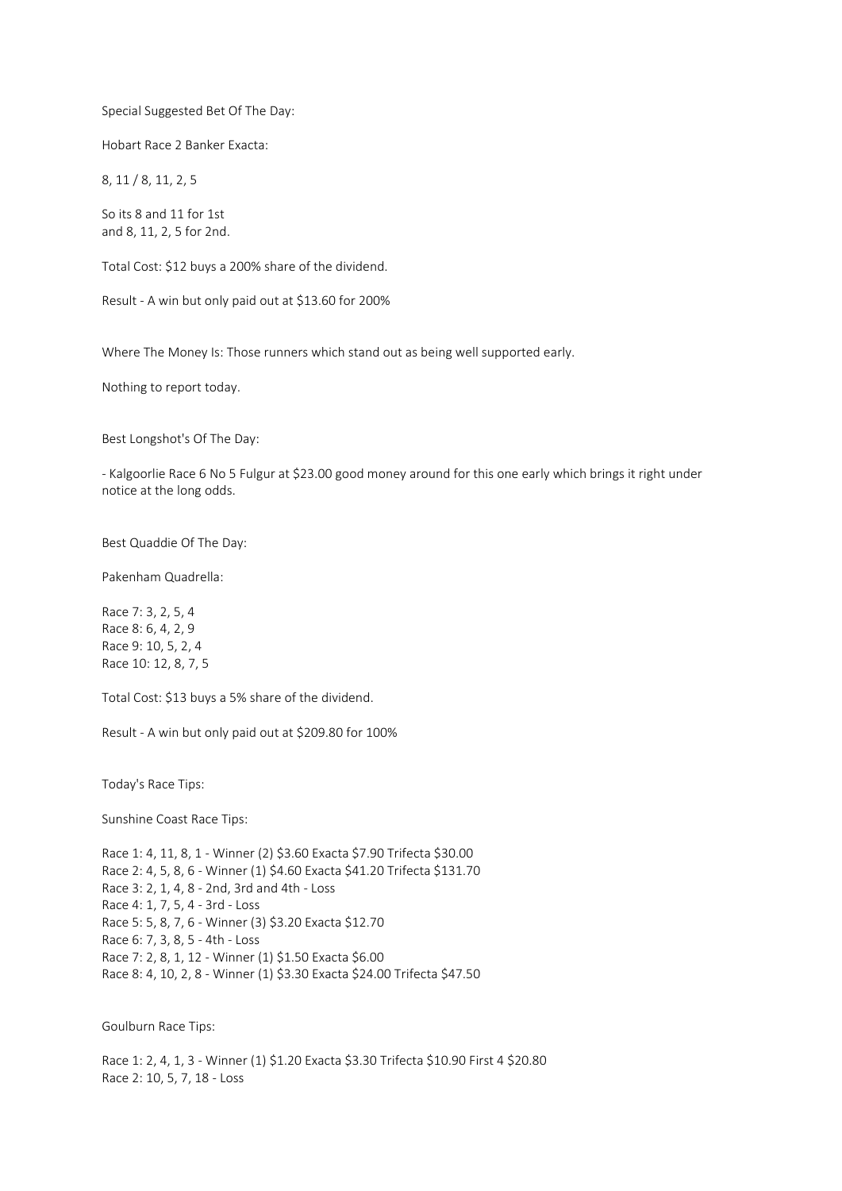Special Suggested Bet Of The Day:

Hobart Race 2 Banker Exacta:

8, 11 / 8, 11, 2, 5

So its 8 and 11 for 1st
and 8, 11, 2, 5 for 2nd.

Total Cost: $12 buys a 200% share of the dividend.

Result - A win but only paid out at $13.60 for 200%

Where The Money Is: Those runners which stand out as being well supported early.

Nothing to report today.

Best Longshot's Of The Day:

- Kalgoorlie Race 6 No 5 Fulgur at $23.00 good money around for this one early which brings it right under notice at the long odds.

Best Quaddie Of The Day:

Pakenham Quadrella:

Race 7: 3, 2, 5, 4
Race 8: 6, 4, 2, 9
Race 9: 10, 5, 2, 4
Race 10: 12, 8, 7, 5

Total Cost: $13 buys a 5% share of the dividend.

Result - A win but only paid out at $209.80 for 100%

Today's Race Tips:

Sunshine Coast Race Tips:

Race 1: 4, 11, 8, 1 - Winner (2) $3.60 Exacta $7.90 Trifecta $30.00
Race 2: 4, 5, 8, 6 - Winner (1) $4.60 Exacta $41.20 Trifecta $131.70
Race 3: 2, 1, 4, 8 - 2nd, 3rd and 4th - Loss
Race 4: 1, 7, 5, 4 - 3rd - Loss
Race 5: 5, 8, 7, 6 - Winner (3) $3.20 Exacta $12.70
Race 6: 7, 3, 8, 5 - 4th - Loss
Race 7: 2, 8, 1, 12 - Winner (1) $1.50 Exacta $6.00
Race 8: 4, 10, 2, 8 - Winner (1) $3.30 Exacta $24.00 Trifecta $47.50

Goulburn Race Tips:

Race 1: 2, 4, 1, 3 - Winner (1) $1.20 Exacta $3.30 Trifecta $10.90 First 4 $20.80
Race 2: 10, 5, 7, 18 - Loss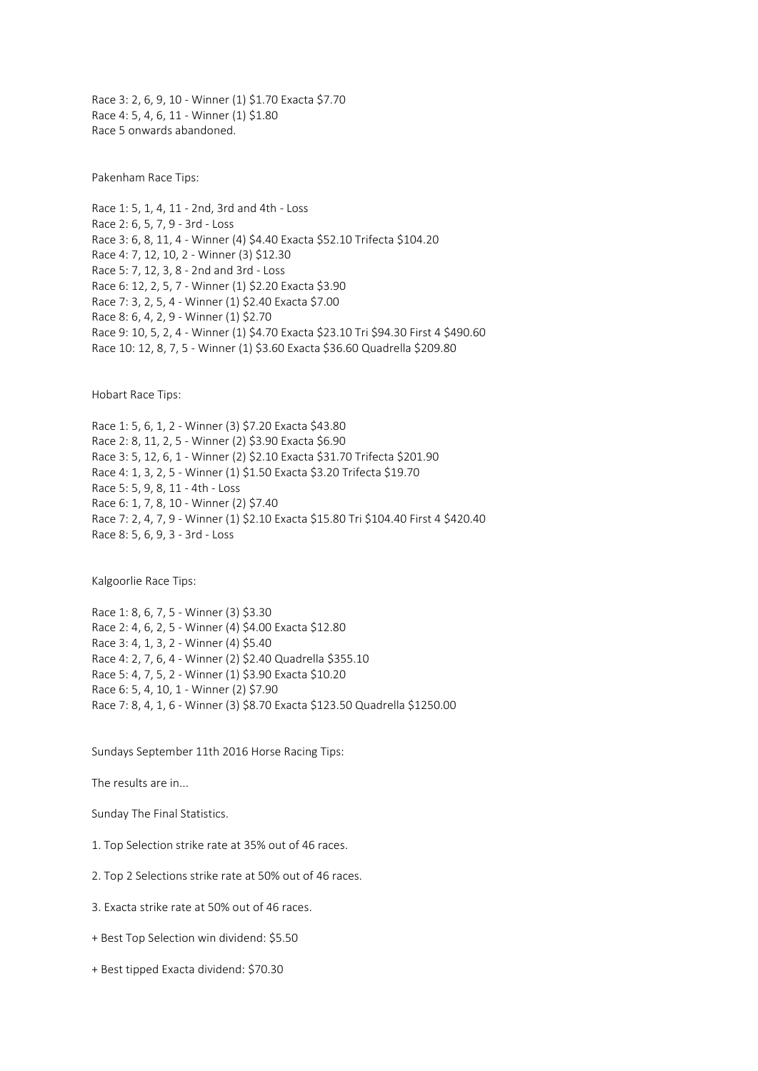Race 3: 2, 6, 9, 10 - Winner (1) $1.70 Exacta $7.70
Race 4: 5, 4, 6, 11 - Winner (1) $1.80
Race 5 onwards abandoned.

Pakenham Race Tips:

Race 1: 5, 1, 4, 11 - 2nd, 3rd and 4th - Loss
Race 2: 6, 5, 7, 9 - 3rd - Loss
Race 3: 6, 8, 11, 4 - Winner (4) $4.40 Exacta $52.10 Trifecta $104.20
Race 4: 7, 12, 10, 2 - Winner (3) $12.30
Race 5: 7, 12, 3, 8 - 2nd and 3rd - Loss
Race 6: 12, 2, 5, 7 - Winner (1) $2.20 Exacta $3.90
Race 7: 3, 2, 5, 4 - Winner (1) $2.40 Exacta $7.00
Race 8: 6, 4, 2, 9 - Winner (1) $2.70
Race 9: 10, 5, 2, 4 - Winner (1) $4.70 Exacta $23.10 Tri $94.30 First 4 $490.60
Race 10: 12, 8, 7, 5 - Winner (1) $3.60 Exacta $36.60 Quadrella $209.80

Hobart Race Tips:

Race 1: 5, 6, 1, 2 - Winner (3) $7.20 Exacta $43.80
Race 2: 8, 11, 2, 5 - Winner (2) $3.90 Exacta $6.90
Race 3: 5, 12, 6, 1 - Winner (2) $2.10 Exacta $31.70 Trifecta $201.90
Race 4: 1, 3, 2, 5 - Winner (1) $1.50 Exacta $3.20 Trifecta $19.70
Race 5: 5, 9, 8, 11 - 4th - Loss
Race 6: 1, 7, 8, 10 - Winner (2) $7.40
Race 7: 2, 4, 7, 9 - Winner (1) $2.10 Exacta $15.80 Tri $104.40 First 4 $420.40
Race 8: 5, 6, 9, 3 - 3rd - Loss

Kalgoorlie Race Tips:

Race 1: 8, 6, 7, 5 - Winner (3) $3.30
Race 2: 4, 6, 2, 5 - Winner (4) $4.00 Exacta $12.80
Race 3: 4, 1, 3, 2 - Winner (4) $5.40
Race 4: 2, 7, 6, 4 - Winner (2) $2.40 Quadrella $355.10
Race 5: 4, 7, 5, 2 - Winner (1) $3.90 Exacta $10.20
Race 6: 5, 4, 10, 1 - Winner (2) $7.90
Race 7: 8, 4, 1, 6 - Winner (3) $8.70 Exacta $123.50 Quadrella $1250.00

Sundays September 11th 2016 Horse Racing Tips:

The results are in...

Sunday The Final Statistics.

1. Top Selection strike rate at 35% out of 46 races.

2. Top 2 Selections strike rate at 50% out of 46 races.

3. Exacta strike rate at 50% out of 46 races.

+ Best Top Selection win dividend: $5.50

+ Best tipped Exacta dividend: $70.30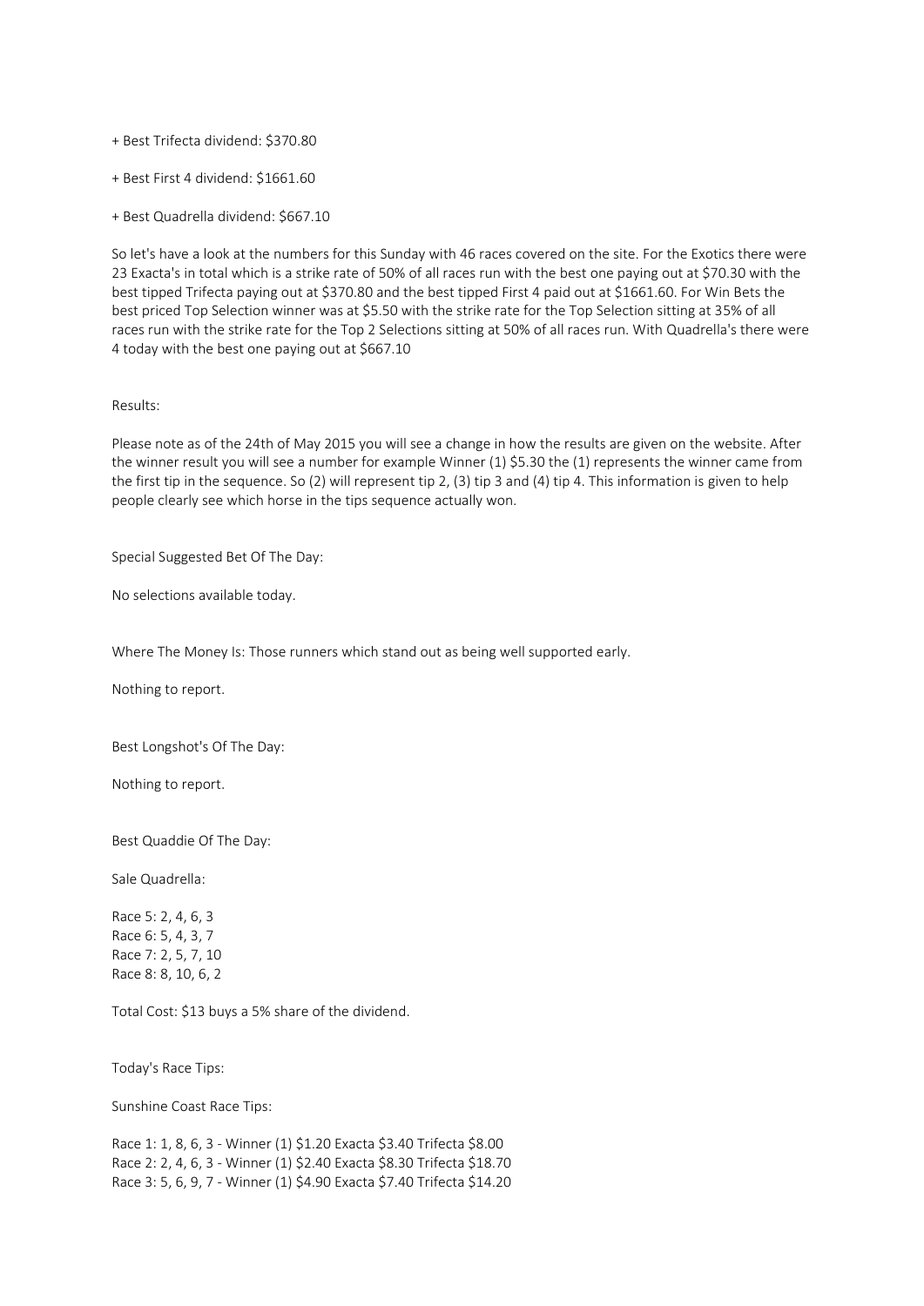+ Best Trifecta dividend: $370.80

+ Best First 4 dividend: $1661.60

+ Best Quadrella dividend: $667.10

So let's have a look at the numbers for this Sunday with 46 races covered on the site. For the Exotics there were 23 Exacta's in total which is a strike rate of 50% of all races run with the best one paying out at $70.30 with the best tipped Trifecta paying out at $370.80 and the best tipped First 4 paid out at $1661.60. For Win Bets the best priced Top Selection winner was at $5.50 with the strike rate for the Top Selection sitting at 35% of all races run with the strike rate for the Top 2 Selections sitting at 50% of all races run. With Quadrella's there were 4 today with the best one paying out at $667.10

Results:

Please note as of the 24th of May 2015 you will see a change in how the results are given on the website. After the winner result you will see a number for example Winner (1) $5.30 the (1) represents the winner came from the first tip in the sequence. So (2) will represent tip 2, (3) tip 3 and (4) tip 4. This information is given to help people clearly see which horse in the tips sequence actually won.

Special Suggested Bet Of The Day:

No selections available today.

Where The Money Is: Those runners which stand out as being well supported early.

Nothing to report.

Best Longshot's Of The Day:

Nothing to report.

Best Quaddie Of The Day:

Sale Quadrella:

Race 5: 2, 4, 6, 3
Race 6: 5, 4, 3, 7
Race 7: 2, 5, 7, 10
Race 8: 8, 10, 6, 2

Total Cost: $13 buys a 5% share of the dividend.

Today's Race Tips:

Sunshine Coast Race Tips:

Race 1: 1, 8, 6, 3 - Winner (1) $1.20 Exacta $3.40 Trifecta $8.00
Race 2: 2, 4, 6, 3 - Winner (1) $2.40 Exacta $8.30 Trifecta $18.70
Race 3: 5, 6, 9, 7 - Winner (1) $4.90 Exacta $7.40 Trifecta $14.20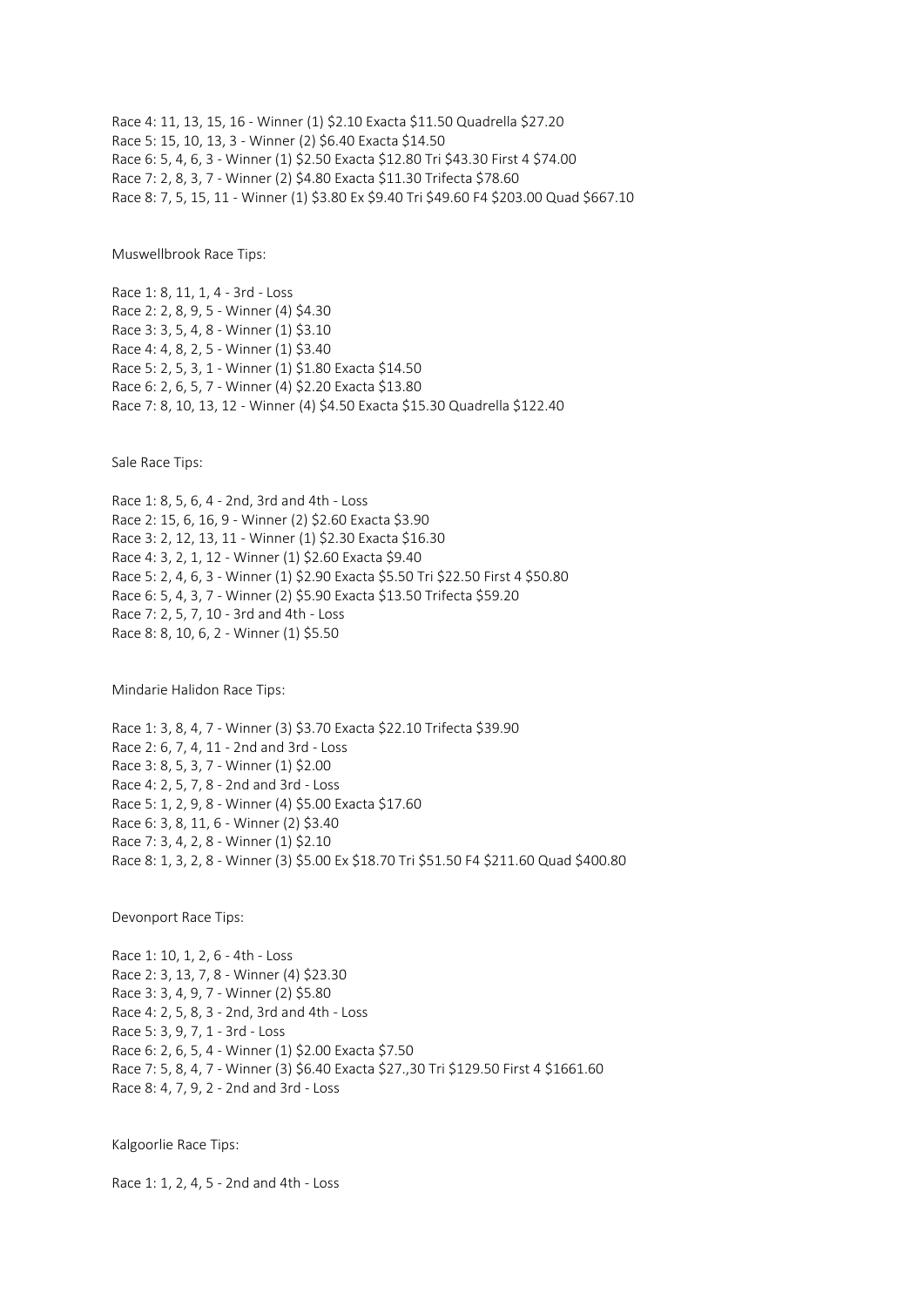Race 4: 11, 13, 15, 16 - Winner (1) $2.10 Exacta $11.50 Quadrella $27.20
Race 5: 15, 10, 13, 3 - Winner (2) $6.40 Exacta $14.50
Race 6: 5, 4, 6, 3 - Winner (1) $2.50 Exacta $12.80 Tri $43.30 First 4 $74.00
Race 7: 2, 8, 3, 7 - Winner (2) $4.80 Exacta $11.30 Trifecta $78.60
Race 8: 7, 5, 15, 11 - Winner (1) $3.80 Ex $9.40 Tri $49.60 F4 $203.00 Quad $667.10

Muswellbrook Race Tips:

Race 1: 8, 11, 1, 4 - 3rd - Loss
Race 2: 2, 8, 9, 5 - Winner (4) $4.30
Race 3: 3, 5, 4, 8 - Winner (1) $3.10
Race 4: 4, 8, 2, 5 - Winner (1) $3.40
Race 5: 2, 5, 3, 1 - Winner (1) $1.80 Exacta $14.50
Race 6: 2, 6, 5, 7 - Winner (4) $2.20 Exacta $13.80
Race 7: 8, 10, 13, 12 - Winner (4) $4.50 Exacta $15.30 Quadrella $122.40

Sale Race Tips:

Race 1: 8, 5, 6, 4 - 2nd, 3rd and 4th - Loss
Race 2: 15, 6, 16, 9 - Winner (2) $2.60 Exacta $3.90
Race 3: 2, 12, 13, 11 - Winner (1) $2.30 Exacta $16.30
Race 4: 3, 2, 1, 12 - Winner (1) $2.60 Exacta $9.40
Race 5: 2, 4, 6, 3 - Winner (1) $2.90 Exacta $5.50 Tri $22.50 First 4 $50.80
Race 6: 5, 4, 3, 7 - Winner (2) $5.90 Exacta $13.50 Trifecta $59.20
Race 7: 2, 5, 7, 10 - 3rd and 4th - Loss
Race 8: 8, 10, 6, 2 - Winner (1) $5.50

Mindarie Halidon Race Tips:

Race 1: 3, 8, 4, 7 - Winner (3) $3.70 Exacta $22.10 Trifecta $39.90
Race 2: 6, 7, 4, 11 - 2nd and 3rd - Loss
Race 3: 8, 5, 3, 7 - Winner (1) $2.00
Race 4: 2, 5, 7, 8 - 2nd and 3rd - Loss
Race 5: 1, 2, 9, 8 - Winner (4) $5.00 Exacta $17.60
Race 6: 3, 8, 11, 6 - Winner (2) $3.40
Race 7: 3, 4, 2, 8 - Winner (1) $2.10
Race 8: 1, 3, 2, 8 - Winner (3) $5.00 Ex $18.70 Tri $51.50 F4 $211.60 Quad $400.80

Devonport Race Tips:

Race 1: 10, 1, 2, 6 - 4th - Loss
Race 2: 3, 13, 7, 8 - Winner (4) $23.30
Race 3: 3, 4, 9, 7 - Winner (2) $5.80
Race 4: 2, 5, 8, 3 - 2nd, 3rd and 4th - Loss
Race 5: 3, 9, 7, 1 - 3rd - Loss
Race 6: 2, 6, 5, 4 - Winner (1) $2.00 Exacta $7.50
Race 7: 5, 8, 4, 7 - Winner (3) $6.40 Exacta $27.,30 Tri $129.50 First 4 $1661.60
Race 8: 4, 7, 9, 2 - 2nd and 3rd - Loss

Kalgoorlie Race Tips:

Race 1: 1, 2, 4, 5 - 2nd and 4th - Loss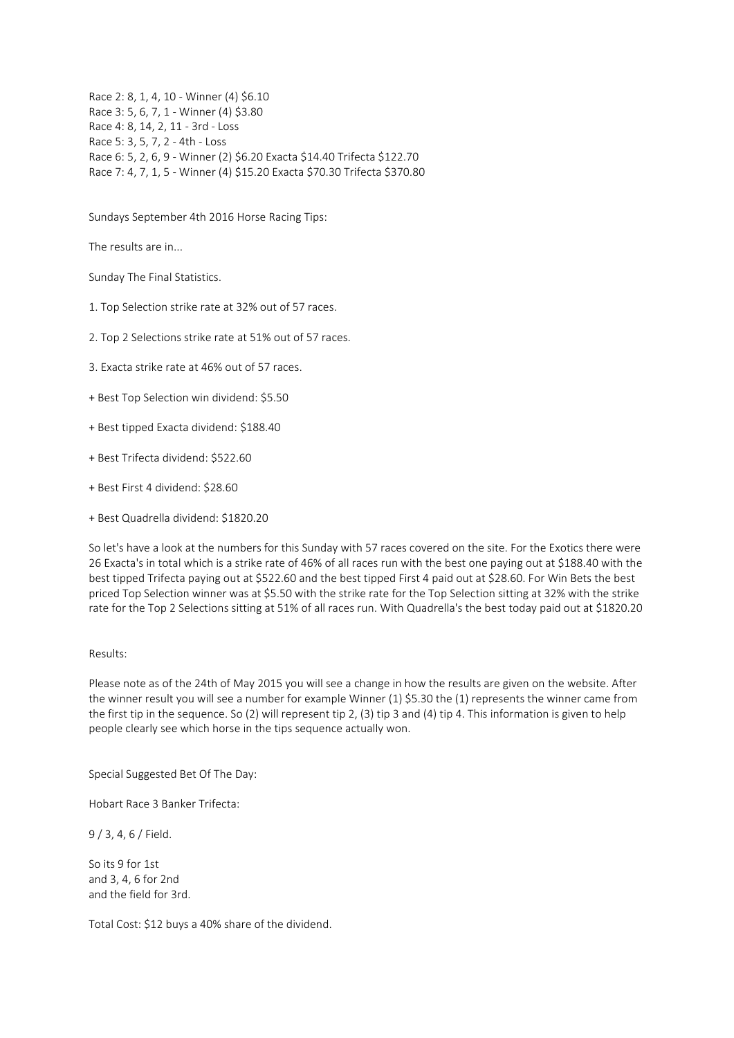Race 2: 8, 1, 4, 10 - Winner (4) $6.10
Race 3: 5, 6, 7, 1 - Winner (4) $3.80
Race 4: 8, 14, 2, 11 - 3rd - Loss
Race 5: 3, 5, 7, 2 - 4th - Loss
Race 6: 5, 2, 6, 9 - Winner (2) $6.20 Exacta $14.40 Trifecta $122.70
Race 7: 4, 7, 1, 5 - Winner (4) $15.20 Exacta $70.30 Trifecta $370.80

Sundays September 4th 2016 Horse Racing Tips:

The results are in...

Sunday The Final Statistics.

1. Top Selection strike rate at 32% out of 57 races.

2. Top 2 Selections strike rate at 51% out of 57 races.

3. Exacta strike rate at 46% out of 57 races.

+ Best Top Selection win dividend: $5.50

+ Best tipped Exacta dividend: $188.40

+ Best Trifecta dividend: $522.60

+ Best First 4 dividend: $28.60

+ Best Quadrella dividend: $1820.20

So let's have a look at the numbers for this Sunday with 57 races covered on the site. For the Exotics there were 26 Exacta's in total which is a strike rate of 46% of all races run with the best one paying out at $188.40 with the best tipped Trifecta paying out at $522.60 and the best tipped First 4 paid out at $28.60. For Win Bets the best priced Top Selection winner was at $5.50 with the strike rate for the Top Selection sitting at 32% with the strike rate for the Top 2 Selections sitting at 51% of all races run. With Quadrella's the best today paid out at $1820.20

Results:

Please note as of the 24th of May 2015 you will see a change in how the results are given on the website. After the winner result you will see a number for example Winner (1) $5.30 the (1) represents the winner came from the first tip in the sequence. So (2) will represent tip 2, (3) tip 3 and (4) tip 4. This information is given to help people clearly see which horse in the tips sequence actually won.

Special Suggested Bet Of The Day:

Hobart Race 3 Banker Trifecta:

9 / 3, 4, 6 / Field.

So its 9 for 1st
and 3, 4, 6 for 2nd
and the field for 3rd.

Total Cost: $12 buys a 40% share of the dividend.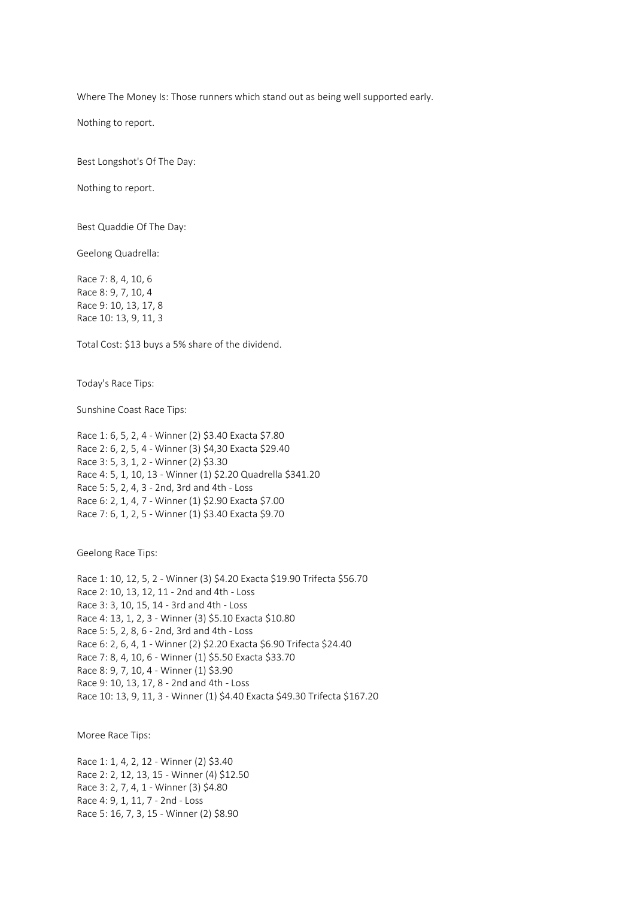Where The Money Is: Those runners which stand out as being well supported early.

Nothing to report.

Best Longshot's Of The Day:

Nothing to report.

Best Quaddie Of The Day:

Geelong Quadrella:

Race 7: 8, 4, 10, 6
Race 8: 9, 7, 10, 4
Race 9: 10, 13, 17, 8
Race 10: 13, 9, 11, 3

Total Cost: $13 buys a 5% share of the dividend.

Today's Race Tips:

Sunshine Coast Race Tips:

Race 1: 6, 5, 2, 4 - Winner (2) $3.40 Exacta $7.80
Race 2: 6, 2, 5, 4 - Winner (3) $4,30 Exacta $29.40
Race 3: 5, 3, 1, 2 - Winner (2) $3.30
Race 4: 5, 1, 10, 13 - Winner (1) $2.20 Quadrella $341.20
Race 5: 5, 2, 4, 3 - 2nd, 3rd and 4th - Loss
Race 6: 2, 1, 4, 7 - Winner (1) $2.90 Exacta $7.00
Race 7: 6, 1, 2, 5 - Winner (1) $3.40 Exacta $9.70

Geelong Race Tips:

Race 1: 10, 12, 5, 2 - Winner (3) $4.20 Exacta $19.90 Trifecta $56.70
Race 2: 10, 13, 12, 11 - 2nd and 4th - Loss
Race 3: 3, 10, 15, 14 - 3rd and 4th - Loss
Race 4: 13, 1, 2, 3 - Winner (3) $5.10 Exacta $10.80
Race 5: 5, 2, 8, 6 - 2nd, 3rd and 4th - Loss
Race 6: 2, 6, 4, 1 - Winner (2) $2.20 Exacta $6.90 Trifecta $24.40
Race 7: 8, 4, 10, 6 - Winner (1) $5.50 Exacta $33.70
Race 8: 9, 7, 10, 4 - Winner (1) $3.90
Race 9: 10, 13, 17, 8 - 2nd and 4th - Loss
Race 10: 13, 9, 11, 3 - Winner (1) $4.40 Exacta $49.30 Trifecta $167.20

Moree Race Tips:

Race 1: 1, 4, 2, 12 - Winner (2) $3.40
Race 2: 2, 12, 13, 15 - Winner (4) $12.50
Race 3: 2, 7, 4, 1 - Winner (3) $4.80
Race 4: 9, 1, 11, 7 - 2nd - Loss
Race 5: 16, 7, 3, 15 - Winner (2) $8.90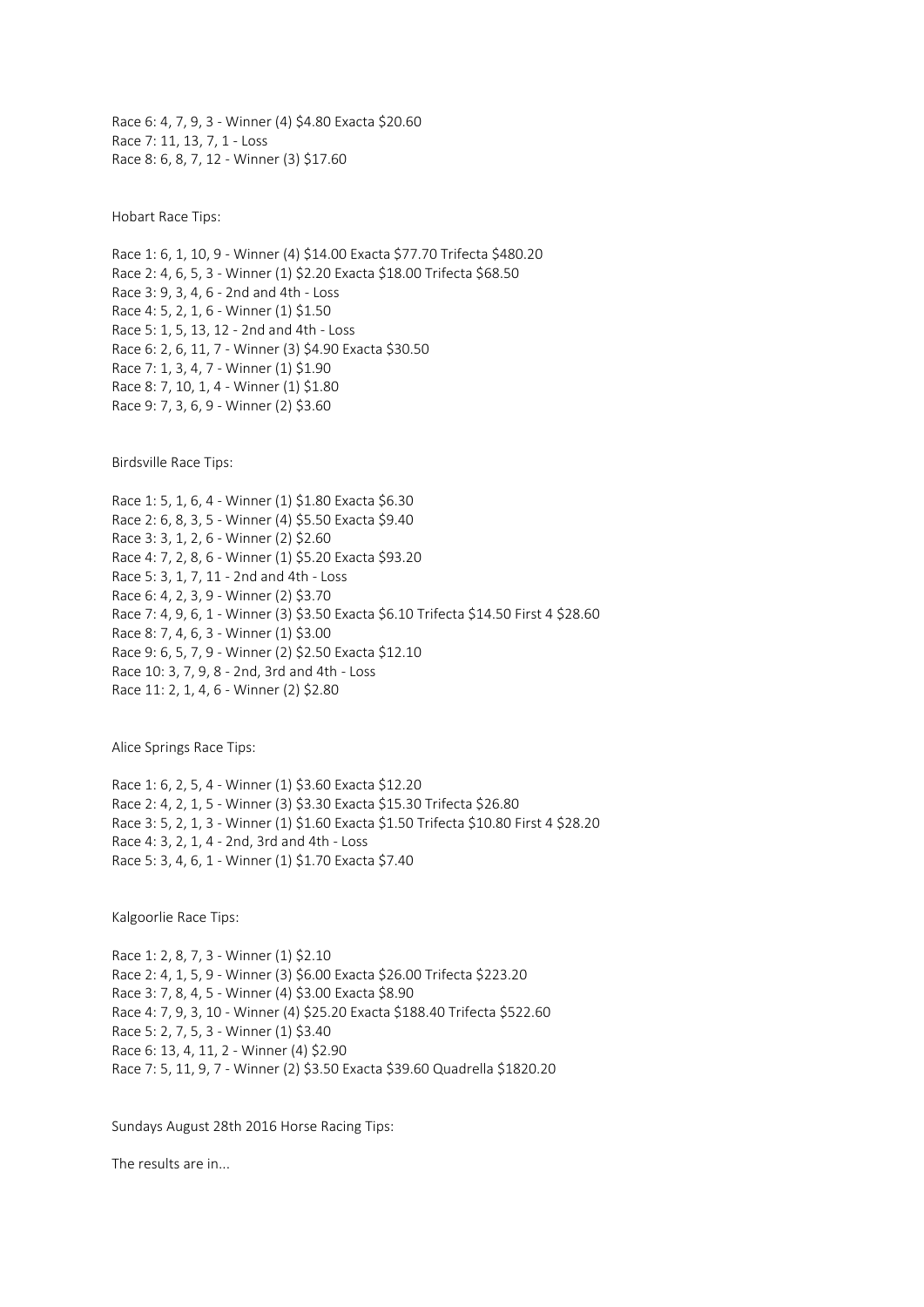Race 6: 4, 7, 9, 3 - Winner (4) $4.80 Exacta $20.60
Race 7: 11, 13, 7, 1 - Loss
Race 8: 6, 8, 7, 12 - Winner (3) $17.60

Hobart Race Tips:

Race 1: 6, 1, 10, 9 - Winner (4) $14.00 Exacta $77.70 Trifecta $480.20
Race 2: 4, 6, 5, 3 - Winner (1) $2.20 Exacta $18.00 Trifecta $68.50
Race 3: 9, 3, 4, 6 - 2nd and 4th - Loss
Race 4: 5, 2, 1, 6 - Winner (1) $1.50
Race 5: 1, 5, 13, 12 - 2nd and 4th - Loss
Race 6: 2, 6, 11, 7 - Winner (3) $4.90 Exacta $30.50
Race 7: 1, 3, 4, 7 - Winner (1) $1.90
Race 8: 7, 10, 1, 4 - Winner (1) $1.80
Race 9: 7, 3, 6, 9 - Winner (2) $3.60

Birdsville Race Tips:

Race 1: 5, 1, 6, 4 - Winner (1) $1.80 Exacta $6.30
Race 2: 6, 8, 3, 5 - Winner (4) $5.50 Exacta $9.40
Race 3: 3, 1, 2, 6 - Winner (2) $2.60
Race 4: 7, 2, 8, 6 - Winner (1) $5.20 Exacta $93.20
Race 5: 3, 1, 7, 11 - 2nd and 4th - Loss
Race 6: 4, 2, 3, 9 - Winner (2) $3.70
Race 7: 4, 9, 6, 1 - Winner (3) $3.50 Exacta $6.10 Trifecta $14.50 First 4 $28.60
Race 8: 7, 4, 6, 3 - Winner (1) $3.00
Race 9: 6, 5, 7, 9 - Winner (2) $2.50 Exacta $12.10
Race 10: 3, 7, 9, 8 - 2nd, 3rd and 4th - Loss
Race 11: 2, 1, 4, 6 - Winner (2) $2.80

Alice Springs Race Tips:

Race 1: 6, 2, 5, 4 - Winner (1) $3.60 Exacta $12.20
Race 2: 4, 2, 1, 5 - Winner (3) $3.30 Exacta $15.30 Trifecta $26.80
Race 3: 5, 2, 1, 3 - Winner (1) $1.60 Exacta $1.50 Trifecta $10.80 First 4 $28.20
Race 4: 3, 2, 1, 4 - 2nd, 3rd and 4th - Loss
Race 5: 3, 4, 6, 1 - Winner (1) $1.70 Exacta $7.40

Kalgoorlie Race Tips:

Race 1: 2, 8, 7, 3 - Winner (1) $2.10
Race 2: 4, 1, 5, 9 - Winner (3) $6.00 Exacta $26.00 Trifecta $223.20
Race 3: 7, 8, 4, 5 - Winner (4) $3.00 Exacta $8.90
Race 4: 7, 9, 3, 10 - Winner (4) $25.20 Exacta $188.40 Trifecta $522.60
Race 5: 2, 7, 5, 3 - Winner (1) $3.40
Race 6: 13, 4, 11, 2 - Winner (4) $2.90
Race 7: 5, 11, 9, 7 - Winner (2) $3.50 Exacta $39.60 Quadrella $1820.20

Sundays August 28th 2016 Horse Racing Tips:

The results are in...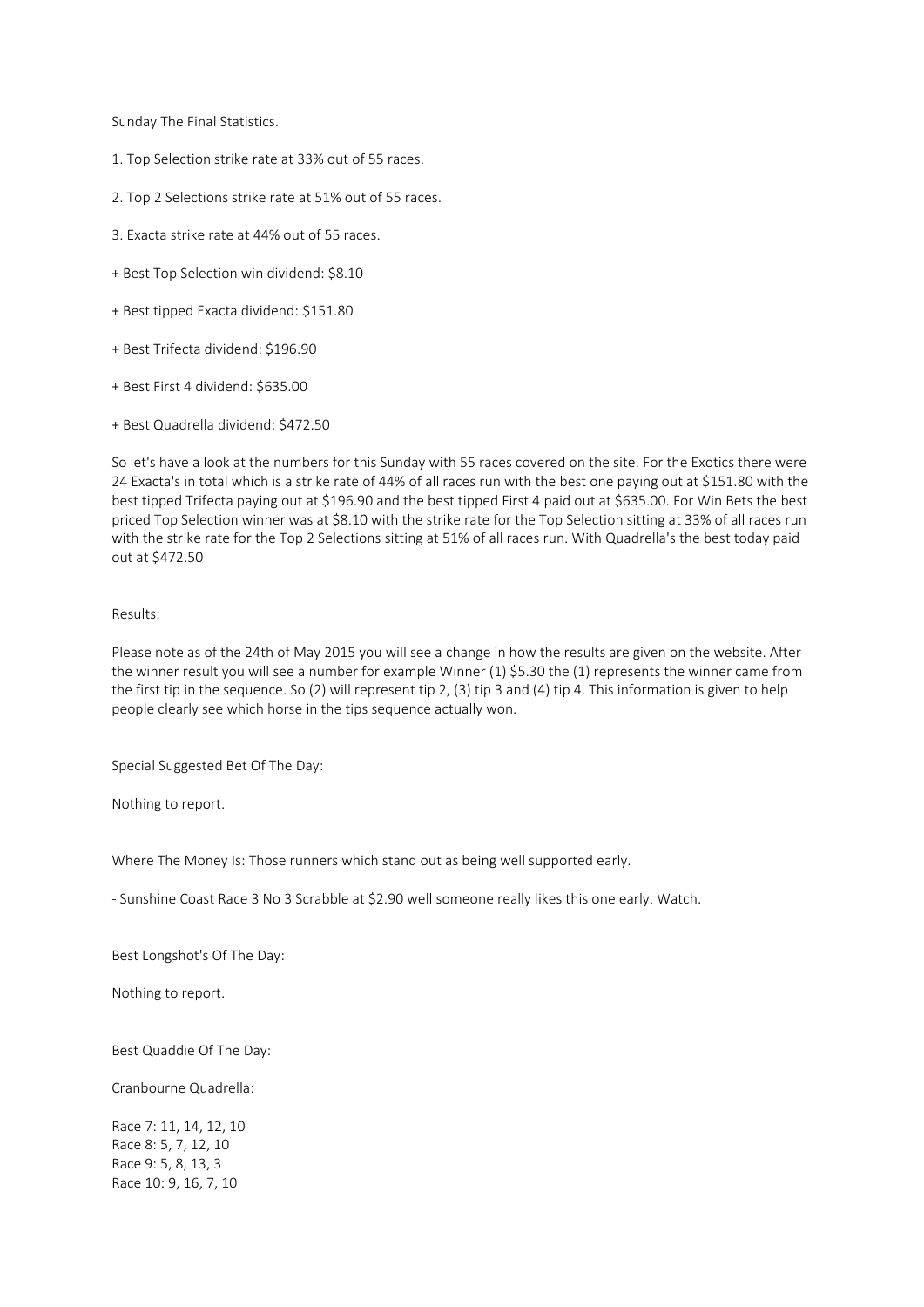Sunday The Final Statistics.

1. Top Selection strike rate at 33% out of 55 races.

2. Top 2 Selections strike rate at 51% out of 55 races.

3. Exacta strike rate at 44% out of 55 races.

+ Best Top Selection win dividend: $8.10

+ Best tipped Exacta dividend: $151.80

+ Best Trifecta dividend: $196.90

+ Best First 4 dividend: $635.00

+ Best Quadrella dividend: $472.50

So let's have a look at the numbers for this Sunday with 55 races covered on the site. For the Exotics there were 24 Exacta's in total which is a strike rate of 44% of all races run with the best one paying out at $151.80 with the best tipped Trifecta paying out at $196.90 and the best tipped First 4 paid out at $635.00. For Win Bets the best priced Top Selection winner was at $8.10 with the strike rate for the Top Selection sitting at 33% of all races run with the strike rate for the Top 2 Selections sitting at 51% of all races run. With Quadrella's the best today paid out at $472.50

Results:

Please note as of the 24th of May 2015 you will see a change in how the results are given on the website. After the winner result you will see a number for example Winner (1) $5.30 the (1) represents the winner came from the first tip in the sequence. So (2) will represent tip 2, (3) tip 3 and (4) tip 4. This information is given to help people clearly see which horse in the tips sequence actually won.

Special Suggested Bet Of The Day:

Nothing to report.

Where The Money Is: Those runners which stand out as being well supported early.

- Sunshine Coast Race 3 No 3 Scrabble at $2.90 well someone really likes this one early. Watch.

Best Longshot's Of The Day:

Nothing to report.

Best Quaddie Of The Day:

Cranbourne Quadrella:

Race 7: 11, 14, 12, 10
Race 8: 5, 7, 12, 10
Race 9: 5, 8, 13, 3
Race 10: 9, 16, 7, 10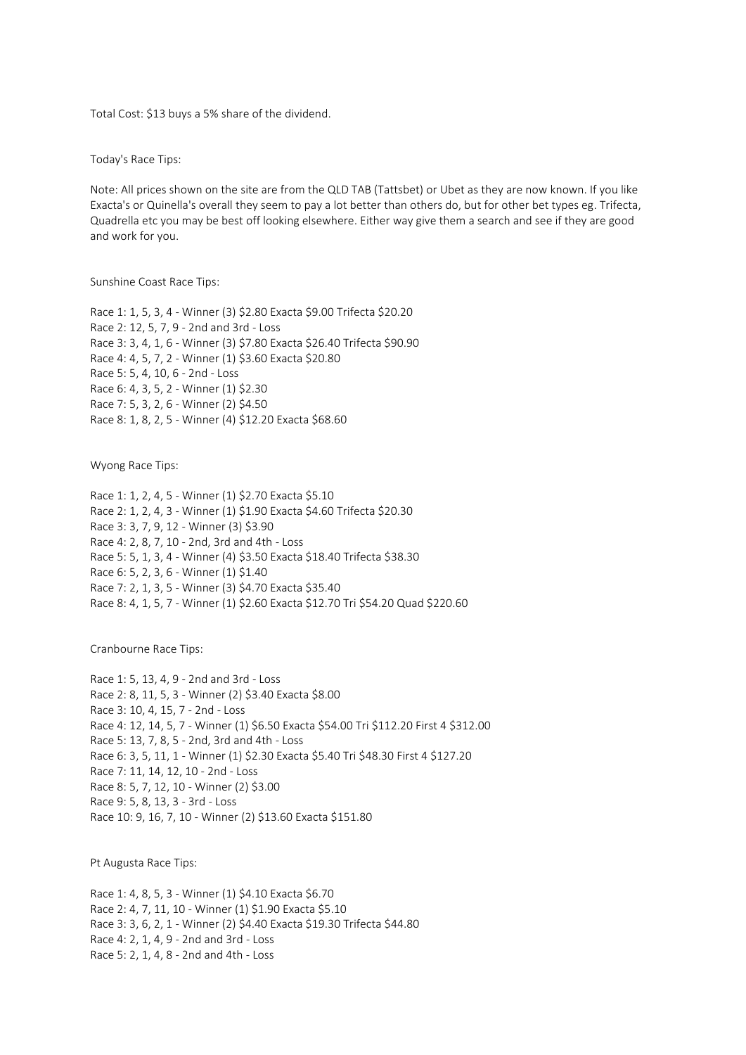Total Cost: $13 buys a 5% share of the dividend.

Today's Race Tips:

Note: All prices shown on the site are from the QLD TAB (Tattsbet) or Ubet as they are now known. If you like Exacta's or Quinella's overall they seem to pay a lot better than others do, but for other bet types eg. Trifecta, Quadrella etc you may be best off looking elsewhere. Either way give them a search and see if they are good and work for you.

Sunshine Coast Race Tips:

Race 1: 1, 5, 3, 4 - Winner (3) $2.80 Exacta $9.00 Trifecta $20.20
Race 2: 12, 5, 7, 9 - 2nd and 3rd - Loss
Race 3: 3, 4, 1, 6 - Winner (3) $7.80 Exacta $26.40 Trifecta $90.90
Race 4: 4, 5, 7, 2 - Winner (1) $3.60 Exacta $20.80
Race 5: 5, 4, 10, 6 - 2nd - Loss
Race 6: 4, 3, 5, 2 - Winner (1) $2.30
Race 7: 5, 3, 2, 6 - Winner (2) $4.50
Race 8: 1, 8, 2, 5 - Winner (4) $12.20 Exacta $68.60

Wyong Race Tips:

Race 1: 1, 2, 4, 5 - Winner (1) $2.70 Exacta $5.10
Race 2: 1, 2, 4, 3 - Winner (1) $1.90 Exacta $4.60 Trifecta $20.30
Race 3: 3, 7, 9, 12 - Winner (3) $3.90
Race 4: 2, 8, 7, 10 - 2nd, 3rd and 4th - Loss
Race 5: 5, 1, 3, 4 - Winner (4) $3.50 Exacta $18.40 Trifecta $38.30
Race 6: 5, 2, 3, 6 - Winner (1) $1.40
Race 7: 2, 1, 3, 5 - Winner (3) $4.70 Exacta $35.40
Race 8: 4, 1, 5, 7 - Winner (1) $2.60 Exacta $12.70 Tri $54.20 Quad $220.60

Cranbourne Race Tips:

Race 1: 5, 13, 4, 9 - 2nd and 3rd - Loss
Race 2: 8, 11, 5, 3 - Winner (2) $3.40 Exacta $8.00
Race 3: 10, 4, 15, 7 - 2nd - Loss
Race 4: 12, 14, 5, 7 - Winner (1) $6.50 Exacta $54.00 Tri $112.20 First 4 $312.00
Race 5: 13, 7, 8, 5 - 2nd, 3rd and 4th - Loss
Race 6: 3, 5, 11, 1 - Winner (1) $2.30 Exacta $5.40 Tri $48.30 First 4 $127.20
Race 7: 11, 14, 12, 10 - 2nd - Loss
Race 8: 5, 7, 12, 10 - Winner (2) $3.00
Race 9: 5, 8, 13, 3 - 3rd - Loss
Race 10: 9, 16, 7, 10 - Winner (2) $13.60 Exacta $151.80

Pt Augusta Race Tips:

Race 1: 4, 8, 5, 3 - Winner (1) $4.10 Exacta $6.70
Race 2: 4, 7, 11, 10 - Winner (1) $1.90 Exacta $5.10
Race 3: 3, 6, 2, 1 - Winner (2) $4.40 Exacta $19.30 Trifecta $44.80
Race 4: 2, 1, 4, 9 - 2nd and 3rd - Loss
Race 5: 2, 1, 4, 8 - 2nd and 4th - Loss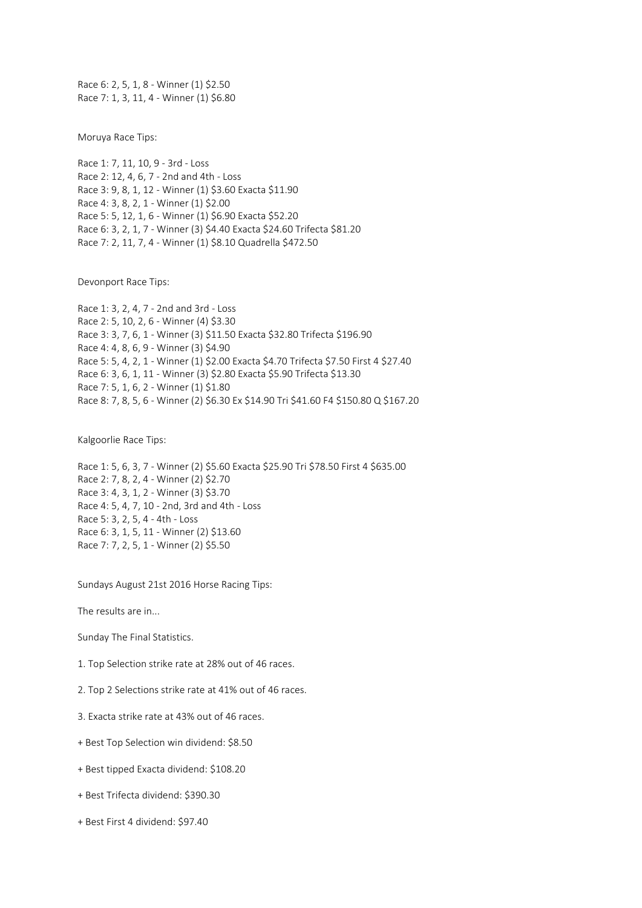Race 6: 2, 5, 1, 8 - Winner (1) $2.50
Race 7: 1, 3, 11, 4 - Winner (1) $6.80

Moruya Race Tips:

Race 1: 7, 11, 10, 9 - 3rd - Loss
Race 2: 12, 4, 6, 7 - 2nd and 4th - Loss
Race 3: 9, 8, 1, 12 - Winner (1) $3.60 Exacta $11.90
Race 4: 3, 8, 2, 1 - Winner (1) $2.00
Race 5: 5, 12, 1, 6 - Winner (1) $6.90 Exacta $52.20
Race 6: 3, 2, 1, 7 - Winner (3) $4.40 Exacta $24.60 Trifecta $81.20
Race 7: 2, 11, 7, 4 - Winner (1) $8.10 Quadrella $472.50

Devonport Race Tips:

Race 1: 3, 2, 4, 7 - 2nd and 3rd - Loss
Race 2: 5, 10, 2, 6 - Winner (4) $3.30
Race 3: 3, 7, 6, 1 - Winner (3) $11.50 Exacta $32.80 Trifecta $196.90
Race 4: 4, 8, 6, 9 - Winner (3) $4.90
Race 5: 5, 4, 2, 1 - Winner (1) $2.00 Exacta $4.70 Trifecta $7.50 First 4 $27.40
Race 6: 3, 6, 1, 11 - Winner (3) $2.80 Exacta $5.90 Trifecta $13.30
Race 7: 5, 1, 6, 2 - Winner (1) $1.80
Race 8: 7, 8, 5, 6 - Winner (2) $6.30 Ex $14.90 Tri $41.60 F4 $150.80 Q $167.20

Kalgoorlie Race Tips:

Race 1: 5, 6, 3, 7 - Winner (2) $5.60 Exacta $25.90 Tri $78.50 First 4 $635.00
Race 2: 7, 8, 2, 4 - Winner (2) $2.70
Race 3: 4, 3, 1, 2 - Winner (3) $3.70
Race 4: 5, 4, 7, 10 - 2nd, 3rd and 4th - Loss
Race 5: 3, 2, 5, 4 - 4th - Loss
Race 6: 3, 1, 5, 11 - Winner (2) $13.60
Race 7: 7, 2, 5, 1 - Winner (2) $5.50

Sundays August 21st 2016 Horse Racing Tips:

The results are in...

Sunday The Final Statistics.

1. Top Selection strike rate at 28% out of 46 races.

2. Top 2 Selections strike rate at 41% out of 46 races.

3. Exacta strike rate at 43% out of 46 races.

+ Best Top Selection win dividend: $8.50

+ Best tipped Exacta dividend: $108.20

+ Best Trifecta dividend: $390.30

+ Best First 4 dividend: $97.40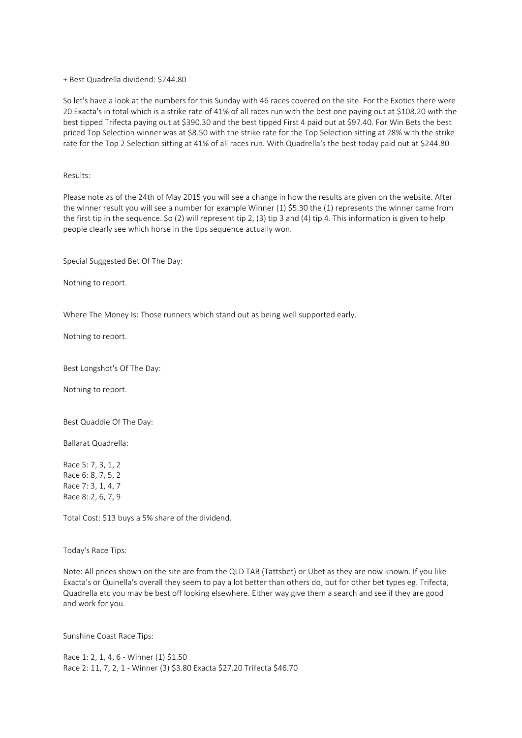+ Best Quadrella dividend: $244.80

So let's have a look at the numbers for this Sunday with 46 races covered on the site. For the Exotics there were 20 Exacta's in total which is a strike rate of 41% of all races run with the best one paying out at $108.20 with the best tipped Trifecta paying out at $390.30 and the best tipped First 4 paid out at $97.40. For Win Bets the best priced Top Selection winner was at $8.50 with the strike rate for the Top Selection sitting at 28% with the strike rate for the Top 2 Selection sitting at 41% of all races run. With Quadrella's the best today paid out at $244.80

Results:

Please note as of the 24th of May 2015 you will see a change in how the results are given on the website. After the winner result you will see a number for example Winner (1) $5.30 the (1) represents the winner came from the first tip in the sequence. So (2) will represent tip 2, (3) tip 3 and (4) tip 4. This information is given to help people clearly see which horse in the tips sequence actually won.

Special Suggested Bet Of The Day:

Nothing to report.

Where The Money Is: Those runners which stand out as being well supported early.

Nothing to report.

Best Longshot's Of The Day:

Nothing to report.

Best Quaddie Of The Day:

Ballarat Quadrella:

Race 5: 7, 3, 1, 2
Race 6: 8, 7, 5, 2
Race 7: 3, 1, 4, 7
Race 8: 2, 6, 7, 9

Total Cost: $13 buys a 5% share of the dividend.

Today's Race Tips:

Note: All prices shown on the site are from the QLD TAB (Tattsbet) or Ubet as they are now known. If you like Exacta's or Quinella's overall they seem to pay a lot better than others do, but for other bet types eg. Trifecta, Quadrella etc you may be best off looking elsewhere. Either way give them a search and see if they are good and work for you.

Sunshine Coast Race Tips:

Race 1: 2, 1, 4, 6 - Winner (1) $1.50
Race 2: 11, 7, 2, 1 - Winner (3) $3.80 Exacta $27.20 Trifecta $46.70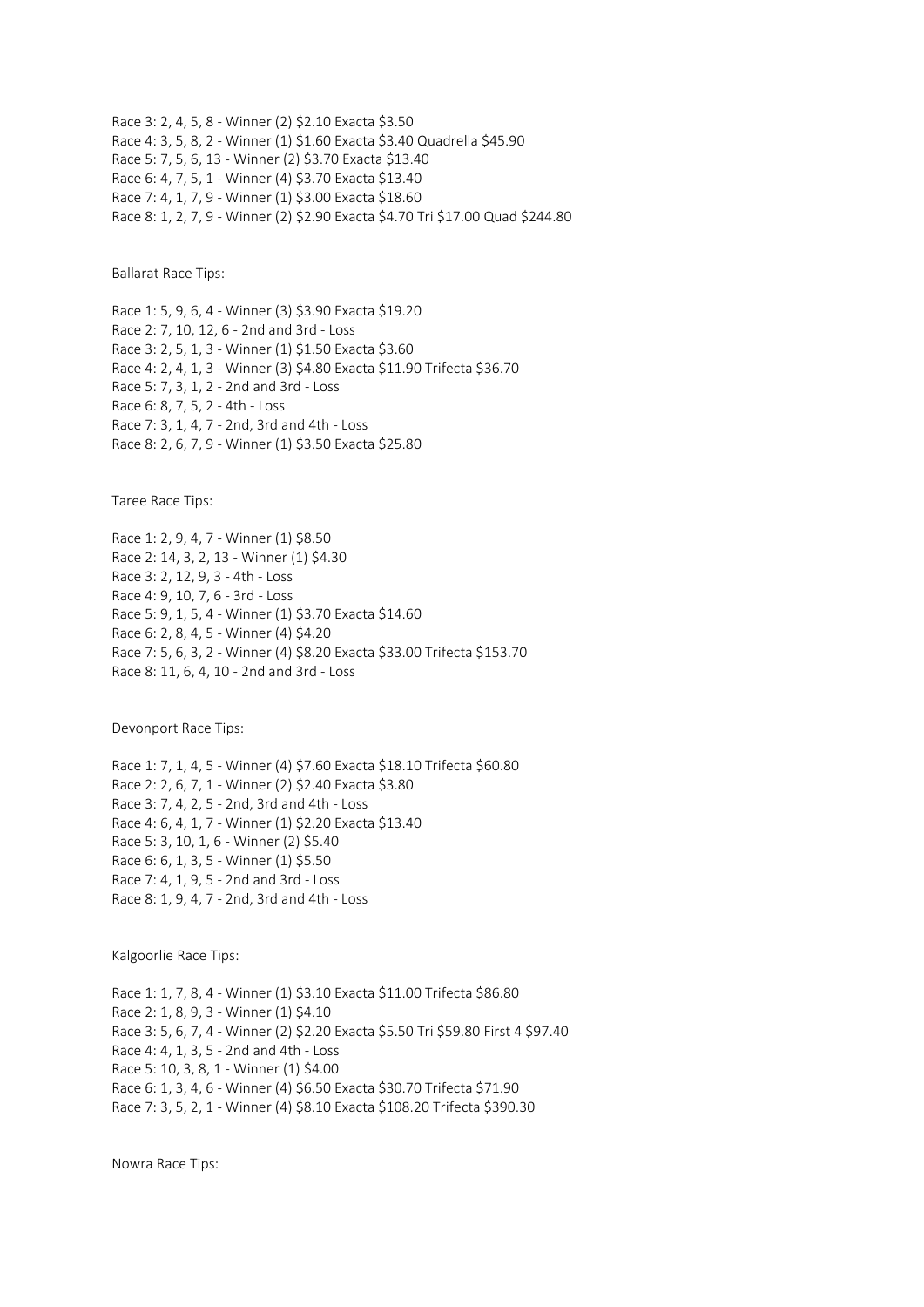Race 3: 2, 4, 5, 8 - Winner (2) $2.10 Exacta $3.50
Race 4: 3, 5, 8, 2 - Winner (1) $1.60 Exacta $3.40 Quadrella $45.90
Race 5: 7, 5, 6, 13 - Winner (2) $3.70 Exacta $13.40
Race 6: 4, 7, 5, 1 - Winner (4) $3.70 Exacta $13.40
Race 7: 4, 1, 7, 9 - Winner (1) $3.00 Exacta $18.60
Race 8: 1, 2, 7, 9 - Winner (2) $2.90 Exacta $4.70 Tri $17.00 Quad $244.80

Ballarat Race Tips:

Race 1: 5, 9, 6, 4 - Winner (3) $3.90 Exacta $19.20
Race 2: 7, 10, 12, 6 - 2nd and 3rd - Loss
Race 3: 2, 5, 1, 3 - Winner (1) $1.50 Exacta $3.60
Race 4: 2, 4, 1, 3 - Winner (3) $4.80 Exacta $11.90 Trifecta $36.70
Race 5: 7, 3, 1, 2 - 2nd and 3rd - Loss
Race 6: 8, 7, 5, 2 - 4th - Loss
Race 7: 3, 1, 4, 7 - 2nd, 3rd and 4th - Loss
Race 8: 2, 6, 7, 9 - Winner (1) $3.50 Exacta $25.80

Taree Race Tips:

Race 1: 2, 9, 4, 7 - Winner (1) $8.50
Race 2: 14, 3, 2, 13 - Winner (1) $4.30
Race 3: 2, 12, 9, 3 - 4th - Loss
Race 4: 9, 10, 7, 6 - 3rd - Loss
Race 5: 9, 1, 5, 4 - Winner (1) $3.70 Exacta $14.60
Race 6: 2, 8, 4, 5 - Winner (4) $4.20
Race 7: 5, 6, 3, 2 - Winner (4) $8.20 Exacta $33.00 Trifecta $153.70
Race 8: 11, 6, 4, 10 - 2nd and 3rd - Loss

Devonport Race Tips:

Race 1: 7, 1, 4, 5 - Winner (4) $7.60 Exacta $18.10 Trifecta $60.80
Race 2: 2, 6, 7, 1 - Winner (2) $2.40 Exacta $3.80
Race 3: 7, 4, 2, 5 - 2nd, 3rd and 4th - Loss
Race 4: 6, 4, 1, 7 - Winner (1) $2.20 Exacta $13.40
Race 5: 3, 10, 1, 6 - Winner (2) $5.40
Race 6: 6, 1, 3, 5 - Winner (1) $5.50
Race 7: 4, 1, 9, 5 - 2nd and 3rd - Loss
Race 8: 1, 9, 4, 7 - 2nd, 3rd and 4th - Loss

Kalgoorlie Race Tips:

Race 1: 1, 7, 8, 4 - Winner (1) $3.10 Exacta $11.00 Trifecta $86.80
Race 2: 1, 8, 9, 3 - Winner (1) $4.10
Race 3: 5, 6, 7, 4 - Winner (2) $2.20 Exacta $5.50 Tri $59.80 First 4 $97.40
Race 4: 4, 1, 3, 5 - 2nd and 4th - Loss
Race 5: 10, 3, 8, 1 - Winner (1) $4.00
Race 6: 1, 3, 4, 6 - Winner (4) $6.50 Exacta $30.70 Trifecta $71.90
Race 7: 3, 5, 2, 1 - Winner (4) $8.10 Exacta $108.20 Trifecta $390.30

Nowra Race Tips: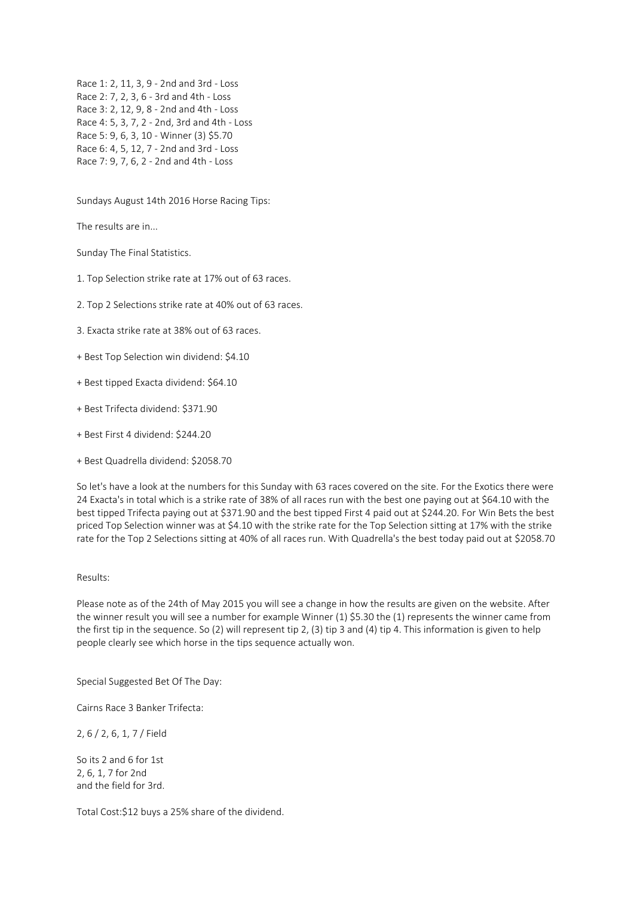Race 1: 2, 11, 3, 9 - 2nd and 3rd - Loss
Race 2: 7, 2, 3, 6 - 3rd and 4th - Loss
Race 3: 2, 12, 9, 8 - 2nd and 4th - Loss
Race 4: 5, 3, 7, 2 - 2nd, 3rd and 4th - Loss
Race 5: 9, 6, 3, 10 - Winner (3) $5.70
Race 6: 4, 5, 12, 7 - 2nd and 3rd - Loss
Race 7: 9, 7, 6, 2 - 2nd and 4th - Loss

Sundays August 14th 2016 Horse Racing Tips:

The results are in...

Sunday The Final Statistics.

1. Top Selection strike rate at 17% out of 63 races.

2. Top 2 Selections strike rate at 40% out of 63 races.

3. Exacta strike rate at 38% out of 63 races.

+ Best Top Selection win dividend: $4.10

+ Best tipped Exacta dividend: $64.10

+ Best Trifecta dividend: $371.90

+ Best First 4 dividend: $244.20

+ Best Quadrella dividend: $2058.70

So let's have a look at the numbers for this Sunday with 63 races covered on the site. For the Exotics there were 24 Exacta's in total which is a strike rate of 38% of all races run with the best one paying out at $64.10 with the best tipped Trifecta paying out at $371.90 and the best tipped First 4 paid out at $244.20. For Win Bets the best priced Top Selection winner was at $4.10 with the strike rate for the Top Selection sitting at 17% with the strike rate for the Top 2 Selections sitting at 40% of all races run. With Quadrella's the best today paid out at $2058.70

Results:

Please note as of the 24th of May 2015 you will see a change in how the results are given on the website. After the winner result you will see a number for example Winner (1) $5.30 the (1) represents the winner came from the first tip in the sequence. So (2) will represent tip 2, (3) tip 3 and (4) tip 4. This information is given to help people clearly see which horse in the tips sequence actually won.

Special Suggested Bet Of The Day:

Cairns Race 3 Banker Trifecta:

2, 6 / 2, 6, 1, 7 / Field

So its 2 and 6 for 1st
2, 6, 1, 7 for 2nd
and the field for 3rd.

Total Cost:$12 buys a 25% share of the dividend.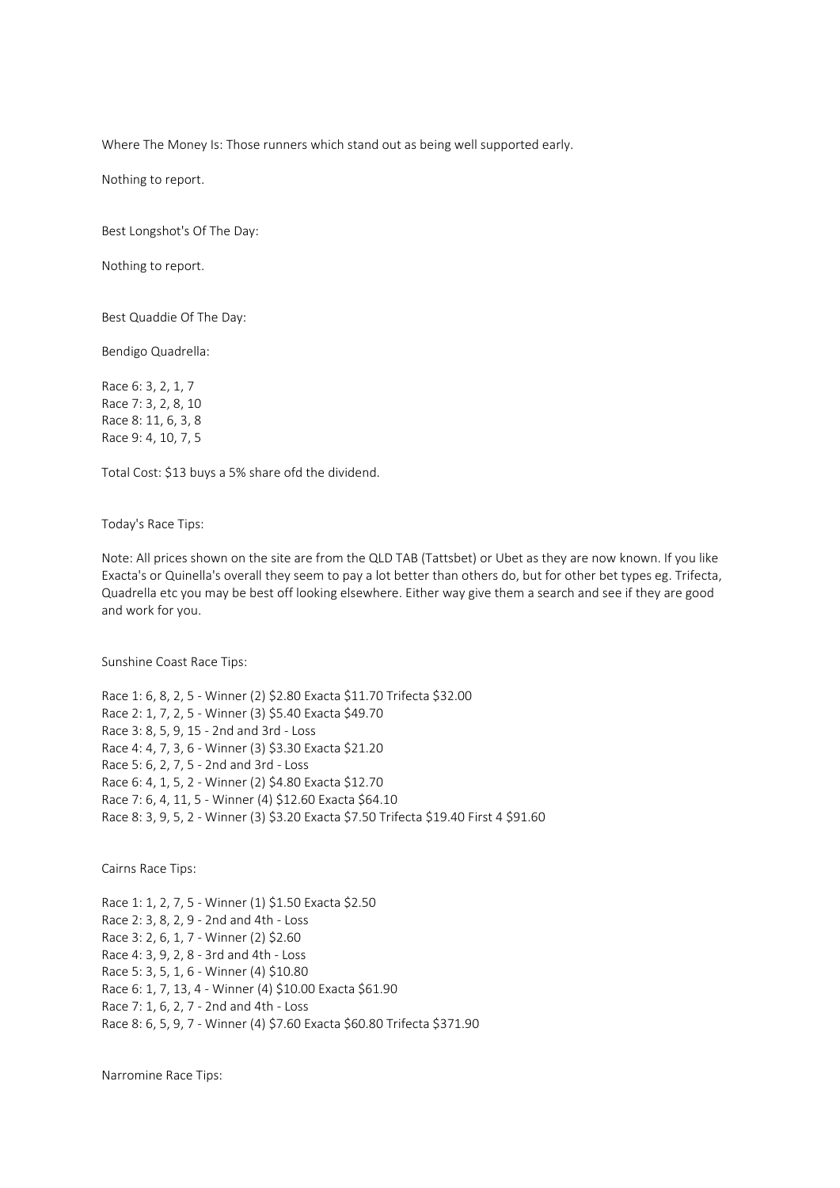Where The Money Is: Those runners which stand out as being well supported early.

Nothing to report.

Best Longshot's Of The Day:

Nothing to report.

Best Quaddie Of The Day:

Bendigo Quadrella:

Race 6: 3, 2, 1, 7
Race 7: 3, 2, 8, 10
Race 8: 11, 6, 3, 8
Race 9: 4, 10, 7, 5

Total Cost: $13 buys a 5% share ofd the dividend.

Today's Race Tips:

Note: All prices shown on the site are from the QLD TAB (Tattsbet) or Ubet as they are now known. If you like Exacta's or Quinella's overall they seem to pay a lot better than others do, but for other bet types eg. Trifecta, Quadrella etc you may be best off looking elsewhere. Either way give them a search and see if they are good and work for you.

Sunshine Coast Race Tips:

Race 1: 6, 8, 2, 5 - Winner (2) $2.80 Exacta $11.70 Trifecta $32.00
Race 2: 1, 7, 2, 5 - Winner (3) $5.40 Exacta $49.70
Race 3: 8, 5, 9, 15 - 2nd and 3rd - Loss
Race 4: 4, 7, 3, 6 - Winner (3) $3.30 Exacta $21.20
Race 5: 6, 2, 7, 5 - 2nd and 3rd - Loss
Race 6: 4, 1, 5, 2 - Winner (2) $4.80 Exacta $12.70
Race 7: 6, 4, 11, 5 - Winner (4) $12.60 Exacta $64.10
Race 8: 3, 9, 5, 2 - Winner (3) $3.20 Exacta $7.50 Trifecta $19.40 First 4 $91.60

Cairns Race Tips:

Race 1: 1, 2, 7, 5 - Winner (1) $1.50 Exacta $2.50
Race 2: 3, 8, 2, 9 - 2nd and 4th - Loss
Race 3: 2, 6, 1, 7 - Winner (2) $2.60
Race 4: 3, 9, 2, 8 - 3rd and 4th - Loss
Race 5: 3, 5, 1, 6 - Winner (4) $10.80
Race 6: 1, 7, 13, 4 - Winner (4) $10.00 Exacta $61.90
Race 7: 1, 6, 2, 7 - 2nd and 4th - Loss
Race 8: 6, 5, 9, 7 - Winner (4) $7.60 Exacta $60.80 Trifecta $371.90

Narromine Race Tips: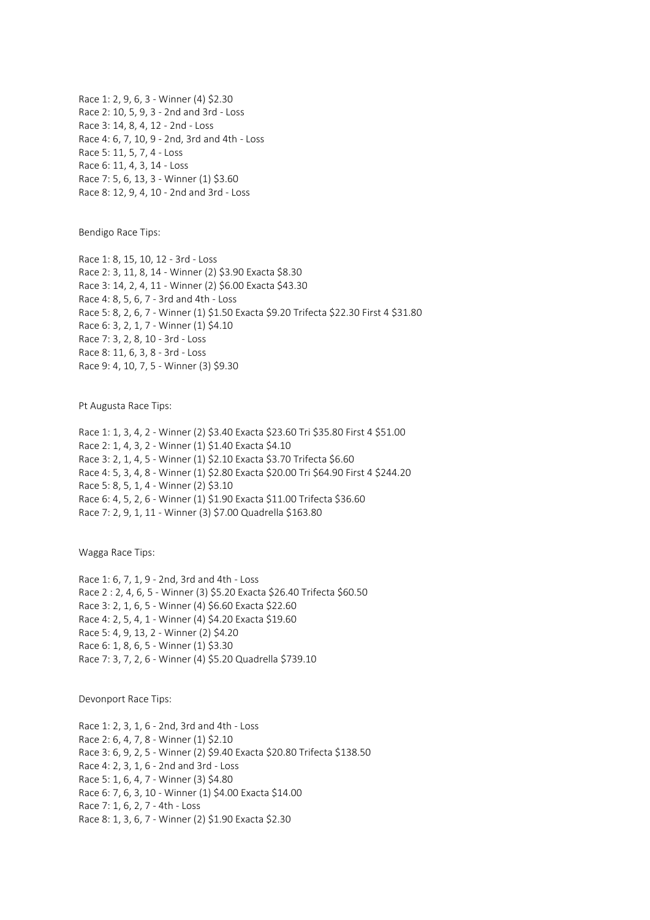Race 1: 2, 9, 6, 3 - Winner (4) $2.30
Race 2: 10, 5, 9, 3 - 2nd and 3rd - Loss
Race 3: 14, 8, 4, 12 - 2nd - Loss
Race 4: 6, 7, 10, 9 - 2nd, 3rd and 4th - Loss
Race 5: 11, 5, 7, 4 - Loss
Race 6: 11, 4, 3, 14 - Loss
Race 7: 5, 6, 13, 3 - Winner (1) $3.60
Race 8: 12, 9, 4, 10 - 2nd and 3rd - Loss

Bendigo Race Tips:

Race 1: 8, 15, 10, 12 - 3rd - Loss
Race 2: 3, 11, 8, 14 - Winner (2) $3.90 Exacta $8.30
Race 3: 14, 2, 4, 11 - Winner (2) $6.00 Exacta $43.30
Race 4: 8, 5, 6, 7 - 3rd and 4th - Loss
Race 5: 8, 2, 6, 7 - Winner (1) $1.50 Exacta $9.20 Trifecta $22.30 First 4 $31.80
Race 6: 3, 2, 1, 7 - Winner (1) $4.10
Race 7: 3, 2, 8, 10 - 3rd - Loss
Race 8: 11, 6, 3, 8 - 3rd - Loss
Race 9: 4, 10, 7, 5 - Winner (3) $9.30

Pt Augusta Race Tips:

Race 1: 1, 3, 4, 2 - Winner (2) $3.40 Exacta $23.60 Tri $35.80 First 4 $51.00
Race 2: 1, 4, 3, 2 - Winner (1) $1.40 Exacta $4.10
Race 3: 2, 1, 4, 5 - Winner (1) $2.10 Exacta $3.70 Trifecta $6.60
Race 4: 5, 3, 4, 8 - Winner (1) $2.80 Exacta $20.00 Tri $64.90 First 4 $244.20
Race 5: 8, 5, 1, 4 - Winner (2) $3.10
Race 6: 4, 5, 2, 6 - Winner (1) $1.90 Exacta $11.00 Trifecta $36.60
Race 7: 2, 9, 1, 11 - Winner (3) $7.00 Quadrella $163.80

Wagga Race Tips:

Race 1: 6, 7, 1, 9 - 2nd, 3rd and 4th - Loss
Race 2 : 2, 4, 6, 5 - Winner (3) $5.20 Exacta $26.40 Trifecta $60.50
Race 3: 2, 1, 6, 5 - Winner (4) $6.60 Exacta $22.60
Race 4: 2, 5, 4, 1 - Winner (4) $4.20 Exacta $19.60
Race 5: 4, 9, 13, 2 - Winner (2) $4.20
Race 6: 1, 8, 6, 5 - Winner (1) $3.30
Race 7: 3, 7, 2, 6 - Winner (4) $5.20 Quadrella $739.10

Devonport Race Tips:

Race 1: 2, 3, 1, 6 - 2nd, 3rd and 4th - Loss
Race 2: 6, 4, 7, 8 - Winner (1) $2.10
Race 3: 6, 9, 2, 5 - Winner (2) $9.40 Exacta $20.80 Trifecta $138.50
Race 4: 2, 3, 1, 6 - 2nd and 3rd - Loss
Race 5: 1, 6, 4, 7 - Winner (3) $4.80
Race 6: 7, 6, 3, 10 - Winner (1) $4.00 Exacta $14.00
Race 7: 1, 6, 2, 7 - 4th - Loss
Race 8: 1, 3, 6, 7 - Winner (2) $1.90 Exacta $2.30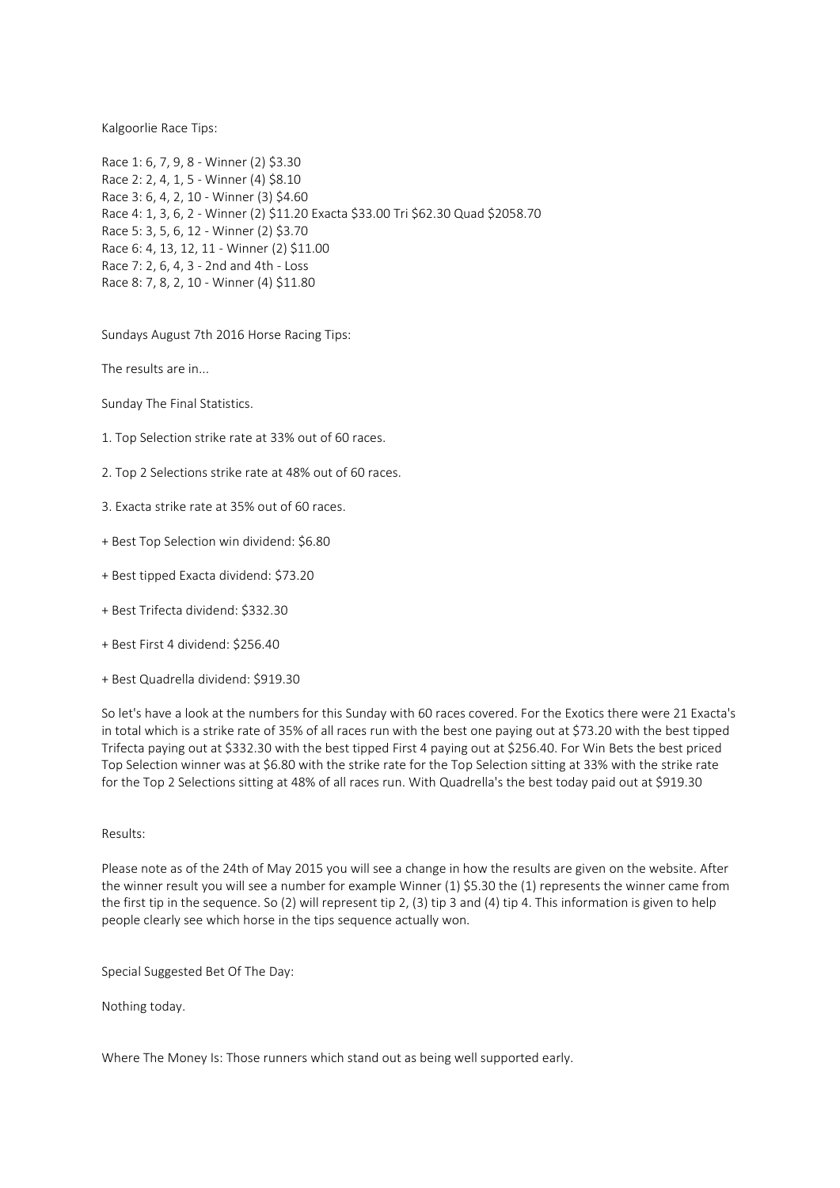Kalgoorlie Race Tips:

Race 1: 6, 7, 9, 8 - Winner (2) $3.30
Race 2: 2, 4, 1, 5 - Winner (4) $8.10
Race 3: 6, 4, 2, 10 - Winner (3) $4.60
Race 4: 1, 3, 6, 2 - Winner (2) $11.20 Exacta $33.00 Tri $62.30 Quad $2058.70
Race 5: 3, 5, 6, 12 - Winner (2) $3.70
Race 6: 4, 13, 12, 11 - Winner (2) $11.00
Race 7: 2, 6, 4, 3 - 2nd and 4th - Loss
Race 8: 7, 8, 2, 10 - Winner (4) $11.80

Sundays August 7th 2016 Horse Racing Tips:

The results are in...

Sunday The Final Statistics.

1. Top Selection strike rate at 33% out of 60 races.

2. Top 2 Selections strike rate at 48% out of 60 races.

3. Exacta strike rate at 35% out of 60 races.

+ Best Top Selection win dividend: $6.80

+ Best tipped Exacta dividend: $73.20

+ Best Trifecta dividend: $332.30

+ Best First 4 dividend: $256.40

+ Best Quadrella dividend: $919.30

So let's have a look at the numbers for this Sunday with 60 races covered. For the Exotics there were 21 Exacta's in total which is a strike rate of 35% of all races run with the best one paying out at $73.20 with the best tipped Trifecta paying out at $332.30 with the best tipped First 4 paying out at $256.40. For Win Bets the best priced Top Selection winner was at $6.80 with the strike rate for the Top Selection sitting at 33% with the strike rate for the Top 2 Selections sitting at 48% of all races run. With Quadrella's the best today paid out at $919.30

Results:

Please note as of the 24th of May 2015 you will see a change in how the results are given on the website. After the winner result you will see a number for example Winner (1) $5.30 the (1) represents the winner came from the first tip in the sequence. So (2) will represent tip 2, (3) tip 3 and (4) tip 4. This information is given to help people clearly see which horse in the tips sequence actually won.

Special Suggested Bet Of The Day:

Nothing today.

Where The Money Is: Those runners which stand out as being well supported early.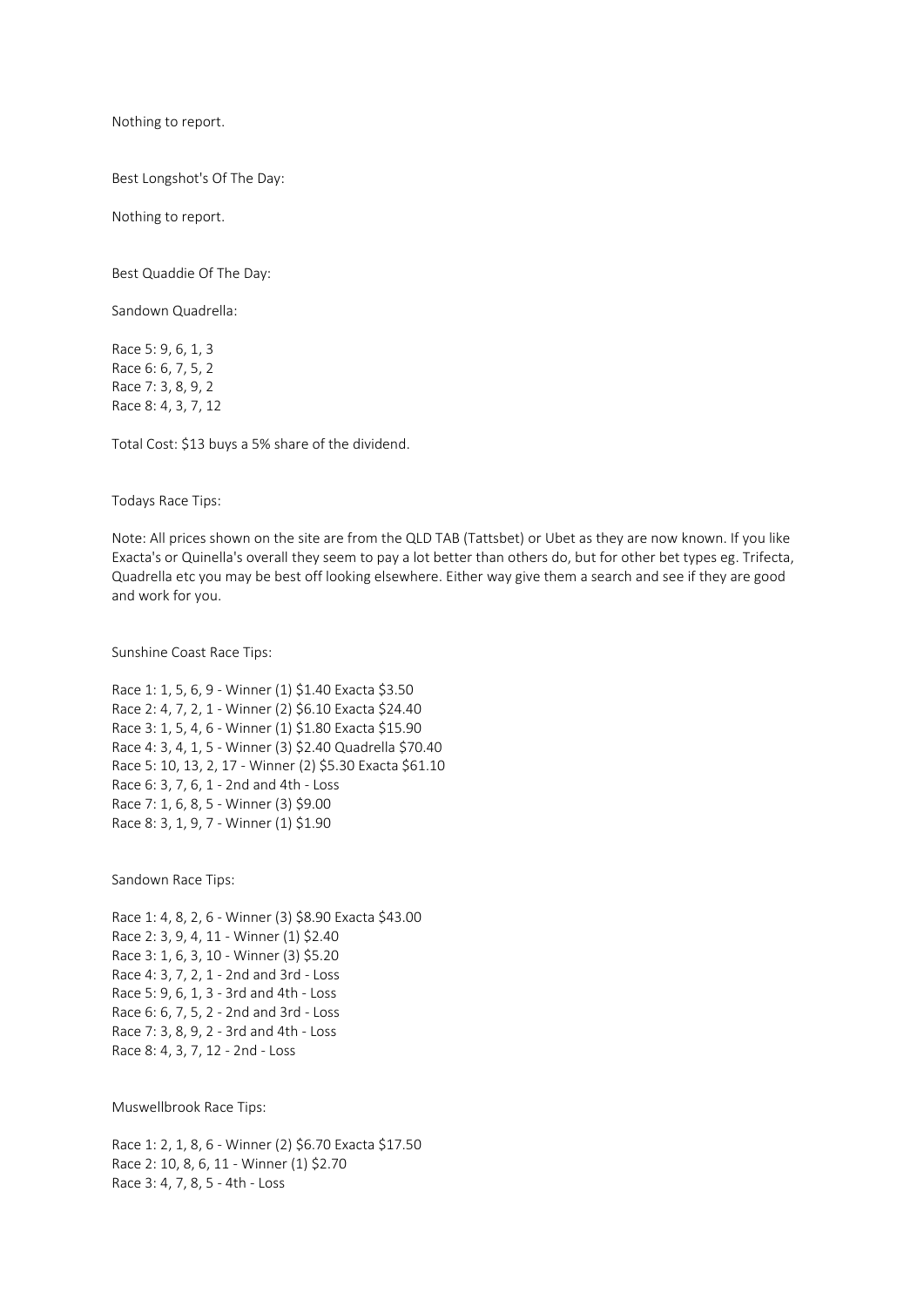Nothing to report.

Best Longshot's Of The Day:

Nothing to report.

Best Quaddie Of The Day:

Sandown Quadrella:

Race 5: 9, 6, 1, 3
Race 6: 6, 7, 5, 2
Race 7: 3, 8, 9, 2
Race 8: 4, 3, 7, 12

Total Cost: $13 buys a 5% share of the dividend.

Todays Race Tips:

Note: All prices shown on the site are from the QLD TAB (Tattsbet) or Ubet as they are now known. If you like Exacta's or Quinella's overall they seem to pay a lot better than others do, but for other bet types eg. Trifecta, Quadrella etc you may be best off looking elsewhere. Either way give them a search and see if they are good and work for you.

Sunshine Coast Race Tips:

Race 1: 1, 5, 6, 9 - Winner (1) $1.40 Exacta $3.50
Race 2: 4, 7, 2, 1 - Winner (2) $6.10 Exacta $24.40
Race 3: 1, 5, 4, 6 - Winner (1) $1.80 Exacta $15.90
Race 4: 3, 4, 1, 5 - Winner (3) $2.40 Quadrella $70.40
Race 5: 10, 13, 2, 17 - Winner (2) $5.30 Exacta $61.10
Race 6: 3, 7, 6, 1 - 2nd and 4th - Loss
Race 7: 1, 6, 8, 5 - Winner (3) $9.00
Race 8: 3, 1, 9, 7 - Winner (1) $1.90

Sandown Race Tips:

Race 1: 4, 8, 2, 6 - Winner (3) $8.90 Exacta $43.00
Race 2: 3, 9, 4, 11 - Winner (1) $2.40
Race 3: 1, 6, 3, 10 - Winner (3) $5.20
Race 4: 3, 7, 2, 1 - 2nd and 3rd - Loss
Race 5: 9, 6, 1, 3 - 3rd and 4th - Loss
Race 6: 6, 7, 5, 2 - 2nd and 3rd - Loss
Race 7: 3, 8, 9, 2 - 3rd and 4th - Loss
Race 8: 4, 3, 7, 12 - 2nd - Loss

Muswellbrook Race Tips:

Race 1: 2, 1, 8, 6 - Winner (2) $6.70 Exacta $17.50
Race 2: 10, 8, 6, 11 - Winner (1) $2.70
Race 3: 4, 7, 8, 5 - 4th - Loss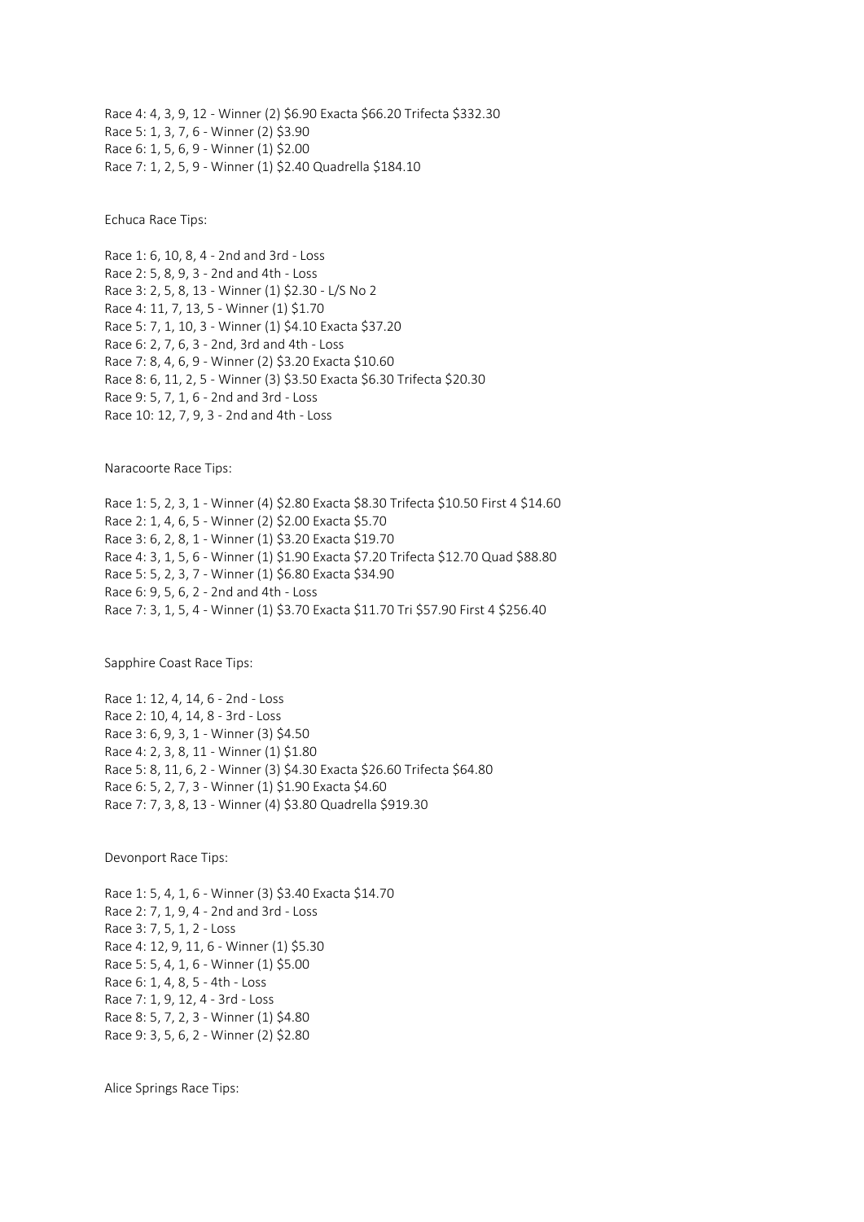Race 4: 4, 3, 9, 12 - Winner (2) $6.90 Exacta $66.20 Trifecta $332.30
Race 5: 1, 3, 7, 6 - Winner (2) $3.90
Race 6: 1, 5, 6, 9 - Winner (1) $2.00
Race 7: 1, 2, 5, 9 - Winner (1) $2.40 Quadrella $184.10

Echuca Race Tips:

Race 1: 6, 10, 8, 4 - 2nd and 3rd - Loss
Race 2: 5, 8, 9, 3 - 2nd and 4th - Loss
Race 3: 2, 5, 8, 13 - Winner (1) $2.30 - L/S No 2
Race 4: 11, 7, 13, 5 - Winner (1) $1.70
Race 5: 7, 1, 10, 3 - Winner (1) $4.10 Exacta $37.20
Race 6: 2, 7, 6, 3 - 2nd, 3rd and 4th - Loss
Race 7: 8, 4, 6, 9 - Winner (2) $3.20 Exacta $10.60
Race 8: 6, 11, 2, 5 - Winner (3) $3.50 Exacta $6.30 Trifecta $20.30
Race 9: 5, 7, 1, 6 - 2nd and 3rd - Loss
Race 10: 12, 7, 9, 3 - 2nd and 4th - Loss

Naracoorte Race Tips:

Race 1: 5, 2, 3, 1 - Winner (4) $2.80 Exacta $8.30 Trifecta $10.50 First 4 $14.60
Race 2: 1, 4, 6, 5 - Winner (2) $2.00 Exacta $5.70
Race 3: 6, 2, 8, 1 - Winner (1) $3.20 Exacta $19.70
Race 4: 3, 1, 5, 6 - Winner (1) $1.90 Exacta $7.20 Trifecta $12.70 Quad $88.80
Race 5: 5, 2, 3, 7 - Winner (1) $6.80 Exacta $34.90
Race 6: 9, 5, 6, 2 - 2nd and 4th - Loss
Race 7: 3, 1, 5, 4 - Winner (1) $3.70 Exacta $11.70 Tri $57.90 First 4 $256.40

Sapphire Coast Race Tips:

Race 1: 12, 4, 14, 6 - 2nd - Loss
Race 2: 10, 4, 14, 8 - 3rd - Loss
Race 3: 6, 9, 3, 1 - Winner (3) $4.50
Race 4: 2, 3, 8, 11 - Winner (1) $1.80
Race 5: 8, 11, 6, 2 - Winner (3) $4.30 Exacta $26.60 Trifecta $64.80
Race 6: 5, 2, 7, 3 - Winner (1) $1.90 Exacta $4.60
Race 7: 7, 3, 8, 13 - Winner (4) $3.80 Quadrella $919.30

Devonport Race Tips:

Race 1: 5, 4, 1, 6 - Winner (3) $3.40 Exacta $14.70
Race 2: 7, 1, 9, 4 - 2nd and 3rd - Loss
Race 3: 7, 5, 1, 2 - Loss
Race 4: 12, 9, 11, 6 - Winner (1) $5.30
Race 5: 5, 4, 1, 6 - Winner (1) $5.00
Race 6: 1, 4, 8, 5 - 4th - Loss
Race 7: 1, 9, 12, 4 - 3rd - Loss
Race 8: 5, 7, 2, 3 - Winner (1) $4.80
Race 9: 3, 5, 6, 2 - Winner (2) $2.80

Alice Springs Race Tips: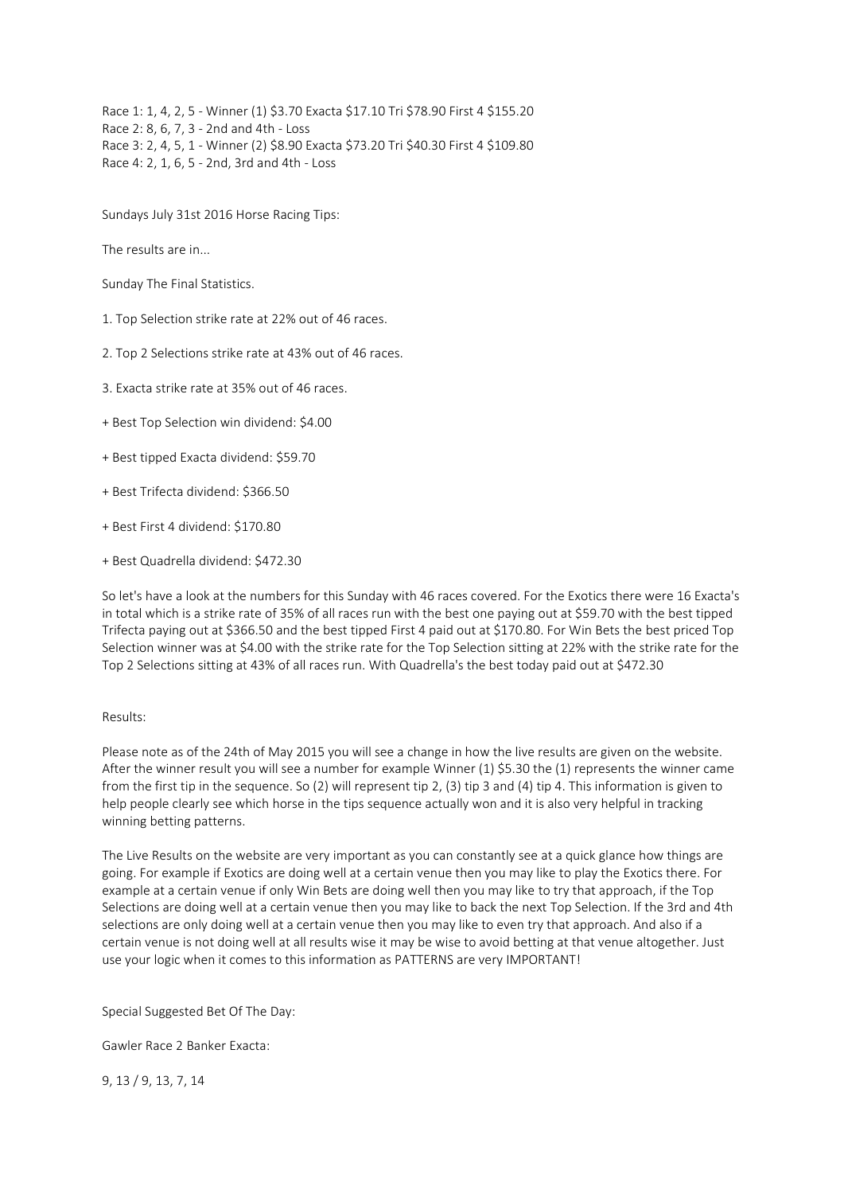Race 1: 1, 4, 2, 5 - Winner (1) $3.70 Exacta $17.10 Tri $78.90 First 4 $155.20
Race 2: 8, 6, 7, 3 - 2nd and 4th - Loss
Race 3: 2, 4, 5, 1 - Winner (2) $8.90 Exacta $73.20 Tri $40.30 First 4 $109.80
Race 4: 2, 1, 6, 5 - 2nd, 3rd and 4th - Loss

Sundays July 31st 2016 Horse Racing Tips:

The results are in...

Sunday The Final Statistics.

1. Top Selection strike rate at 22% out of 46 races.

2. Top 2 Selections strike rate at 43% out of 46 races.

3. Exacta strike rate at 35% out of 46 races.

+ Best Top Selection win dividend: $4.00

+ Best tipped Exacta dividend: $59.70

+ Best Trifecta dividend: $366.50

+ Best First 4 dividend: $170.80

+ Best Quadrella dividend: $472.30

So let's have a look at the numbers for this Sunday with 46 races covered. For the Exotics there were 16 Exacta's in total which is a strike rate of 35% of all races run with the best one paying out at $59.70 with the best tipped Trifecta paying out at $366.50 and the best tipped First 4 paid out at $170.80. For Win Bets the best priced Top Selection winner was at $4.00 with the strike rate for the Top Selection sitting at 22% with the strike rate for the Top 2 Selections sitting at 43% of all races run. With Quadrella's the best today paid out at $472.30

Results:

Please note as of the 24th of May 2015 you will see a change in how the live results are given on the website. After the winner result you will see a number for example Winner (1) $5.30 the (1) represents the winner came from the first tip in the sequence. So (2) will represent tip 2, (3) tip 3 and (4) tip 4. This information is given to help people clearly see which horse in the tips sequence actually won and it is also very helpful in tracking winning betting patterns.

The Live Results on the website are very important as you can constantly see at a quick glance how things are going. For example if Exotics are doing well at a certain venue then you may like to play the Exotics there. For example at a certain venue if only Win Bets are doing well then you may like to try that approach, if the Top Selections are doing well at a certain venue then you may like to back the next Top Selection. If the 3rd and 4th selections are only doing well at a certain venue then you may like to even try that approach. And also if a certain venue is not doing well at all results wise it may be wise to avoid betting at that venue altogether. Just use your logic when it comes to this information as PATTERNS are very IMPORTANT!

Special Suggested Bet Of The Day:

Gawler Race 2 Banker Exacta:

9, 13 / 9, 13, 7, 14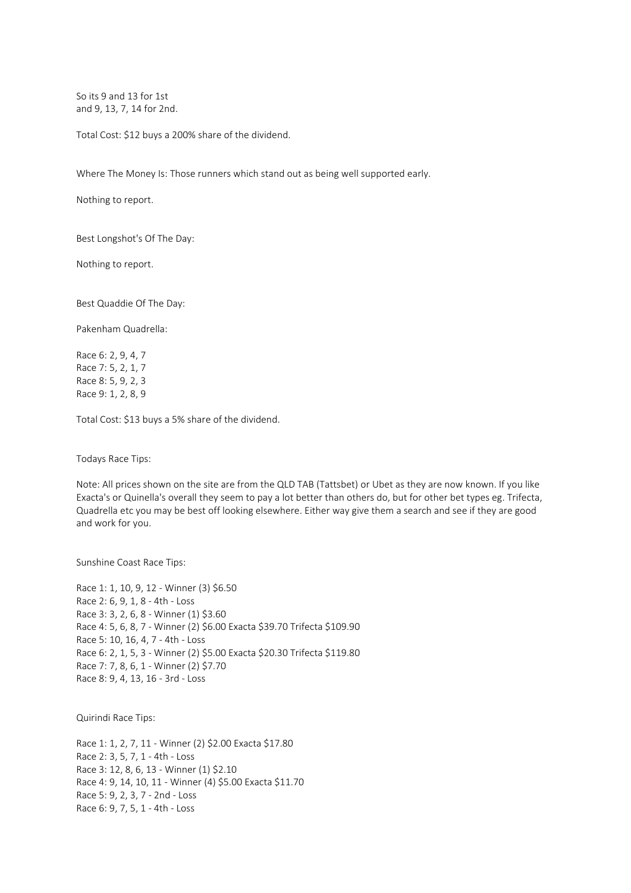So its 9 and 13 for 1st
and 9, 13, 7, 14 for 2nd.

Total Cost: $12 buys a 200% share of the dividend.

Where The Money Is: Those runners which stand out as being well supported early.

Nothing to report.

Best Longshot's Of The Day:

Nothing to report.

Best Quaddie Of The Day:

Pakenham Quadrella:

Race 6: 2, 9, 4, 7
Race 7: 5, 2, 1, 7
Race 8: 5, 9, 2, 3
Race 9: 1, 2, 8, 9

Total Cost: $13 buys a 5% share of the dividend.

Todays Race Tips:

Note: All prices shown on the site are from the QLD TAB (Tattsbet) or Ubet as they are now known. If you like Exacta's or Quinella's overall they seem to pay a lot better than others do, but for other bet types eg. Trifecta, Quadrella etc you may be best off looking elsewhere. Either way give them a search and see if they are good and work for you.

Sunshine Coast Race Tips:

Race 1: 1, 10, 9, 12 - Winner (3) $6.50
Race 2: 6, 9, 1, 8 - 4th - Loss
Race 3: 3, 2, 6, 8 - Winner (1) $3.60
Race 4: 5, 6, 8, 7 - Winner (2) $6.00 Exacta $39.70 Trifecta $109.90
Race 5: 10, 16, 4, 7 - 4th - Loss
Race 6: 2, 1, 5, 3 - Winner (2) $5.00 Exacta $20.30 Trifecta $119.80
Race 7: 7, 8, 6, 1 - Winner (2) $7.70
Race 8: 9, 4, 13, 16 - 3rd - Loss

Quirindi Race Tips:

Race 1: 1, 2, 7, 11 - Winner (2) $2.00 Exacta $17.80
Race 2: 3, 5, 7, 1 - 4th - Loss
Race 3: 12, 8, 6, 13 - Winner (1) $2.10
Race 4: 9, 14, 10, 11 - Winner (4) $5.00 Exacta $11.70
Race 5: 9, 2, 3, 7 - 2nd - Loss
Race 6: 9, 7, 5, 1 - 4th - Loss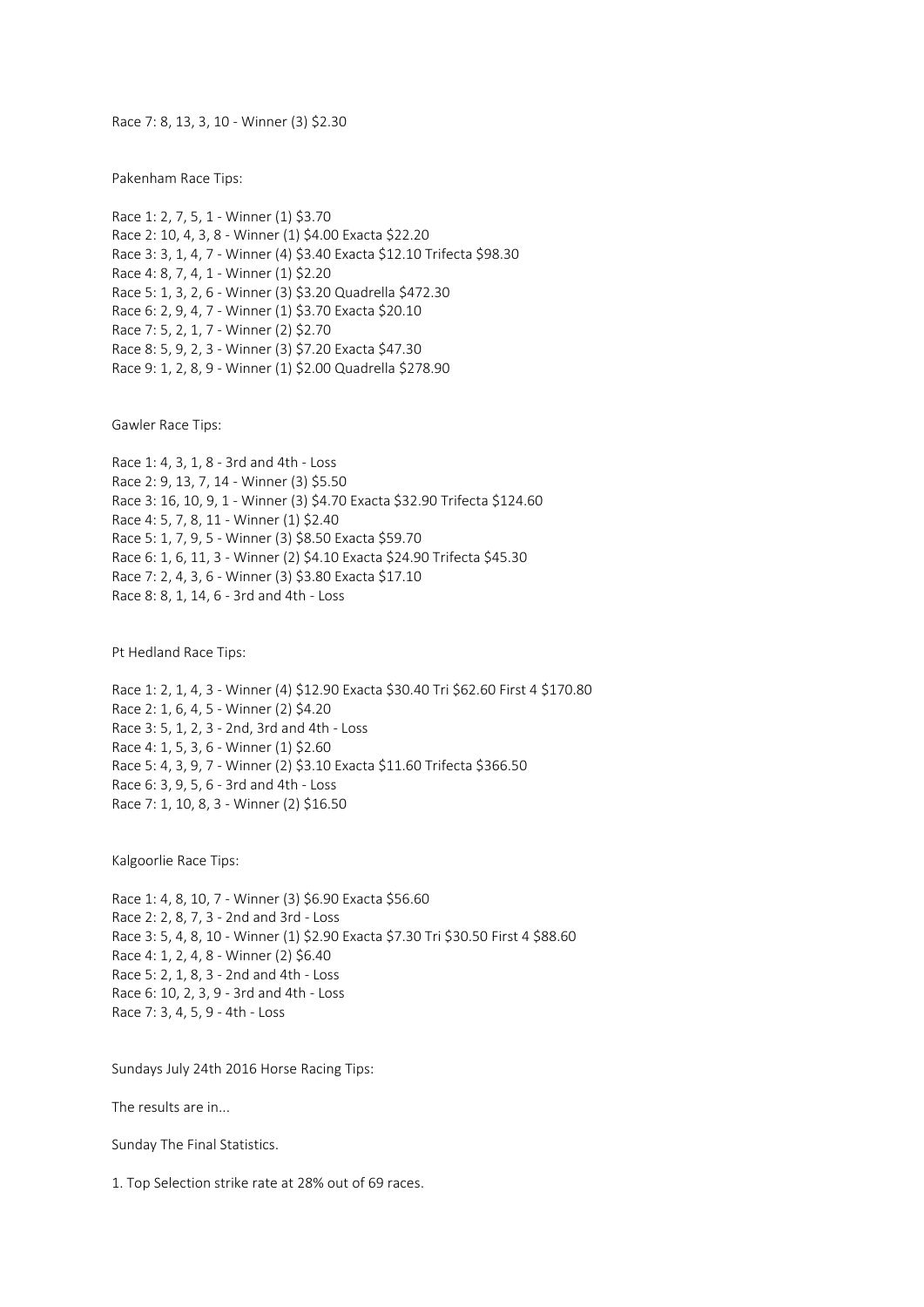Race 7: 8, 13, 3, 10 - Winner (3) $2.30

Pakenham Race Tips:

Race 1: 2, 7, 5, 1 - Winner (1) $3.70
Race 2: 10, 4, 3, 8 - Winner (1) $4.00 Exacta $22.20
Race 3: 3, 1, 4, 7 - Winner (4) $3.40 Exacta $12.10 Trifecta $98.30
Race 4: 8, 7, 4, 1 - Winner (1) $2.20
Race 5: 1, 3, 2, 6 - Winner (3) $3.20 Quadrella $472.30
Race 6: 2, 9, 4, 7 - Winner (1) $3.70 Exacta $20.10
Race 7: 5, 2, 1, 7 - Winner (2) $2.70
Race 8: 5, 9, 2, 3 - Winner (3) $7.20 Exacta $47.30
Race 9: 1, 2, 8, 9 - Winner (1) $2.00 Quadrella $278.90

Gawler Race Tips:

Race 1: 4, 3, 1, 8 - 3rd and 4th - Loss
Race 2: 9, 13, 7, 14 - Winner (3) $5.50
Race 3: 16, 10, 9, 1 - Winner (3) $4.70 Exacta $32.90 Trifecta $124.60
Race 4: 5, 7, 8, 11 - Winner (1) $2.40
Race 5: 1, 7, 9, 5 - Winner (3) $8.50 Exacta $59.70
Race 6: 1, 6, 11, 3 - Winner (2) $4.10 Exacta $24.90 Trifecta $45.30
Race 7: 2, 4, 3, 6 - Winner (3) $3.80 Exacta $17.10
Race 8: 8, 1, 14, 6 - 3rd and 4th - Loss

Pt Hedland Race Tips:

Race 1: 2, 1, 4, 3 - Winner (4) $12.90 Exacta $30.40 Tri $62.60 First 4 $170.80
Race 2: 1, 6, 4, 5 - Winner (2) $4.20
Race 3: 5, 1, 2, 3 - 2nd, 3rd and 4th - Loss
Race 4: 1, 5, 3, 6 - Winner (1) $2.60
Race 5: 4, 3, 9, 7 - Winner (2) $3.10 Exacta $11.60 Trifecta $366.50
Race 6: 3, 9, 5, 6 - 3rd and 4th - Loss
Race 7: 1, 10, 8, 3 - Winner (2) $16.50

Kalgoorlie Race Tips:

Race 1: 4, 8, 10, 7 - Winner (3) $6.90 Exacta $56.60
Race 2: 2, 8, 7, 3 - 2nd and 3rd - Loss
Race 3: 5, 4, 8, 10 - Winner (1) $2.90 Exacta $7.30 Tri $30.50 First 4 $88.60
Race 4: 1, 2, 4, 8 - Winner (2) $6.40
Race 5: 2, 1, 8, 3 - 2nd and 4th - Loss
Race 6: 10, 2, 3, 9 - 3rd and 4th - Loss
Race 7: 3, 4, 5, 9 - 4th - Loss

Sundays July 24th 2016 Horse Racing Tips:

The results are in...

Sunday The Final Statistics.

1. Top Selection strike rate at 28% out of 69 races.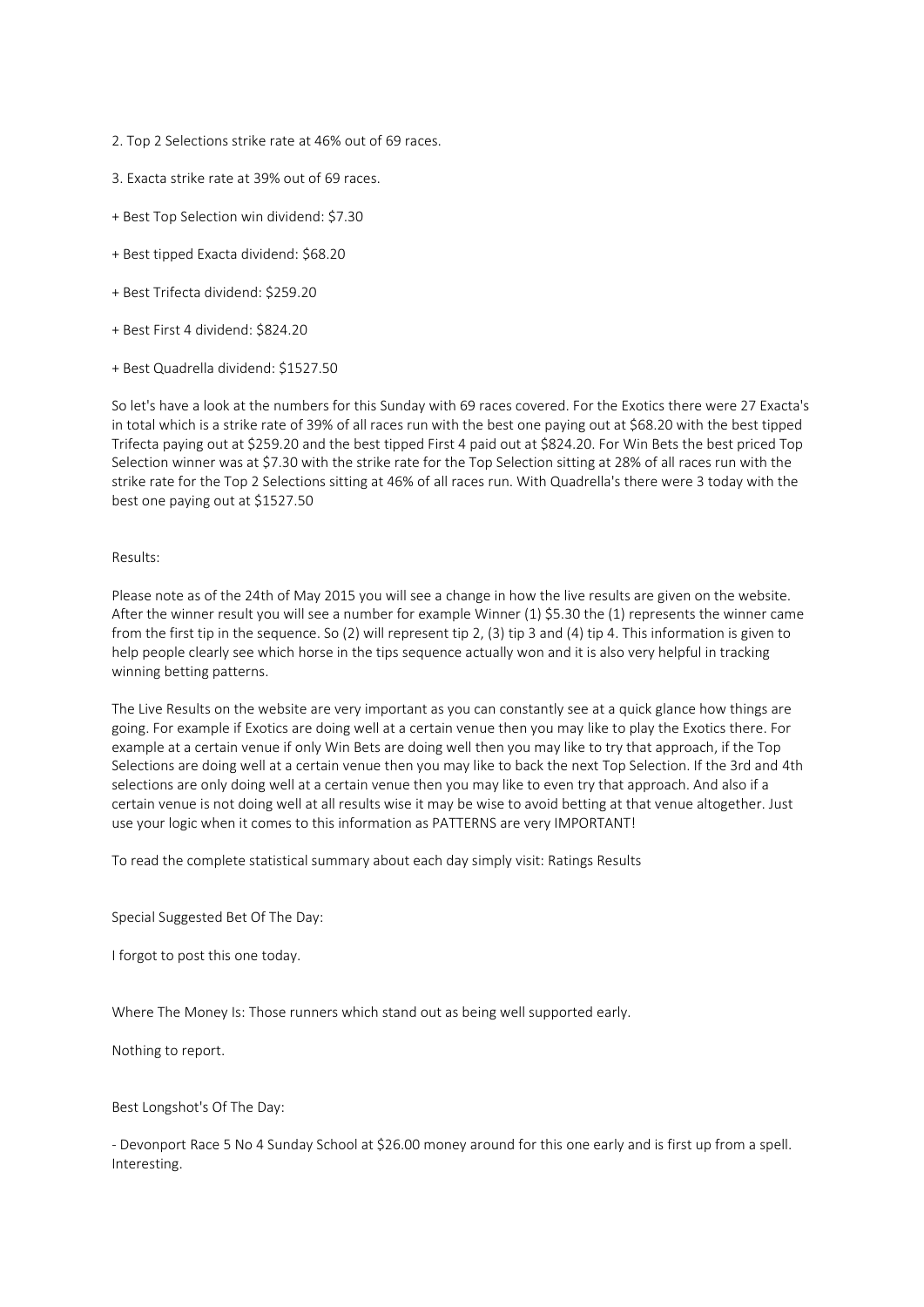2. Top 2 Selections strike rate at 46% out of 69 races.

3. Exacta strike rate at 39% out of 69 races.

+ Best Top Selection win dividend: $7.30

+ Best tipped Exacta dividend: $68.20

+ Best Trifecta dividend: $259.20

+ Best First 4 dividend: $824.20

+ Best Quadrella dividend: $1527.50

So let's have a look at the numbers for this Sunday with 69 races covered. For the Exotics there were 27 Exacta's in total which is a strike rate of 39% of all races run with the best one paying out at $68.20 with the best tipped Trifecta paying out at $259.20 and the best tipped First 4 paid out at $824.20. For Win Bets the best priced Top Selection winner was at $7.30 with the strike rate for the Top Selection sitting at 28% of all races run with the strike rate for the Top 2 Selections sitting at 46% of all races run. With Quadrella's there were 3 today with the best one paying out at $1527.50

Results:

Please note as of the 24th of May 2015 you will see a change in how the live results are given on the website. After the winner result you will see a number for example Winner (1) $5.30 the (1) represents the winner came from the first tip in the sequence. So (2) will represent tip 2, (3) tip 3 and (4) tip 4. This information is given to help people clearly see which horse in the tips sequence actually won and it is also very helpful in tracking winning betting patterns.

The Live Results on the website are very important as you can constantly see at a quick glance how things are going. For example if Exotics are doing well at a certain venue then you may like to play the Exotics there. For example at a certain venue if only Win Bets are doing well then you may like to try that approach, if the Top Selections are doing well at a certain venue then you may like to back the next Top Selection. If the 3rd and 4th selections are only doing well at a certain venue then you may like to even try that approach. And also if a certain venue is not doing well at all results wise it may be wise to avoid betting at that venue altogether. Just use your logic when it comes to this information as PATTERNS are very IMPORTANT!

To read the complete statistical summary about each day simply visit: Ratings Results

Special Suggested Bet Of The Day:

I forgot to post this one today.

Where The Money Is: Those runners which stand out as being well supported early.

Nothing to report.

Best Longshot's Of The Day:

- Devonport Race 5 No 4 Sunday School at $26.00 money around for this one early and is first up from a spell. Interesting.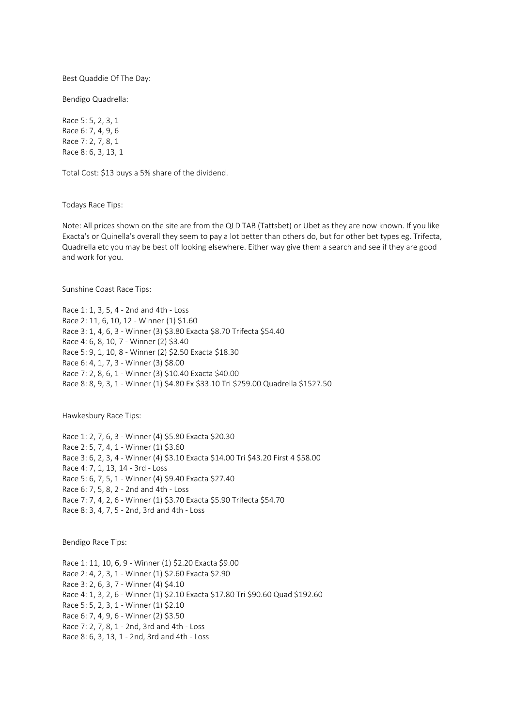Best Quaddie Of The Day:

Bendigo Quadrella:

Race 5: 5, 2, 3, 1
Race 6: 7, 4, 9, 6
Race 7: 2, 7, 8, 1
Race 8: 6, 3, 13, 1

Total Cost: $13 buys a 5% share of the dividend.

Todays Race Tips:

Note: All prices shown on the site are from the QLD TAB (Tattsbet) or Ubet as they are now known. If you like Exacta's or Quinella's overall they seem to pay a lot better than others do, but for other bet types eg. Trifecta, Quadrella etc you may be best off looking elsewhere. Either way give them a search and see if they are good and work for you.

Sunshine Coast Race Tips:

Race 1: 1, 3, 5, 4 - 2nd and 4th - Loss
Race 2: 11, 6, 10, 12 - Winner (1) $1.60
Race 3: 1, 4, 6, 3 - Winner (3) $3.80 Exacta $8.70 Trifecta $54.40
Race 4: 6, 8, 10, 7 - Winner (2) $3.40
Race 5: 9, 1, 10, 8 - Winner (2) $2.50 Exacta $18.30
Race 6: 4, 1, 7, 3 - Winner (3) $8.00
Race 7: 2, 8, 6, 1 - Winner (3) $10.40 Exacta $40.00
Race 8: 8, 9, 3, 1 - Winner (1) $4.80 Ex $33.10 Tri $259.00 Quadrella $1527.50

Hawkesbury Race Tips:

Race 1: 2, 7, 6, 3 - Winner (4) $5.80 Exacta $20.30
Race 2: 5, 7, 4, 1 - Winner (1) $3.60
Race 3: 6, 2, 3, 4 - Winner (4) $3.10 Exacta $14.00 Tri $43.20 First 4 $58.00
Race 4: 7, 1, 13, 14 - 3rd - Loss
Race 5: 6, 7, 5, 1 - Winner (4) $9.40 Exacta $27.40
Race 6: 7, 5, 8, 2 - 2nd and 4th - Loss
Race 7: 7, 4, 2, 6 - Winner (1) $3.70 Exacta $5.90 Trifecta $54.70
Race 8: 3, 4, 7, 5 - 2nd, 3rd and 4th - Loss

Bendigo Race Tips:

Race 1: 11, 10, 6, 9 - Winner (1) $2.20 Exacta $9.00
Race 2: 4, 2, 3, 1 - Winner (1) $2.60 Exacta $2.90
Race 3: 2, 6, 3, 7 - Winner (4) $4.10
Race 4: 1, 3, 2, 6 - Winner (1) $2.10 Exacta $17.80 Tri $90.60 Quad $192.60
Race 5: 5, 2, 3, 1 - Winner (1) $2.10
Race 6: 7, 4, 9, 6 - Winner (2) $3.50
Race 7: 2, 7, 8, 1 - 2nd, 3rd and 4th - Loss
Race 8: 6, 3, 13, 1 - 2nd, 3rd and 4th - Loss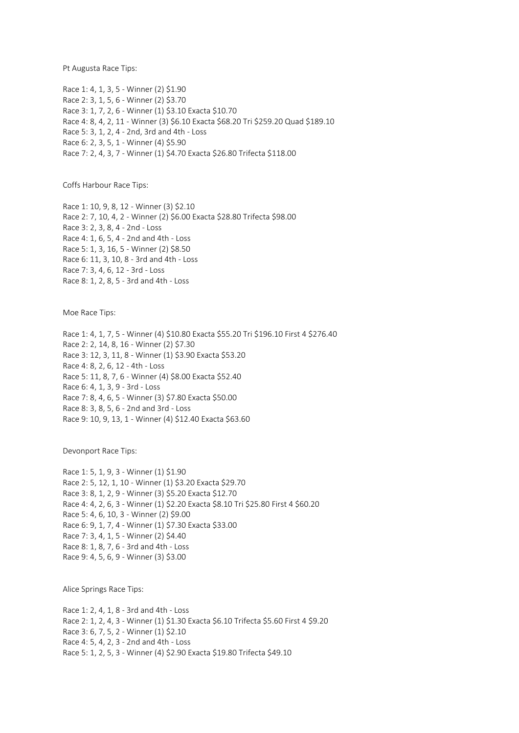Pt Augusta Race Tips:

Race 1: 4, 1, 3, 5 - Winner (2) $1.90
Race 2: 3, 1, 5, 6 - Winner (2) $3.70
Race 3: 1, 7, 2, 6 - Winner (1) $3.10 Exacta $10.70
Race 4: 8, 4, 2, 11 - Winner (3) $6.10 Exacta $68.20 Tri $259.20 Quad $189.10
Race 5: 3, 1, 2, 4 - 2nd, 3rd and 4th - Loss
Race 6: 2, 3, 5, 1 - Winner (4) $5.90
Race 7: 2, 4, 3, 7 - Winner (1) $4.70 Exacta $26.80 Trifecta $118.00

Coffs Harbour Race Tips:

Race 1: 10, 9, 8, 12 - Winner (3) $2.10
Race 2: 7, 10, 4, 2 - Winner (2) $6.00 Exacta $28.80 Trifecta $98.00
Race 3: 2, 3, 8, 4 - 2nd - Loss
Race 4: 1, 6, 5, 4 - 2nd and 4th - Loss
Race 5: 1, 3, 16, 5 - Winner (2) $8.50
Race 6: 11, 3, 10, 8 - 3rd and 4th - Loss
Race 7: 3, 4, 6, 12 - 3rd - Loss
Race 8: 1, 2, 8, 5 - 3rd and 4th - Loss

Moe Race Tips:

Race 1: 4, 1, 7, 5 - Winner (4) $10.80 Exacta $55.20 Tri $196.10 First 4 $276.40
Race 2: 2, 14, 8, 16 - Winner (2) $7.30
Race 3: 12, 3, 11, 8 - Winner (1) $3.90 Exacta $53.20
Race 4: 8, 2, 6, 12 - 4th - Loss
Race 5: 11, 8, 7, 6 - Winner (4) $8.00 Exacta $52.40
Race 6: 4, 1, 3, 9 - 3rd - Loss
Race 7: 8, 4, 6, 5 - Winner (3) $7.80 Exacta $50.00
Race 8: 3, 8, 5, 6 - 2nd and 3rd - Loss
Race 9: 10, 9, 13, 1 - Winner (4) $12.40 Exacta $63.60

Devonport Race Tips:

Race 1: 5, 1, 9, 3 - Winner (1) $1.90
Race 2: 5, 12, 1, 10 - Winner (1) $3.20 Exacta $29.70
Race 3: 8, 1, 2, 9 - Winner (3) $5.20 Exacta $12.70
Race 4: 4, 2, 6, 3 - Winner (1) $2.20 Exacta $8.10 Tri $25.80 First 4 $60.20
Race 5: 4, 6, 10, 3 - Winner (2) $9.00
Race 6: 9, 1, 7, 4 - Winner (1) $7.30 Exacta $33.00
Race 7: 3, 4, 1, 5 - Winner (2) $4.40
Race 8: 1, 8, 7, 6 - 3rd and 4th - Loss
Race 9: 4, 5, 6, 9 - Winner (3) $3.00

Alice Springs Race Tips:

Race 1: 2, 4, 1, 8 - 3rd and 4th - Loss
Race 2: 1, 2, 4, 3 - Winner (1) $1.30 Exacta $6.10 Trifecta $5.60 First 4 $9.20
Race 3: 6, 7, 5, 2 - Winner (1) $2.10
Race 4: 5, 4, 2, 3 - 2nd and 4th - Loss
Race 5: 1, 2, 5, 3 - Winner (4) $2.90 Exacta $19.80 Trifecta $49.10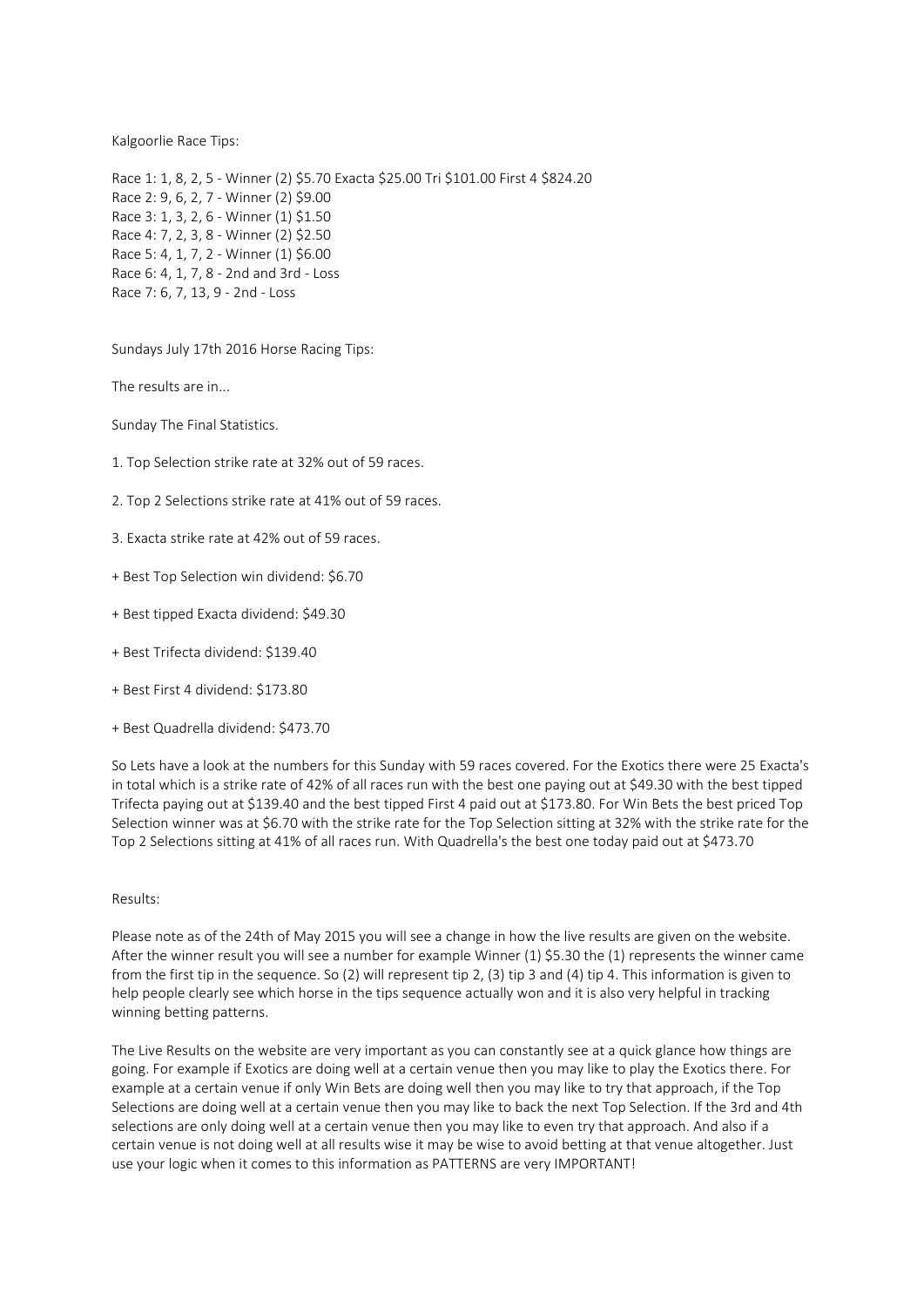Kalgoorlie Race Tips:

Race 1: 1, 8, 2, 5 - Winner (2) $5.70 Exacta $25.00 Tri $101.00 First 4 $824.20
Race 2: 9, 6, 2, 7 - Winner (2) $9.00
Race 3: 1, 3, 2, 6 - Winner (1) $1.50
Race 4: 7, 2, 3, 8 - Winner (2) $2.50
Race 5: 4, 1, 7, 2 - Winner (1) $6.00
Race 6: 4, 1, 7, 8 - 2nd and 3rd - Loss
Race 7: 6, 7, 13, 9 - 2nd - Loss

Sundays July 17th 2016 Horse Racing Tips:

The results are in...

Sunday The Final Statistics.

1. Top Selection strike rate at 32% out of 59 races.

2. Top 2 Selections strike rate at 41% out of 59 races.

3. Exacta strike rate at 42% out of 59 races.

+ Best Top Selection win dividend: $6.70

+ Best tipped Exacta dividend: $49.30

+ Best Trifecta dividend: $139.40

+ Best First 4 dividend: $173.80

+ Best Quadrella dividend: $473.70

So Lets have a look at the numbers for this Sunday with 59 races covered. For the Exotics there were 25 Exacta's in total which is a strike rate of 42% of all races run with the best one paying out at $49.30 with the best tipped Trifecta paying out at $139.40 and the best tipped First 4 paid out at $173.80. For Win Bets the best priced Top Selection winner was at $6.70 with the strike rate for the Top Selection sitting at 32% with the strike rate for the Top 2 Selections sitting at 41% of all races run. With Quadrella's the best one today paid out at $473.70

Results:

Please note as of the 24th of May 2015 you will see a change in how the live results are given on the website. After the winner result you will see a number for example Winner (1) $5.30 the (1) represents the winner came from the first tip in the sequence. So (2) will represent tip 2, (3) tip 3 and (4) tip 4. This information is given to help people clearly see which horse in the tips sequence actually won and it is also very helpful in tracking winning betting patterns.

The Live Results on the website are very important as you can constantly see at a quick glance how things are going. For example if Exotics are doing well at a certain venue then you may like to play the Exotics there. For example at a certain venue if only Win Bets are doing well then you may like to try that approach, if the Top Selections are doing well at a certain venue then you may like to back the next Top Selection. If the 3rd and 4th selections are only doing well at a certain venue then you may like to even try that approach. And also if a certain venue is not doing well at all results wise it may be wise to avoid betting at that venue altogether. Just use your logic when it comes to this information as PATTERNS are very IMPORTANT!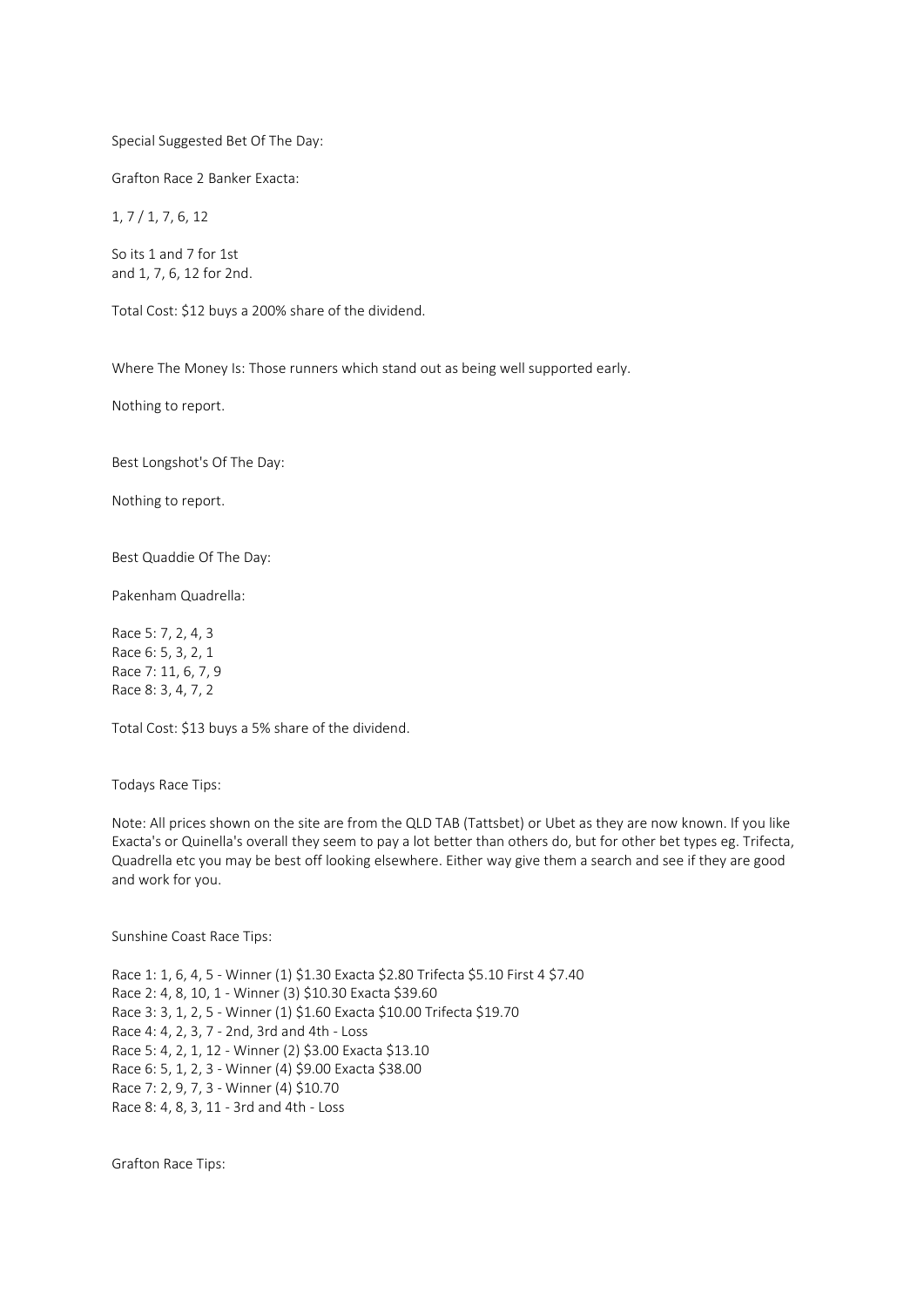Special Suggested Bet Of The Day:

Grafton Race 2 Banker Exacta:

1, 7 / 1, 7, 6, 12

So its 1 and 7 for 1st
and 1, 7, 6, 12 for 2nd.

Total Cost: $12 buys a 200% share of the dividend.

Where The Money Is: Those runners which stand out as being well supported early.

Nothing to report.

Best Longshot's Of The Day:

Nothing to report.

Best Quaddie Of The Day:

Pakenham Quadrella:

Race 5: 7, 2, 4, 3
Race 6: 5, 3, 2, 1
Race 7: 11, 6, 7, 9
Race 8: 3, 4, 7, 2

Total Cost: $13 buys a 5% share of the dividend.

Todays Race Tips:

Note: All prices shown on the site are from the QLD TAB (Tattsbet) or Ubet as they are now known. If you like Exacta's or Quinella's overall they seem to pay a lot better than others do, but for other bet types eg. Trifecta, Quadrella etc you may be best off looking elsewhere. Either way give them a search and see if they are good and work for you.

Sunshine Coast Race Tips:

Race 1: 1, 6, 4, 5 - Winner (1) $1.30 Exacta $2.80 Trifecta $5.10 First 4 $7.40
Race 2: 4, 8, 10, 1 - Winner (3) $10.30 Exacta $39.60
Race 3: 3, 1, 2, 5 - Winner (1) $1.60 Exacta $10.00 Trifecta $19.70
Race 4: 4, 2, 3, 7 - 2nd, 3rd and 4th - Loss
Race 5: 4, 2, 1, 12 - Winner (2) $3.00 Exacta $13.10
Race 6: 5, 1, 2, 3 - Winner (4) $9.00 Exacta $38.00
Race 7: 2, 9, 7, 3 - Winner (4) $10.70
Race 8: 4, 8, 3, 11 - 3rd and 4th - Loss

Grafton Race Tips: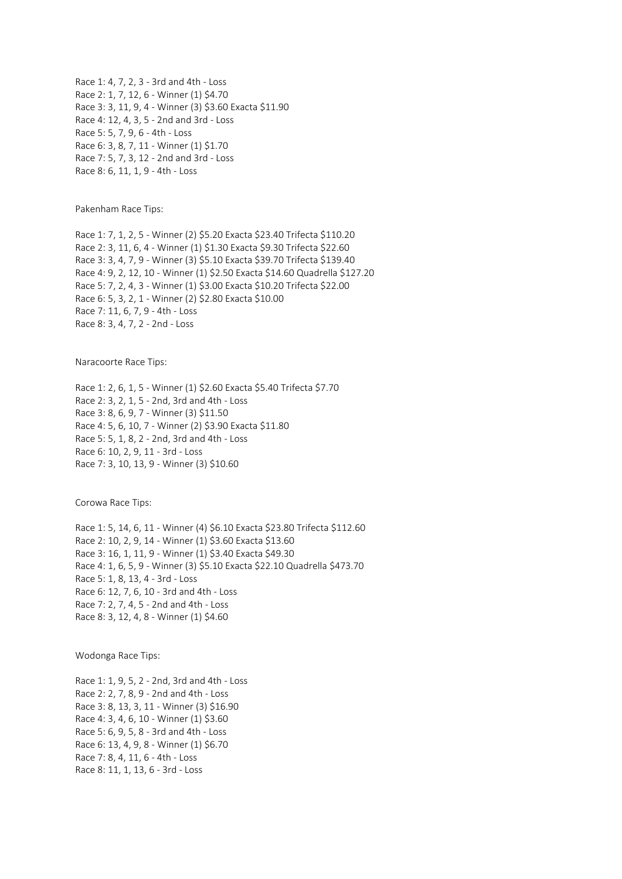Race 1: 4, 7, 2, 3 - 3rd and 4th - Loss
Race 2: 1, 7, 12, 6 - Winner (1) $4.70
Race 3: 3, 11, 9, 4 - Winner (3) $3.60 Exacta $11.90
Race 4: 12, 4, 3, 5 - 2nd and 3rd - Loss
Race 5: 5, 7, 9, 6 - 4th - Loss
Race 6: 3, 8, 7, 11 - Winner (1) $1.70
Race 7: 5, 7, 3, 12 - 2nd and 3rd - Loss
Race 8: 6, 11, 1, 9 - 4th - Loss

Pakenham Race Tips:

Race 1: 7, 1, 2, 5 - Winner (2) $5.20 Exacta $23.40 Trifecta $110.20
Race 2: 3, 11, 6, 4 - Winner (1) $1.30 Exacta $9.30 Trifecta $22.60
Race 3: 3, 4, 7, 9 - Winner (3) $5.10 Exacta $39.70 Trifecta $139.40
Race 4: 9, 2, 12, 10 - Winner (1) $2.50 Exacta $14.60 Quadrella $127.20
Race 5: 7, 2, 4, 3 - Winner (1) $3.00 Exacta $10.20 Trifecta $22.00
Race 6: 5, 3, 2, 1 - Winner (2) $2.80 Exacta $10.00
Race 7: 11, 6, 7, 9 - 4th - Loss
Race 8: 3, 4, 7, 2 - 2nd - Loss

Naracoorte Race Tips:

Race 1: 2, 6, 1, 5 - Winner (1) $2.60 Exacta $5.40 Trifecta $7.70
Race 2: 3, 2, 1, 5 - 2nd, 3rd and 4th - Loss
Race 3: 8, 6, 9, 7 - Winner (3) $11.50
Race 4: 5, 6, 10, 7 - Winner (2) $3.90 Exacta $11.80
Race 5: 5, 1, 8, 2 - 2nd, 3rd and 4th - Loss
Race 6: 10, 2, 9, 11 - 3rd - Loss
Race 7: 3, 10, 13, 9 - Winner (3) $10.60

Corowa Race Tips:

Race 1: 5, 14, 6, 11 - Winner (4) $6.10 Exacta $23.80 Trifecta $112.60
Race 2: 10, 2, 9, 14 - Winner (1) $3.60 Exacta $13.60
Race 3: 16, 1, 11, 9 - Winner (1) $3.40 Exacta $49.30
Race 4: 1, 6, 5, 9 - Winner (3) $5.10 Exacta $22.10 Quadrella $473.70
Race 5: 1, 8, 13, 4 - 3rd - Loss
Race 6: 12, 7, 6, 10 - 3rd and 4th - Loss
Race 7: 2, 7, 4, 5 - 2nd and 4th - Loss
Race 8: 3, 12, 4, 8 - Winner (1) $4.60

Wodonga Race Tips:

Race 1: 1, 9, 5, 2 - 2nd, 3rd and 4th - Loss
Race 2: 2, 7, 8, 9 - 2nd and 4th - Loss
Race 3: 8, 13, 3, 11 - Winner (3) $16.90
Race 4: 3, 4, 6, 10 - Winner (1) $3.60
Race 5: 6, 9, 5, 8 - 3rd and 4th - Loss
Race 6: 13, 4, 9, 8 - Winner (1) $6.70
Race 7: 8, 4, 11, 6 - 4th - Loss
Race 8: 11, 1, 13, 6 - 3rd - Loss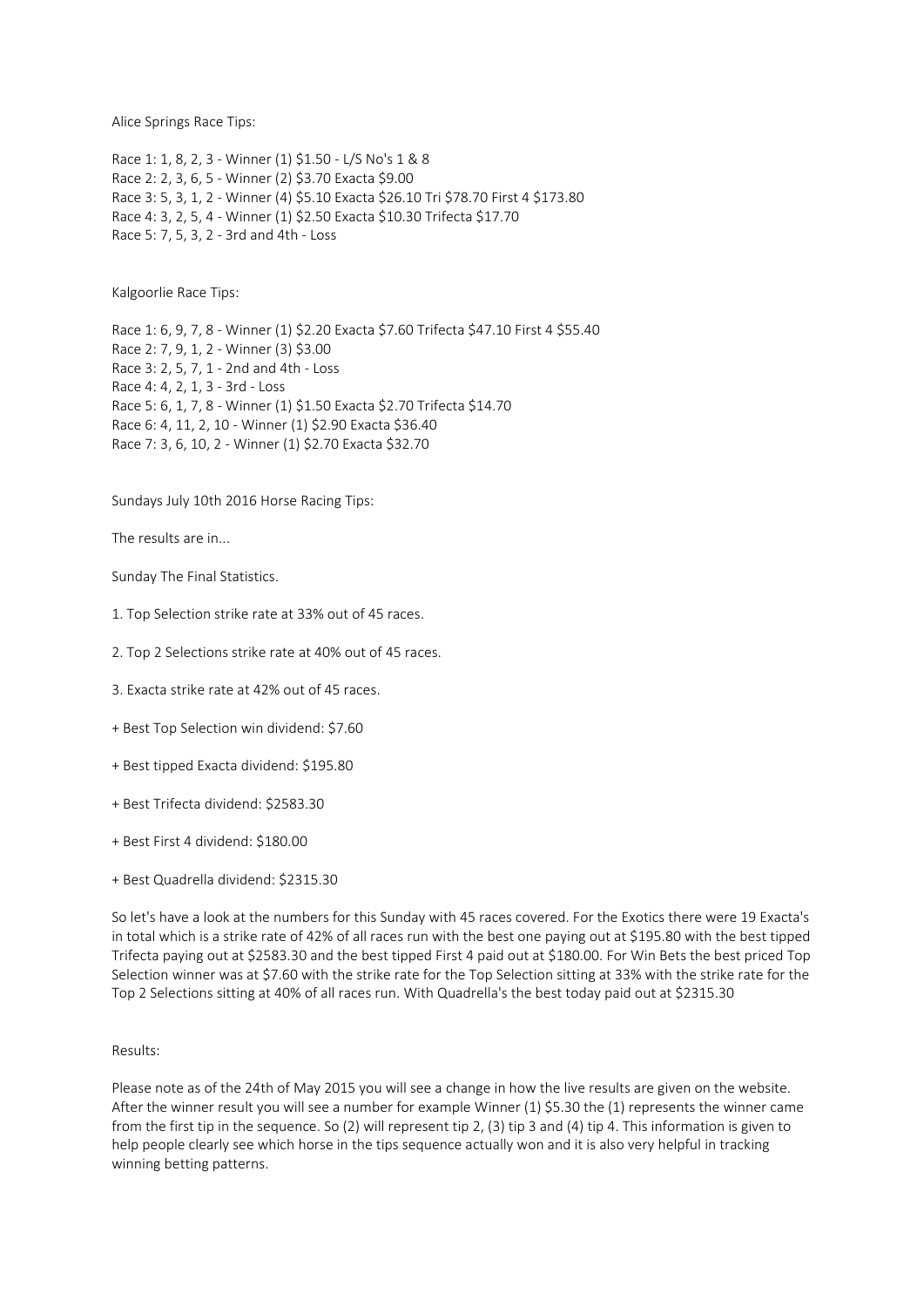Alice Springs Race Tips:

Race 1: 1, 8, 2, 3 - Winner (1) $1.50 - L/S No's 1 & 8
Race 2: 2, 3, 6, 5 - Winner (2) $3.70 Exacta $9.00
Race 3: 5, 3, 1, 2 - Winner (4) $5.10 Exacta $26.10 Tri $78.70 First 4 $173.80
Race 4: 3, 2, 5, 4 - Winner (1) $2.50 Exacta $10.30 Trifecta $17.70
Race 5: 7, 5, 3, 2 - 3rd and 4th - Loss

Kalgoorlie Race Tips:

Race 1: 6, 9, 7, 8 - Winner (1) $2.20 Exacta $7.60 Trifecta $47.10 First 4 $55.40
Race 2: 7, 9, 1, 2 - Winner (3) $3.00
Race 3: 2, 5, 7, 1 - 2nd and 4th - Loss
Race 4: 4, 2, 1, 3 - 3rd - Loss
Race 5: 6, 1, 7, 8 - Winner (1) $1.50 Exacta $2.70 Trifecta $14.70
Race 6: 4, 11, 2, 10 - Winner (1) $2.90 Exacta $36.40
Race 7: 3, 6, 10, 2 - Winner (1) $2.70 Exacta $32.70

Sundays July 10th 2016 Horse Racing Tips:

The results are in...

Sunday The Final Statistics.

1. Top Selection strike rate at 33% out of 45 races.

2. Top 2 Selections strike rate at 40% out of 45 races.

3. Exacta strike rate at 42% out of 45 races.

+ Best Top Selection win dividend: $7.60

+ Best tipped Exacta dividend: $195.80

+ Best Trifecta dividend: $2583.30

+ Best First 4 dividend: $180.00

+ Best Quadrella dividend: $2315.30

So let's have a look at the numbers for this Sunday with 45 races covered. For the Exotics there were 19 Exacta's in total which is a strike rate of 42% of all races run with the best one paying out at $195.80 with the best tipped Trifecta paying out at $2583.30 and the best tipped First 4 paid out at $180.00. For Win Bets the best priced Top Selection winner was at $7.60 with the strike rate for the Top Selection sitting at 33% with the strike rate for the Top 2 Selections sitting at 40% of all races run. With Quadrella's the best today paid out at $2315.30

Results:

Please note as of the 24th of May 2015 you will see a change in how the live results are given on the website. After the winner result you will see a number for example Winner (1) $5.30 the (1) represents the winner came from the first tip in the sequence. So (2) will represent tip 2, (3) tip 3 and (4) tip 4. This information is given to help people clearly see which horse in the tips sequence actually won and it is also very helpful in tracking winning betting patterns.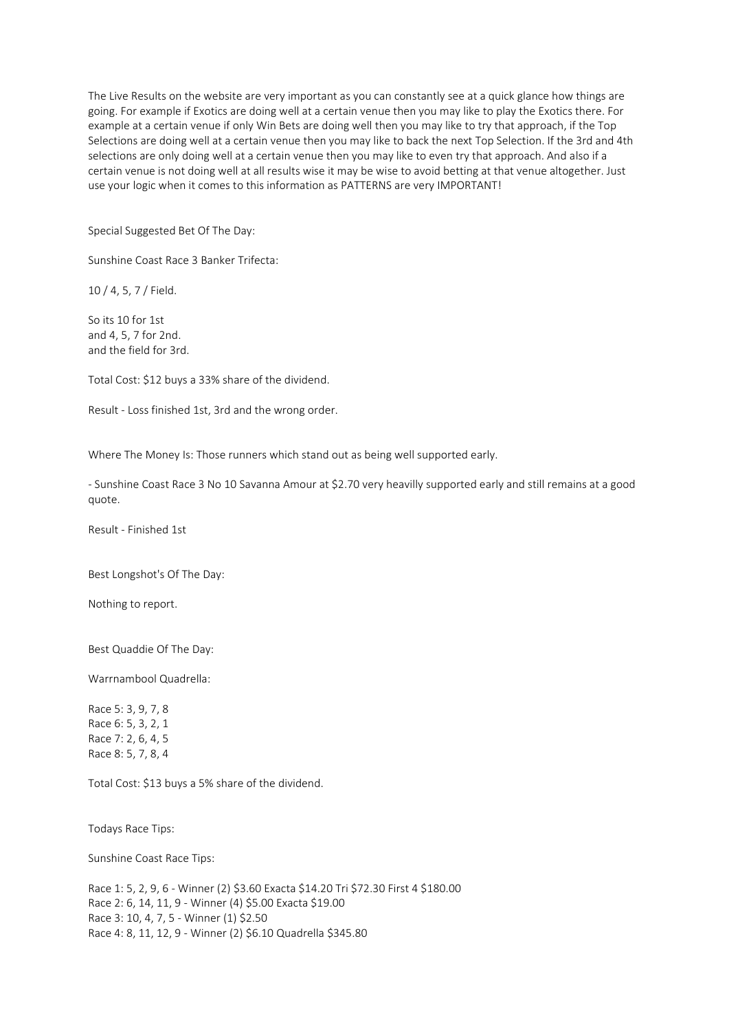The Live Results on the website are very important as you can constantly see at a quick glance how things are going. For example if Exotics are doing well at a certain venue then you may like to play the Exotics there. For example at a certain venue if only Win Bets are doing well then you may like to try that approach, if the Top Selections are doing well at a certain venue then you may like to back the next Top Selection. If the 3rd and 4th selections are only doing well at a certain venue then you may like to even try that approach. And also if a certain venue is not doing well at all results wise it may be wise to avoid betting at that venue altogether. Just use your logic when it comes to this information as PATTERNS are very IMPORTANT!

Special Suggested Bet Of The Day:

Sunshine Coast Race 3 Banker Trifecta:

10 / 4, 5, 7 / Field.

So its 10 for 1st
and 4, 5, 7 for 2nd.
and the field for 3rd.

Total Cost: $12 buys a 33% share of the dividend.

Result - Loss finished 1st, 3rd and the wrong order.

Where The Money Is: Those runners which stand out as being well supported early.

- Sunshine Coast Race 3 No 10 Savanna Amour at $2.70 very heavilly supported early and still remains at a good quote.

Result - Finished 1st

Best Longshot's Of The Day:

Nothing to report.

Best Quaddie Of The Day:

Warrnambool Quadrella:

Race 5: 3, 9, 7, 8
Race 6: 5, 3, 2, 1
Race 7: 2, 6, 4, 5
Race 8: 5, 7, 8, 4

Total Cost: $13 buys a 5% share of the dividend.

Todays Race Tips:

Sunshine Coast Race Tips:

Race 1: 5, 2, 9, 6 - Winner (2) $3.60 Exacta $14.20 Tri $72.30 First 4 $180.00
Race 2: 6, 14, 11, 9 - Winner (4) $5.00 Exacta $19.00
Race 3: 10, 4, 7, 5 - Winner (1) $2.50
Race 4: 8, 11, 12, 9 - Winner (2) $6.10 Quadrella $345.80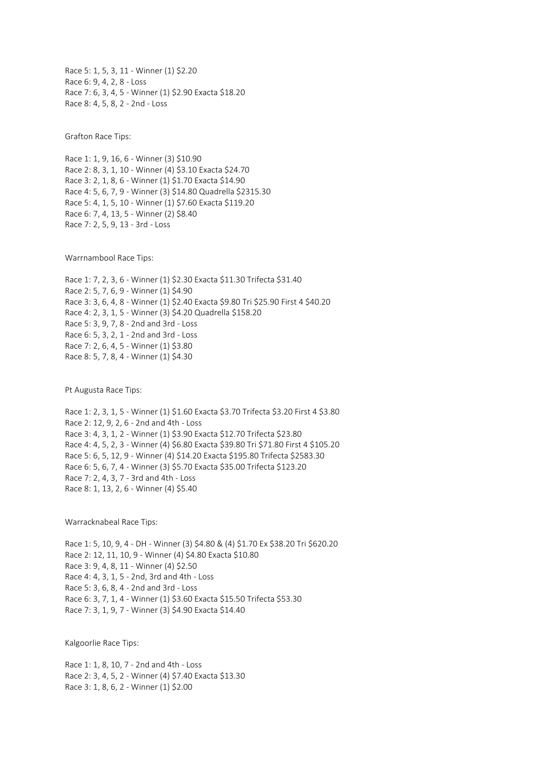Race 5: 1, 5, 3, 11 - Winner (1) $2.20
Race 6: 9, 4, 2, 8 - Loss
Race 7: 6, 3, 4, 5 - Winner (1) $2.90 Exacta $18.20
Race 8: 4, 5, 8, 2 - 2nd - Loss

Grafton Race Tips:

Race 1: 1, 9, 16, 6 - Winner (3) $10.90
Race 2: 8, 3, 1, 10 - Winner (4) $3.10 Exacta $24.70
Race 3: 2, 1, 8, 6 - Winner (1) $1.70 Exacta $14.90
Race 4: 5, 6, 7, 9 - Winner (3) $14.80 Quadrella $2315.30
Race 5: 4, 1, 5, 10 - Winner (1) $7.60 Exacta $119.20
Race 6: 7, 4, 13, 5 - Winner (2) $8.40
Race 7: 2, 5, 9, 13 - 3rd - Loss

Warrnambool Race Tips:

Race 1: 7, 2, 3, 6 - Winner (1) $2.30 Exacta $11.30 Trifecta $31.40
Race 2: 5, 7, 6, 9 - Winner (1) $4.90
Race 3: 3, 6, 4, 8 - Winner (1) $2.40 Exacta $9.80 Tri $25.90 First 4 $40.20
Race 4: 2, 3, 1, 5 - Winner (3) $4.20 Quadrella $158.20
Race 5: 3, 9, 7, 8 - 2nd and 3rd - Loss
Race 6: 5, 3, 2, 1 - 2nd and 3rd - Loss
Race 7: 2, 6, 4, 5 - Winner (1) $3.80
Race 8: 5, 7, 8, 4 - Winner (1) $4.30

Pt Augusta Race Tips:

Race 1: 2, 3, 1, 5 - Winner (1) $1.60 Exacta $3.70 Trifecta $3.20 First 4 $3.80
Race 2: 12, 9, 2, 6 - 2nd and 4th - Loss
Race 3: 4, 3, 1, 2 - Winner (1) $3.90 Exacta $12.70 Trifecta $23.80
Race 4: 4, 5, 2, 3 - Winner (4) $6.80 Exacta $39.80 Tri $71.80 First 4 $105.20
Race 5: 6, 5, 12, 9 - Winner (4) $14.20 Exacta $195.80 Trifecta $2583.30
Race 6: 5, 6, 7, 4 - Winner (3) $5.70 Exacta $35.00 Trifecta $123.20
Race 7: 2, 4, 3, 7 - 3rd and 4th - Loss
Race 8: 1, 13, 2, 6 - Winner (4) $5.40

Warracknabeal Race Tips:

Race 1: 5, 10, 9, 4 - DH - Winner (3) $4.80 & (4) $1.70 Ex $38.20 Tri $620.20
Race 2: 12, 11, 10, 9 - Winner (4) $4.80 Exacta $10.80
Race 3: 9, 4, 8, 11 - Winner (4) $2.50
Race 4: 4, 3, 1, 5 - 2nd, 3rd and 4th - Loss
Race 5: 3, 6, 8, 4 - 2nd and 3rd - Loss
Race 6: 3, 7, 1, 4 - Winner (1) $3.60 Exacta $15.50 Trifecta $53.30
Race 7: 3, 1, 9, 7 - Winner (3) $4.90 Exacta $14.40

Kalgoorlie Race Tips:

Race 1: 1, 8, 10, 7 - 2nd and 4th - Loss
Race 2: 3, 4, 5, 2 - Winner (4) $7.40 Exacta $13.30
Race 3: 1, 8, 6, 2 - Winner (1) $2.00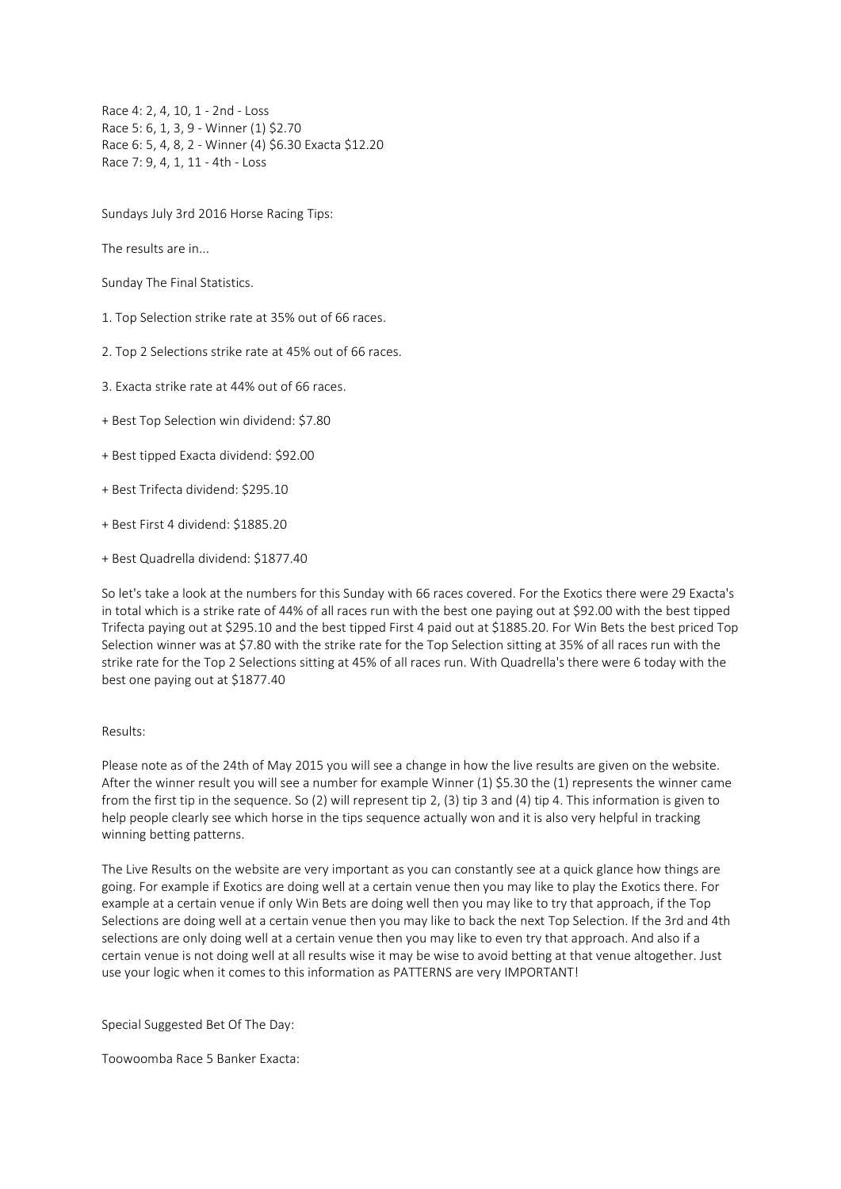Race 4: 2, 4, 10, 1 - 2nd - Loss
Race 5: 6, 1, 3, 9 - Winner (1) $2.70
Race 6: 5, 4, 8, 2 - Winner (4) $6.30 Exacta $12.20
Race 7: 9, 4, 1, 11 - 4th - Loss

Sundays July 3rd 2016 Horse Racing Tips:

The results are in...

Sunday The Final Statistics.

1. Top Selection strike rate at 35% out of 66 races.

2. Top 2 Selections strike rate at 45% out of 66 races.

3. Exacta strike rate at 44% out of 66 races.

+ Best Top Selection win dividend: $7.80

+ Best tipped Exacta dividend: $92.00

+ Best Trifecta dividend: $295.10

+ Best First 4 dividend: $1885.20

+ Best Quadrella dividend: $1877.40

So let's take a look at the numbers for this Sunday with 66 races covered. For the Exotics there were 29 Exacta's in total which is a strike rate of 44% of all races run with the best one paying out at $92.00 with the best tipped Trifecta paying out at $295.10 and the best tipped First 4 paid out at $1885.20. For Win Bets the best priced Top Selection winner was at $7.80 with the strike rate for the Top Selection sitting at 35% of all races run with the strike rate for the Top 2 Selections sitting at 45% of all races run. With Quadrella's there were 6 today with the best one paying out at $1877.40

Results:

Please note as of the 24th of May 2015 you will see a change in how the live results are given on the website. After the winner result you will see a number for example Winner (1) $5.30 the (1) represents the winner came from the first tip in the sequence. So (2) will represent tip 2, (3) tip 3 and (4) tip 4. This information is given to help people clearly see which horse in the tips sequence actually won and it is also very helpful in tracking winning betting patterns.

The Live Results on the website are very important as you can constantly see at a quick glance how things are going. For example if Exotics are doing well at a certain venue then you may like to play the Exotics there. For example at a certain venue if only Win Bets are doing well then you may like to try that approach, if the Top Selections are doing well at a certain venue then you may like to back the next Top Selection. If the 3rd and 4th selections are only doing well at a certain venue then you may like to even try that approach. And also if a certain venue is not doing well at all results wise it may be wise to avoid betting at that venue altogether. Just use your logic when it comes to this information as PATTERNS are very IMPORTANT!

Special Suggested Bet Of The Day:

Toowoomba Race 5 Banker Exacta: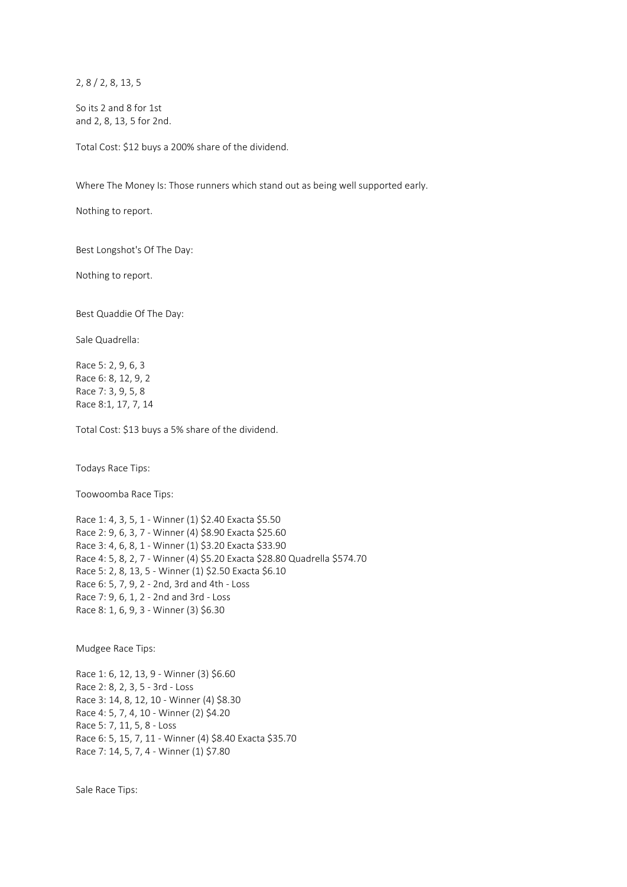2, 8 / 2, 8, 13, 5

So its 2 and 8 for 1st
and 2, 8, 13, 5 for 2nd.

Total Cost: $12 buys a 200% share of the dividend.

Where The Money Is: Those runners which stand out as being well supported early.

Nothing to report.

Best Longshot's Of The Day:

Nothing to report.

Best Quaddie Of The Day:

Sale Quadrella:

Race 5: 2, 9, 6, 3
Race 6: 8, 12, 9, 2
Race 7: 3, 9, 5, 8
Race 8:1, 17, 7, 14

Total Cost: $13 buys a 5% share of the dividend.

Todays Race Tips:

Toowoomba Race Tips:

Race 1: 4, 3, 5, 1 - Winner (1) $2.40 Exacta $5.50
Race 2: 9, 6, 3, 7 - Winner (4) $8.90 Exacta $25.60
Race 3: 4, 6, 8, 1 - Winner (1) $3.20 Exacta $33.90
Race 4: 5, 8, 2, 7 - Winner (4) $5.20 Exacta $28.80 Quadrella $574.70
Race 5: 2, 8, 13, 5 - Winner (1) $2.50 Exacta $6.10
Race 6: 5, 7, 9, 2 - 2nd, 3rd and 4th - Loss
Race 7: 9, 6, 1, 2 - 2nd and 3rd - Loss
Race 8: 1, 6, 9, 3 - Winner (3) $6.30

Mudgee Race Tips:

Race 1: 6, 12, 13, 9 - Winner (3) $6.60
Race 2: 8, 2, 3, 5 - 3rd - Loss
Race 3: 14, 8, 12, 10 - Winner (4) $8.30
Race 4: 5, 7, 4, 10 - Winner (2) $4.20
Race 5: 7, 11, 5, 8 - Loss
Race 6: 5, 15, 7, 11 - Winner (4) $8.40 Exacta $35.70
Race 7: 14, 5, 7, 4 - Winner (1) $7.80

Sale Race Tips: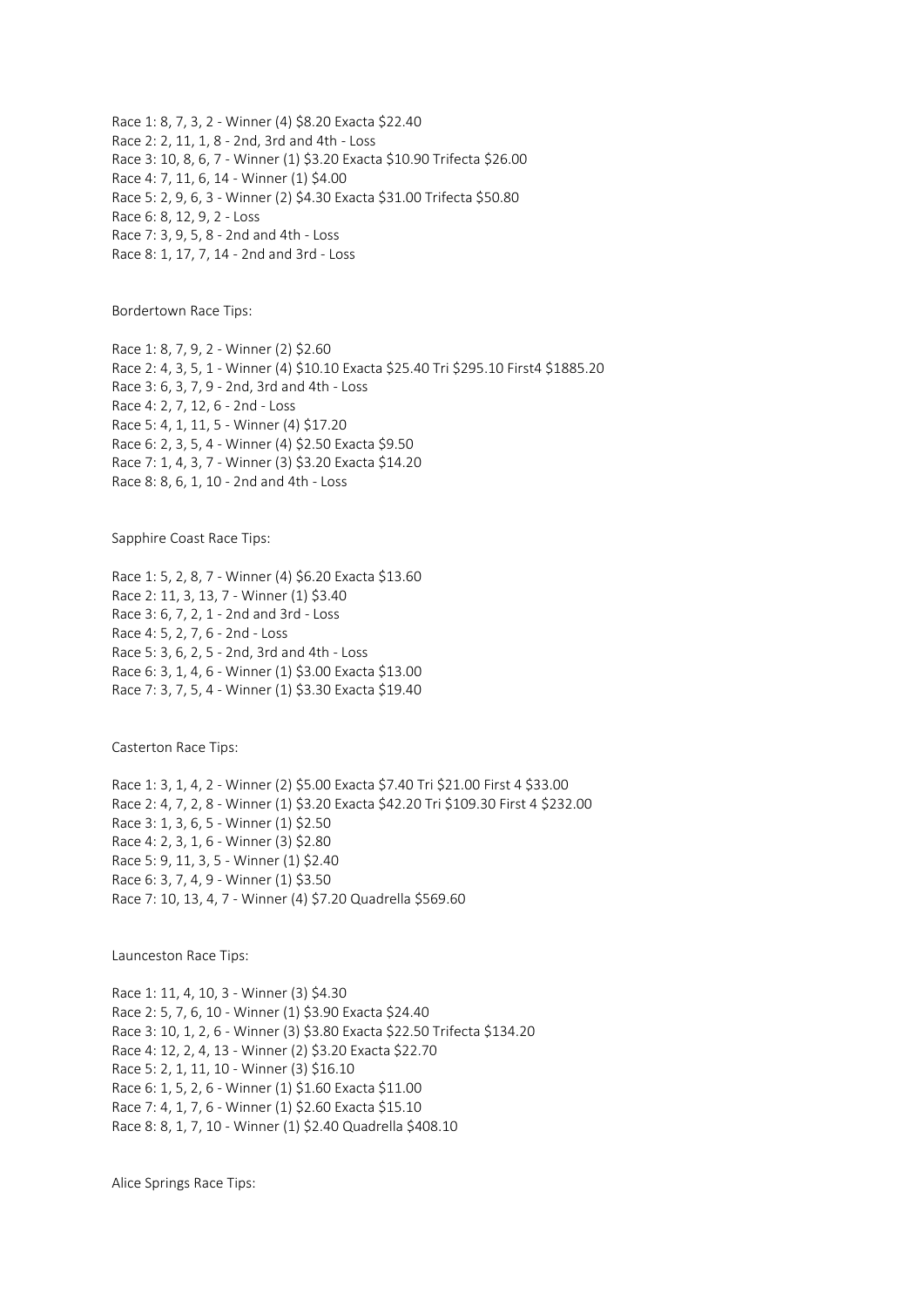Race 1: 8, 7, 3, 2 - Winner (4) $8.20 Exacta $22.40
Race 2: 2, 11, 1, 8 - 2nd, 3rd and 4th - Loss
Race 3: 10, 8, 6, 7 - Winner (1) $3.20 Exacta $10.90 Trifecta $26.00
Race 4: 7, 11, 6, 14 - Winner (1) $4.00
Race 5: 2, 9, 6, 3 - Winner (2) $4.30 Exacta $31.00 Trifecta $50.80
Race 6: 8, 12, 9, 2 - Loss
Race 7: 3, 9, 5, 8 - 2nd and 4th - Loss
Race 8: 1, 17, 7, 14 - 2nd and 3rd - Loss

Bordertown Race Tips:

Race 1: 8, 7, 9, 2 - Winner (2) $2.60
Race 2: 4, 3, 5, 1 - Winner (4) $10.10 Exacta $25.40 Tri $295.10 First4 $1885.20
Race 3: 6, 3, 7, 9 - 2nd, 3rd and 4th - Loss
Race 4: 2, 7, 12, 6 - 2nd - Loss
Race 5: 4, 1, 11, 5 - Winner (4) $17.20
Race 6: 2, 3, 5, 4 - Winner (4) $2.50 Exacta $9.50
Race 7: 1, 4, 3, 7 - Winner (3) $3.20 Exacta $14.20
Race 8: 8, 6, 1, 10 - 2nd and 4th - Loss

Sapphire Coast Race Tips:

Race 1: 5, 2, 8, 7 - Winner (4) $6.20 Exacta $13.60
Race 2: 11, 3, 13, 7 - Winner (1) $3.40
Race 3: 6, 7, 2, 1 - 2nd and 3rd - Loss
Race 4: 5, 2, 7, 6 - 2nd - Loss
Race 5: 3, 6, 2, 5 - 2nd, 3rd and 4th - Loss
Race 6: 3, 1, 4, 6 - Winner (1) $3.00 Exacta $13.00
Race 7: 3, 7, 5, 4 - Winner (1) $3.30 Exacta $19.40

Casterton Race Tips:

Race 1: 3, 1, 4, 2 - Winner (2) $5.00 Exacta $7.40 Tri $21.00 First 4 $33.00
Race 2: 4, 7, 2, 8 - Winner (1) $3.20 Exacta $42.20 Tri $109.30 First 4 $232.00
Race 3: 1, 3, 6, 5 - Winner (1) $2.50
Race 4: 2, 3, 1, 6 - Winner (3) $2.80
Race 5: 9, 11, 3, 5 - Winner (1) $2.40
Race 6: 3, 7, 4, 9 - Winner (1) $3.50
Race 7: 10, 13, 4, 7 - Winner (4) $7.20 Quadrella $569.60

Launceston Race Tips:

Race 1: 11, 4, 10, 3 - Winner (3) $4.30
Race 2: 5, 7, 6, 10 - Winner (1) $3.90 Exacta $24.40
Race 3: 10, 1, 2, 6 - Winner (3) $3.80 Exacta $22.50 Trifecta $134.20
Race 4: 12, 2, 4, 13 - Winner (2) $3.20 Exacta $22.70
Race 5: 2, 1, 11, 10 - Winner (3) $16.10
Race 6: 1, 5, 2, 6 - Winner (1) $1.60 Exacta $11.00
Race 7: 4, 1, 7, 6 - Winner (1) $2.60 Exacta $15.10
Race 8: 8, 1, 7, 10 - Winner (1) $2.40 Quadrella $408.10

Alice Springs Race Tips: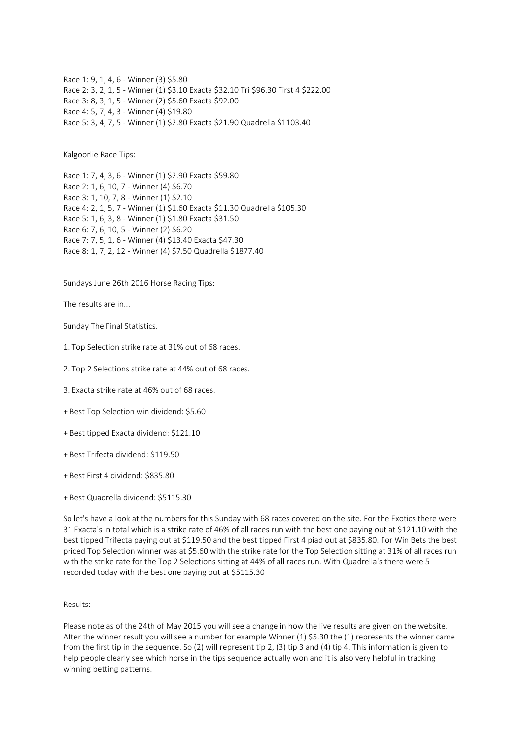Race 1: 9, 1, 4, 6 - Winner (3) $5.80
Race 2: 3, 2, 1, 5 - Winner (1) $3.10 Exacta $32.10 Tri $96.30 First 4 $222.00
Race 3: 8, 3, 1, 5 - Winner (2) $5.60 Exacta $92.00
Race 4: 5, 7, 4, 3 - Winner (4) $19.80
Race 5: 3, 4, 7, 5 - Winner (1) $2.80 Exacta $21.90 Quadrella $1103.40

Kalgoorlie Race Tips:

Race 1: 7, 4, 3, 6 - Winner (1) $2.90 Exacta $59.80
Race 2: 1, 6, 10, 7 - Winner (4) $6.70
Race 3: 1, 10, 7, 8 - Winner (1) $2.10
Race 4: 2, 1, 5, 7 - Winner (1) $1.60 Exacta $11.30 Quadrella $105.30
Race 5: 1, 6, 3, 8 - Winner (1) $1.80 Exacta $31.50
Race 6: 7, 6, 10, 5 - Winner (2) $6.20
Race 7: 7, 5, 1, 6 - Winner (4) $13.40 Exacta $47.30
Race 8: 1, 7, 2, 12 - Winner (4) $7.50 Quadrella $1877.40

Sundays June 26th 2016 Horse Racing Tips:

The results are in...

Sunday The Final Statistics.

1. Top Selection strike rate at 31% out of 68 races.

2. Top 2 Selections strike rate at 44% out of 68 races.

3. Exacta strike rate at 46% out of 68 races.

+ Best Top Selection win dividend: $5.60

+ Best tipped Exacta dividend: $121.10

+ Best Trifecta dividend: $119.50

+ Best First 4 dividend: $835.80

+ Best Quadrella dividend: $5115.30

So let's have a look at the numbers for this Sunday with 68 races covered on the site. For the Exotics there were 31 Exacta's in total which is a strike rate of 46% of all races run with the best one paying out at $121.10 with the best tipped Trifecta paying out at $119.50 and the best tipped First 4 piad out at $835.80. For Win Bets the best priced Top Selection winner was at $5.60 with the strike rate for the Top Selection sitting at 31% of all races run with the strike rate for the Top 2 Selections sitting at 44% of all races run. With Quadrella's there were 5 recorded today with the best one paying out at $5115.30

Results:

Please note as of the 24th of May 2015 you will see a change in how the live results are given on the website. After the winner result you will see a number for example Winner (1) $5.30 the (1) represents the winner came from the first tip in the sequence. So (2) will represent tip 2, (3) tip 3 and (4) tip 4. This information is given to help people clearly see which horse in the tips sequence actually won and it is also very helpful in tracking winning betting patterns.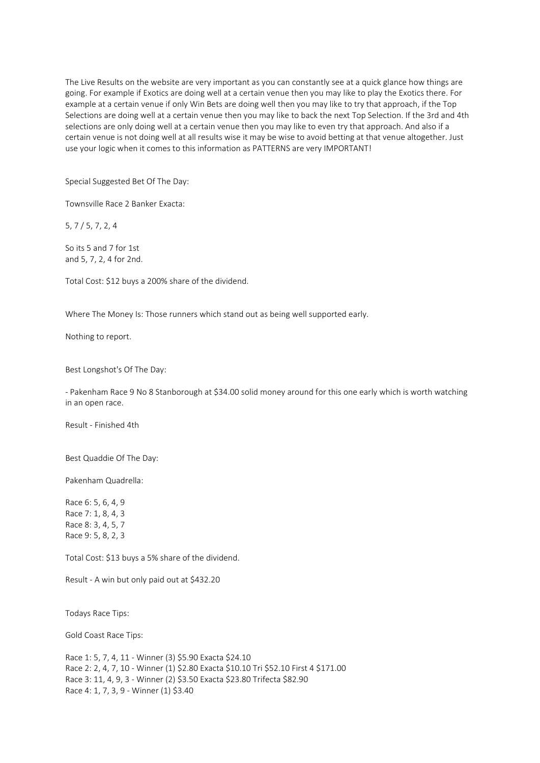The Live Results on the website are very important as you can constantly see at a quick glance how things are going. For example if Exotics are doing well at a certain venue then you may like to play the Exotics there. For example at a certain venue if only Win Bets are doing well then you may like to try that approach, if the Top Selections are doing well at a certain venue then you may like to back the next Top Selection. If the 3rd and 4th selections are only doing well at a certain venue then you may like to even try that approach. And also if a certain venue is not doing well at all results wise it may be wise to avoid betting at that venue altogether. Just use your logic when it comes to this information as PATTERNS are very IMPORTANT!

Special Suggested Bet Of The Day:

Townsville Race 2 Banker Exacta:

5, 7 / 5, 7, 2, 4

So its 5 and 7 for 1st
and 5, 7, 2, 4 for 2nd.

Total Cost: $12 buys a 200% share of the dividend.

Where The Money Is: Those runners which stand out as being well supported early.

Nothing to report.

Best Longshot's Of The Day:

- Pakenham Race 9 No 8 Stanborough at $34.00 solid money around for this one early which is worth watching in an open race.

Result - Finished 4th

Best Quaddie Of The Day:

Pakenham Quadrella:

Race 6: 5, 6, 4, 9
Race 7: 1, 8, 4, 3
Race 8: 3, 4, 5, 7
Race 9: 5, 8, 2, 3

Total Cost: $13 buys a 5% share of the dividend.

Result - A win but only paid out at $432.20

Todays Race Tips:

Gold Coast Race Tips:

Race 1: 5, 7, 4, 11 - Winner (3) $5.90 Exacta $24.10
Race 2: 2, 4, 7, 10 - Winner (1) $2.80 Exacta $10.10 Tri $52.10 First 4 $171.00
Race 3: 11, 4, 9, 3 - Winner (2) $3.50 Exacta $23.80 Trifecta $82.90
Race 4: 1, 7, 3, 9 - Winner (1) $3.40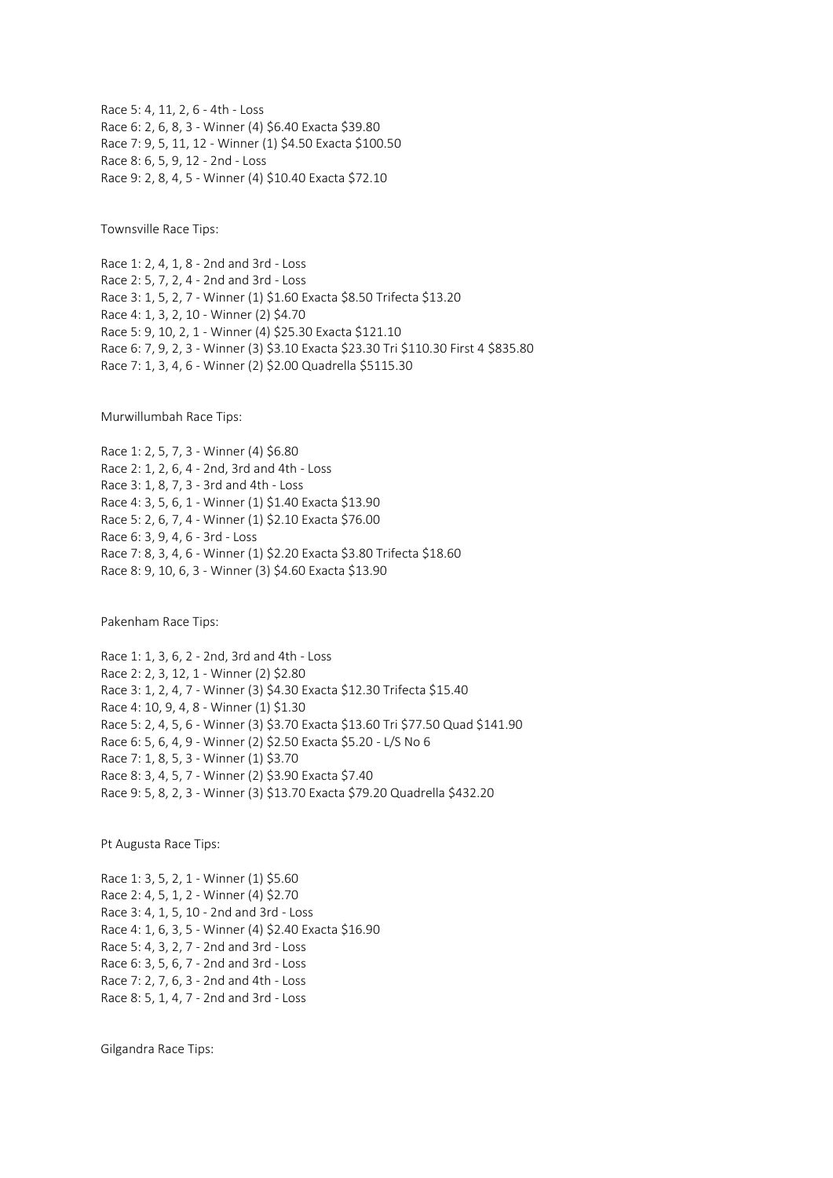Race 5: 4, 11, 2, 6 - 4th - Loss
Race 6: 2, 6, 8, 3 - Winner (4) $6.40 Exacta $39.80
Race 7: 9, 5, 11, 12 - Winner (1) $4.50 Exacta $100.50
Race 8: 6, 5, 9, 12 - 2nd - Loss
Race 9: 2, 8, 4, 5 - Winner (4) $10.40 Exacta $72.10

Townsville Race Tips:

Race 1: 2, 4, 1, 8 - 2nd and 3rd - Loss
Race 2: 5, 7, 2, 4 - 2nd and 3rd - Loss
Race 3: 1, 5, 2, 7 - Winner (1) $1.60 Exacta $8.50 Trifecta $13.20
Race 4: 1, 3, 2, 10 - Winner (2) $4.70
Race 5: 9, 10, 2, 1 - Winner (4) $25.30 Exacta $121.10
Race 6: 7, 9, 2, 3 - Winner (3) $3.10 Exacta $23.30 Tri $110.30 First 4 $835.80
Race 7: 1, 3, 4, 6 - Winner (2) $2.00 Quadrella $5115.30

Murwillumbah Race Tips:

Race 1: 2, 5, 7, 3 - Winner (4) $6.80
Race 2: 1, 2, 6, 4 - 2nd, 3rd and 4th - Loss
Race 3: 1, 8, 7, 3 - 3rd and 4th - Loss
Race 4: 3, 5, 6, 1 - Winner (1) $1.40 Exacta $13.90
Race 5: 2, 6, 7, 4 - Winner (1) $2.10 Exacta $76.00
Race 6: 3, 9, 4, 6 - 3rd - Loss
Race 7: 8, 3, 4, 6 - Winner (1) $2.20 Exacta $3.80 Trifecta $18.60
Race 8: 9, 10, 6, 3 - Winner (3) $4.60 Exacta $13.90

Pakenham Race Tips:

Race 1: 1, 3, 6, 2 - 2nd, 3rd and 4th - Loss
Race 2: 2, 3, 12, 1 - Winner (2) $2.80
Race 3: 1, 2, 4, 7 - Winner (3) $4.30 Exacta $12.30 Trifecta $15.40
Race 4: 10, 9, 4, 8 - Winner (1) $1.30
Race 5: 2, 4, 5, 6 - Winner (3) $3.70 Exacta $13.60 Tri $77.50 Quad $141.90
Race 6: 5, 6, 4, 9 - Winner (2) $2.50 Exacta $5.20 - L/S No 6
Race 7: 1, 8, 5, 3 - Winner (1) $3.70
Race 8: 3, 4, 5, 7 - Winner (2) $3.90 Exacta $7.40
Race 9: 5, 8, 2, 3 - Winner (3) $13.70 Exacta $79.20 Quadrella $432.20

Pt Augusta Race Tips:

Race 1: 3, 5, 2, 1 - Winner (1) $5.60
Race 2: 4, 5, 1, 2 - Winner (4) $2.70
Race 3: 4, 1, 5, 10 - 2nd and 3rd - Loss
Race 4: 1, 6, 3, 5 - Winner (4) $2.40 Exacta $16.90
Race 5: 4, 3, 2, 7 - 2nd and 3rd - Loss
Race 6: 3, 5, 6, 7 - 2nd and 3rd - Loss
Race 7: 2, 7, 6, 3 - 2nd and 4th - Loss
Race 8: 5, 1, 4, 7 - 2nd and 3rd - Loss

Gilgandra Race Tips: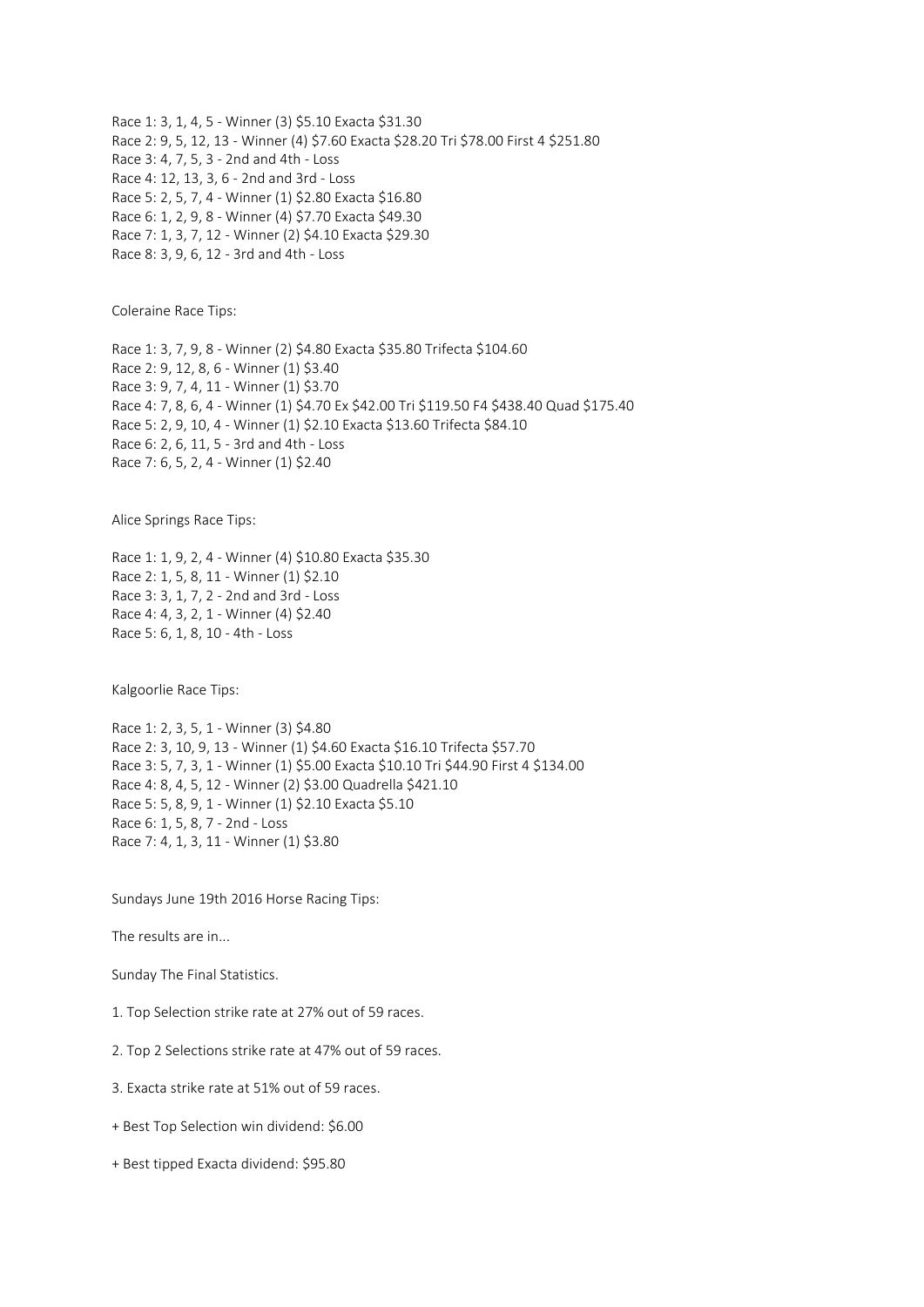Race 1: 3, 1, 4, 5 - Winner (3) $5.10 Exacta $31.30
Race 2: 9, 5, 12, 13 - Winner (4) $7.60 Exacta $28.20 Tri $78.00 First 4 $251.80
Race 3: 4, 7, 5, 3 - 2nd and 4th - Loss
Race 4: 12, 13, 3, 6 - 2nd and 3rd - Loss
Race 5: 2, 5, 7, 4 - Winner (1) $2.80 Exacta $16.80
Race 6: 1, 2, 9, 8 - Winner (4) $7.70 Exacta $49.30
Race 7: 1, 3, 7, 12 - Winner (2) $4.10 Exacta $29.30
Race 8: 3, 9, 6, 12 - 3rd and 4th - Loss

Coleraine Race Tips:

Race 1: 3, 7, 9, 8 - Winner (2) $4.80 Exacta $35.80 Trifecta $104.60
Race 2: 9, 12, 8, 6 - Winner (1) $3.40
Race 3: 9, 7, 4, 11 - Winner (1) $3.70
Race 4: 7, 8, 6, 4 - Winner (1) $4.70 Ex $42.00 Tri $119.50 F4 $438.40 Quad $175.40
Race 5: 2, 9, 10, 4 - Winner (1) $2.10 Exacta $13.60 Trifecta $84.10
Race 6: 2, 6, 11, 5 - 3rd and 4th - Loss
Race 7: 6, 5, 2, 4 - Winner (1) $2.40

Alice Springs Race Tips:

Race 1: 1, 9, 2, 4 - Winner (4) $10.80 Exacta $35.30
Race 2: 1, 5, 8, 11 - Winner (1) $2.10
Race 3: 3, 1, 7, 2 - 2nd and 3rd - Loss
Race 4: 4, 3, 2, 1 - Winner (4) $2.40
Race 5: 6, 1, 8, 10 - 4th - Loss

Kalgoorlie Race Tips:

Race 1: 2, 3, 5, 1 - Winner (3) $4.80
Race 2: 3, 10, 9, 13 - Winner (1) $4.60 Exacta $16.10 Trifecta $57.70
Race 3: 5, 7, 3, 1 - Winner (1) $5.00 Exacta $10.10 Tri $44.90 First 4 $134.00
Race 4: 8, 4, 5, 12 - Winner (2) $3.00 Quadrella $421.10
Race 5: 5, 8, 9, 1 - Winner (1) $2.10 Exacta $5.10
Race 6: 1, 5, 8, 7 - 2nd - Loss
Race 7: 4, 1, 3, 11 - Winner (1) $3.80

Sundays June 19th 2016 Horse Racing Tips:

The results are in...

Sunday The Final Statistics.

1. Top Selection strike rate at 27% out of 59 races.

2. Top 2 Selections strike rate at 47% out of 59 races.

3. Exacta strike rate at 51% out of 59 races.

+ Best Top Selection win dividend: $6.00

+ Best tipped Exacta dividend: $95.80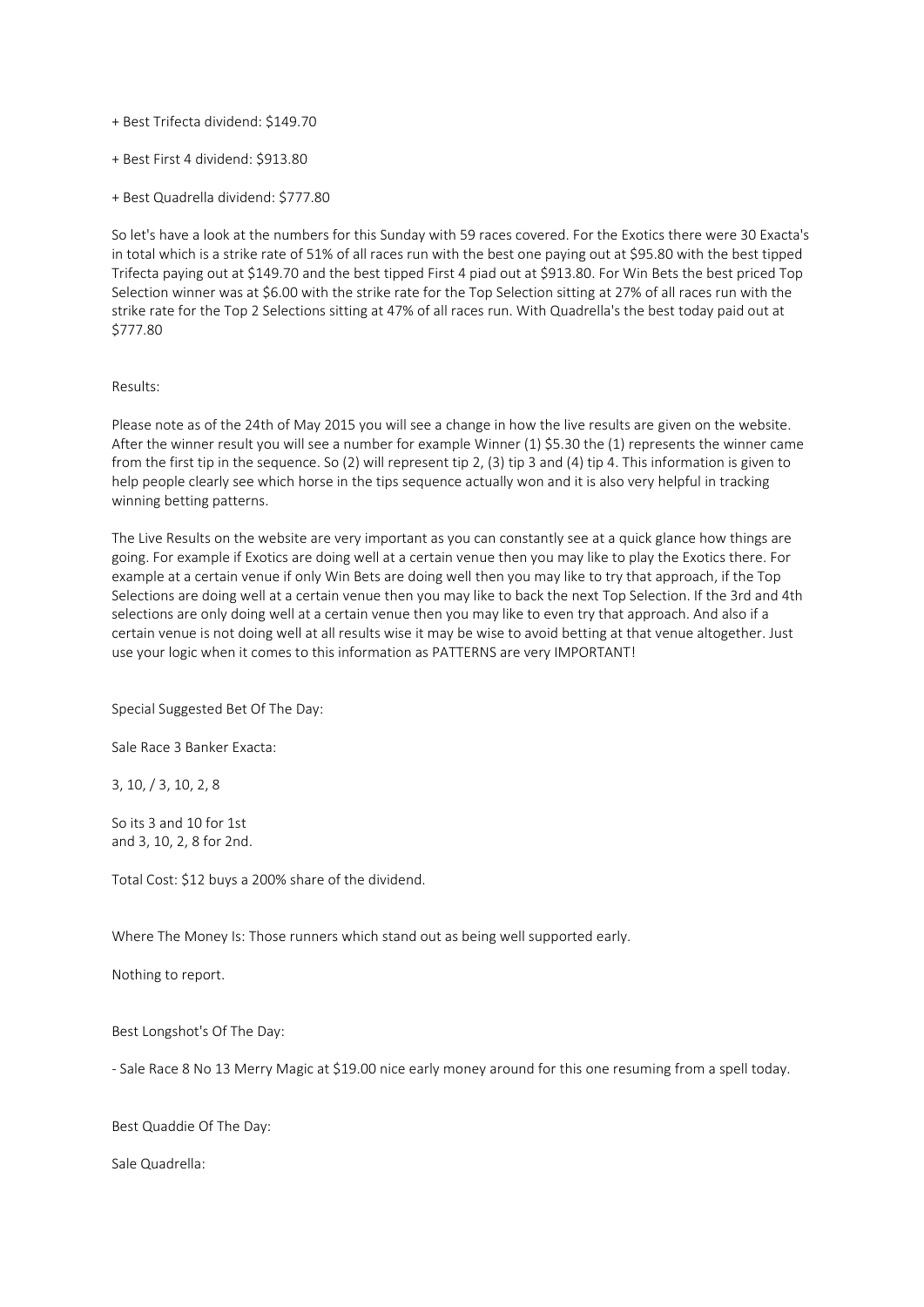+ Best Trifecta dividend: $149.70

+ Best First 4 dividend: $913.80

+ Best Quadrella dividend: $777.80

So let's have a look at the numbers for this Sunday with 59 races covered. For the Exotics there were 30 Exacta's in total which is a strike rate of 51% of all races run with the best one paying out at $95.80 with the best tipped Trifecta paying out at $149.70 and the best tipped First 4 piad out at $913.80. For Win Bets the best priced Top Selection winner was at $6.00 with the strike rate for the Top Selection sitting at 27% of all races run with the strike rate for the Top 2 Selections sitting at 47% of all races run. With Quadrella's the best today paid out at $777.80

Results:

Please note as of the 24th of May 2015 you will see a change in how the live results are given on the website. After the winner result you will see a number for example Winner (1) $5.30 the (1) represents the winner came from the first tip in the sequence. So (2) will represent tip 2, (3) tip 3 and (4) tip 4. This information is given to help people clearly see which horse in the tips sequence actually won and it is also very helpful in tracking winning betting patterns.

The Live Results on the website are very important as you can constantly see at a quick glance how things are going. For example if Exotics are doing well at a certain venue then you may like to play the Exotics there. For example at a certain venue if only Win Bets are doing well then you may like to try that approach, if the Top Selections are doing well at a certain venue then you may like to back the next Top Selection. If the 3rd and 4th selections are only doing well at a certain venue then you may like to even try that approach. And also if a certain venue is not doing well at all results wise it may be wise to avoid betting at that venue altogether. Just use your logic when it comes to this information as PATTERNS are very IMPORTANT!

Special Suggested Bet Of The Day:

Sale Race 3 Banker Exacta:

3, 10, / 3, 10, 2, 8

So its 3 and 10 for 1st
and 3, 10, 2, 8 for 2nd.

Total Cost: $12 buys a 200% share of the dividend.

Where The Money Is: Those runners which stand out as being well supported early.

Nothing to report.

Best Longshot's Of The Day:

- Sale Race 8 No 13 Merry Magic at $19.00 nice early money around for this one resuming from a spell today.

Best Quaddie Of The Day:

Sale Quadrella: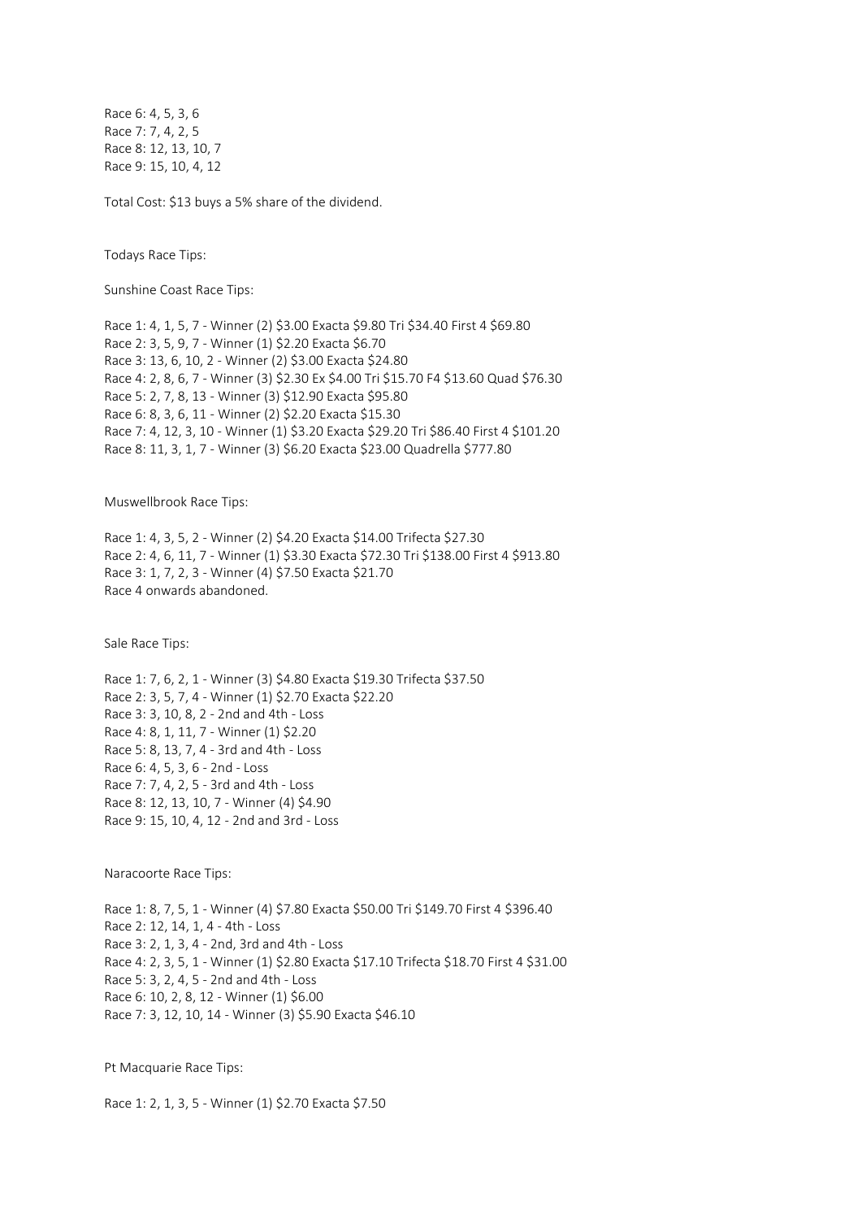Race 6: 4, 5, 3, 6
Race 7: 7, 4, 2, 5
Race 8: 12, 13, 10, 7
Race 9: 15, 10, 4, 12

Total Cost: $13 buys a 5% share of the dividend.

Todays Race Tips:

Sunshine Coast Race Tips:

Race 1: 4, 1, 5, 7 - Winner (2) $3.00 Exacta $9.80 Tri $34.40 First 4 $69.80
Race 2: 3, 5, 9, 7 - Winner (1) $2.20 Exacta $6.70
Race 3: 13, 6, 10, 2 - Winner (2) $3.00 Exacta $24.80
Race 4: 2, 8, 6, 7 - Winner (3) $2.30 Ex $4.00 Tri $15.70 F4 $13.60 Quad $76.30
Race 5: 2, 7, 8, 13 - Winner (3) $12.90 Exacta $95.80
Race 6: 8, 3, 6, 11 - Winner (2) $2.20 Exacta $15.30
Race 7: 4, 12, 3, 10 - Winner (1) $3.20 Exacta $29.20 Tri $86.40 First 4 $101.20
Race 8: 11, 3, 1, 7 - Winner (3) $6.20 Exacta $23.00 Quadrella $777.80

Muswellbrook Race Tips:

Race 1: 4, 3, 5, 2 - Winner (2) $4.20 Exacta $14.00 Trifecta $27.30
Race 2: 4, 6, 11, 7 - Winner (1) $3.30 Exacta $72.30 Tri $138.00 First 4 $913.80
Race 3: 1, 7, 2, 3 - Winner (4) $7.50 Exacta $21.70
Race 4 onwards abandoned.

Sale Race Tips:

Race 1: 7, 6, 2, 1 - Winner (3) $4.80 Exacta $19.30 Trifecta $37.50
Race 2: 3, 5, 7, 4 - Winner (1) $2.70 Exacta $22.20
Race 3: 3, 10, 8, 2 - 2nd and 4th - Loss
Race 4: 8, 1, 11, 7 - Winner (1) $2.20
Race 5: 8, 13, 7, 4 - 3rd and 4th - Loss
Race 6: 4, 5, 3, 6 - 2nd - Loss
Race 7: 7, 4, 2, 5 - 3rd and 4th - Loss
Race 8: 12, 13, 10, 7 - Winner (4) $4.90
Race 9: 15, 10, 4, 12 - 2nd and 3rd - Loss

Naracoorte Race Tips:

Race 1: 8, 7, 5, 1 - Winner (4) $7.80 Exacta $50.00 Tri $149.70 First 4 $396.40
Race 2: 12, 14, 1, 4 - 4th - Loss
Race 3: 2, 1, 3, 4 - 2nd, 3rd and 4th - Loss
Race 4: 2, 3, 5, 1 - Winner (1) $2.80 Exacta $17.10 Trifecta $18.70 First 4 $31.00
Race 5: 3, 2, 4, 5 - 2nd and 4th - Loss
Race 6: 10, 2, 8, 12 - Winner (1) $6.00
Race 7: 3, 12, 10, 14 - Winner (3) $5.90 Exacta $46.10

Pt Macquarie Race Tips:

Race 1: 2, 1, 3, 5 - Winner (1) $2.70 Exacta $7.50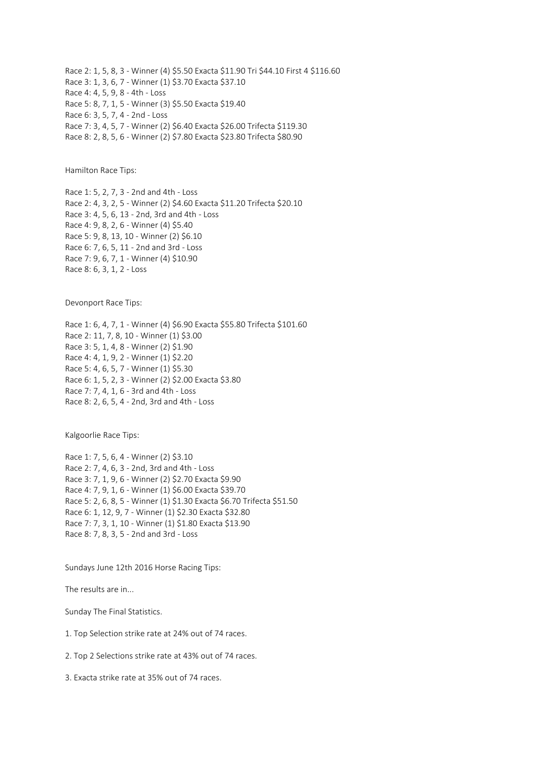Race 2: 1, 5, 8, 3 - Winner (4) $5.50 Exacta $11.90 Tri $44.10 First 4 $116.60
Race 3: 1, 3, 6, 7 - Winner (1) $3.70 Exacta $37.10
Race 4: 4, 5, 9, 8 - 4th - Loss
Race 5: 8, 7, 1, 5 - Winner (3) $5.50 Exacta $19.40
Race 6: 3, 5, 7, 4 - 2nd - Loss
Race 7: 3, 4, 5, 7 - Winner (2) $6.40 Exacta $26.00 Trifecta $119.30
Race 8: 2, 8, 5, 6 - Winner (2) $7.80 Exacta $23.80 Trifecta $80.90

Hamilton Race Tips:

Race 1: 5, 2, 7, 3 - 2nd and 4th - Loss
Race 2: 4, 3, 2, 5 - Winner (2) $4.60 Exacta $11.20 Trifecta $20.10
Race 3: 4, 5, 6, 13 - 2nd, 3rd and 4th - Loss
Race 4: 9, 8, 2, 6 - Winner (4) $5.40
Race 5: 9, 8, 13, 10 - Winner (2) $6.10
Race 6: 7, 6, 5, 11 - 2nd and 3rd - Loss
Race 7: 9, 6, 7, 1 - Winner (4) $10.90
Race 8: 6, 3, 1, 2 - Loss

Devonport Race Tips:

Race 1: 6, 4, 7, 1 - Winner (4) $6.90 Exacta $55.80 Trifecta $101.60
Race 2: 11, 7, 8, 10 - Winner (1) $3.00
Race 3: 5, 1, 4, 8 - Winner (2) $1.90
Race 4: 4, 1, 9, 2 - Winner (1) $2.20
Race 5: 4, 6, 5, 7 - Winner (1) $5.30
Race 6: 1, 5, 2, 3 - Winner (2) $2.00 Exacta $3.80
Race 7: 7, 4, 1, 6 - 3rd and 4th - Loss
Race 8: 2, 6, 5, 4 - 2nd, 3rd and 4th - Loss

Kalgoorlie Race Tips:

Race 1: 7, 5, 6, 4 - Winner (2) $3.10
Race 2: 7, 4, 6, 3 - 2nd, 3rd and 4th - Loss
Race 3: 7, 1, 9, 6 - Winner (2) $2.70 Exacta $9.90
Race 4: 7, 9, 1, 6 - Winner (1) $6.00 Exacta $39.70
Race 5: 2, 6, 8, 5 - Winner (1) $1.30 Exacta $6.70 Trifecta $51.50
Race 6: 1, 12, 9, 7 - Winner (1) $2.30 Exacta $32.80
Race 7: 7, 3, 1, 10 - Winner (1) $1.80 Exacta $13.90
Race 8: 7, 8, 3, 5 - 2nd and 3rd - Loss

Sundays June 12th 2016 Horse Racing Tips:

The results are in...

Sunday The Final Statistics.

1. Top Selection strike rate at 24% out of 74 races.

2. Top 2 Selections strike rate at 43% out of 74 races.

3. Exacta strike rate at 35% out of 74 races.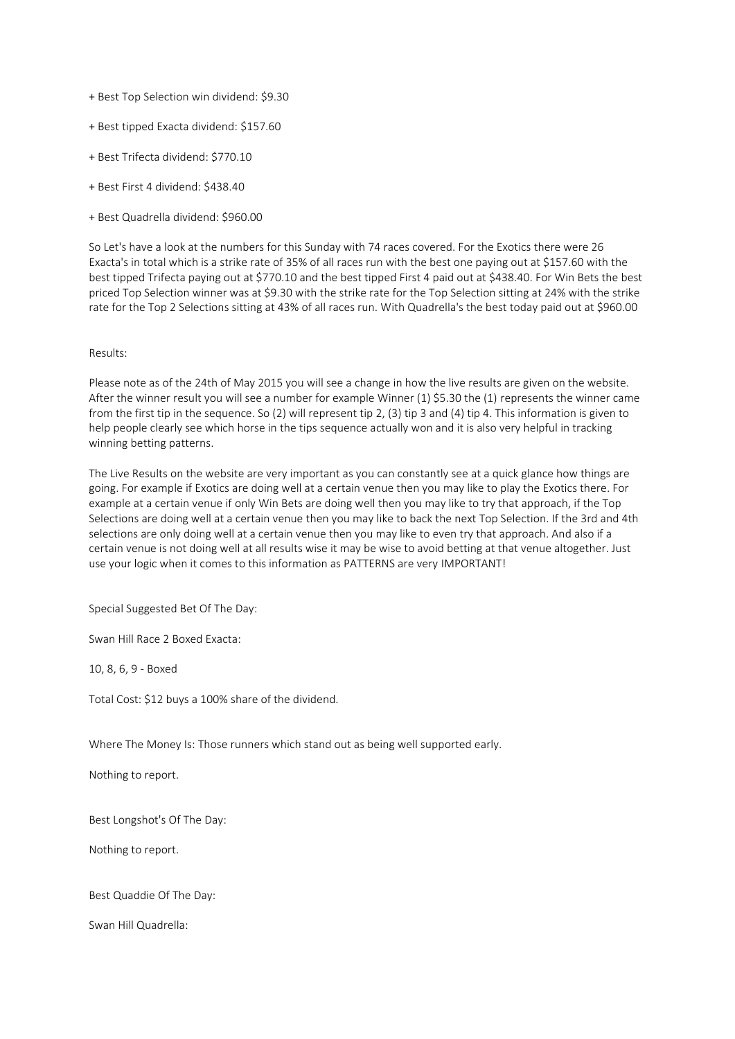+ Best Top Selection win dividend: $9.30

+ Best tipped Exacta dividend: $157.60

+ Best Trifecta dividend: $770.10

+ Best First 4 dividend: $438.40

+ Best Quadrella dividend: $960.00

So Let's have a look at the numbers for this Sunday with 74 races covered. For the Exotics there were 26 Exacta's in total which is a strike rate of 35% of all races run with the best one paying out at $157.60 with the best tipped Trifecta paying out at $770.10 and the best tipped First 4 paid out at $438.40. For Win Bets the best priced Top Selection winner was at $9.30 with the strike rate for the Top Selection sitting at 24% with the strike rate for the Top 2 Selections sitting at 43% of all races run. With Quadrella's the best today paid out at $960.00

Results:

Please note as of the 24th of May 2015 you will see a change in how the live results are given on the website. After the winner result you will see a number for example Winner (1) $5.30 the (1) represents the winner came from the first tip in the sequence. So (2) will represent tip 2, (3) tip 3 and (4) tip 4. This information is given to help people clearly see which horse in the tips sequence actually won and it is also very helpful in tracking winning betting patterns.

The Live Results on the website are very important as you can constantly see at a quick glance how things are going. For example if Exotics are doing well at a certain venue then you may like to play the Exotics there. For example at a certain venue if only Win Bets are doing well then you may like to try that approach, if the Top Selections are doing well at a certain venue then you may like to back the next Top Selection. If the 3rd and 4th selections are only doing well at a certain venue then you may like to even try that approach. And also if a certain venue is not doing well at all results wise it may be wise to avoid betting at that venue altogether. Just use your logic when it comes to this information as PATTERNS are very IMPORTANT!

Special Suggested Bet Of The Day:

Swan Hill Race 2 Boxed Exacta:

10, 8, 6, 9 - Boxed

Total Cost: $12 buys a 100% share of the dividend.

Where The Money Is: Those runners which stand out as being well supported early.

Nothing to report.

Best Longshot's Of The Day:

Nothing to report.

Best Quaddie Of The Day:

Swan Hill Quadrella: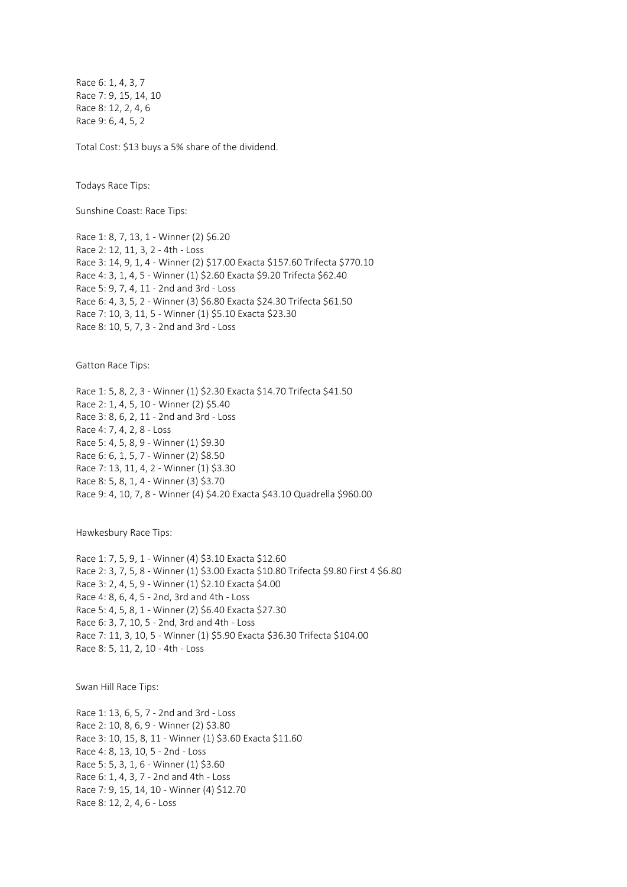Race 6: 1, 4, 3, 7
Race 7: 9, 15, 14, 10
Race 8: 12, 2, 4, 6
Race 9: 6, 4, 5, 2

Total Cost: $13 buys a 5% share of the dividend.

Todays Race Tips:

Sunshine Coast: Race Tips:

Race 1: 8, 7, 13, 1 - Winner (2) $6.20
Race 2: 12, 11, 3, 2 - 4th - Loss
Race 3: 14, 9, 1, 4 - Winner (2) $17.00 Exacta $157.60 Trifecta $770.10
Race 4: 3, 1, 4, 5 - Winner (1) $2.60 Exacta $9.20 Trifecta $62.40
Race 5: 9, 7, 4, 11 - 2nd and 3rd - Loss
Race 6: 4, 3, 5, 2 - Winner (3) $6.80 Exacta $24.30 Trifecta $61.50
Race 7: 10, 3, 11, 5 - Winner (1) $5.10 Exacta $23.30
Race 8: 10, 5, 7, 3 - 2nd and 3rd - Loss

Gatton Race Tips:

Race 1: 5, 8, 2, 3 - Winner (1) $2.30 Exacta $14.70 Trifecta $41.50
Race 2: 1, 4, 5, 10 - Winner (2) $5.40
Race 3: 8, 6, 2, 11 - 2nd and 3rd - Loss
Race 4: 7, 4, 2, 8 - Loss
Race 5: 4, 5, 8, 9 - Winner (1) $9.30
Race 6: 6, 1, 5, 7 - Winner (2) $8.50
Race 7: 13, 11, 4, 2 - Winner (1) $3.30
Race 8: 5, 8, 1, 4 - Winner (3) $3.70
Race 9: 4, 10, 7, 8 - Winner (4) $4.20 Exacta $43.10 Quadrella $960.00

Hawkesbury Race Tips:

Race 1: 7, 5, 9, 1 - Winner (4) $3.10 Exacta $12.60
Race 2: 3, 7, 5, 8 - Winner (1) $3.00 Exacta $10.80 Trifecta $9.80 First 4 $6.80
Race 3: 2, 4, 5, 9 - Winner (1) $2.10 Exacta $4.00
Race 4: 8, 6, 4, 5 - 2nd, 3rd and 4th - Loss
Race 5: 4, 5, 8, 1 - Winner (2) $6.40 Exacta $27.30
Race 6: 3, 7, 10, 5 - 2nd, 3rd and 4th - Loss
Race 7: 11, 3, 10, 5 - Winner (1) $5.90 Exacta $36.30 Trifecta $104.00
Race 8: 5, 11, 2, 10 - 4th - Loss

Swan Hill Race Tips:

Race 1: 13, 6, 5, 7 - 2nd and 3rd - Loss
Race 2: 10, 8, 6, 9 - Winner (2) $3.80
Race 3: 10, 15, 8, 11 - Winner (1) $3.60 Exacta $11.60
Race 4: 8, 13, 10, 5 - 2nd - Loss
Race 5: 5, 3, 1, 6 - Winner (1) $3.60
Race 6: 1, 4, 3, 7 - 2nd and 4th - Loss
Race 7: 9, 15, 14, 10 - Winner (4) $12.70
Race 8: 12, 2, 4, 6 - Loss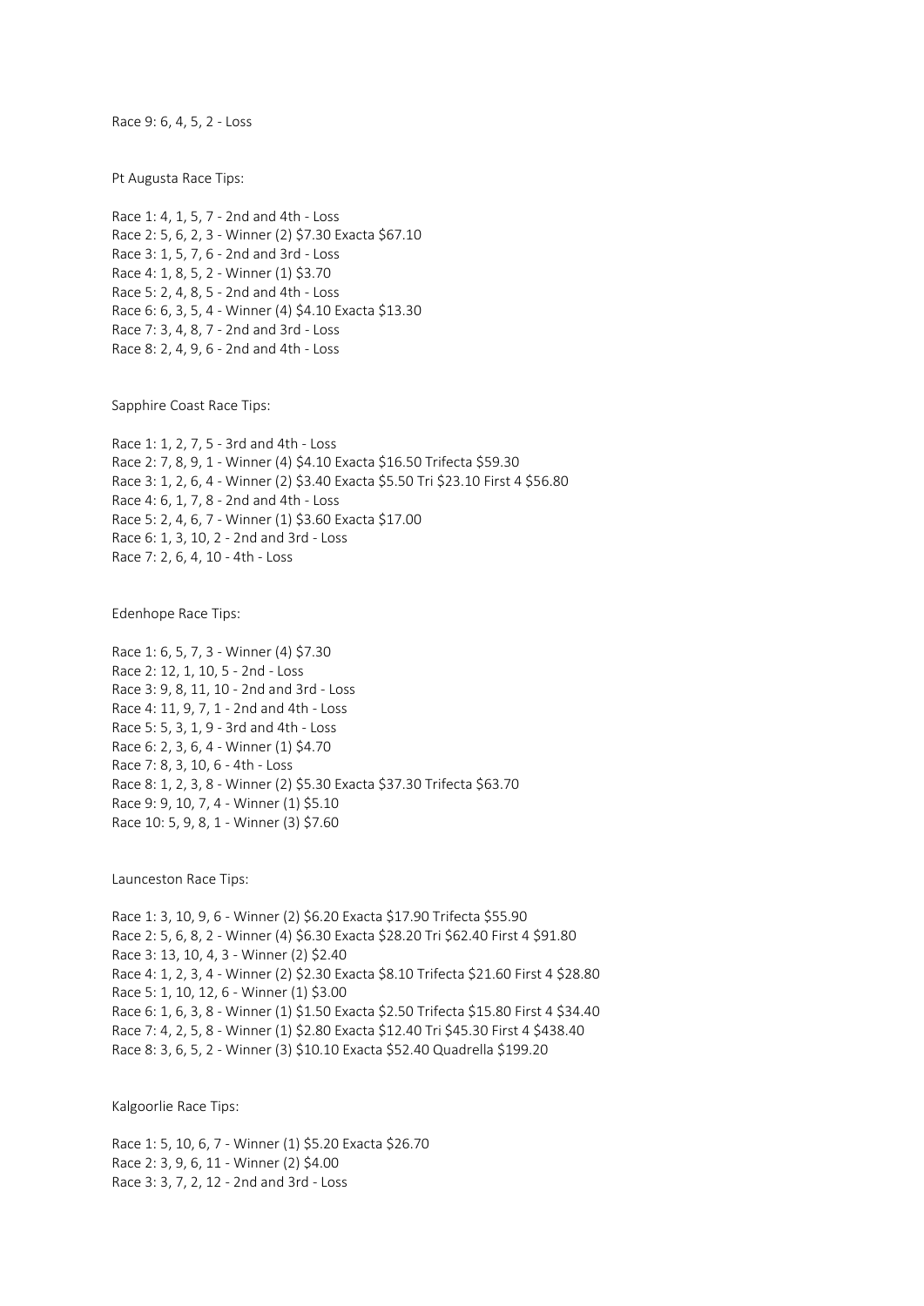Race 9: 6, 4, 5, 2 - Loss

Pt Augusta Race Tips:

Race 1: 4, 1, 5, 7 - 2nd and 4th - Loss
Race 2: 5, 6, 2, 3 - Winner (2) $7.30 Exacta $67.10
Race 3: 1, 5, 7, 6 - 2nd and 3rd - Loss
Race 4: 1, 8, 5, 2 - Winner (1) $3.70
Race 5: 2, 4, 8, 5 - 2nd and 4th - Loss
Race 6: 6, 3, 5, 4 - Winner (4) $4.10 Exacta $13.30
Race 7: 3, 4, 8, 7 - 2nd and 3rd - Loss
Race 8: 2, 4, 9, 6 - 2nd and 4th - Loss

Sapphire Coast Race Tips:

Race 1: 1, 2, 7, 5 - 3rd and 4th - Loss
Race 2: 7, 8, 9, 1 - Winner (4) $4.10 Exacta $16.50 Trifecta $59.30
Race 3: 1, 2, 6, 4 - Winner (2) $3.40 Exacta $5.50 Tri $23.10 First 4 $56.80
Race 4: 6, 1, 7, 8 - 2nd and 4th - Loss
Race 5: 2, 4, 6, 7 - Winner (1) $3.60 Exacta $17.00
Race 6: 1, 3, 10, 2 - 2nd and 3rd - Loss
Race 7: 2, 6, 4, 10 - 4th - Loss

Edenhope Race Tips:

Race 1: 6, 5, 7, 3 - Winner (4) $7.30
Race 2: 12, 1, 10, 5 - 2nd - Loss
Race 3: 9, 8, 11, 10 - 2nd and 3rd - Loss
Race 4: 11, 9, 7, 1 - 2nd and 4th - Loss
Race 5: 5, 3, 1, 9 - 3rd and 4th - Loss
Race 6: 2, 3, 6, 4 - Winner (1) $4.70
Race 7: 8, 3, 10, 6 - 4th - Loss
Race 8: 1, 2, 3, 8 - Winner (2) $5.30 Exacta $37.30 Trifecta $63.70
Race 9: 9, 10, 7, 4 - Winner (1) $5.10
Race 10: 5, 9, 8, 1 - Winner (3) $7.60

Launceston Race Tips:

Race 1: 3, 10, 9, 6 - Winner (2) $6.20 Exacta $17.90 Trifecta $55.90
Race 2: 5, 6, 8, 2 - Winner (4) $6.30 Exacta $28.20 Tri $62.40 First 4 $91.80
Race 3: 13, 10, 4, 3 - Winner (2) $2.40
Race 4: 1, 2, 3, 4 - Winner (2) $2.30 Exacta $8.10 Trifecta $21.60 First 4 $28.80
Race 5: 1, 10, 12, 6 - Winner (1) $3.00
Race 6: 1, 6, 3, 8 - Winner (1) $1.50 Exacta $2.50 Trifecta $15.80 First 4 $34.40
Race 7: 4, 2, 5, 8 - Winner (1) $2.80 Exacta $12.40 Tri $45.30 First 4 $438.40
Race 8: 3, 6, 5, 2 - Winner (3) $10.10 Exacta $52.40 Quadrella $199.20

Kalgoorlie Race Tips:

Race 1: 5, 10, 6, 7 - Winner (1) $5.20 Exacta $26.70
Race 2: 3, 9, 6, 11 - Winner (2) $4.00
Race 3: 3, 7, 2, 12 - 2nd and 3rd - Loss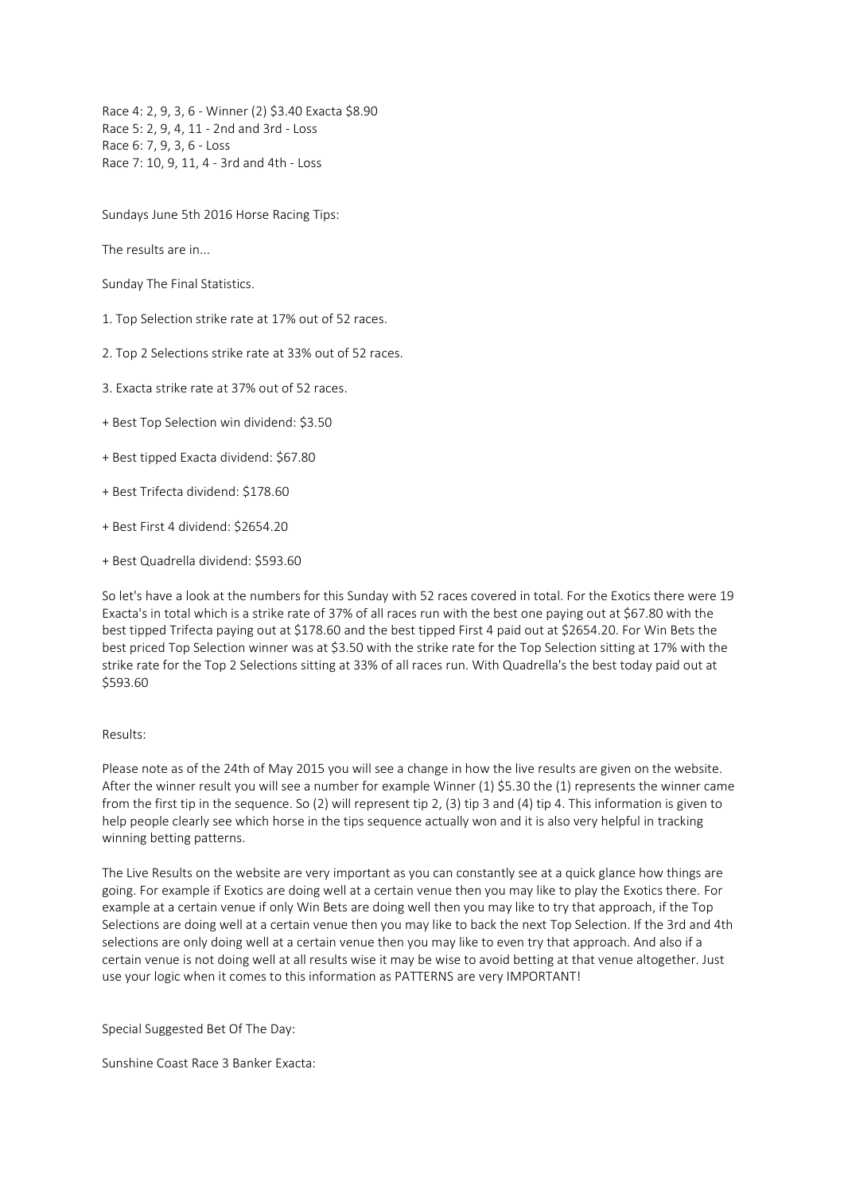Race 4: 2, 9, 3, 6 - Winner (2) $3.40 Exacta $8.90
Race 5: 2, 9, 4, 11 - 2nd and 3rd - Loss
Race 6: 7, 9, 3, 6 - Loss
Race 7: 10, 9, 11, 4 - 3rd and 4th - Loss

Sundays June 5th 2016 Horse Racing Tips:

The results are in...

Sunday The Final Statistics.

1. Top Selection strike rate at 17% out of 52 races.

2. Top 2 Selections strike rate at 33% out of 52 races.

3. Exacta strike rate at 37% out of 52 races.

+ Best Top Selection win dividend: $3.50

+ Best tipped Exacta dividend: $67.80

+ Best Trifecta dividend: $178.60

+ Best First 4 dividend: $2654.20

+ Best Quadrella dividend: $593.60

So let's have a look at the numbers for this Sunday with 52 races covered in total. For the Exotics there were 19 Exacta's in total which is a strike rate of 37% of all races run with the best one paying out at $67.80 with the best tipped Trifecta paying out at $178.60 and the best tipped First 4 paid out at $2654.20. For Win Bets the best priced Top Selection winner was at $3.50 with the strike rate for the Top Selection sitting at 17% with the strike rate for the Top 2 Selections sitting at 33% of all races run. With Quadrella's the best today paid out at $593.60

Results:

Please note as of the 24th of May 2015 you will see a change in how the live results are given on the website. After the winner result you will see a number for example Winner (1) $5.30 the (1) represents the winner came from the first tip in the sequence. So (2) will represent tip 2, (3) tip 3 and (4) tip 4. This information is given to help people clearly see which horse in the tips sequence actually won and it is also very helpful in tracking winning betting patterns.

The Live Results on the website are very important as you can constantly see at a quick glance how things are going. For example if Exotics are doing well at a certain venue then you may like to play the Exotics there. For example at a certain venue if only Win Bets are doing well then you may like to try that approach, if the Top Selections are doing well at a certain venue then you may like to back the next Top Selection. If the 3rd and 4th selections are only doing well at a certain venue then you may like to even try that approach. And also if a certain venue is not doing well at all results wise it may be wise to avoid betting at that venue altogether. Just use your logic when it comes to this information as PATTERNS are very IMPORTANT!

Special Suggested Bet Of The Day:

Sunshine Coast Race 3 Banker Exacta: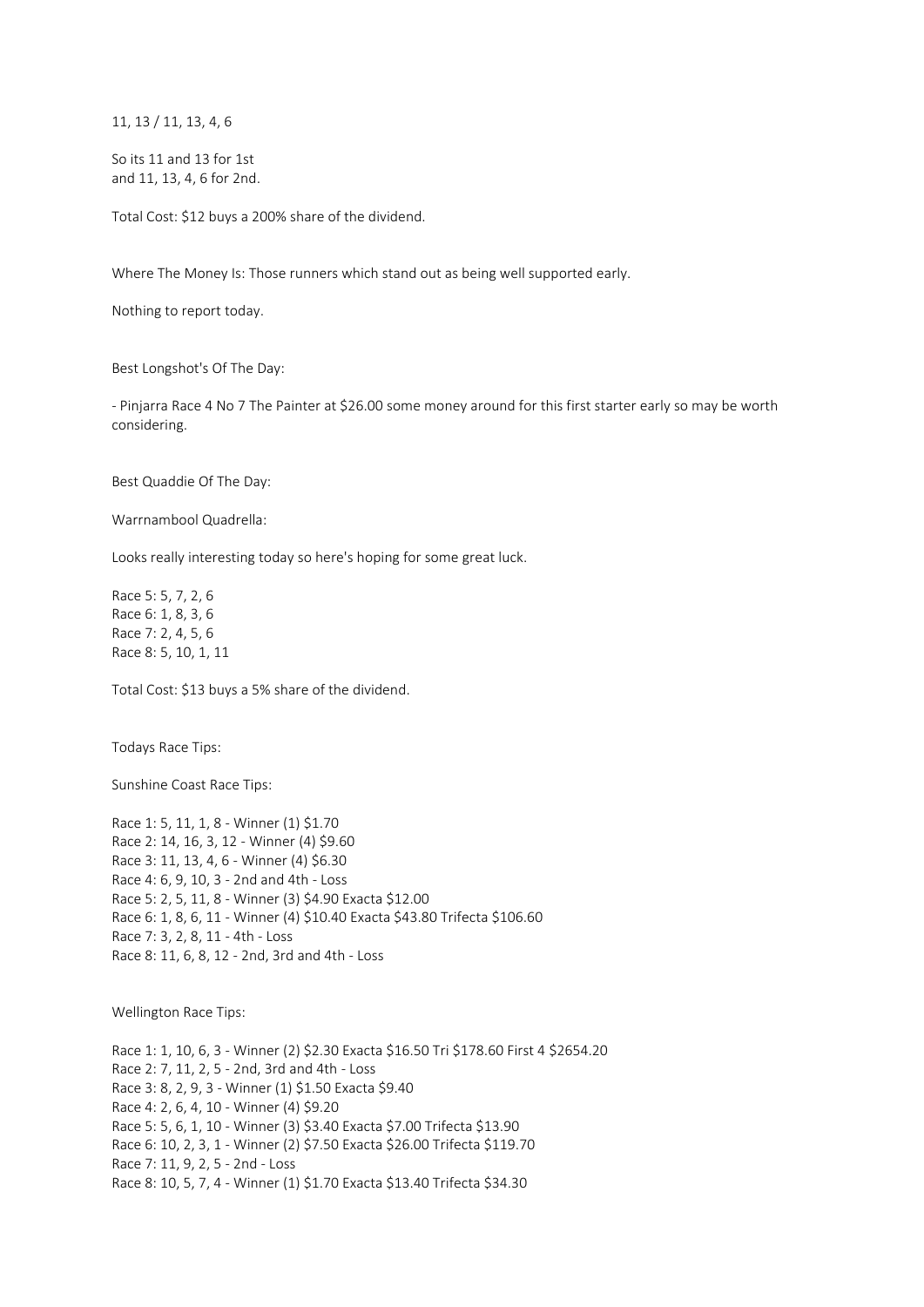11, 13 / 11, 13, 4, 6

So its 11 and 13 for 1st
and 11, 13, 4, 6 for 2nd.

Total Cost: $12 buys a 200% share of the dividend.

Where The Money Is: Those runners which stand out as being well supported early.

Nothing to report today.

Best Longshot's Of The Day:

- Pinjarra Race 4 No 7 The Painter at $26.00 some money around for this first starter early so may be worth considering.

Best Quaddie Of The Day:

Warrnambool Quadrella:

Looks really interesting today so here's hoping for some great luck.

Race 5: 5, 7, 2, 6
Race 6: 1, 8, 3, 6
Race 7: 2, 4, 5, 6
Race 8: 5, 10, 1, 11

Total Cost: $13 buys a 5% share of the dividend.

Todays Race Tips:

Sunshine Coast Race Tips:

Race 1: 5, 11, 1, 8 - Winner (1) $1.70
Race 2: 14, 16, 3, 12 - Winner (4) $9.60
Race 3: 11, 13, 4, 6 - Winner (4) $6.30
Race 4: 6, 9, 10, 3 - 2nd and 4th - Loss
Race 5: 2, 5, 11, 8 - Winner (3) $4.90 Exacta $12.00
Race 6: 1, 8, 6, 11 - Winner (4) $10.40 Exacta $43.80 Trifecta $106.60
Race 7: 3, 2, 8, 11 - 4th - Loss
Race 8: 11, 6, 8, 12 - 2nd, 3rd and 4th - Loss

Wellington Race Tips:

Race 1: 1, 10, 6, 3 - Winner (2) $2.30 Exacta $16.50 Tri $178.60 First 4 $2654.20
Race 2: 7, 11, 2, 5 - 2nd, 3rd and 4th - Loss
Race 3: 8, 2, 9, 3 - Winner (1) $1.50 Exacta $9.40
Race 4: 2, 6, 4, 10 - Winner (4) $9.20
Race 5: 5, 6, 1, 10 - Winner (3) $3.40 Exacta $7.00 Trifecta $13.90
Race 6: 10, 2, 3, 1 - Winner (2) $7.50 Exacta $26.00 Trifecta $119.70
Race 7: 11, 9, 2, 5 - 2nd - Loss
Race 8: 10, 5, 7, 4 - Winner (1) $1.70 Exacta $13.40 Trifecta $34.30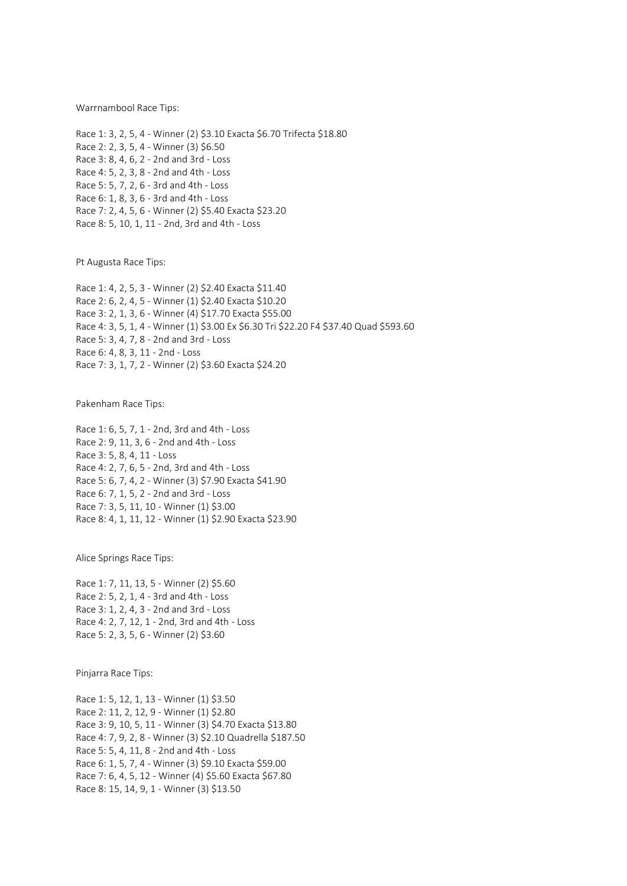Warrnambool Race Tips:

Race 1: 3, 2, 5, 4 - Winner (2) $3.10 Exacta $6.70 Trifecta $18.80
Race 2: 2, 3, 5, 4 - Winner (3) $6.50
Race 3: 8, 4, 6, 2 - 2nd and 3rd - Loss
Race 4: 5, 2, 3, 8 - 2nd and 4th - Loss
Race 5: 5, 7, 2, 6 - 3rd and 4th - Loss
Race 6: 1, 8, 3, 6 - 3rd and 4th - Loss
Race 7: 2, 4, 5, 6 - Winner (2) $5.40 Exacta $23.20
Race 8: 5, 10, 1, 11 - 2nd, 3rd and 4th - Loss

Pt Augusta Race Tips:

Race 1: 4, 2, 5, 3 - Winner (2) $2.40 Exacta $11.40
Race 2: 6, 2, 4, 5 - Winner (1) $2.40 Exacta $10.20
Race 3: 2, 1, 3, 6 - Winner (4) $17.70 Exacta $55.00
Race 4: 3, 5, 1, 4 - Winner (1) $3.00 Ex $6.30 Tri $22.20 F4 $37.40 Quad $593.60
Race 5: 3, 4, 7, 8 - 2nd and 3rd - Loss
Race 6: 4, 8, 3, 11 - 2nd - Loss
Race 7: 3, 1, 7, 2 - Winner (2) $3.60 Exacta $24.20

Pakenham Race Tips:

Race 1: 6, 5, 7, 1 - 2nd, 3rd and 4th - Loss
Race 2: 9, 11, 3, 6 - 2nd and 4th - Loss
Race 3: 5, 8, 4, 11 - Loss
Race 4: 2, 7, 6, 5 - 2nd, 3rd and 4th - Loss
Race 5: 6, 7, 4, 2 - Winner (3) $7.90 Exacta $41.90
Race 6: 7, 1, 5, 2 - 2nd and 3rd - Loss
Race 7: 3, 5, 11, 10 - Winner (1) $3.00
Race 8: 4, 1, 11, 12 - Winner (1) $2.90 Exacta $23.90

Alice Springs Race Tips:

Race 1: 7, 11, 13, 5 - Winner (2) $5.60
Race 2: 5, 2, 1, 4 - 3rd and 4th - Loss
Race 3: 1, 2, 4, 3 - 2nd and 3rd - Loss
Race 4: 2, 7, 12, 1 - 2nd, 3rd and 4th - Loss
Race 5: 2, 3, 5, 6 - Winner (2) $3.60

Pinjarra Race Tips:

Race 1: 5, 12, 1, 13 - Winner (1) $3.50
Race 2: 11, 2, 12, 9 - Winner (1) $2.80
Race 3: 9, 10, 5, 11 - Winner (3) $4.70 Exacta $13.80
Race 4: 7, 9, 2, 8 - Winner (3) $2.10 Quadrella $187.50
Race 5: 5, 4, 11, 8 - 2nd and 4th - Loss
Race 6: 1, 5, 7, 4 - Winner (3) $9.10 Exacta $59.00
Race 7: 6, 4, 5, 12 - Winner (4) $5.60 Exacta $67.80
Race 8: 15, 14, 9, 1 - Winner (3) $13.50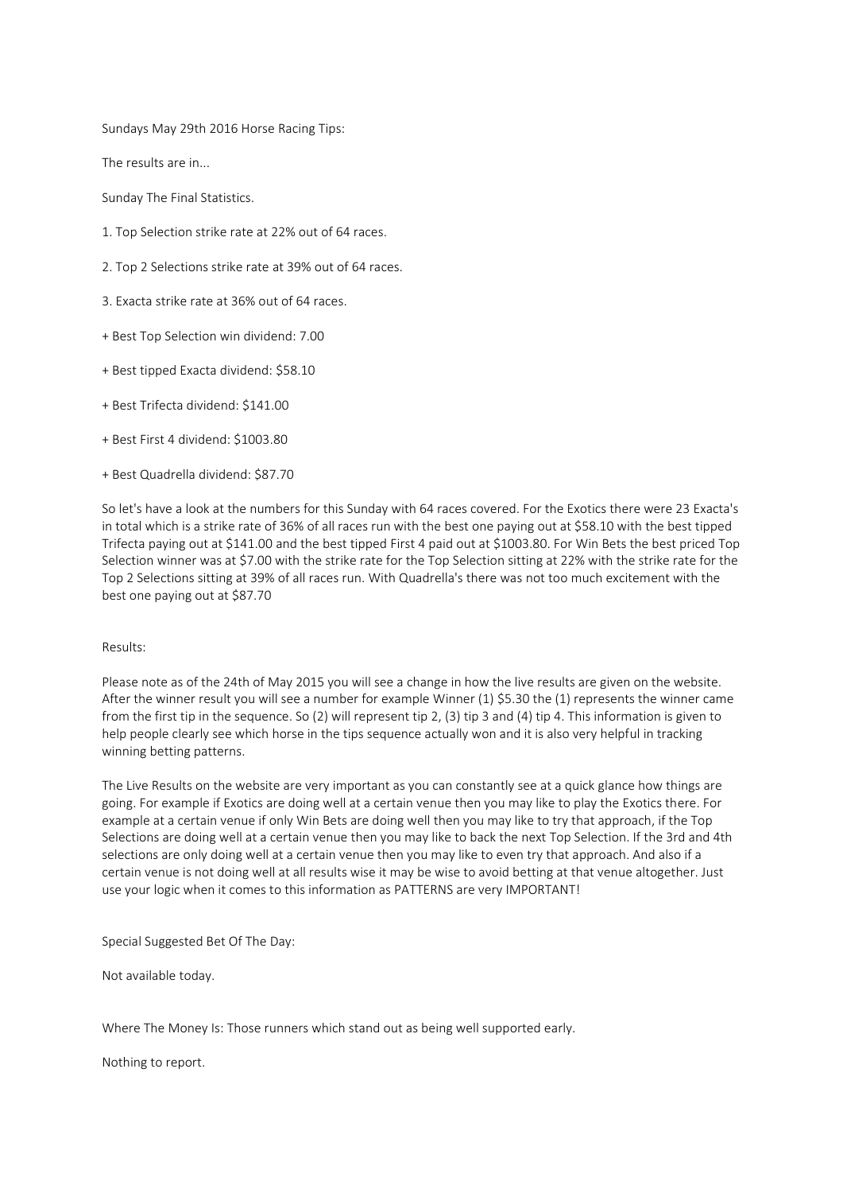Sundays May 29th 2016 Horse Racing Tips:

The results are in...

Sunday The Final Statistics.

1. Top Selection strike rate at 22% out of 64 races.

2. Top 2 Selections strike rate at 39% out of 64 races.

3. Exacta strike rate at 36% out of 64 races.

+ Best Top Selection win dividend: 7.00

+ Best tipped Exacta dividend: $58.10

+ Best Trifecta dividend: $141.00

+ Best First 4 dividend: $1003.80

+ Best Quadrella dividend: $87.70

So let's have a look at the numbers for this Sunday with 64 races covered. For the Exotics there were 23 Exacta's in total which is a strike rate of 36% of all races run with the best one paying out at $58.10 with the best tipped Trifecta paying out at $141.00 and the best tipped First 4 paid out at $1003.80. For Win Bets the best priced Top Selection winner was at $7.00 with the strike rate for the Top Selection sitting at 22% with the strike rate for the Top 2 Selections sitting at 39% of all races run. With Quadrella's there was not too much excitement with the best one paying out at $87.70

Results:

Please note as of the 24th of May 2015 you will see a change in how the live results are given on the website. After the winner result you will see a number for example Winner (1) $5.30 the (1) represents the winner came from the first tip in the sequence. So (2) will represent tip 2, (3) tip 3 and (4) tip 4. This information is given to help people clearly see which horse in the tips sequence actually won and it is also very helpful in tracking winning betting patterns.

The Live Results on the website are very important as you can constantly see at a quick glance how things are going. For example if Exotics are doing well at a certain venue then you may like to play the Exotics there. For example at a certain venue if only Win Bets are doing well then you may like to try that approach, if the Top Selections are doing well at a certain venue then you may like to back the next Top Selection. If the 3rd and 4th selections are only doing well at a certain venue then you may like to even try that approach. And also if a certain venue is not doing well at all results wise it may be wise to avoid betting at that venue altogether. Just use your logic when it comes to this information as PATTERNS are very IMPORTANT!

Special Suggested Bet Of The Day:

Not available today.

Where The Money Is: Those runners which stand out as being well supported early.

Nothing to report.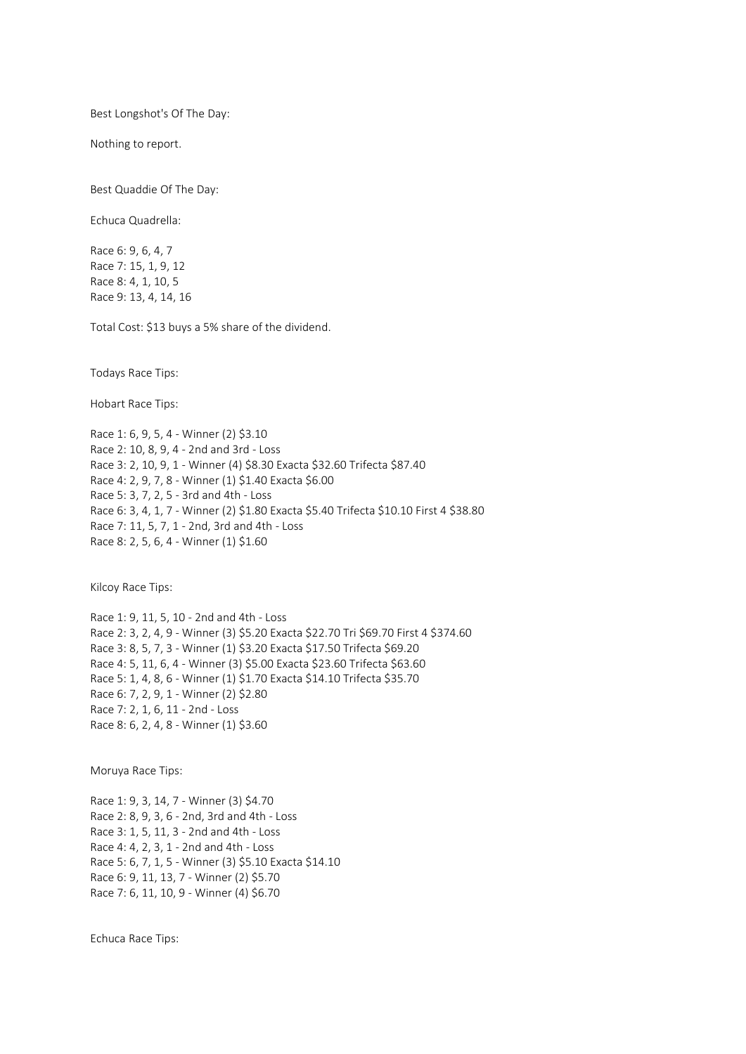Best Longshot's Of The Day:

Nothing to report.

Best Quaddie Of The Day:

Echuca Quadrella:

Race 6: 9, 6, 4, 7
Race 7: 15, 1, 9, 12
Race 8: 4, 1, 10, 5
Race 9: 13, 4, 14, 16

Total Cost: $13 buys a 5% share of the dividend.

Todays Race Tips:

Hobart Race Tips:

Race 1: 6, 9, 5, 4 - Winner (2) $3.10
Race 2: 10, 8, 9, 4 - 2nd and 3rd - Loss
Race 3: 2, 10, 9, 1 - Winner (4) $8.30 Exacta $32.60 Trifecta $87.40
Race 4: 2, 9, 7, 8 - Winner (1) $1.40 Exacta $6.00
Race 5: 3, 7, 2, 5 - 3rd and 4th - Loss
Race 6: 3, 4, 1, 7 - Winner (2) $1.80 Exacta $5.40 Trifecta $10.10 First 4 $38.80
Race 7: 11, 5, 7, 1 - 2nd, 3rd and 4th - Loss
Race 8: 2, 5, 6, 4 - Winner (1) $1.60

Kilcoy Race Tips:

Race 1: 9, 11, 5, 10 - 2nd and 4th - Loss
Race 2: 3, 2, 4, 9 - Winner (3) $5.20 Exacta $22.70 Tri $69.70 First 4 $374.60
Race 3: 8, 5, 7, 3 - Winner (1) $3.20 Exacta $17.50 Trifecta $69.20
Race 4: 5, 11, 6, 4 - Winner (3) $5.00 Exacta $23.60 Trifecta $63.60
Race 5: 1, 4, 8, 6 - Winner (1) $1.70 Exacta $14.10 Trifecta $35.70
Race 6: 7, 2, 9, 1 - Winner (2) $2.80
Race 7: 2, 1, 6, 11 - 2nd - Loss
Race 8: 6, 2, 4, 8 - Winner (1) $3.60

Moruya Race Tips:

Race 1: 9, 3, 14, 7 - Winner (3) $4.70
Race 2: 8, 9, 3, 6 - 2nd, 3rd and 4th - Loss
Race 3: 1, 5, 11, 3 - 2nd and 4th - Loss
Race 4: 4, 2, 3, 1 - 2nd and 4th - Loss
Race 5: 6, 7, 1, 5 - Winner (3) $5.10 Exacta $14.10
Race 6: 9, 11, 13, 7 - Winner (2) $5.70
Race 7: 6, 11, 10, 9 - Winner (4) $6.70

Echuca Race Tips: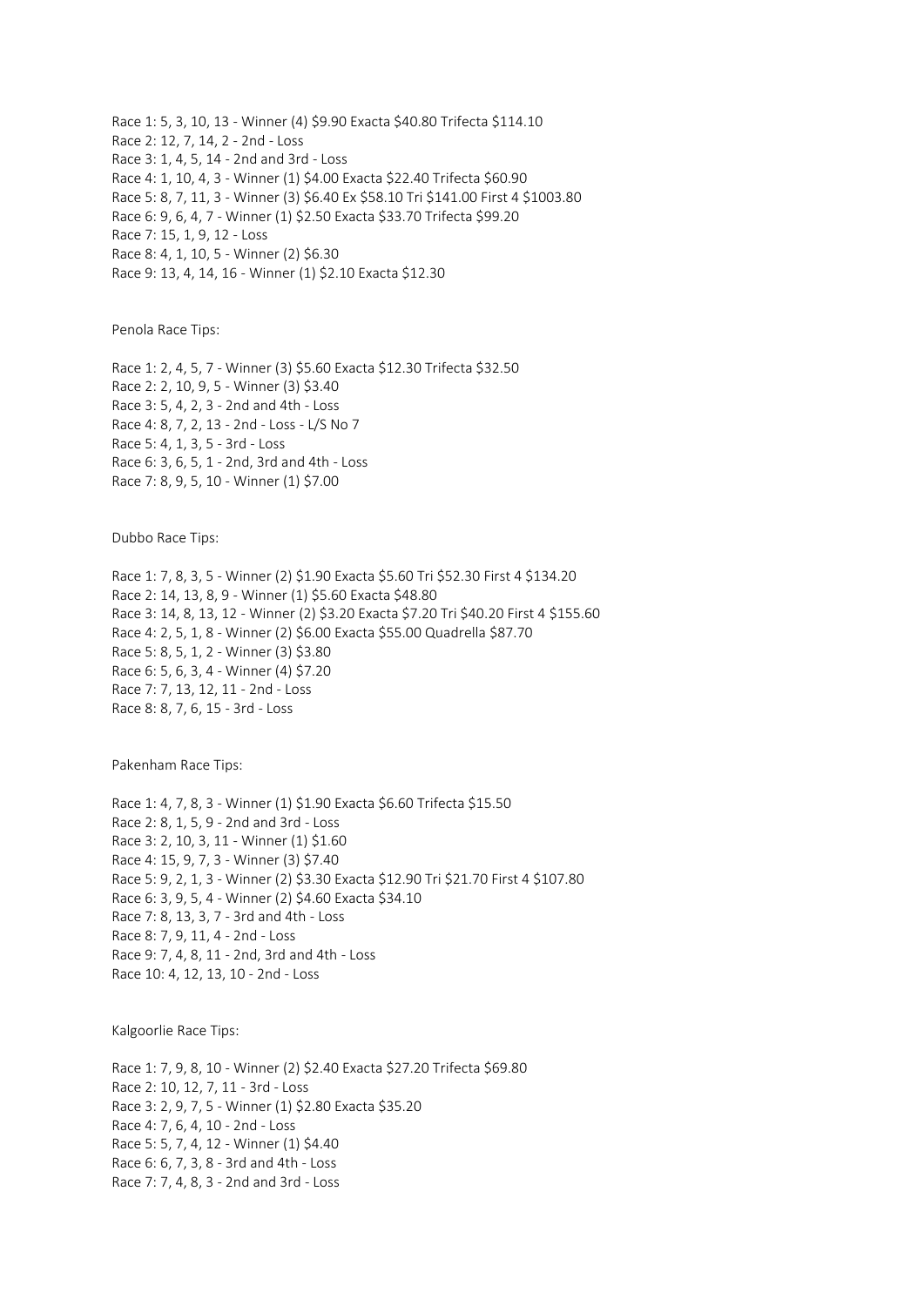Race 1: 5, 3, 10, 13 - Winner (4) $9.90 Exacta $40.80 Trifecta $114.10
Race 2: 12, 7, 14, 2 - 2nd - Loss
Race 3: 1, 4, 5, 14 - 2nd and 3rd - Loss
Race 4: 1, 10, 4, 3 - Winner (1) $4.00 Exacta $22.40 Trifecta $60.90
Race 5: 8, 7, 11, 3 - Winner (3) $6.40 Ex $58.10 Tri $141.00 First 4 $1003.80
Race 6: 9, 6, 4, 7 - Winner (1) $2.50 Exacta $33.70 Trifecta $99.20
Race 7: 15, 1, 9, 12 - Loss
Race 8: 4, 1, 10, 5 - Winner (2) $6.30
Race 9: 13, 4, 14, 16 - Winner (1) $2.10 Exacta $12.30

Penola Race Tips:

Race 1: 2, 4, 5, 7 - Winner (3) $5.60 Exacta $12.30 Trifecta $32.50
Race 2: 2, 10, 9, 5 - Winner (3) $3.40
Race 3: 5, 4, 2, 3 - 2nd and 4th - Loss
Race 4: 8, 7, 2, 13 - 2nd - Loss - L/S No 7
Race 5: 4, 1, 3, 5 - 3rd - Loss
Race 6: 3, 6, 5, 1 - 2nd, 3rd and 4th - Loss
Race 7: 8, 9, 5, 10 - Winner (1) $7.00

Dubbo Race Tips:

Race 1: 7, 8, 3, 5 - Winner (2) $1.90 Exacta $5.60 Tri $52.30 First 4 $134.20
Race 2: 14, 13, 8, 9 - Winner (1) $5.60 Exacta $48.80
Race 3: 14, 8, 13, 12 - Winner (2) $3.20 Exacta $7.20 Tri $40.20 First 4 $155.60
Race 4: 2, 5, 1, 8 - Winner (2) $6.00 Exacta $55.00 Quadrella $87.70
Race 5: 8, 5, 1, 2 - Winner (3) $3.80
Race 6: 5, 6, 3, 4 - Winner (4) $7.20
Race 7: 7, 13, 12, 11 - 2nd - Loss
Race 8: 8, 7, 6, 15 - 3rd - Loss

Pakenham Race Tips:

Race 1: 4, 7, 8, 3 - Winner (1) $1.90 Exacta $6.60 Trifecta $15.50
Race 2: 8, 1, 5, 9 - 2nd and 3rd - Loss
Race 3: 2, 10, 3, 11 - Winner (1) $1.60
Race 4: 15, 9, 7, 3 - Winner (3) $7.40
Race 5: 9, 2, 1, 3 - Winner (2) $3.30 Exacta $12.90 Tri $21.70 First 4 $107.80
Race 6: 3, 9, 5, 4 - Winner (2) $4.60 Exacta $34.10
Race 7: 8, 13, 3, 7 - 3rd and 4th - Loss
Race 8: 7, 9, 11, 4 - 2nd - Loss
Race 9: 7, 4, 8, 11 - 2nd, 3rd and 4th - Loss
Race 10: 4, 12, 13, 10 - 2nd - Loss

Kalgoorlie Race Tips:

Race 1: 7, 9, 8, 10 - Winner (2) $2.40 Exacta $27.20 Trifecta $69.80
Race 2: 10, 12, 7, 11 - 3rd - Loss
Race 3: 2, 9, 7, 5 - Winner (1) $2.80 Exacta $35.20
Race 4: 7, 6, 4, 10 - 2nd - Loss
Race 5: 5, 7, 4, 12 - Winner (1) $4.40
Race 6: 6, 7, 3, 8 - 3rd and 4th - Loss
Race 7: 7, 4, 8, 3 - 2nd and 3rd - Loss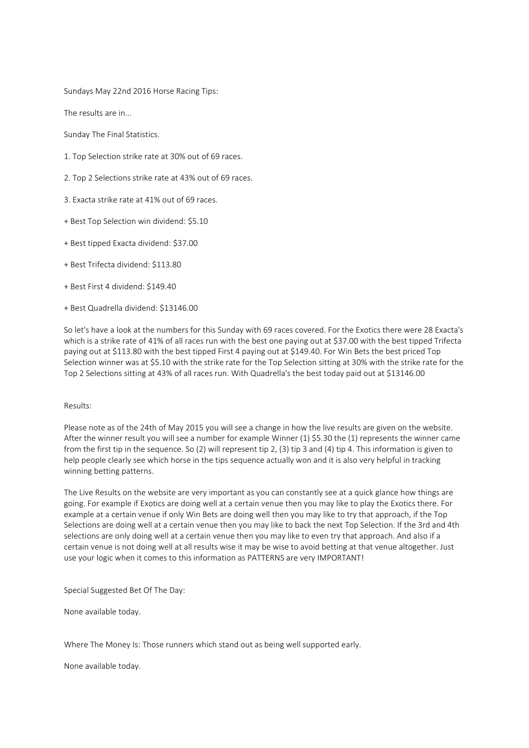Sundays May 22nd 2016 Horse Racing Tips:

The results are in...

Sunday The Final Statistics.

1. Top Selection strike rate at 30% out of 69 races.

2. Top 2 Selections strike rate at 43% out of 69 races.

3. Exacta strike rate at 41% out of 69 races.

+ Best Top Selection win dividend: $5.10

+ Best tipped Exacta dividend: $37.00

+ Best Trifecta dividend: $113.80

+ Best First 4 dividend: $149.40

+ Best Quadrella dividend: $13146.00

So let's have a look at the numbers for this Sunday with 69 races covered. For the Exotics there were 28 Exacta's which is a strike rate of 41% of all races run with the best one paying out at $37.00 with the best tipped Trifecta paying out at $113.80 with the best tipped First 4 paying out at $149.40. For Win Bets the best priced Top Selection winner was at $5.10 with the strike rate for the Top Selection sitting at 30% with the strike rate for the Top 2 Selections sitting at 43% of all races run. With Quadrella's the best today paid out at $13146.00

Results:

Please note as of the 24th of May 2015 you will see a change in how the live results are given on the website. After the winner result you will see a number for example Winner (1) $5.30 the (1) represents the winner came from the first tip in the sequence. So (2) will represent tip 2, (3) tip 3 and (4) tip 4. This information is given to help people clearly see which horse in the tips sequence actually won and it is also very helpful in tracking winning betting patterns.

The Live Results on the website are very important as you can constantly see at a quick glance how things are going. For example if Exotics are doing well at a certain venue then you may like to play the Exotics there. For example at a certain venue if only Win Bets are doing well then you may like to try that approach, if the Top Selections are doing well at a certain venue then you may like to back the next Top Selection. If the 3rd and 4th selections are only doing well at a certain venue then you may like to even try that approach. And also if a certain venue is not doing well at all results wise it may be wise to avoid betting at that venue altogether. Just use your logic when it comes to this information as PATTERNS are very IMPORTANT!

Special Suggested Bet Of The Day:

None available today.

Where The Money Is: Those runners which stand out as being well supported early.

None available today.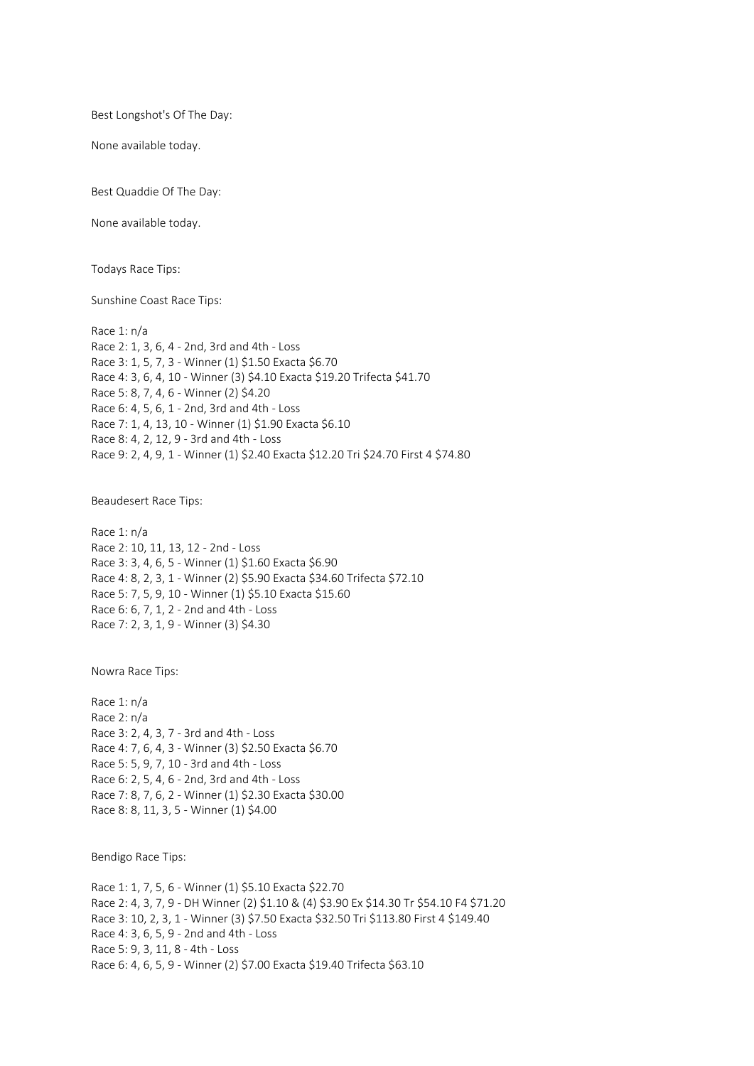Best Longshot's Of The Day:

None available today.

Best Quaddie Of The Day:

None available today.

Todays Race Tips:

Sunshine Coast Race Tips:

Race 1: n/a
Race 2: 1, 3, 6, 4 - 2nd, 3rd and 4th - Loss
Race 3: 1, 5, 7, 3 - Winner (1) $1.50 Exacta $6.70
Race 4: 3, 6, 4, 10 - Winner (3) $4.10 Exacta $19.20 Trifecta $41.70
Race 5: 8, 7, 4, 6 - Winner (2) $4.20
Race 6: 4, 5, 6, 1 - 2nd, 3rd and 4th - Loss
Race 7: 1, 4, 13, 10 - Winner (1) $1.90 Exacta $6.10
Race 8: 4, 2, 12, 9 - 3rd and 4th - Loss
Race 9: 2, 4, 9, 1 - Winner (1) $2.40 Exacta $12.20 Tri $24.70 First 4 $74.80

Beaudesert Race Tips:

Race 1: n/a
Race 2: 10, 11, 13, 12 - 2nd - Loss
Race 3: 3, 4, 6, 5 - Winner (1) $1.60 Exacta $6.90
Race 4: 8, 2, 3, 1 - Winner (2) $5.90 Exacta $34.60 Trifecta $72.10
Race 5: 7, 5, 9, 10 - Winner (1) $5.10 Exacta $15.60
Race 6: 6, 7, 1, 2 - 2nd and 4th - Loss
Race 7: 2, 3, 1, 9 - Winner (3) $4.30

Nowra Race Tips:

Race 1: n/a
Race 2: n/a
Race 3: 2, 4, 3, 7 - 3rd and 4th - Loss
Race 4: 7, 6, 4, 3 - Winner (3) $2.50 Exacta $6.70
Race 5: 5, 9, 7, 10 - 3rd and 4th - Loss
Race 6: 2, 5, 4, 6 - 2nd, 3rd and 4th - Loss
Race 7: 8, 7, 6, 2 - Winner (1) $2.30 Exacta $30.00
Race 8: 8, 11, 3, 5 - Winner (1) $4.00

Bendigo Race Tips:

Race 1: 1, 7, 5, 6 - Winner (1) $5.10 Exacta $22.70
Race 2: 4, 3, 7, 9 - DH Winner (2) $1.10 & (4) $3.90 Ex $14.30 Tr $54.10 F4 $71.20
Race 3: 10, 2, 3, 1 - Winner (3) $7.50 Exacta $32.50 Tri $113.80 First 4 $149.40
Race 4: 3, 6, 5, 9 - 2nd and 4th - Loss
Race 5: 9, 3, 11, 8 - 4th - Loss
Race 6: 4, 6, 5, 9 - Winner (2) $7.00 Exacta $19.40 Trifecta $63.10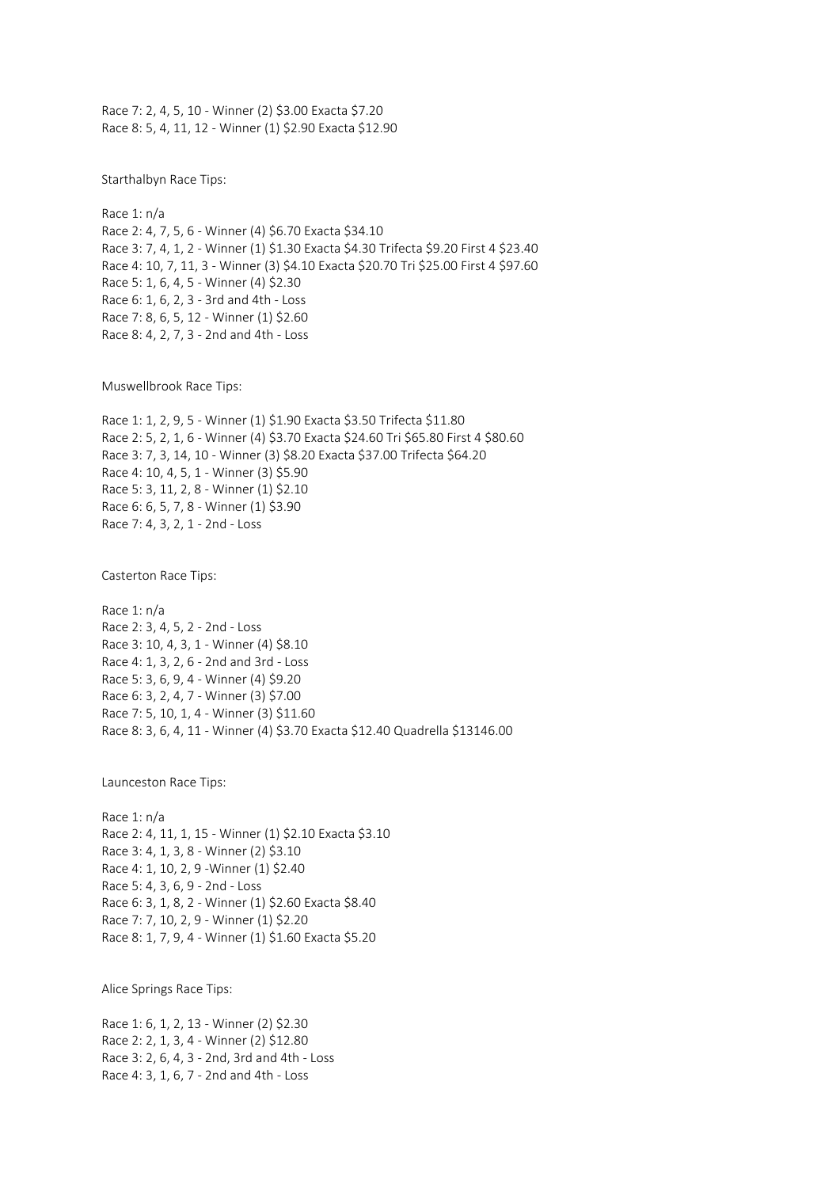Race 7: 2, 4, 5, 10 - Winner (2) $3.00 Exacta $7.20
Race 8: 5, 4, 11, 12 - Winner (1) $2.90 Exacta $12.90

Starthalbyn Race Tips:

Race 1: n/a
Race 2: 4, 7, 5, 6 - Winner (4) $6.70 Exacta $34.10
Race 3: 7, 4, 1, 2 - Winner (1) $1.30 Exacta $4.30 Trifecta $9.20 First 4 $23.40
Race 4: 10, 7, 11, 3 - Winner (3) $4.10 Exacta $20.70 Tri $25.00 First 4 $97.60
Race 5: 1, 6, 4, 5 - Winner (4) $2.30
Race 6: 1, 6, 2, 3 - 3rd and 4th - Loss
Race 7: 8, 6, 5, 12 - Winner (1) $2.60
Race 8: 4, 2, 7, 3 - 2nd and 4th - Loss

Muswellbrook Race Tips:

Race 1: 1, 2, 9, 5 - Winner (1) $1.90 Exacta $3.50 Trifecta $11.80
Race 2: 5, 2, 1, 6 - Winner (4) $3.70 Exacta $24.60 Tri $65.80 First 4 $80.60
Race 3: 7, 3, 14, 10 - Winner (3) $8.20 Exacta $37.00 Trifecta $64.20
Race 4: 10, 4, 5, 1 - Winner (3) $5.90
Race 5: 3, 11, 2, 8 - Winner (1) $2.10
Race 6: 6, 5, 7, 8 - Winner (1) $3.90
Race 7: 4, 3, 2, 1 - 2nd - Loss

Casterton Race Tips:

Race 1: n/a
Race 2: 3, 4, 5, 2 - 2nd - Loss
Race 3: 10, 4, 3, 1 - Winner (4) $8.10
Race 4: 1, 3, 2, 6 - 2nd and 3rd - Loss
Race 5: 3, 6, 9, 4 - Winner (4) $9.20
Race 6: 3, 2, 4, 7 - Winner (3) $7.00
Race 7: 5, 10, 1, 4 - Winner (3) $11.60
Race 8: 3, 6, 4, 11 - Winner (4) $3.70 Exacta $12.40 Quadrella $13146.00

Launceston Race Tips:

Race 1: n/a
Race 2: 4, 11, 1, 15 - Winner (1) $2.10 Exacta $3.10
Race 3: 4, 1, 3, 8 - Winner (2) $3.10
Race 4: 1, 10, 2, 9 -Winner (1) $2.40
Race 5: 4, 3, 6, 9 - 2nd - Loss
Race 6: 3, 1, 8, 2 - Winner (1) $2.60 Exacta $8.40
Race 7: 7, 10, 2, 9 - Winner (1) $2.20
Race 8: 1, 7, 9, 4 - Winner (1) $1.60 Exacta $5.20

Alice Springs Race Tips:

Race 1: 6, 1, 2, 13 - Winner (2) $2.30
Race 2: 2, 1, 3, 4 - Winner (2) $12.80
Race 3: 2, 6, 4, 3 - 2nd, 3rd and 4th - Loss
Race 4: 3, 1, 6, 7 - 2nd and 4th - Loss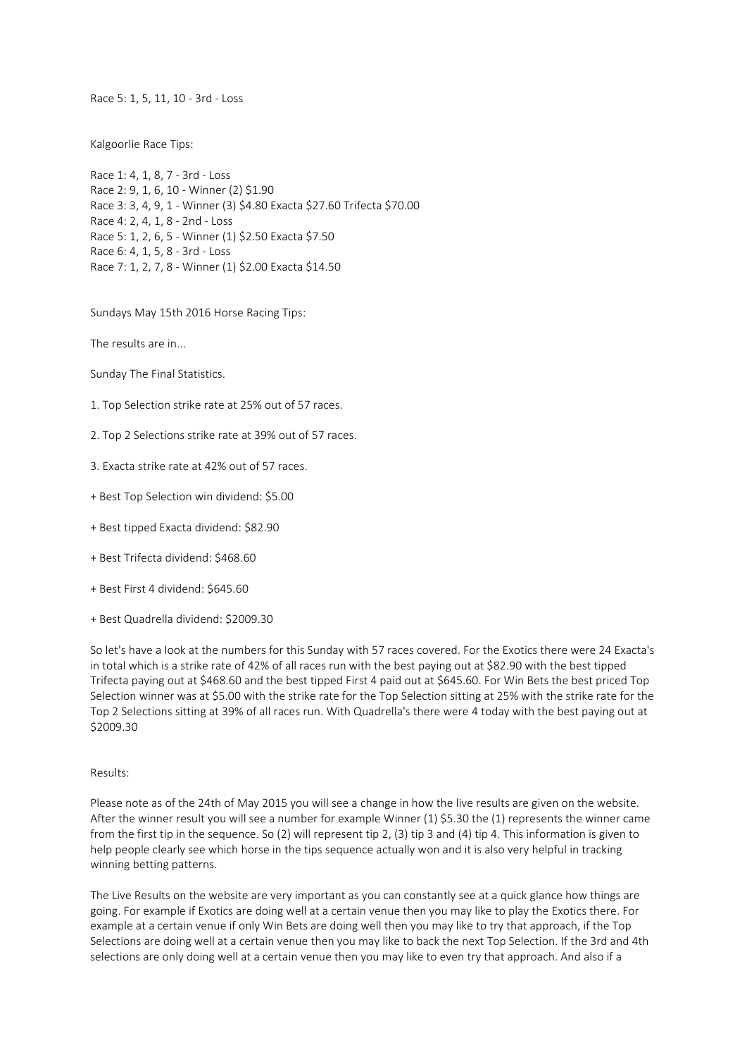Race 5: 1, 5, 11, 10 - 3rd - Loss

Kalgoorlie Race Tips:

Race 1: 4, 1, 8, 7 - 3rd - Loss
Race 2: 9, 1, 6, 10 - Winner (2) $1.90
Race 3: 3, 4, 9, 1 - Winner (3) $4.80 Exacta $27.60 Trifecta $70.00
Race 4: 2, 4, 1, 8 - 2nd - Loss
Race 5: 1, 2, 6, 5 - Winner (1) $2.50 Exacta $7.50
Race 6: 4, 1, 5, 8 - 3rd - Loss
Race 7: 1, 2, 7, 8 - Winner (1) $2.00 Exacta $14.50

Sundays May 15th 2016 Horse Racing Tips:

The results are in...

Sunday The Final Statistics.

1. Top Selection strike rate at 25% out of 57 races.

2. Top 2 Selections strike rate at 39% out of 57 races.

3. Exacta strike rate at 42% out of 57 races.

+ Best Top Selection win dividend: $5.00

+ Best tipped Exacta dividend: $82.90

+ Best Trifecta dividend: $468.60

+ Best First 4 dividend: $645.60

+ Best Quadrella dividend: $2009.30

So let's have a look at the numbers for this Sunday with 57 races covered. For the Exotics there were 24 Exacta's in total which is a strike rate of 42% of all races run with the best paying out at $82.90 with the best tipped Trifecta paying out at $468.60 and the best tipped First 4 paid out at $645.60. For Win Bets the best priced Top Selection winner was at $5.00 with the strike rate for the Top Selection sitting at 25% with the strike rate for the Top 2 Selections sitting at 39% of all races run. With Quadrella's there were 4 today with the best paying out at $2009.30

Results:

Please note as of the 24th of May 2015 you will see a change in how the live results are given on the website. After the winner result you will see a number for example Winner (1) $5.30 the (1) represents the winner came from the first tip in the sequence. So (2) will represent tip 2, (3) tip 3 and (4) tip 4. This information is given to help people clearly see which horse in the tips sequence actually won and it is also very helpful in tracking winning betting patterns.

The Live Results on the website are very important as you can constantly see at a quick glance how things are going. For example if Exotics are doing well at a certain venue then you may like to play the Exotics there. For example at a certain venue if only Win Bets are doing well then you may like to try that approach, if the Top Selections are doing well at a certain venue then you may like to back the next Top Selection. If the 3rd and 4th selections are only doing well at a certain venue then you may like to even try that approach. And also if a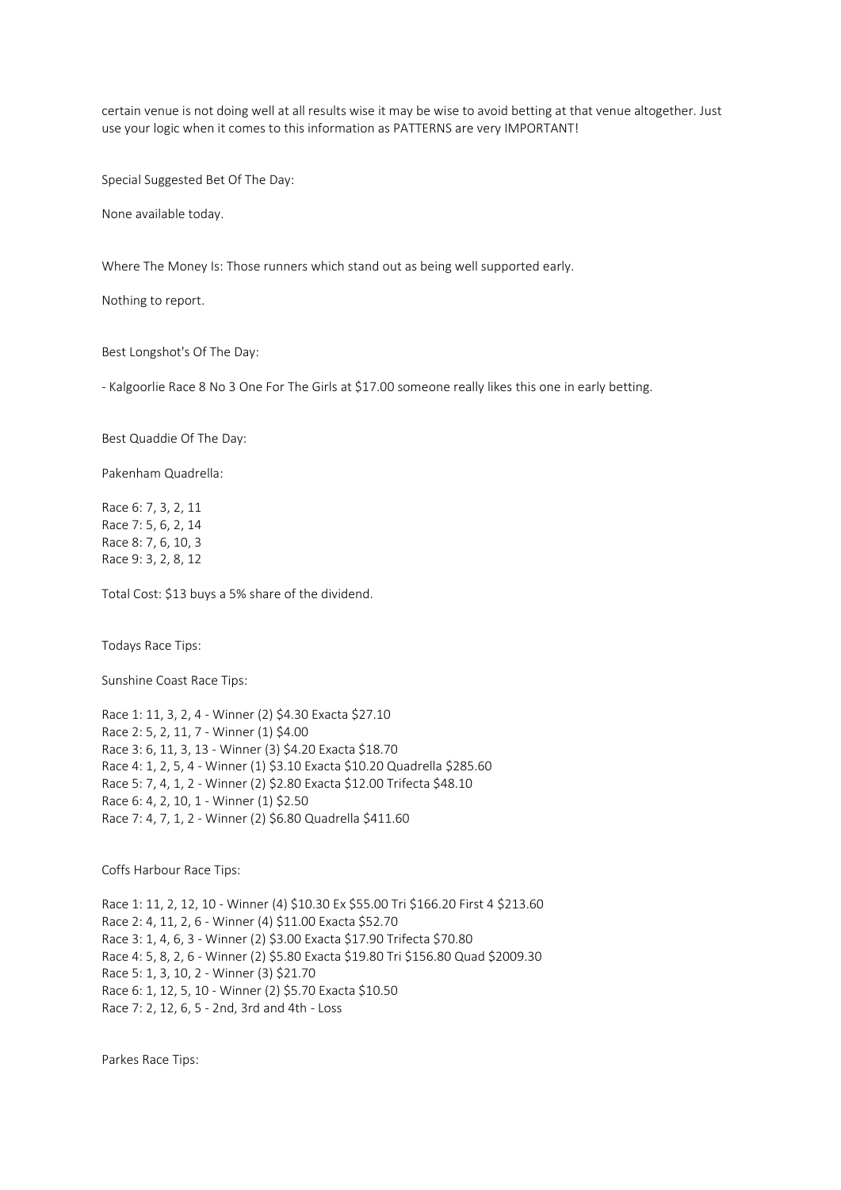certain venue is not doing well at all results wise it may be wise to avoid betting at that venue altogether. Just use your logic when it comes to this information as PATTERNS are very IMPORTANT!

Special Suggested Bet Of The Day:

None available today.

Where The Money Is: Those runners which stand out as being well supported early.

Nothing to report.

Best Longshot's Of The Day:

- Kalgoorlie Race 8 No 3 One For The Girls at $17.00 someone really likes this one in early betting.

Best Quaddie Of The Day:

Pakenham Quadrella:

Race 6: 7, 3, 2, 11
Race 7: 5, 6, 2, 14
Race 8: 7, 6, 10, 3
Race 9: 3, 2, 8, 12

Total Cost: $13 buys a 5% share of the dividend.

Todays Race Tips:

Sunshine Coast Race Tips:

Race 1: 11, 3, 2, 4 - Winner (2) $4.30 Exacta $27.10
Race 2: 5, 2, 11, 7 - Winner (1) $4.00
Race 3: 6, 11, 3, 13 - Winner (3) $4.20 Exacta $18.70
Race 4: 1, 2, 5, 4 - Winner (1) $3.10 Exacta $10.20 Quadrella $285.60
Race 5: 7, 4, 1, 2 - Winner (2) $2.80 Exacta $12.00 Trifecta $48.10
Race 6: 4, 2, 10, 1 - Winner (1) $2.50
Race 7: 4, 7, 1, 2 - Winner (2) $6.80 Quadrella $411.60

Coffs Harbour Race Tips:

Race 1: 11, 2, 12, 10 - Winner (4) $10.30 Ex $55.00 Tri $166.20 First 4 $213.60
Race 2: 4, 11, 2, 6 - Winner (4) $11.00 Exacta $52.70
Race 3: 1, 4, 6, 3 - Winner (2) $3.00 Exacta $17.90 Trifecta $70.80
Race 4: 5, 8, 2, 6 - Winner (2) $5.80 Exacta $19.80 Tri $156.80 Quad $2009.30
Race 5: 1, 3, 10, 2 - Winner (3) $21.70
Race 6: 1, 12, 5, 10 - Winner (2) $5.70 Exacta $10.50
Race 7: 2, 12, 6, 5 - 2nd, 3rd and 4th - Loss

Parkes Race Tips: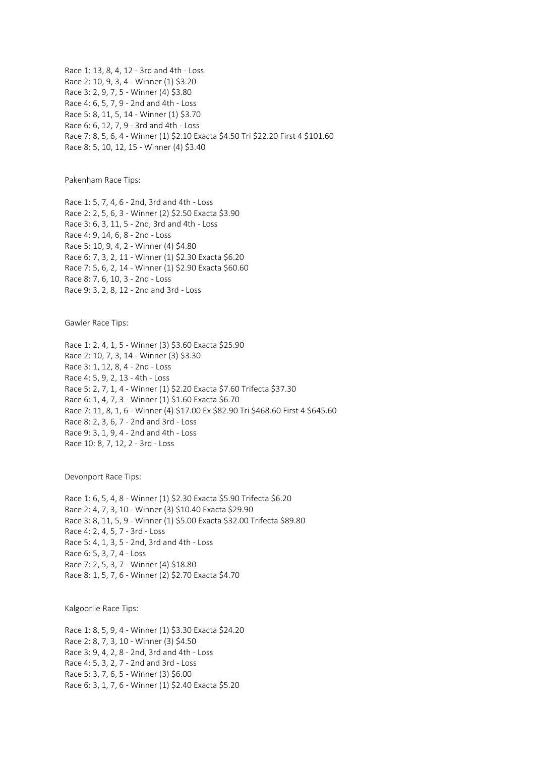Race 1: 13, 8, 4, 12 - 3rd and 4th - Loss
Race 2: 10, 9, 3, 4 - Winner (1) $3.20
Race 3: 2, 9, 7, 5 - Winner (4) $3.80
Race 4: 6, 5, 7, 9 - 2nd and 4th - Loss
Race 5: 8, 11, 5, 14 - Winner (1) $3.70
Race 6: 6, 12, 7, 9 - 3rd and 4th - Loss
Race 7: 8, 5, 6, 4 - Winner (1) $2.10 Exacta $4.50 Tri $22.20 First 4 $101.60
Race 8: 5, 10, 12, 15 - Winner (4) $3.40

Pakenham Race Tips:

Race 1: 5, 7, 4, 6 - 2nd, 3rd and 4th - Loss
Race 2: 2, 5, 6, 3 - Winner (2) $2.50 Exacta $3.90
Race 3: 6, 3, 11, 5 - 2nd, 3rd and 4th - Loss
Race 4: 9, 14, 6, 8 - 2nd - Loss
Race 5: 10, 9, 4, 2 - Winner (4) $4.80
Race 6: 7, 3, 2, 11 - Winner (1) $2.30 Exacta $6.20
Race 7: 5, 6, 2, 14 - Winner (1) $2.90 Exacta $60.60
Race 8: 7, 6, 10, 3 - 2nd - Loss
Race 9: 3, 2, 8, 12 - 2nd and 3rd - Loss

Gawler Race Tips:

Race 1: 2, 4, 1, 5 - Winner (3) $3.60 Exacta $25.90
Race 2: 10, 7, 3, 14 - Winner (3) $3.30
Race 3: 1, 12, 8, 4 - 2nd - Loss
Race 4: 5, 9, 2, 13 - 4th - Loss
Race 5: 2, 7, 1, 4 - Winner (1) $2.20 Exacta $7.60 Trifecta $37.30
Race 6: 1, 4, 7, 3 - Winner (1) $1.60 Exacta $6.70
Race 7: 11, 8, 1, 6 - Winner (4) $17.00 Ex $82.90 Tri $468.60 First 4 $645.60
Race 8: 2, 3, 6, 7 - 2nd and 3rd - Loss
Race 9: 3, 1, 9, 4 - 2nd and 4th - Loss
Race 10: 8, 7, 12, 2 - 3rd - Loss

Devonport Race Tips:

Race 1: 6, 5, 4, 8 - Winner (1) $2.30 Exacta $5.90 Trifecta $6.20
Race 2: 4, 7, 3, 10 - Winner (3) $10.40 Exacta $29.90
Race 3: 8, 11, 5, 9 - Winner (1) $5.00 Exacta $32.00 Trifecta $89.80
Race 4: 2, 4, 5, 7 - 3rd - Loss
Race 5: 4, 1, 3, 5 - 2nd, 3rd and 4th - Loss
Race 6: 5, 3, 7, 4 - Loss
Race 7: 2, 5, 3, 7 - Winner (4) $18.80
Race 8: 1, 5, 7, 6 - Winner (2) $2.70 Exacta $4.70

Kalgoorlie Race Tips:

Race 1: 8, 5, 9, 4 - Winner (1) $3.30 Exacta $24.20
Race 2: 8, 7, 3, 10 - Winner (3) $4.50
Race 3: 9, 4, 2, 8 - 2nd, 3rd and 4th - Loss
Race 4: 5, 3, 2, 7 - 2nd and 3rd - Loss
Race 5: 3, 7, 6, 5 - Winner (3) $6.00
Race 6: 3, 1, 7, 6 - Winner (1) $2.40 Exacta $5.20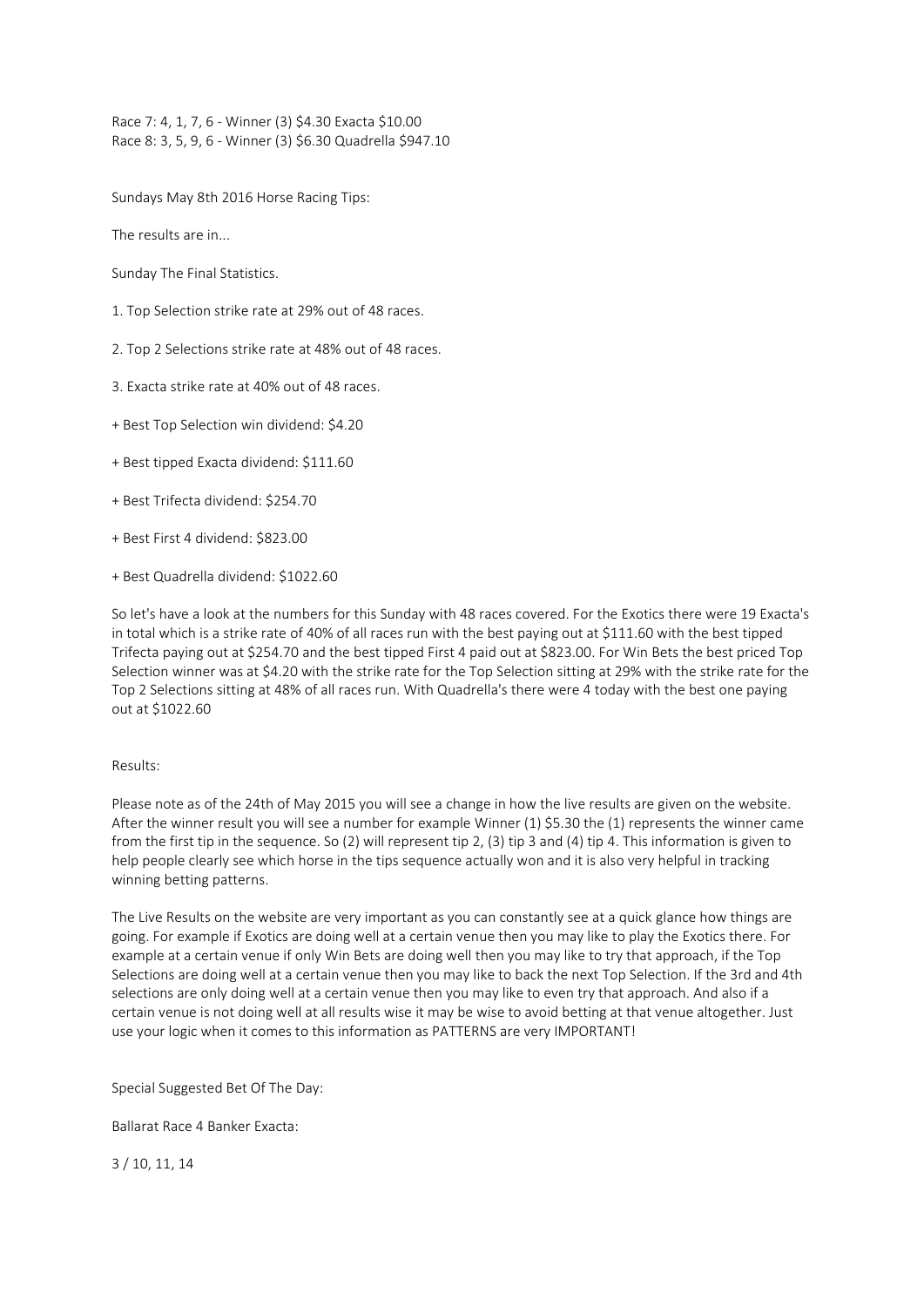Race 7: 4, 1, 7, 6 - Winner (3) $4.30 Exacta $10.00
Race 8: 3, 5, 9, 6 - Winner (3) $6.30 Quadrella $947.10

Sundays May 8th 2016 Horse Racing Tips:

The results are in...

Sunday The Final Statistics.

1. Top Selection strike rate at 29% out of 48 races.

2. Top 2 Selections strike rate at 48% out of 48 races.

3. Exacta strike rate at 40% out of 48 races.

+ Best Top Selection win dividend: $4.20

+ Best tipped Exacta dividend: $111.60

+ Best Trifecta dividend: $254.70

+ Best First 4 dividend: $823.00

+ Best Quadrella dividend: $1022.60

So let's have a look at the numbers for this Sunday with 48 races covered. For the Exotics there were 19 Exacta's in total which is a strike rate of 40% of all races run with the best paying out at $111.60 with the best tipped Trifecta paying out at $254.70 and the best tipped First 4 paid out at $823.00. For Win Bets the best priced Top Selection winner was at $4.20 with the strike rate for the Top Selection sitting at 29% with the strike rate for the Top 2 Selections sitting at 48% of all races run. With Quadrella's there were 4 today with the best one paying out at $1022.60

Results:

Please note as of the 24th of May 2015 you will see a change in how the live results are given on the website. After the winner result you will see a number for example Winner (1) $5.30 the (1) represents the winner came from the first tip in the sequence. So (2) will represent tip 2, (3) tip 3 and (4) tip 4. This information is given to help people clearly see which horse in the tips sequence actually won and it is also very helpful in tracking winning betting patterns.

The Live Results on the website are very important as you can constantly see at a quick glance how things are going. For example if Exotics are doing well at a certain venue then you may like to play the Exotics there. For example at a certain venue if only Win Bets are doing well then you may like to try that approach, if the Top Selections are doing well at a certain venue then you may like to back the next Top Selection. If the 3rd and 4th selections are only doing well at a certain venue then you may like to even try that approach. And also if a certain venue is not doing well at all results wise it may be wise to avoid betting at that venue altogether. Just use your logic when it comes to this information as PATTERNS are very IMPORTANT!

Special Suggested Bet Of The Day:

Ballarat Race 4 Banker Exacta:

3 / 10, 11, 14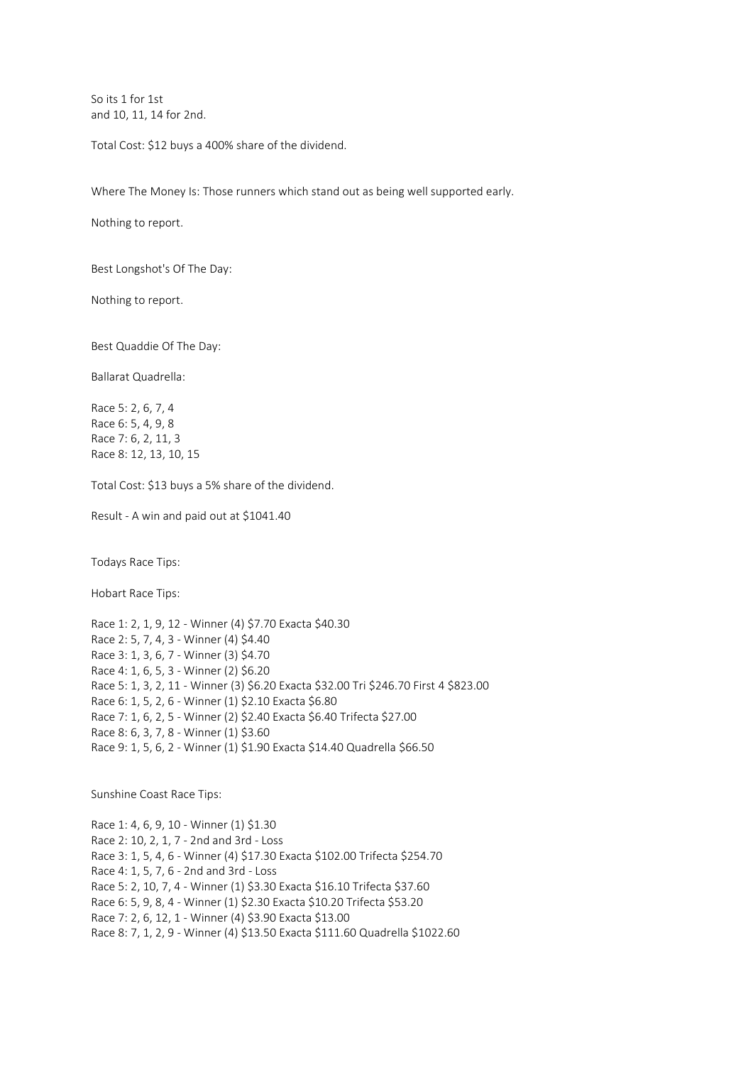So its 1 for 1st
and 10, 11, 14 for 2nd.

Total Cost: $12 buys a 400% share of the dividend.

Where The Money Is: Those runners which stand out as being well supported early.

Nothing to report.

Best Longshot's Of The Day:

Nothing to report.

Best Quaddie Of The Day:

Ballarat Quadrella:

Race 5: 2, 6, 7, 4
Race 6: 5, 4, 9, 8
Race 7: 6, 2, 11, 3
Race 8: 12, 13, 10, 15

Total Cost: $13 buys a 5% share of the dividend.

Result - A win and paid out at $1041.40

Todays Race Tips:

Hobart Race Tips:

Race 1: 2, 1, 9, 12 - Winner (4) $7.70 Exacta $40.30
Race 2: 5, 7, 4, 3 - Winner (4) $4.40
Race 3: 1, 3, 6, 7 - Winner (3) $4.70
Race 4: 1, 6, 5, 3 - Winner (2) $6.20
Race 5: 1, 3, 2, 11 - Winner (3) $6.20 Exacta $32.00 Tri $246.70 First 4 $823.00
Race 6: 1, 5, 2, 6 - Winner (1) $2.10 Exacta $6.80
Race 7: 1, 6, 2, 5 - Winner (2) $2.40 Exacta $6.40 Trifecta $27.00
Race 8: 6, 3, 7, 8 - Winner (1) $3.60
Race 9: 1, 5, 6, 2 - Winner (1) $1.90 Exacta $14.40 Quadrella $66.50

Sunshine Coast Race Tips:

Race 1: 4, 6, 9, 10 - Winner (1) $1.30
Race 2: 10, 2, 1, 7 - 2nd and 3rd - Loss
Race 3: 1, 5, 4, 6 - Winner (4) $17.30 Exacta $102.00 Trifecta $254.70
Race 4: 1, 5, 7, 6 - 2nd and 3rd - Loss
Race 5: 2, 10, 7, 4 - Winner (1) $3.30 Exacta $16.10 Trifecta $37.60
Race 6: 5, 9, 8, 4 - Winner (1) $2.30 Exacta $10.20 Trifecta $53.20
Race 7: 2, 6, 12, 1 - Winner (4) $3.90 Exacta $13.00
Race 8: 7, 1, 2, 9 - Winner (4) $13.50 Exacta $111.60 Quadrella $1022.60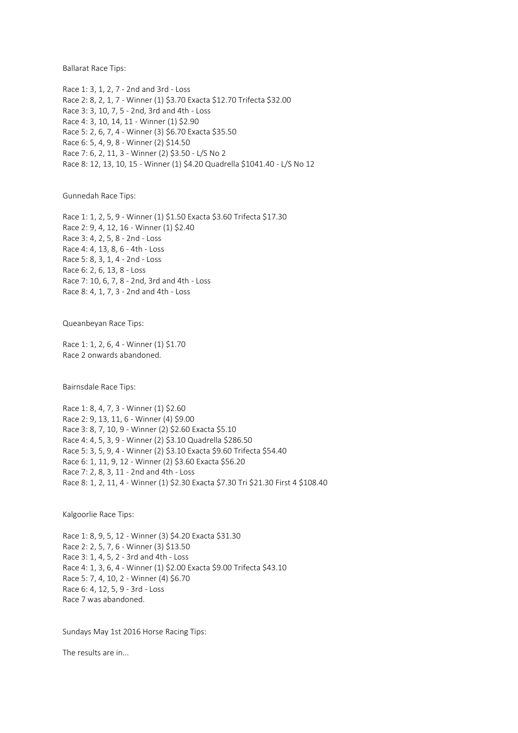Ballarat Race Tips:

Race 1: 3, 1, 2, 7 - 2nd and 3rd - Loss
Race 2: 8, 2, 1, 7 - Winner (1) $3.70 Exacta $12.70 Trifecta $32.00
Race 3: 3, 10, 7, 5 - 2nd, 3rd and 4th - Loss
Race 4: 3, 10, 14, 11 - Winner (1) $2.90
Race 5: 2, 6, 7, 4 - Winner (3) $6.70 Exacta $35.50
Race 6: 5, 4, 9, 8 - Winner (2) $14.50
Race 7: 6, 2, 11, 3 - Winner (2) $3.50 - L/S No 2
Race 8: 12, 13, 10, 15 - Winner (1) $4.20 Quadrella $1041.40 - L/S No 12

Gunnedah Race Tips:

Race 1: 1, 2, 5, 9 - Winner (1) $1.50 Exacta $3.60 Trifecta $17.30
Race 2: 9, 4, 12, 16 - Winner (1) $2.40
Race 3: 4, 2, 5, 8 - 2nd - Loss
Race 4: 4, 13, 8, 6 - 4th - Loss
Race 5: 8, 3, 1, 4 - 2nd - Loss
Race 6: 2, 6, 13, 8 - Loss
Race 7: 10, 6, 7, 8 - 2nd, 3rd and 4th - Loss
Race 8: 4, 1, 7, 3 - 2nd and 4th - Loss

Queanbeyan Race Tips:

Race 1: 1, 2, 6, 4 - Winner (1) $1.70
Race 2 onwards abandoned.

Bairnsdale Race Tips:

Race 1: 8, 4, 7, 3 - Winner (1) $2.60
Race 2: 9, 13, 11, 6 - Winner (4) $9.00
Race 3: 8, 7, 10, 9 - Winner (2) $2.60 Exacta $5.10
Race 4: 4, 5, 3, 9 - Winner (2) $3.10 Quadrella $286.50
Race 5: 3, 5, 9, 4 - Winner (2) $3.10 Exacta $9.60 Trifecta $54.40
Race 6: 1, 11, 9, 12 - Winner (2) $3.60 Exacta $56.20
Race 7: 2, 8, 3, 11 - 2nd and 4th - Loss
Race 8: 1, 2, 11, 4 - Winner (1) $2.30 Exacta $7.30 Tri $21.30 First 4 $108.40

Kalgoorlie Race Tips:

Race 1: 8, 9, 5, 12 - Winner (3) $4.20 Exacta $31.30
Race 2: 2, 5, 7, 6 - Winner (3) $13.50
Race 3: 1, 4, 5, 2 - 3rd and 4th - Loss
Race 4: 1, 3, 6, 4 - Winner (1) $2.00 Exacta $9.00 Trifecta $43.10
Race 5: 7, 4, 10, 2 - Winner (4) $6.70
Race 6: 4, 12, 5, 9 - 3rd - Loss
Race 7 was abandoned.

Sundays May 1st 2016 Horse Racing Tips:

The results are in...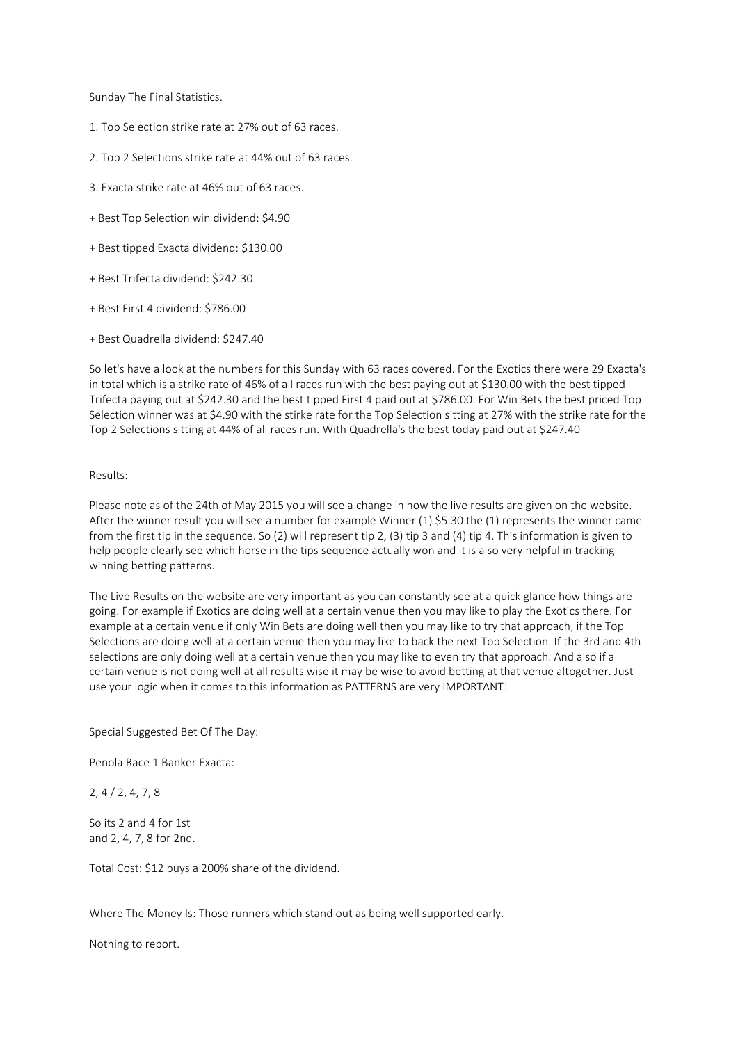Sunday The Final Statistics.

1. Top Selection strike rate at 27% out of 63 races.

2. Top 2 Selections strike rate at 44% out of 63 races.

3. Exacta strike rate at 46% out of 63 races.

+ Best Top Selection win dividend: $4.90

+ Best tipped Exacta dividend: $130.00

+ Best Trifecta dividend: $242.30

+ Best First 4 dividend: $786.00

+ Best Quadrella dividend: $247.40

So let's have a look at the numbers for this Sunday with 63 races covered. For the Exotics there were 29 Exacta's in total which is a strike rate of 46% of all races run with the best paying out at $130.00 with the best tipped Trifecta paying out at $242.30 and the best tipped First 4 paid out at $786.00. For Win Bets the best priced Top Selection winner was at $4.90 with the stirke rate for the Top Selection sitting at 27% with the strike rate for the Top 2 Selections sitting at 44% of all races run. With Quadrella's the best today paid out at $247.40

Results:

Please note as of the 24th of May 2015 you will see a change in how the live results are given on the website. After the winner result you will see a number for example Winner (1) $5.30 the (1) represents the winner came from the first tip in the sequence. So (2) will represent tip 2, (3) tip 3 and (4) tip 4. This information is given to help people clearly see which horse in the tips sequence actually won and it is also very helpful in tracking winning betting patterns.

The Live Results on the website are very important as you can constantly see at a quick glance how things are going. For example if Exotics are doing well at a certain venue then you may like to play the Exotics there. For example at a certain venue if only Win Bets are doing well then you may like to try that approach, if the Top Selections are doing well at a certain venue then you may like to back the next Top Selection. If the 3rd and 4th selections are only doing well at a certain venue then you may like to even try that approach. And also if a certain venue is not doing well at all results wise it may be wise to avoid betting at that venue altogether. Just use your logic when it comes to this information as PATTERNS are very IMPORTANT!

Special Suggested Bet Of The Day:

Penola Race 1 Banker Exacta:

2, 4 / 2, 4, 7, 8

So its 2 and 4 for 1st
and 2, 4, 7, 8 for 2nd.

Total Cost: $12 buys a 200% share of the dividend.

Where The Money Is: Those runners which stand out as being well supported early.

Nothing to report.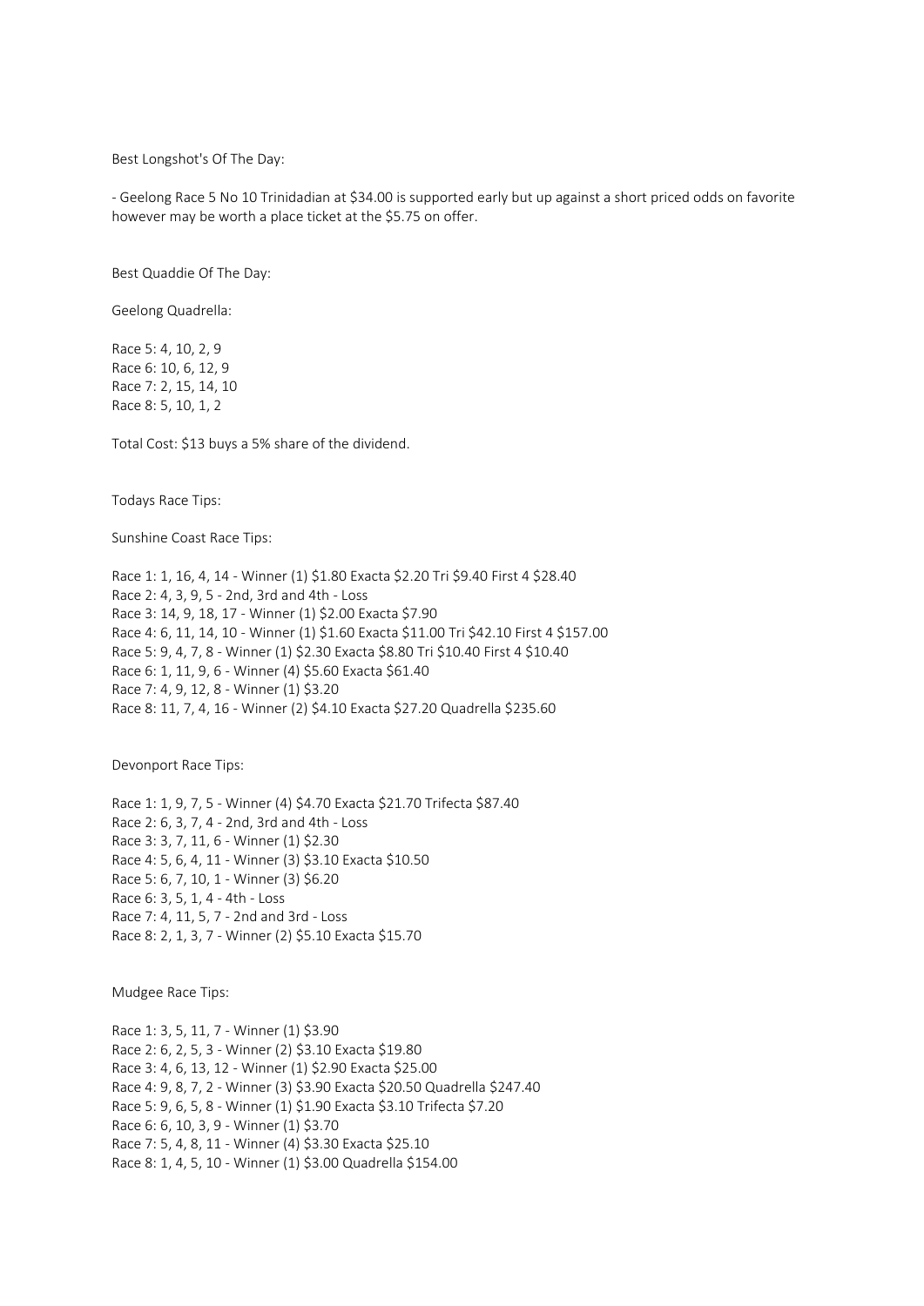Best Longshot's Of The Day:

- Geelong Race 5 No 10 Trinidadian at $34.00 is supported early but up against a short priced odds on favorite however may be worth a place ticket at the $5.75 on offer.

Best Quaddie Of The Day:

Geelong Quadrella:

Race 5: 4, 10, 2, 9
Race 6: 10, 6, 12, 9
Race 7: 2, 15, 14, 10
Race 8: 5, 10, 1, 2

Total Cost: $13 buys a 5% share of the dividend.

Todays Race Tips:

Sunshine Coast Race Tips:

Race 1: 1, 16, 4, 14 - Winner (1) $1.80 Exacta $2.20 Tri $9.40 First 4 $28.40
Race 2: 4, 3, 9, 5 - 2nd, 3rd and 4th - Loss
Race 3: 14, 9, 18, 17 - Winner (1) $2.00 Exacta $7.90
Race 4: 6, 11, 14, 10 - Winner (1) $1.60 Exacta $11.00 Tri $42.10 First 4 $157.00
Race 5: 9, 4, 7, 8 - Winner (1) $2.30 Exacta $8.80 Tri $10.40 First 4 $10.40
Race 6: 1, 11, 9, 6 - Winner (4) $5.60 Exacta $61.40
Race 7: 4, 9, 12, 8 - Winner (1) $3.20
Race 8: 11, 7, 4, 16 - Winner (2) $4.10 Exacta $27.20 Quadrella $235.60

Devonport Race Tips:

Race 1: 1, 9, 7, 5 - Winner (4) $4.70 Exacta $21.70 Trifecta $87.40
Race 2: 6, 3, 7, 4 - 2nd, 3rd and 4th - Loss
Race 3: 3, 7, 11, 6 - Winner (1) $2.30
Race 4: 5, 6, 4, 11 - Winner (3) $3.10 Exacta $10.50
Race 5: 6, 7, 10, 1 - Winner (3) $6.20
Race 6: 3, 5, 1, 4 - 4th - Loss
Race 7: 4, 11, 5, 7 - 2nd and 3rd - Loss
Race 8: 2, 1, 3, 7 - Winner (2) $5.10 Exacta $15.70

Mudgee Race Tips:

Race 1: 3, 5, 11, 7 - Winner (1) $3.90
Race 2: 6, 2, 5, 3 - Winner (2) $3.10 Exacta $19.80
Race 3: 4, 6, 13, 12 - Winner (1) $2.90 Exacta $25.00
Race 4: 9, 8, 7, 2 - Winner (3) $3.90 Exacta $20.50 Quadrella $247.40
Race 5: 9, 6, 5, 8 - Winner (1) $1.90 Exacta $3.10 Trifecta $7.20
Race 6: 6, 10, 3, 9 - Winner (1) $3.70
Race 7: 5, 4, 8, 11 - Winner (4) $3.30 Exacta $25.10
Race 8: 1, 4, 5, 10 - Winner (1) $3.00 Quadrella $154.00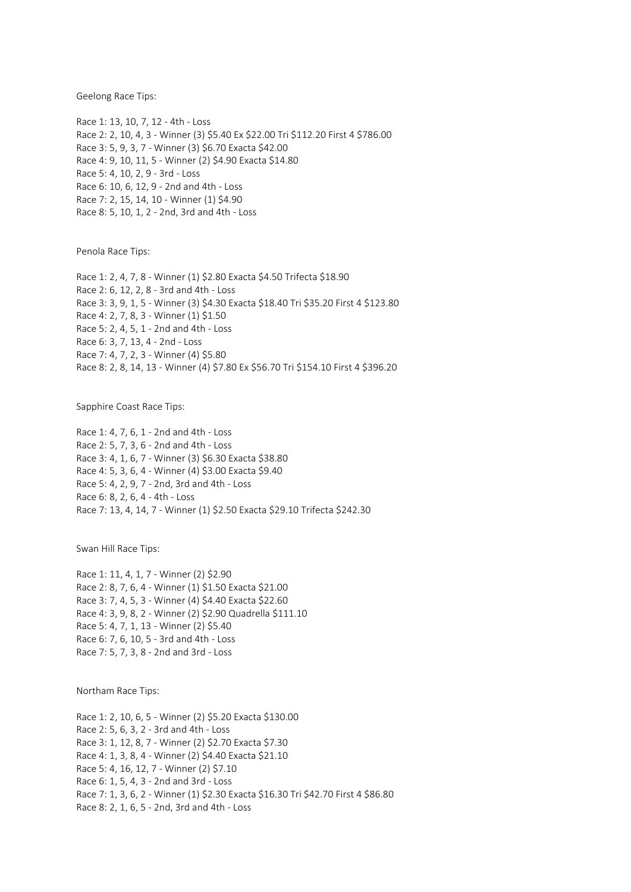Geelong Race Tips:

Race 1: 13, 10, 7, 12 - 4th - Loss
Race 2: 2, 10, 4, 3 - Winner (3) $5.40 Ex $22.00 Tri $112.20 First 4 $786.00
Race 3: 5, 9, 3, 7 - Winner (3) $6.70 Exacta $42.00
Race 4: 9, 10, 11, 5 - Winner (2) $4.90 Exacta $14.80
Race 5: 4, 10, 2, 9 - 3rd - Loss
Race 6: 10, 6, 12, 9 - 2nd and 4th - Loss
Race 7: 2, 15, 14, 10 - Winner (1) $4.90
Race 8: 5, 10, 1, 2 - 2nd, 3rd and 4th - Loss

Penola Race Tips:

Race 1: 2, 4, 7, 8 - Winner (1) $2.80 Exacta $4.50 Trifecta $18.90
Race 2: 6, 12, 2, 8 - 3rd and 4th - Loss
Race 3: 3, 9, 1, 5 - Winner (3) $4.30 Exacta $18.40 Tri $35.20 First 4 $123.80
Race 4: 2, 7, 8, 3 - Winner (1) $1.50
Race 5: 2, 4, 5, 1 - 2nd and 4th - Loss
Race 6: 3, 7, 13, 4 - 2nd - Loss
Race 7: 4, 7, 2, 3 - Winner (4) $5.80
Race 8: 2, 8, 14, 13 - Winner (4) $7.80 Ex $56.70 Tri $154.10 First 4 $396.20

Sapphire Coast Race Tips:

Race 1: 4, 7, 6, 1 - 2nd and 4th - Loss
Race 2: 5, 7, 3, 6 - 2nd and 4th - Loss
Race 3: 4, 1, 6, 7 - Winner (3) $6.30 Exacta $38.80
Race 4: 5, 3, 6, 4 - Winner (4) $3.00 Exacta $9.40
Race 5: 4, 2, 9, 7 - 2nd, 3rd and 4th - Loss
Race 6: 8, 2, 6, 4 - 4th - Loss
Race 7: 13, 4, 14, 7 - Winner (1) $2.50 Exacta $29.10 Trifecta $242.30

Swan Hill Race Tips:

Race 1: 11, 4, 1, 7 - Winner (2) $2.90
Race 2: 8, 7, 6, 4 - Winner (1) $1.50 Exacta $21.00
Race 3: 7, 4, 5, 3 - Winner (4) $4.40 Exacta $22.60
Race 4: 3, 9, 8, 2 - Winner (2) $2.90 Quadrella $111.10
Race 5: 4, 7, 1, 13 - Winner (2) $5.40
Race 6: 7, 6, 10, 5 - 3rd and 4th - Loss
Race 7: 5, 7, 3, 8 - 2nd and 3rd - Loss

Northam Race Tips:

Race 1: 2, 10, 6, 5 - Winner (2) $5.20 Exacta $130.00
Race 2: 5, 6, 3, 2 - 3rd and 4th - Loss
Race 3: 1, 12, 8, 7 - Winner (2) $2.70 Exacta $7.30
Race 4: 1, 3, 8, 4 - Winner (2) $4.40 Exacta $21.10
Race 5: 4, 16, 12, 7 - Winner (2) $7.10
Race 6: 1, 5, 4, 3 - 2nd and 3rd - Loss
Race 7: 1, 3, 6, 2 - Winner (1) $2.30 Exacta $16.30 Tri $42.70 First 4 $86.80
Race 8: 2, 1, 6, 5 - 2nd, 3rd and 4th - Loss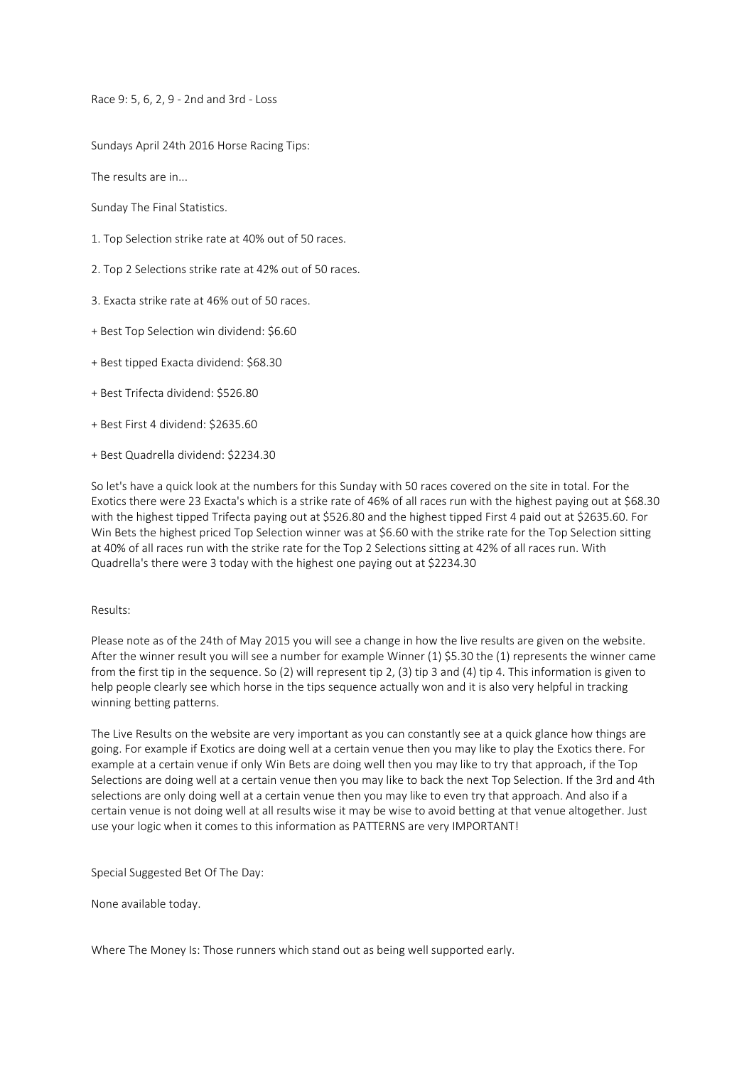Race 9: 5, 6, 2, 9 - 2nd and 3rd - Loss

Sundays April 24th 2016 Horse Racing Tips:

The results are in...

Sunday The Final Statistics.

1. Top Selection strike rate at 40% out of 50 races.

2. Top 2 Selections strike rate at 42% out of 50 races.

3. Exacta strike rate at 46% out of 50 races.

+ Best Top Selection win dividend: $6.60

+ Best tipped Exacta dividend: $68.30

+ Best Trifecta dividend: $526.80

+ Best First 4 dividend: $2635.60

+ Best Quadrella dividend: $2234.30

So let's have a quick look at the numbers for this Sunday with 50 races covered on the site in total. For the Exotics there were 23 Exacta's which is a strike rate of 46% of all races run with the highest paying out at $68.30 with the highest tipped Trifecta paying out at $526.80 and the highest tipped First 4 paid out at $2635.60. For Win Bets the highest priced Top Selection winner was at $6.60 with the strike rate for the Top Selection sitting at 40% of all races run with the strike rate for the Top 2 Selections sitting at 42% of all races run. With Quadrella's there were 3 today with the highest one paying out at $2234.30

Results:

Please note as of the 24th of May 2015 you will see a change in how the live results are given on the website. After the winner result you will see a number for example Winner (1) $5.30 the (1) represents the winner came from the first tip in the sequence. So (2) will represent tip 2, (3) tip 3 and (4) tip 4. This information is given to help people clearly see which horse in the tips sequence actually won and it is also very helpful in tracking winning betting patterns.

The Live Results on the website are very important as you can constantly see at a quick glance how things are going. For example if Exotics are doing well at a certain venue then you may like to play the Exotics there. For example at a certain venue if only Win Bets are doing well then you may like to try that approach, if the Top Selections are doing well at a certain venue then you may like to back the next Top Selection. If the 3rd and 4th selections are only doing well at a certain venue then you may like to even try that approach. And also if a certain venue is not doing well at all results wise it may be wise to avoid betting at that venue altogether. Just use your logic when it comes to this information as PATTERNS are very IMPORTANT!

Special Suggested Bet Of The Day:

None available today.

Where The Money Is: Those runners which stand out as being well supported early.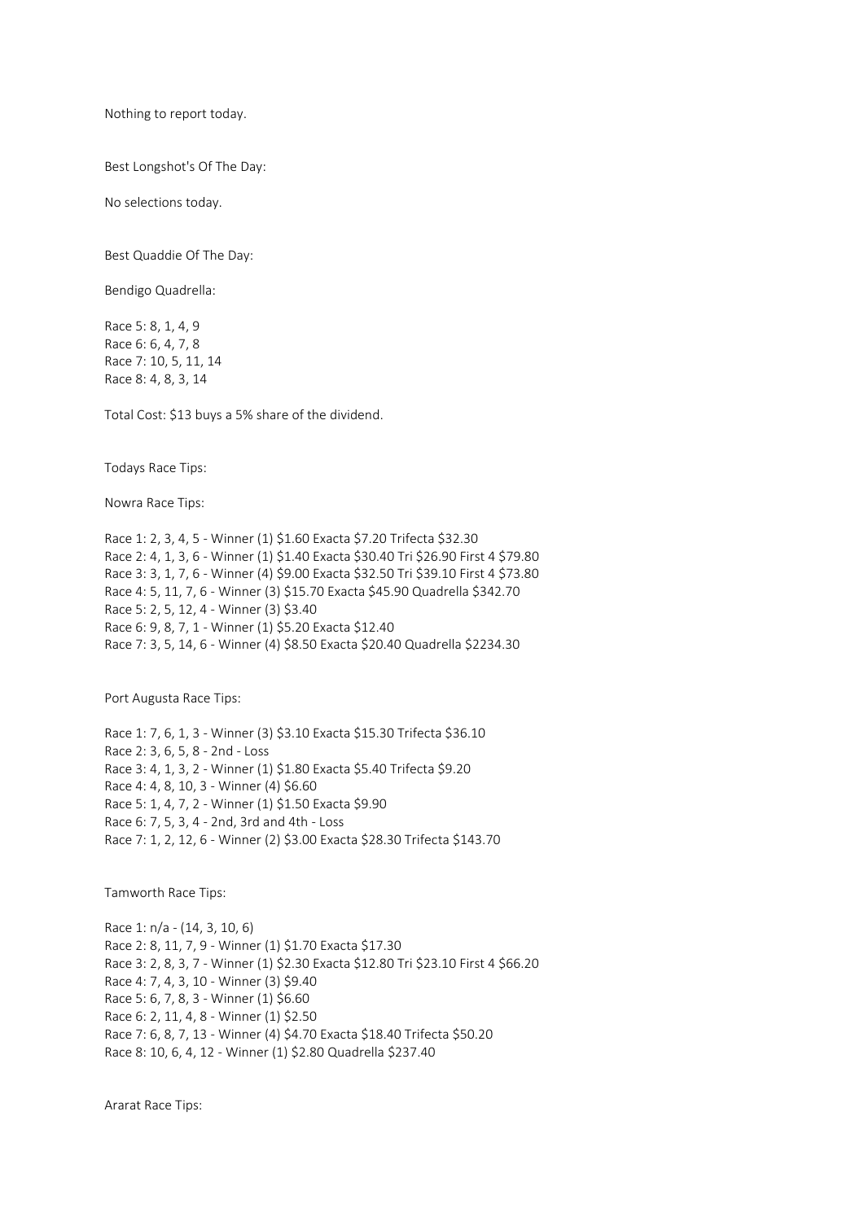Nothing to report today.

Best Longshot's Of The Day:

No selections today.

Best Quaddie Of The Day:

Bendigo Quadrella:

Race 5: 8, 1, 4, 9
Race 6: 6, 4, 7, 8
Race 7: 10, 5, 11, 14
Race 8: 4, 8, 3, 14

Total Cost: $13 buys a 5% share of the dividend.

Todays Race Tips:

Nowra Race Tips:

Race 1: 2, 3, 4, 5 - Winner (1) $1.60 Exacta $7.20 Trifecta $32.30
Race 2: 4, 1, 3, 6 - Winner (1) $1.40 Exacta $30.40 Tri $26.90 First 4 $79.80
Race 3: 3, 1, 7, 6 - Winner (4) $9.00 Exacta $32.50 Tri $39.10 First 4 $73.80
Race 4: 5, 11, 7, 6 - Winner (3) $15.70 Exacta $45.90 Quadrella $342.70
Race 5: 2, 5, 12, 4 - Winner (3) $3.40
Race 6: 9, 8, 7, 1 - Winner (1) $5.20 Exacta $12.40
Race 7: 3, 5, 14, 6 - Winner (4) $8.50 Exacta $20.40 Quadrella $2234.30

Port Augusta Race Tips:

Race 1: 7, 6, 1, 3 - Winner (3) $3.10 Exacta $15.30 Trifecta $36.10
Race 2: 3, 6, 5, 8 - 2nd - Loss
Race 3: 4, 1, 3, 2 - Winner (1) $1.80 Exacta $5.40 Trifecta $9.20
Race 4: 4, 8, 10, 3 - Winner (4) $6.60
Race 5: 1, 4, 7, 2 - Winner (1) $1.50 Exacta $9.90
Race 6: 7, 5, 3, 4 - 2nd, 3rd and 4th - Loss
Race 7: 1, 2, 12, 6 - Winner (2) $3.00 Exacta $28.30 Trifecta $143.70

Tamworth Race Tips:

Race 1: n/a - (14, 3, 10, 6)
Race 2: 8, 11, 7, 9 - Winner (1) $1.70 Exacta $17.30
Race 3: 2, 8, 3, 7 - Winner (1) $2.30 Exacta $12.80 Tri $23.10 First 4 $66.20
Race 4: 7, 4, 3, 10 - Winner (3) $9.40
Race 5: 6, 7, 8, 3 - Winner (1) $6.60
Race 6: 2, 11, 4, 8 - Winner (1) $2.50
Race 7: 6, 8, 7, 13 - Winner (4) $4.70 Exacta $18.40 Trifecta $50.20
Race 8: 10, 6, 4, 12 - Winner (1) $2.80 Quadrella $237.40

Ararat Race Tips: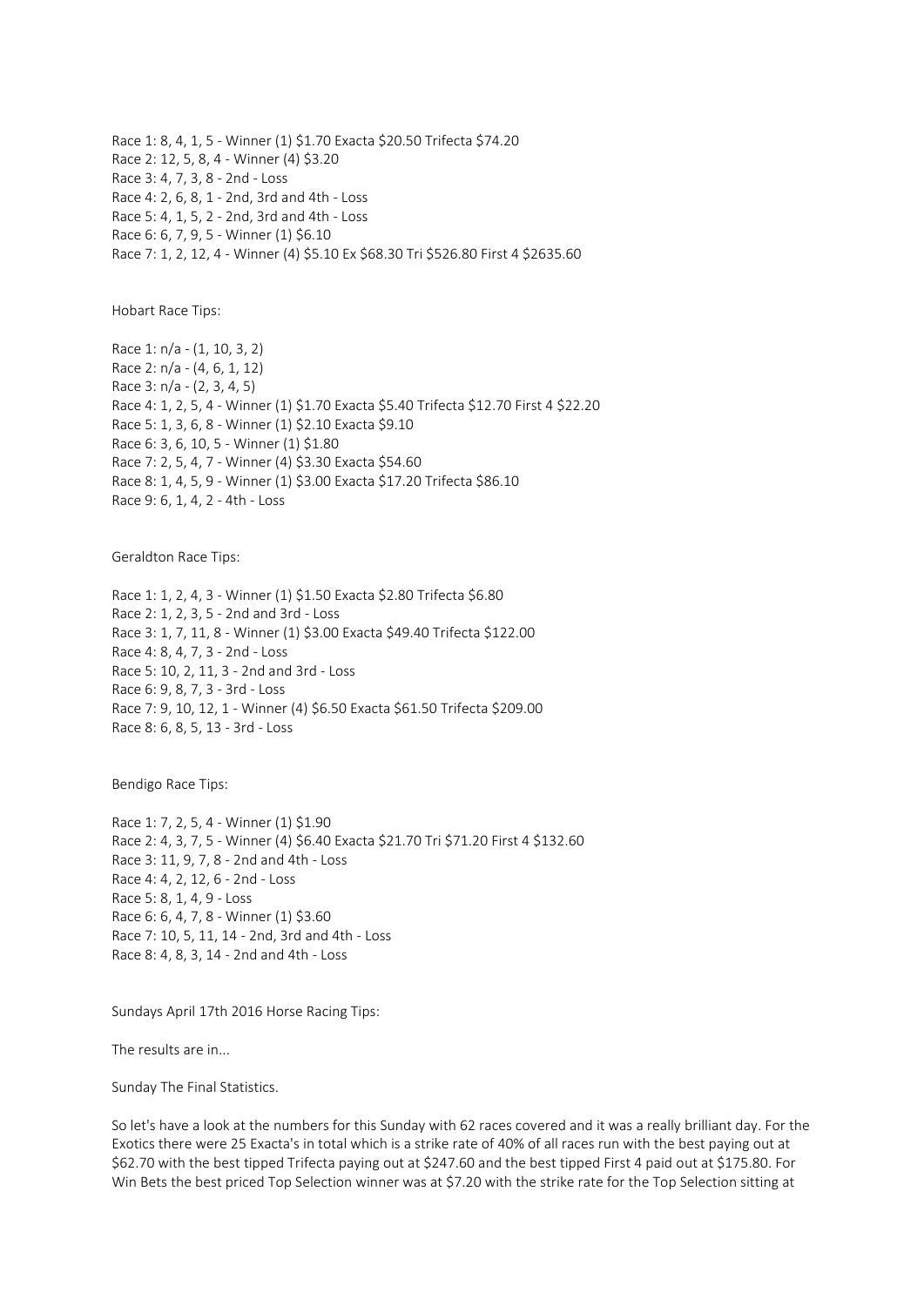Race 1: 8, 4, 1, 5 - Winner (1) $1.70 Exacta $20.50 Trifecta $74.20
Race 2: 12, 5, 8, 4 - Winner (4) $3.20
Race 3: 4, 7, 3, 8 - 2nd - Loss
Race 4: 2, 6, 8, 1 - 2nd, 3rd and 4th - Loss
Race 5: 4, 1, 5, 2 - 2nd, 3rd and 4th - Loss
Race 6: 6, 7, 9, 5 - Winner (1) $6.10
Race 7: 1, 2, 12, 4 - Winner (4) $5.10 Ex $68.30 Tri $526.80 First 4 $2635.60

Hobart Race Tips:

Race 1: n/a - (1, 10, 3, 2)
Race 2: n/a - (4, 6, 1, 12)
Race 3: n/a - (2, 3, 4, 5)
Race 4: 1, 2, 5, 4 - Winner (1) $1.70 Exacta $5.40 Trifecta $12.70 First 4 $22.20
Race 5: 1, 3, 6, 8 - Winner (1) $2.10 Exacta $9.10
Race 6: 3, 6, 10, 5 - Winner (1) $1.80
Race 7: 2, 5, 4, 7 - Winner (4) $3.30 Exacta $54.60
Race 8: 1, 4, 5, 9 - Winner (1) $3.00 Exacta $17.20 Trifecta $86.10
Race 9: 6, 1, 4, 2 - 4th - Loss

Geraldton Race Tips:

Race 1: 1, 2, 4, 3 - Winner (1) $1.50 Exacta $2.80 Trifecta $6.80
Race 2: 1, 2, 3, 5 - 2nd and 3rd - Loss
Race 3: 1, 7, 11, 8 - Winner (1) $3.00 Exacta $49.40 Trifecta $122.00
Race 4: 8, 4, 7, 3 - 2nd - Loss
Race 5: 10, 2, 11, 3 - 2nd and 3rd - Loss
Race 6: 9, 8, 7, 3 - 3rd - Loss
Race 7: 9, 10, 12, 1 - Winner (4) $6.50 Exacta $61.50 Trifecta $209.00
Race 8: 6, 8, 5, 13 - 3rd - Loss

Bendigo Race Tips:

Race 1: 7, 2, 5, 4 - Winner (1) $1.90
Race 2: 4, 3, 7, 5 - Winner (4) $6.40 Exacta $21.70 Tri $71.20 First 4 $132.60
Race 3: 11, 9, 7, 8 - 2nd and 4th - Loss
Race 4: 4, 2, 12, 6 - 2nd - Loss
Race 5: 8, 1, 4, 9 - Loss
Race 6: 6, 4, 7, 8 - Winner (1) $3.60
Race 7: 10, 5, 11, 14 - 2nd, 3rd and 4th - Loss
Race 8: 4, 8, 3, 14 - 2nd and 4th - Loss

Sundays April 17th 2016 Horse Racing Tips:

The results are in...

Sunday The Final Statistics.

So let's have a look at the numbers for this Sunday with 62 races covered and it was a really brilliant day. For the Exotics there were 25 Exacta's in total which is a strike rate of 40% of all races run with the best paying out at $62.70 with the best tipped Trifecta paying out at $247.60 and the best tipped First 4 paid out at $175.80. For Win Bets the best priced Top Selection winner was at $7.20 with the strike rate for the Top Selection sitting at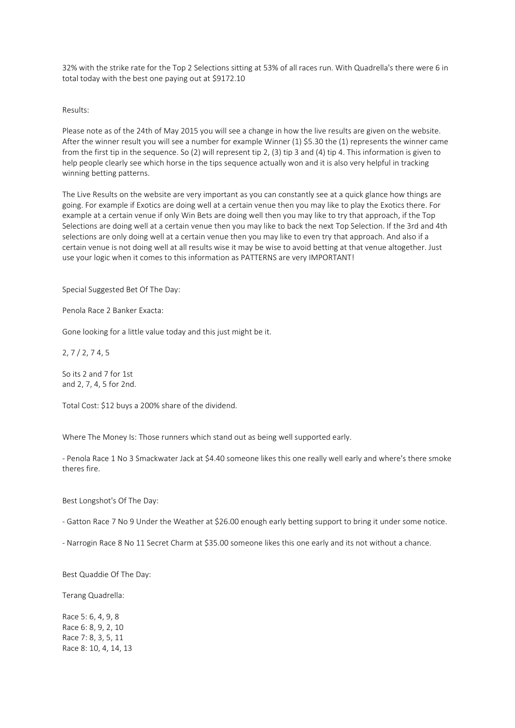32% with the strike rate for the Top 2 Selections sitting at 53% of all races run. With Quadrella's there were 6 in total today with the best one paying out at $9172.10

Results:

Please note as of the 24th of May 2015 you will see a change in how the live results are given on the website. After the winner result you will see a number for example Winner (1) $5.30 the (1) represents the winner came from the first tip in the sequence. So (2) will represent tip 2, (3) tip 3 and (4) tip 4. This information is given to help people clearly see which horse in the tips sequence actually won and it is also very helpful in tracking winning betting patterns.

The Live Results on the website are very important as you can constantly see at a quick glance how things are going. For example if Exotics are doing well at a certain venue then you may like to play the Exotics there. For example at a certain venue if only Win Bets are doing well then you may like to try that approach, if the Top Selections are doing well at a certain venue then you may like to back the next Top Selection. If the 3rd and 4th selections are only doing well at a certain venue then you may like to even try that approach. And also if a certain venue is not doing well at all results wise it may be wise to avoid betting at that venue altogether. Just use your logic when it comes to this information as PATTERNS are very IMPORTANT!

Special Suggested Bet Of The Day:

Penola Race 2 Banker Exacta:

Gone looking for a little value today and this just might be it.

2, 7 / 2, 7 4, 5

So its 2 and 7 for 1st
and 2, 7, 4, 5 for 2nd.

Total Cost: $12 buys a 200% share of the dividend.

Where The Money Is: Those runners which stand out as being well supported early.

- Penola Race 1 No 3 Smackwater Jack at $4.40 someone likes this one really well early and where's there smoke theres fire.

Best Longshot's Of The Day:

- Gatton Race 7 No 9 Under the Weather at $26.00 enough early betting support to bring it under some notice.

- Narrogin Race 8 No 11 Secret Charm at $35.00 someone likes this one early and its not without a chance.

Best Quaddie Of The Day:

Terang Quadrella:

Race 5: 6, 4, 9, 8
Race 6: 8, 9, 2, 10
Race 7: 8, 3, 5, 11
Race 8: 10, 4, 14, 13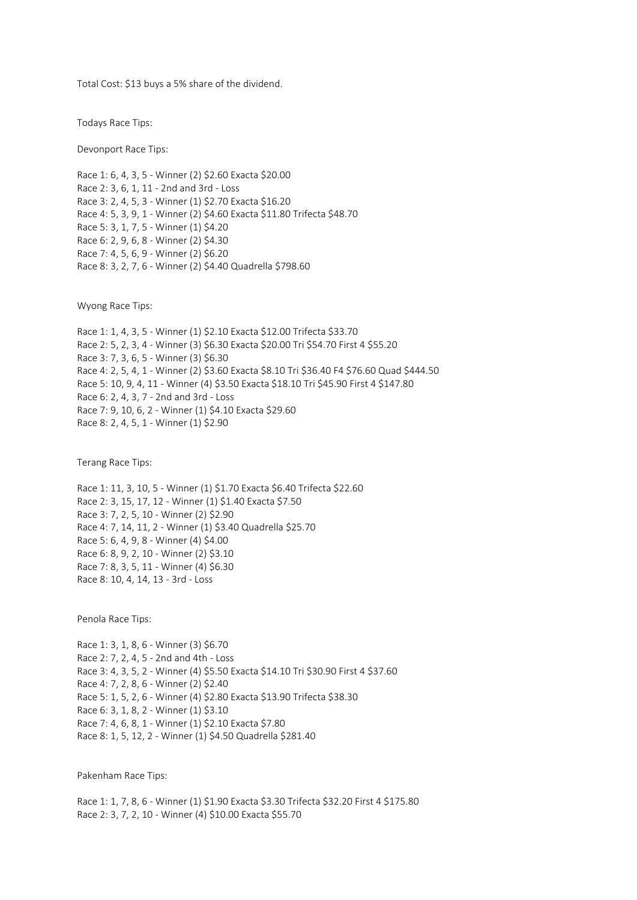Total Cost: $13 buys a 5% share of the dividend.

Todays Race Tips:

Devonport Race Tips:

Race 1: 6, 4, 3, 5 - Winner (2) $2.60 Exacta $20.00
Race 2: 3, 6, 1, 11 - 2nd and 3rd - Loss
Race 3: 2, 4, 5, 3 - Winner (1) $2.70 Exacta $16.20
Race 4: 5, 3, 9, 1 - Winner (2) $4.60 Exacta $11.80 Trifecta $48.70
Race 5: 3, 1, 7, 5 - Winner (1) $4.20
Race 6: 2, 9, 6, 8 - Winner (2) $4.30
Race 7: 4, 5, 6, 9 - Winner (2) $6.20
Race 8: 3, 2, 7, 6 - Winner (2) $4.40 Quadrella $798.60

Wyong Race Tips:

Race 1: 1, 4, 3, 5 - Winner (1) $2.10 Exacta $12.00 Trifecta $33.70
Race 2: 5, 2, 3, 4 - Winner (3) $6.30 Exacta $20.00 Tri $54.70 First 4 $55.20
Race 3: 7, 3, 6, 5 - Winner (3) $6.30
Race 4: 2, 5, 4, 1 - Winner (2) $3.60 Exacta $8.10 Tri $36.40 F4 $76.60 Quad $444.50
Race 5: 10, 9, 4, 11 - Winner (4) $3.50 Exacta $18.10 Tri $45.90 First 4 $147.80
Race 6: 2, 4, 3, 7 - 2nd and 3rd - Loss
Race 7: 9, 10, 6, 2 - Winner (1) $4.10 Exacta $29.60
Race 8: 2, 4, 5, 1 - Winner (1) $2.90

Terang Race Tips:

Race 1: 11, 3, 10, 5 - Winner (1) $1.70 Exacta $6.40 Trifecta $22.60
Race 2: 3, 15, 17, 12 - Winner (1) $1.40 Exacta $7.50
Race 3: 7, 2, 5, 10 - Winner (2) $2.90
Race 4: 7, 14, 11, 2 - Winner (1) $3.40 Quadrella $25.70
Race 5: 6, 4, 9, 8 - Winner (4) $4.00
Race 6: 8, 9, 2, 10 - Winner (2) $3.10
Race 7: 8, 3, 5, 11 - Winner (4) $6.30
Race 8: 10, 4, 14, 13 - 3rd - Loss

Penola Race Tips:

Race 1: 3, 1, 8, 6 - Winner (3) $6.70
Race 2: 7, 2, 4, 5 - 2nd and 4th - Loss
Race 3: 4, 3, 5, 2 - Winner (4) $5.50 Exacta $14.10 Tri $30.90 First 4 $37.60
Race 4: 7, 2, 8, 6 - Winner (2) $2.40
Race 5: 1, 5, 2, 6 - Winner (4) $2.80 Exacta $13.90 Trifecta $38.30
Race 6: 3, 1, 8, 2 - Winner (1) $3.10
Race 7: 4, 6, 8, 1 - Winner (1) $2.10 Exacta $7.80
Race 8: 1, 5, 12, 2 - Winner (1) $4.50 Quadrella $281.40

Pakenham Race Tips:

Race 1: 1, 7, 8, 6 - Winner (1) $1.90 Exacta $3.30 Trifecta $32.20 First 4 $175.80
Race 2: 3, 7, 2, 10 - Winner (4) $10.00 Exacta $55.70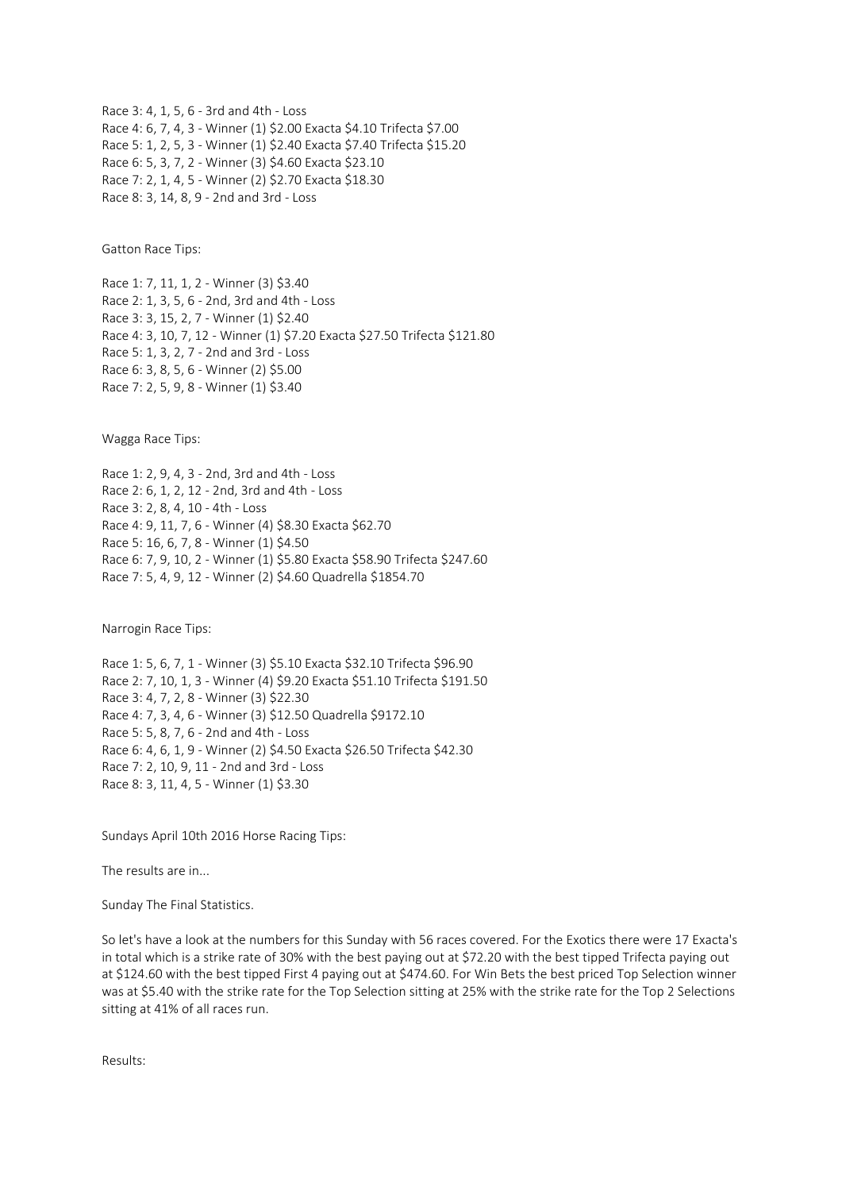Race 3: 4, 1, 5, 6 - 3rd and 4th - Loss
Race 4: 6, 7, 4, 3 - Winner (1) $2.00 Exacta $4.10 Trifecta $7.00
Race 5: 1, 2, 5, 3 - Winner (1) $2.40 Exacta $7.40 Trifecta $15.20
Race 6: 5, 3, 7, 2 - Winner (3) $4.60 Exacta $23.10
Race 7: 2, 1, 4, 5 - Winner (2) $2.70 Exacta $18.30
Race 8: 3, 14, 8, 9 - 2nd and 3rd - Loss

Gatton Race Tips:

Race 1: 7, 11, 1, 2 - Winner (3) $3.40
Race 2: 1, 3, 5, 6 - 2nd, 3rd and 4th - Loss
Race 3: 3, 15, 2, 7 - Winner (1) $2.40
Race 4: 3, 10, 7, 12 - Winner (1) $7.20 Exacta $27.50 Trifecta $121.80
Race 5: 1, 3, 2, 7 - 2nd and 3rd - Loss
Race 6: 3, 8, 5, 6 - Winner (2) $5.00
Race 7: 2, 5, 9, 8 - Winner (1) $3.40

Wagga Race Tips:

Race 1: 2, 9, 4, 3 - 2nd, 3rd and 4th - Loss
Race 2: 6, 1, 2, 12 - 2nd, 3rd and 4th - Loss
Race 3: 2, 8, 4, 10 - 4th - Loss
Race 4: 9, 11, 7, 6 - Winner (4) $8.30 Exacta $62.70
Race 5: 16, 6, 7, 8 - Winner (1) $4.50
Race 6: 7, 9, 10, 2 - Winner (1) $5.80 Exacta $58.90 Trifecta $247.60
Race 7: 5, 4, 9, 12 - Winner (2) $4.60 Quadrella $1854.70

Narrogin Race Tips:

Race 1: 5, 6, 7, 1 - Winner (3) $5.10 Exacta $32.10 Trifecta $96.90
Race 2: 7, 10, 1, 3 - Winner (4) $9.20 Exacta $51.10 Trifecta $191.50
Race 3: 4, 7, 2, 8 - Winner (3) $22.30
Race 4: 7, 3, 4, 6 - Winner (3) $12.50 Quadrella $9172.10
Race 5: 5, 8, 7, 6 - 2nd and 4th - Loss
Race 6: 4, 6, 1, 9 - Winner (2) $4.50 Exacta $26.50 Trifecta $42.30
Race 7: 2, 10, 9, 11 - 2nd and 3rd - Loss
Race 8: 3, 11, 4, 5 - Winner (1) $3.30

Sundays April 10th 2016 Horse Racing Tips:

The results are in...

Sunday The Final Statistics.

So let's have a look at the numbers for this Sunday with 56 races covered. For the Exotics there were 17 Exacta's in total which is a strike rate of 30% with the best paying out at $72.20 with the best tipped Trifecta paying out at $124.60 with the best tipped First 4 paying out at $474.60. For Win Bets the best priced Top Selection winner was at $5.40 with the strike rate for the Top Selection sitting at 25% with the strike rate for the Top 2 Selections sitting at 41% of all races run.

Results: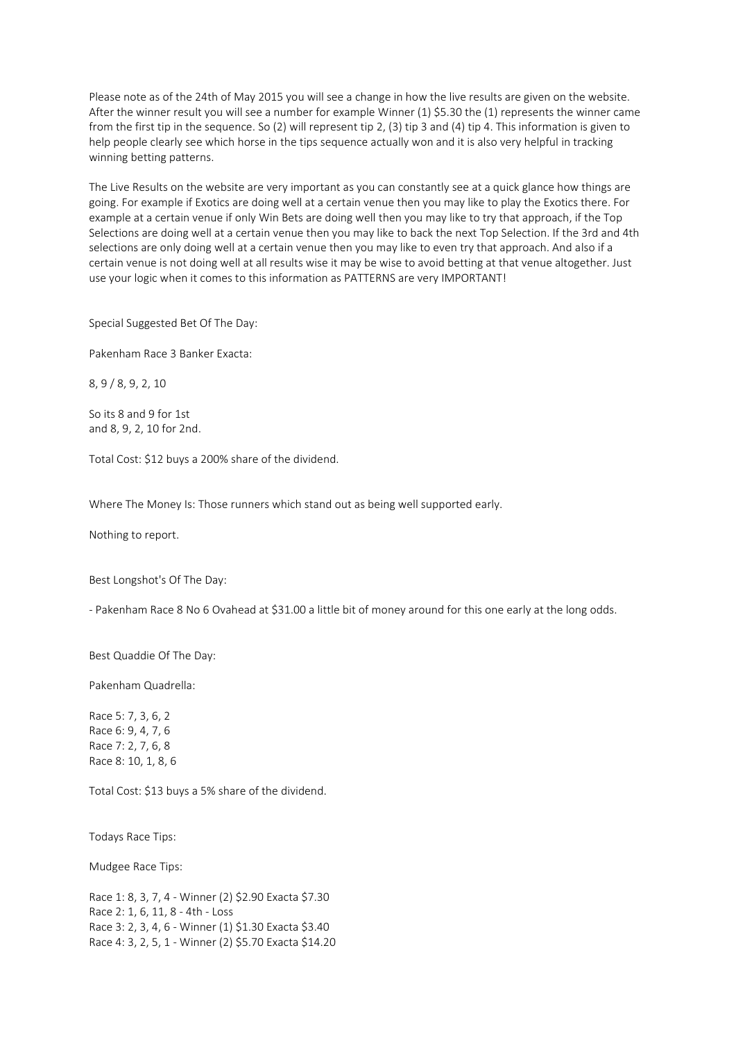Please note as of the 24th of May 2015 you will see a change in how the live results are given on the website. After the winner result you will see a number for example Winner (1) $5.30 the (1) represents the winner came from the first tip in the sequence. So (2) will represent tip 2, (3) tip 3 and (4) tip 4. This information is given to help people clearly see which horse in the tips sequence actually won and it is also very helpful in tracking winning betting patterns.

The Live Results on the website are very important as you can constantly see at a quick glance how things are going. For example if Exotics are doing well at a certain venue then you may like to play the Exotics there. For example at a certain venue if only Win Bets are doing well then you may like to try that approach, if the Top Selections are doing well at a certain venue then you may like to back the next Top Selection. If the 3rd and 4th selections are only doing well at a certain venue then you may like to even try that approach. And also if a certain venue is not doing well at all results wise it may be wise to avoid betting at that venue altogether. Just use your logic when it comes to this information as PATTERNS are very IMPORTANT!

Special Suggested Bet Of The Day:

Pakenham Race 3 Banker Exacta:

8, 9 / 8, 9, 2, 10

So its 8 and 9 for 1st
and 8, 9, 2, 10 for 2nd.

Total Cost: $12 buys a 200% share of the dividend.

Where The Money Is: Those runners which stand out as being well supported early.

Nothing to report.

Best Longshot's Of The Day:

- Pakenham Race 8 No 6 Ovahead at $31.00 a little bit of money around for this one early at the long odds.

Best Quaddie Of The Day:

Pakenham Quadrella:

Race 5: 7, 3, 6, 2
Race 6: 9, 4, 7, 6
Race 7: 2, 7, 6, 8
Race 8: 10, 1, 8, 6

Total Cost: $13 buys a 5% share of the dividend.

Todays Race Tips:

Mudgee Race Tips:

Race 1: 8, 3, 7, 4 - Winner (2) $2.90 Exacta $7.30
Race 2: 1, 6, 11, 8 - 4th - Loss
Race 3: 2, 3, 4, 6 - Winner (1) $1.30 Exacta $3.40
Race 4: 3, 2, 5, 1 - Winner (2) $5.70 Exacta $14.20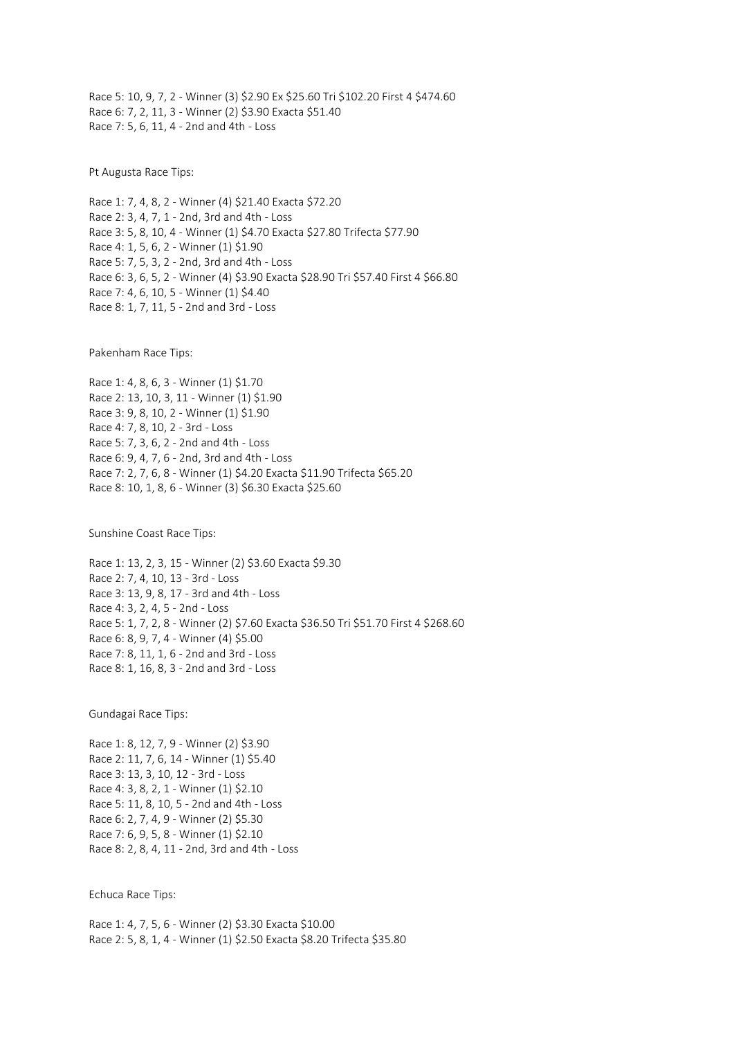Race 5: 10, 9, 7, 2 - Winner (3) $2.90 Ex $25.60 Tri $102.20 First 4 $474.60
Race 6: 7, 2, 11, 3 - Winner (2) $3.90 Exacta $51.40
Race 7: 5, 6, 11, 4 - 2nd and 4th - Loss

Pt Augusta Race Tips:

Race 1: 7, 4, 8, 2 - Winner (4) $21.40 Exacta $72.20
Race 2: 3, 4, 7, 1 - 2nd, 3rd and 4th - Loss
Race 3: 5, 8, 10, 4 - Winner (1) $4.70 Exacta $27.80 Trifecta $77.90
Race 4: 1, 5, 6, 2 - Winner (1) $1.90
Race 5: 7, 5, 3, 2 - 2nd, 3rd and 4th - Loss
Race 6: 3, 6, 5, 2 - Winner (4) $3.90 Exacta $28.90 Tri $57.40 First 4 $66.80
Race 7: 4, 6, 10, 5 - Winner (1) $4.40
Race 8: 1, 7, 11, 5 - 2nd and 3rd - Loss

Pakenham Race Tips:

Race 1: 4, 8, 6, 3 - Winner (1) $1.70
Race 2: 13, 10, 3, 11 - Winner (1) $1.90
Race 3: 9, 8, 10, 2 - Winner (1) $1.90
Race 4: 7, 8, 10, 2 - 3rd - Loss
Race 5: 7, 3, 6, 2 - 2nd and 4th - Loss
Race 6: 9, 4, 7, 6 - 2nd, 3rd and 4th - Loss
Race 7: 2, 7, 6, 8 - Winner (1) $4.20 Exacta $11.90 Trifecta $65.20
Race 8: 10, 1, 8, 6 - Winner (3) $6.30 Exacta $25.60

Sunshine Coast Race Tips:

Race 1: 13, 2, 3, 15 - Winner (2) $3.60 Exacta $9.30
Race 2: 7, 4, 10, 13 - 3rd - Loss
Race 3: 13, 9, 8, 17 - 3rd and 4th - Loss
Race 4: 3, 2, 4, 5 - 2nd - Loss
Race 5: 1, 7, 2, 8 - Winner (2) $7.60 Exacta $36.50 Tri $51.70 First 4 $268.60
Race 6: 8, 9, 7, 4 - Winner (4) $5.00
Race 7: 8, 11, 1, 6 - 2nd and 3rd - Loss
Race 8: 1, 16, 8, 3 - 2nd and 3rd - Loss

Gundagai Race Tips:

Race 1: 8, 12, 7, 9 - Winner (2) $3.90
Race 2: 11, 7, 6, 14 - Winner (1) $5.40
Race 3: 13, 3, 10, 12 - 3rd - Loss
Race 4: 3, 8, 2, 1 - Winner (1) $2.10
Race 5: 11, 8, 10, 5 - 2nd and 4th - Loss
Race 6: 2, 7, 4, 9 - Winner (2) $5.30
Race 7: 6, 9, 5, 8 - Winner (1) $2.10
Race 8: 2, 8, 4, 11 - 2nd, 3rd and 4th - Loss

Echuca Race Tips:

Race 1: 4, 7, 5, 6 - Winner (2) $3.30 Exacta $10.00
Race 2: 5, 8, 1, 4 - Winner (1) $2.50 Exacta $8.20 Trifecta $35.80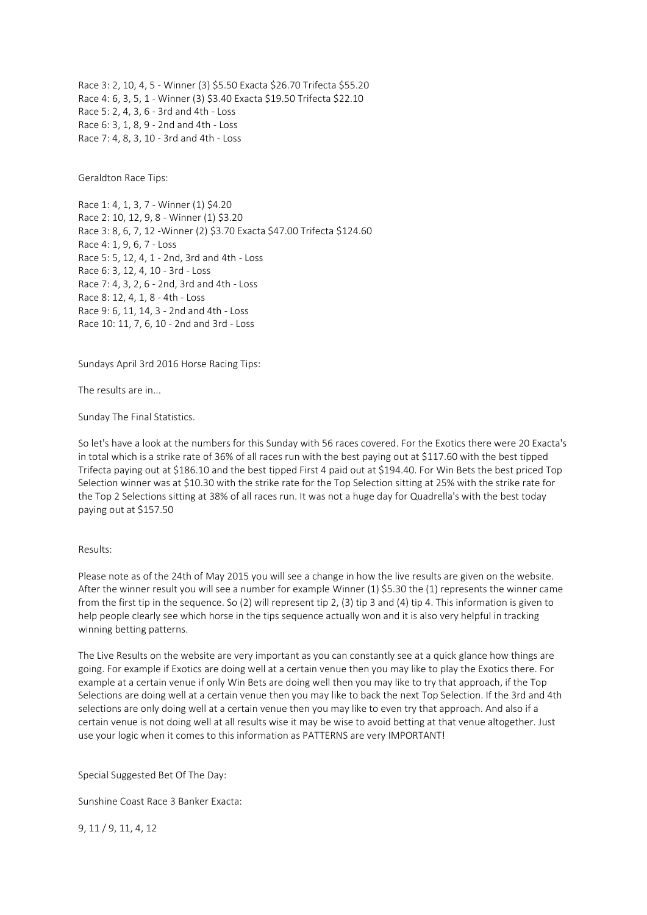Race 3: 2, 10, 4, 5 - Winner (3) $5.50 Exacta $26.70 Trifecta $55.20
Race 4: 6, 3, 5, 1 - Winner (3) $3.40 Exacta $19.50 Trifecta $22.10
Race 5: 2, 4, 3, 6 - 3rd and 4th - Loss
Race 6: 3, 1, 8, 9 - 2nd and 4th - Loss
Race 7: 4, 8, 3, 10 - 3rd and 4th - Loss

Geraldton Race Tips:

Race 1: 4, 1, 3, 7 - Winner (1) $4.20
Race 2: 10, 12, 9, 8 - Winner (1) $3.20
Race 3: 8, 6, 7, 12 -Winner (2) $3.70 Exacta $47.00 Trifecta $124.60
Race 4: 1, 9, 6, 7 - Loss
Race 5: 5, 12, 4, 1 - 2nd, 3rd and 4th - Loss
Race 6: 3, 12, 4, 10 - 3rd - Loss
Race 7: 4, 3, 2, 6 - 2nd, 3rd and 4th - Loss
Race 8: 12, 4, 1, 8 - 4th - Loss
Race 9: 6, 11, 14, 3 - 2nd and 4th - Loss
Race 10: 11, 7, 6, 10 - 2nd and 3rd - Loss

Sundays April 3rd 2016 Horse Racing Tips:

The results are in...

Sunday The Final Statistics.

So let's have a look at the numbers for this Sunday with 56 races covered. For the Exotics there were 20 Exacta's in total which is a strike rate of 36% of all races run with the best paying out at $117.60 with the best tipped Trifecta paying out at $186.10 and the best tipped First 4 paid out at $194.40. For Win Bets the best priced Top Selection winner was at $10.30 with the strike rate for the Top Selection sitting at 25% with the strike rate for the Top 2 Selections sitting at 38% of all races run. It was not a huge day for Quadrella's with the best today paying out at $157.50

Results:

Please note as of the 24th of May 2015 you will see a change in how the live results are given on the website. After the winner result you will see a number for example Winner (1) $5.30 the (1) represents the winner came from the first tip in the sequence. So (2) will represent tip 2, (3) tip 3 and (4) tip 4. This information is given to help people clearly see which horse in the tips sequence actually won and it is also very helpful in tracking winning betting patterns.

The Live Results on the website are very important as you can constantly see at a quick glance how things are going. For example if Exotics are doing well at a certain venue then you may like to play the Exotics there. For example at a certain venue if only Win Bets are doing well then you may like to try that approach, if the Top Selections are doing well at a certain venue then you may like to back the next Top Selection. If the 3rd and 4th selections are only doing well at a certain venue then you may like to even try that approach. And also if a certain venue is not doing well at all results wise it may be wise to avoid betting at that venue altogether. Just use your logic when it comes to this information as PATTERNS are very IMPORTANT!

Special Suggested Bet Of The Day:

Sunshine Coast Race 3 Banker Exacta:

9, 11 / 9, 11, 4, 12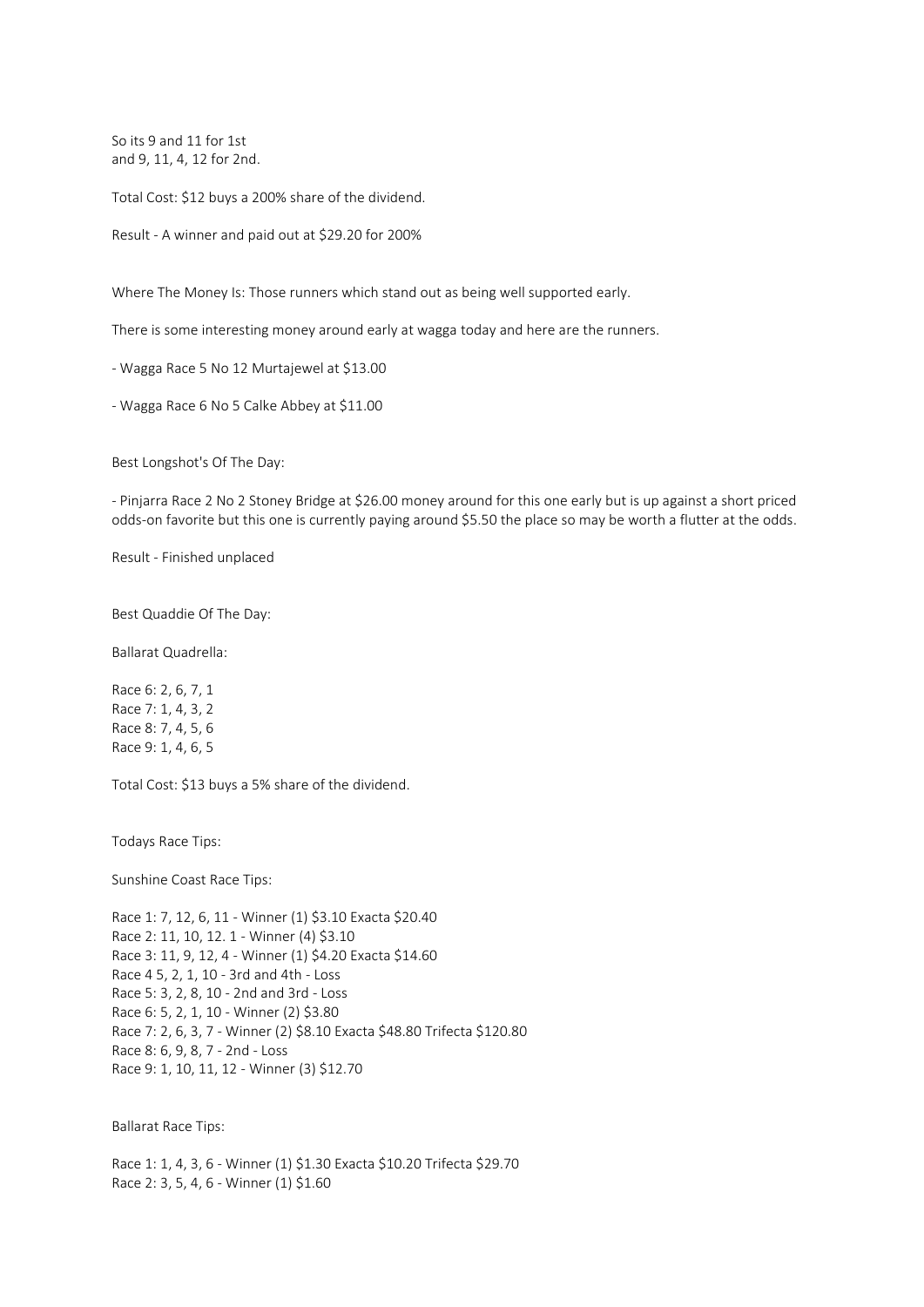So its 9 and 11 for 1st
and 9, 11, 4, 12 for 2nd.

Total Cost: $12 buys a 200% share of the dividend.

Result - A winner and paid out at $29.20 for 200%

Where The Money Is: Those runners which stand out as being well supported early.

There is some interesting money around early at wagga today and here are the runners.

- Wagga Race 5 No 12 Murtajewel at $13.00

- Wagga Race 6 No 5 Calke Abbey at $11.00

Best Longshot's Of The Day:

- Pinjarra Race 2 No 2 Stoney Bridge at $26.00 money around for this one early but is up against a short priced odds-on favorite but this one is currently paying around $5.50 the place so may be worth a flutter at the odds.

Result - Finished unplaced

Best Quaddie Of The Day:

Ballarat Quadrella:

Race 6: 2, 6, 7, 1
Race 7: 1, 4, 3, 2
Race 8: 7, 4, 5, 6
Race 9: 1, 4, 6, 5

Total Cost: $13 buys a 5% share of the dividend.

Todays Race Tips:

Sunshine Coast Race Tips:

Race 1: 7, 12, 6, 11 - Winner (1) $3.10 Exacta $20.40
Race 2: 11, 10, 12. 1 - Winner (4) $3.10
Race 3: 11, 9, 12, 4 - Winner (1) $4.20 Exacta $14.60
Race 4 5, 2, 1, 10 - 3rd and 4th - Loss
Race 5: 3, 2, 8, 10 - 2nd and 3rd - Loss
Race 6: 5, 2, 1, 10 - Winner (2) $3.80
Race 7: 2, 6, 3, 7 - Winner (2) $8.10 Exacta $48.80 Trifecta $120.80
Race 8: 6, 9, 8, 7 - 2nd - Loss
Race 9: 1, 10, 11, 12 - Winner (3) $12.70

Ballarat Race Tips:

Race 1: 1, 4, 3, 6 - Winner (1) $1.30 Exacta $10.20 Trifecta $29.70
Race 2: 3, 5, 4, 6 - Winner (1) $1.60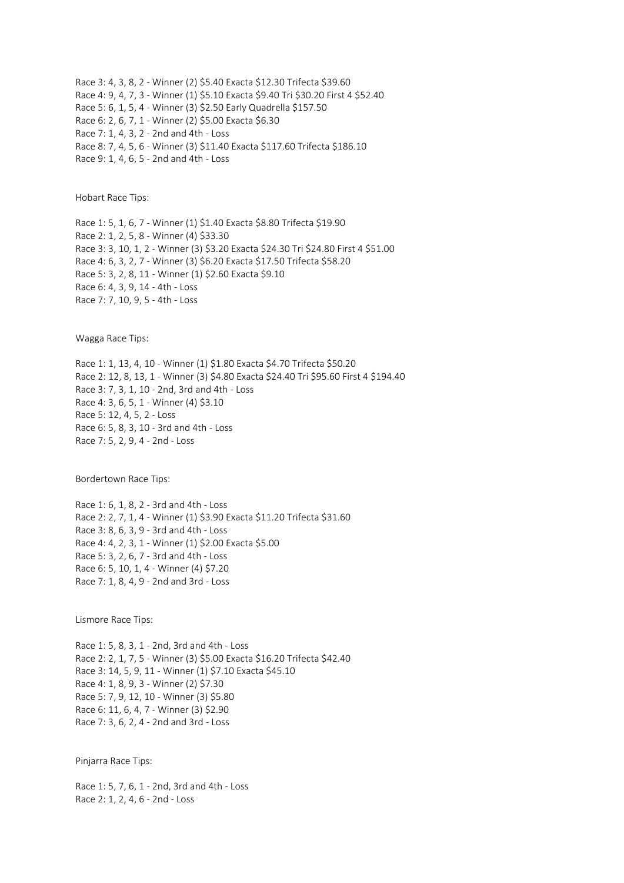Race 3: 4, 3, 8, 2 - Winner (2) $5.40 Exacta $12.30 Trifecta $39.60
Race 4: 9, 4, 7, 3 - Winner (1) $5.10 Exacta $9.40 Tri $30.20 First 4 $52.40
Race 5: 6, 1, 5, 4 - Winner (3) $2.50 Early Quadrella $157.50
Race 6: 2, 6, 7, 1 - Winner (2) $5.00 Exacta $6.30
Race 7: 1, 4, 3, 2 - 2nd and 4th - Loss
Race 8: 7, 4, 5, 6 - Winner (3) $11.40 Exacta $117.60 Trifecta $186.10
Race 9: 1, 4, 6, 5 - 2nd and 4th - Loss

Hobart Race Tips:

Race 1: 5, 1, 6, 7 - Winner (1) $1.40 Exacta $8.80 Trifecta $19.90
Race 2: 1, 2, 5, 8 - Winner (4) $33.30
Race 3: 3, 10, 1, 2 - Winner (3) $3.20 Exacta $24.30 Tri $24.80 First 4 $51.00
Race 4: 6, 3, 2, 7 - Winner (3) $6.20 Exacta $17.50 Trifecta $58.20
Race 5: 3, 2, 8, 11 - Winner (1) $2.60 Exacta $9.10
Race 6: 4, 3, 9, 14 - 4th - Loss
Race 7: 7, 10, 9, 5 - 4th - Loss

Wagga Race Tips:

Race 1: 1, 13, 4, 10 - Winner (1) $1.80 Exacta $4.70 Trifecta $50.20
Race 2: 12, 8, 13, 1 - Winner (3) $4.80 Exacta $24.40 Tri $95.60 First 4 $194.40
Race 3: 7, 3, 1, 10 - 2nd, 3rd and 4th - Loss
Race 4: 3, 6, 5, 1 - Winner (4) $3.10
Race 5: 12, 4, 5, 2 - Loss
Race 6: 5, 8, 3, 10 - 3rd and 4th - Loss
Race 7: 5, 2, 9, 4 - 2nd - Loss

Bordertown Race Tips:

Race 1: 6, 1, 8, 2 - 3rd and 4th - Loss
Race 2: 2, 7, 1, 4 - Winner (1) $3.90 Exacta $11.20 Trifecta $31.60
Race 3: 8, 6, 3, 9 - 3rd and 4th - Loss
Race 4: 4, 2, 3, 1 - Winner (1) $2.00 Exacta $5.00
Race 5: 3, 2, 6, 7 - 3rd and 4th - Loss
Race 6: 5, 10, 1, 4 - Winner (4) $7.20
Race 7: 1, 8, 4, 9 - 2nd and 3rd - Loss

Lismore Race Tips:

Race 1: 5, 8, 3, 1 - 2nd, 3rd and 4th - Loss
Race 2: 2, 1, 7, 5 - Winner (3) $5.00 Exacta $16.20 Trifecta $42.40
Race 3: 14, 5, 9, 11 - Winner (1) $7.10 Exacta $45.10
Race 4: 1, 8, 9, 3 - Winner (2) $7.30
Race 5: 7, 9, 12, 10 - Winner (3) $5.80
Race 6: 11, 6, 4, 7 - Winner (3) $2.90
Race 7: 3, 6, 2, 4 - 2nd and 3rd - Loss

Pinjarra Race Tips:

Race 1: 5, 7, 6, 1 - 2nd, 3rd and 4th - Loss
Race 2: 1, 2, 4, 6 - 2nd - Loss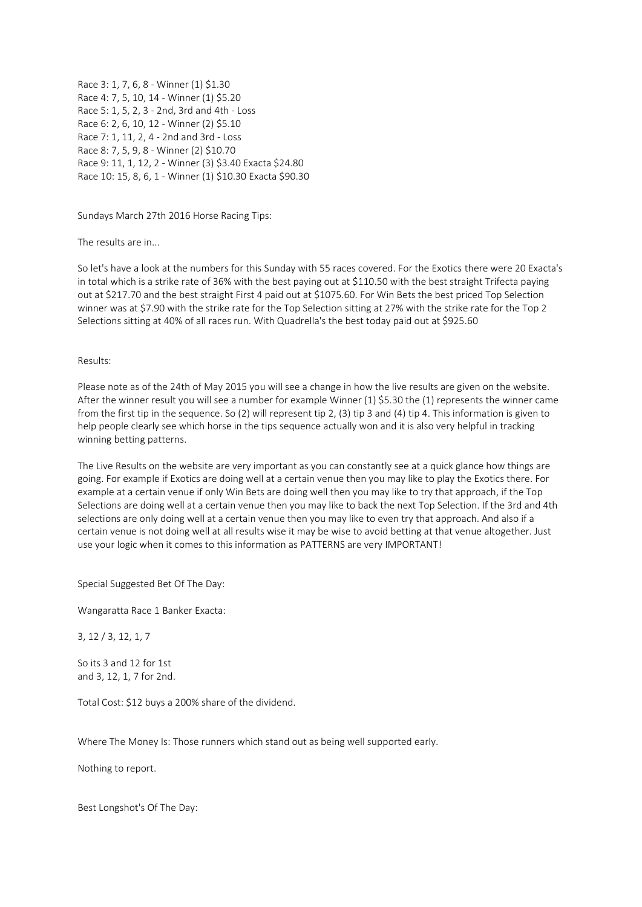Race 3: 1, 7, 6, 8 - Winner (1) $1.30
Race 4: 7, 5, 10, 14 - Winner (1) $5.20
Race 5: 1, 5, 2, 3 - 2nd, 3rd and 4th - Loss
Race 6: 2, 6, 10, 12 - Winner (2) $5.10
Race 7: 1, 11, 2, 4 - 2nd and 3rd - Loss
Race 8: 7, 5, 9, 8 - Winner (2) $10.70
Race 9: 11, 1, 12, 2 - Winner (3) $3.40 Exacta $24.80
Race 10: 15, 8, 6, 1 - Winner (1) $10.30 Exacta $90.30

Sundays March 27th 2016 Horse Racing Tips:

The results are in...

So let's have a look at the numbers for this Sunday with 55 races covered. For the Exotics there were 20 Exacta's in total which is a strike rate of 36% with the best paying out at $110.50 with the best straight Trifecta paying out at $217.70 and the best straight First 4 paid out at $1075.60. For Win Bets the best priced Top Selection winner was at $7.90 with the strike rate for the Top Selection sitting at 27% with the strike rate for the Top 2 Selections sitting at 40% of all races run. With Quadrella's the best today paid out at $925.60

Results:

Please note as of the 24th of May 2015 you will see a change in how the live results are given on the website. After the winner result you will see a number for example Winner (1) $5.30 the (1) represents the winner came from the first tip in the sequence. So (2) will represent tip 2, (3) tip 3 and (4) tip 4. This information is given to help people clearly see which horse in the tips sequence actually won and it is also very helpful in tracking winning betting patterns.

The Live Results on the website are very important as you can constantly see at a quick glance how things are going. For example if Exotics are doing well at a certain venue then you may like to play the Exotics there. For example at a certain venue if only Win Bets are doing well then you may like to try that approach, if the Top Selections are doing well at a certain venue then you may like to back the next Top Selection. If the 3rd and 4th selections are only doing well at a certain venue then you may like to even try that approach. And also if a certain venue is not doing well at all results wise it may be wise to avoid betting at that venue altogether. Just use your logic when it comes to this information as PATTERNS are very IMPORTANT!

Special Suggested Bet Of The Day:

Wangaratta Race 1 Banker Exacta:

3, 12 / 3, 12, 1, 7

So its 3 and 12 for 1st
and 3, 12, 1, 7 for 2nd.

Total Cost: $12 buys a 200% share of the dividend.

Where The Money Is: Those runners which stand out as being well supported early.

Nothing to report.

Best Longshot's Of The Day: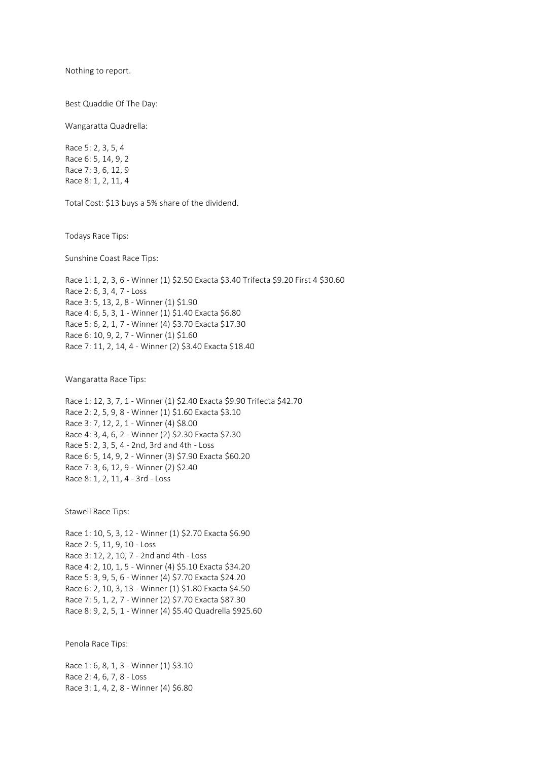Nothing to report.

Best Quaddie Of The Day:

Wangaratta Quadrella:

Race 5: 2, 3, 5, 4
Race 6: 5, 14, 9, 2
Race 7: 3, 6, 12, 9
Race 8: 1, 2, 11, 4

Total Cost: $13 buys a 5% share of the dividend.

Todays Race Tips:

Sunshine Coast Race Tips:

Race 1: 1, 2, 3, 6 - Winner (1) $2.50 Exacta $3.40 Trifecta $9.20 First 4 $30.60
Race 2: 6, 3, 4, 7 - Loss
Race 3: 5, 13, 2, 8 - Winner (1) $1.90
Race 4: 6, 5, 3, 1 - Winner (1) $1.40 Exacta $6.80
Race 5: 6, 2, 1, 7 - Winner (4) $3.70 Exacta $17.30
Race 6: 10, 9, 2, 7 - Winner (1) $1.60
Race 7: 11, 2, 14, 4 - Winner (2) $3.40 Exacta $18.40

Wangaratta Race Tips:

Race 1: 12, 3, 7, 1 - Winner (1) $2.40 Exacta $9.90 Trifecta $42.70
Race 2: 2, 5, 9, 8 - Winner (1) $1.60 Exacta $3.10
Race 3: 7, 12, 2, 1 - Winner (4) $8.00
Race 4: 3, 4, 6, 2 - Winner (2) $2.30 Exacta $7.30
Race 5: 2, 3, 5, 4 - 2nd, 3rd and 4th - Loss
Race 6: 5, 14, 9, 2 - Winner (3) $7.90 Exacta $60.20
Race 7: 3, 6, 12, 9 - Winner (2) $2.40
Race 8: 1, 2, 11, 4 - 3rd - Loss

Stawell Race Tips:

Race 1: 10, 5, 3, 12 - Winner (1) $2.70 Exacta $6.90
Race 2: 5, 11, 9, 10 - Loss
Race 3: 12, 2, 10, 7 - 2nd and 4th - Loss
Race 4: 2, 10, 1, 5 - Winner (4) $5.10 Exacta $34.20
Race 5: 3, 9, 5, 6 - Winner (4) $7.70 Exacta $24.20
Race 6: 2, 10, 3, 13 - Winner (1) $1.80 Exacta $4.50
Race 7: 5, 1, 2, 7 - Winner (2) $7.70 Exacta $87.30
Race 8: 9, 2, 5, 1 - Winner (4) $5.40 Quadrella $925.60

Penola Race Tips:

Race 1: 6, 8, 1, 3 - Winner (1) $3.10
Race 2: 4, 6, 7, 8 - Loss
Race 3: 1, 4, 2, 8 - Winner (4) $6.80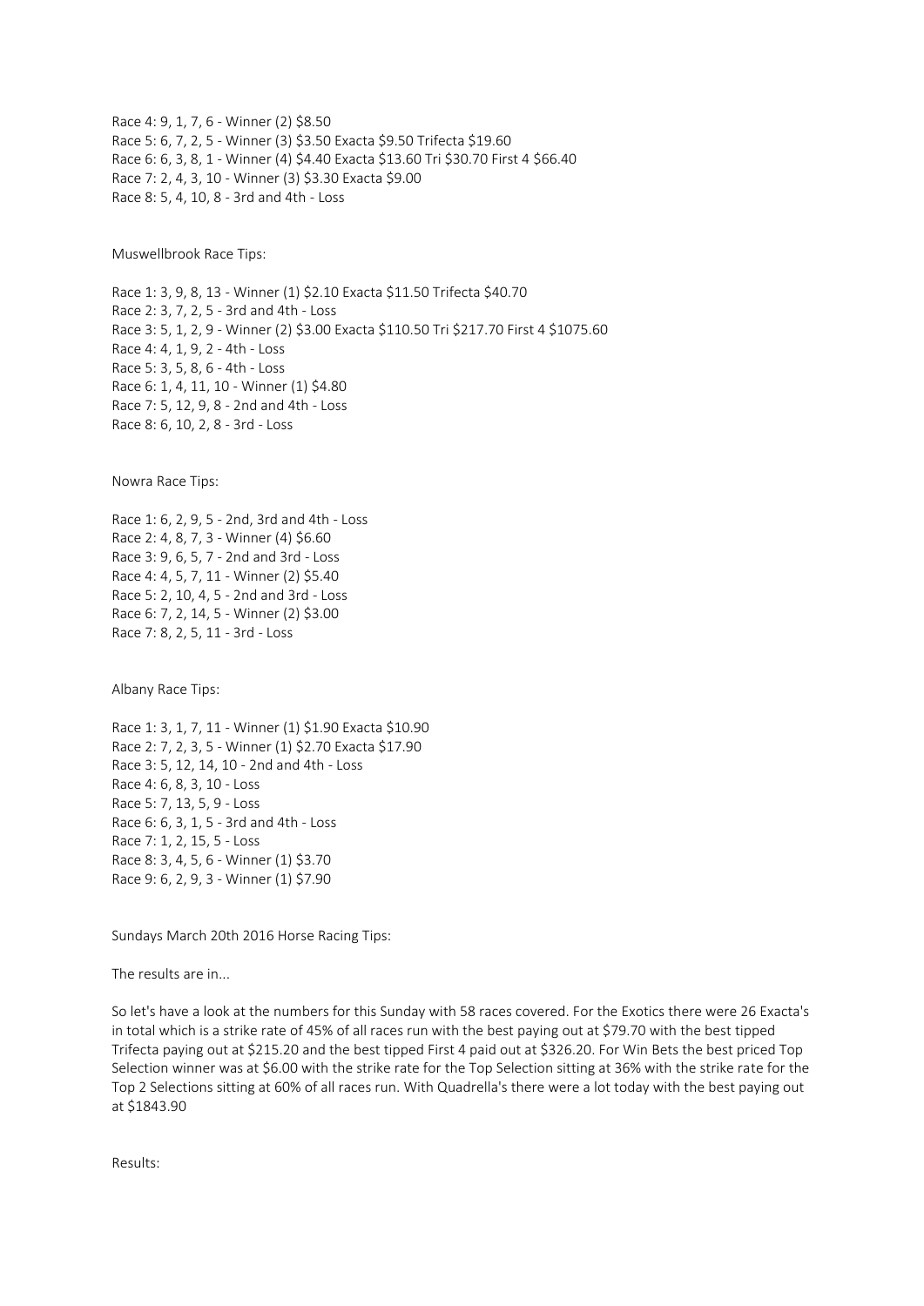Race 4: 9, 1, 7, 6 - Winner (2) $8.50
Race 5: 6, 7, 2, 5 - Winner (3) $3.50 Exacta $9.50 Trifecta $19.60
Race 6: 6, 3, 8, 1 - Winner (4) $4.40 Exacta $13.60 Tri $30.70 First 4 $66.40
Race 7: 2, 4, 3, 10 - Winner (3) $3.30 Exacta $9.00
Race 8: 5, 4, 10, 8 - 3rd and 4th - Loss

Muswellbrook Race Tips:

Race 1: 3, 9, 8, 13 - Winner (1) $2.10 Exacta $11.50 Trifecta $40.70
Race 2: 3, 7, 2, 5 - 3rd and 4th - Loss
Race 3: 5, 1, 2, 9 - Winner (2) $3.00 Exacta $110.50 Tri $217.70 First 4 $1075.60
Race 4: 4, 1, 9, 2 - 4th - Loss
Race 5: 3, 5, 8, 6 - 4th - Loss
Race 6: 1, 4, 11, 10 - Winner (1) $4.80
Race 7: 5, 12, 9, 8 - 2nd and 4th - Loss
Race 8: 6, 10, 2, 8 - 3rd - Loss

Nowra Race Tips:

Race 1: 6, 2, 9, 5 - 2nd, 3rd and 4th - Loss
Race 2: 4, 8, 7, 3 - Winner (4) $6.60
Race 3: 9, 6, 5, 7 - 2nd and 3rd - Loss
Race 4: 4, 5, 7, 11 - Winner (2) $5.40
Race 5: 2, 10, 4, 5 - 2nd and 3rd - Loss
Race 6: 7, 2, 14, 5 - Winner (2) $3.00
Race 7: 8, 2, 5, 11 - 3rd - Loss

Albany Race Tips:

Race 1: 3, 1, 7, 11 - Winner (1) $1.90 Exacta $10.90
Race 2: 7, 2, 3, 5 - Winner (1) $2.70 Exacta $17.90
Race 3: 5, 12, 14, 10 - 2nd and 4th - Loss
Race 4: 6, 8, 3, 10 - Loss
Race 5: 7, 13, 5, 9 - Loss
Race 6: 6, 3, 1, 5 - 3rd and 4th - Loss
Race 7: 1, 2, 15, 5 - Loss
Race 8: 3, 4, 5, 6 - Winner (1) $3.70
Race 9: 6, 2, 9, 3 - Winner (1) $7.90

Sundays March 20th 2016 Horse Racing Tips:

The results are in...

So let's have a look at the numbers for this Sunday with 58 races covered. For the Exotics there were 26 Exacta's in total which is a strike rate of 45% of all races run with the best paying out at $79.70 with the best tipped Trifecta paying out at $215.20 and the best tipped First 4 paid out at $326.20. For Win Bets the best priced Top Selection winner was at $6.00 with the strike rate for the Top Selection sitting at 36% with the strike rate for the Top 2 Selections sitting at 60% of all races run. With Quadrella's there were a lot today with the best paying out at $1843.90

Results: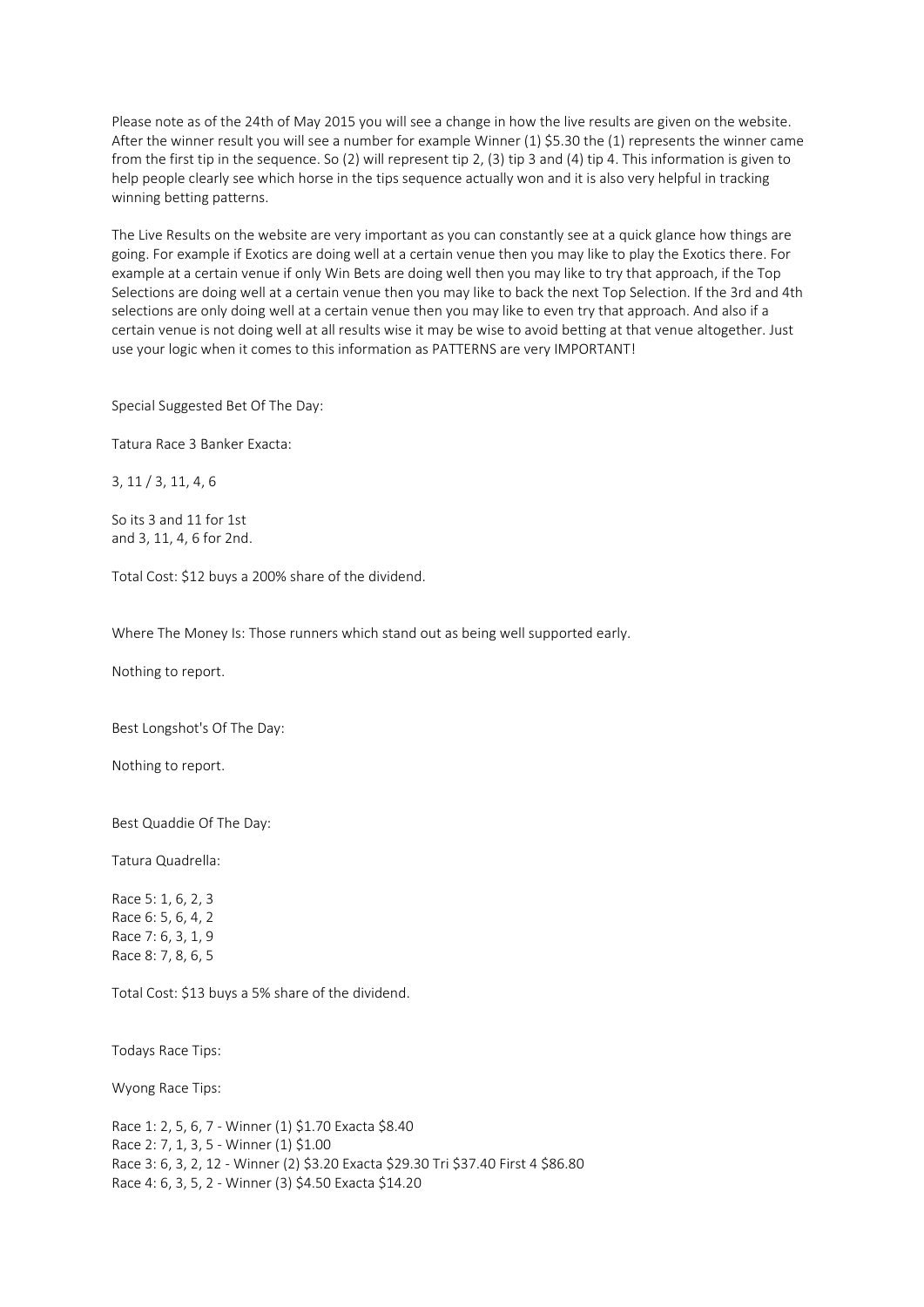Please note as of the 24th of May 2015 you will see a change in how the live results are given on the website. After the winner result you will see a number for example Winner (1) $5.30 the (1) represents the winner came from the first tip in the sequence. So (2) will represent tip 2, (3) tip 3 and (4) tip 4. This information is given to help people clearly see which horse in the tips sequence actually won and it is also very helpful in tracking winning betting patterns.

The Live Results on the website are very important as you can constantly see at a quick glance how things are going. For example if Exotics are doing well at a certain venue then you may like to play the Exotics there. For example at a certain venue if only Win Bets are doing well then you may like to try that approach, if the Top Selections are doing well at a certain venue then you may like to back the next Top Selection. If the 3rd and 4th selections are only doing well at a certain venue then you may like to even try that approach. And also if a certain venue is not doing well at all results wise it may be wise to avoid betting at that venue altogether. Just use your logic when it comes to this information as PATTERNS are very IMPORTANT!

Special Suggested Bet Of The Day:

Tatura Race 3 Banker Exacta:

3, 11 / 3, 11, 4, 6

So its 3 and 11 for 1st
and 3, 11, 4, 6 for 2nd.

Total Cost: $12 buys a 200% share of the dividend.

Where The Money Is: Those runners which stand out as being well supported early.

Nothing to report.

Best Longshot's Of The Day:

Nothing to report.

Best Quaddie Of The Day:

Tatura Quadrella:

Race 5: 1, 6, 2, 3
Race 6: 5, 6, 4, 2
Race 7: 6, 3, 1, 9
Race 8: 7, 8, 6, 5

Total Cost: $13 buys a 5% share of the dividend.

Todays Race Tips:

Wyong Race Tips:

Race 1: 2, 5, 6, 7 - Winner (1) $1.70 Exacta $8.40
Race 2: 7, 1, 3, 5 - Winner (1) $1.00
Race 3: 6, 3, 2, 12 - Winner (2) $3.20 Exacta $29.30 Tri $37.40 First 4 $86.80
Race 4: 4, 6, 3, 5, 2 - Winner (3) $4.50 Exacta $14.20

Please note as of the 24th of May 2015 you will see a change in how the live results are given on the website. After the winner result you will see a number for example Winner (1) $5.30 the (1) represents the winner came from the first tip in the sequence. So (2) will represent tip 2, (3) tip 3 and (4) tip 4. This information is given to help people clearly see which horse in the tips sequence actually won and it is also very helpful in tracking winning betting patterns.

The Live Results on the website are very important as you can constantly see at a quick glance how things are going. For example if Exotics are doing well at a certain venue then you may like to play the Exotics there. For example at a certain venue if only Win Bets are doing well then you may like to try that approach, if the Top Selections are doing well at a certain venue then you may like to back the next Top Selection. If the 3rd and 4th selections are only doing well at a certain venue then you may like to even try that approach. And also if a certain venue is not doing well at all results wise it may be wise to avoid betting at that venue altogether. Just use your logic when it comes to this information as PATTERNS are very IMPORTANT!

Special Suggested Bet Of The Day:

Tatura Race 3 Banker Exacta:

3, 11 / 3, 11, 4, 6

So its 3 and 11 for 1st
and 3, 11, 4, 6 for 2nd.

Total Cost: $12 buys a 200% share of the dividend.

Where The Money Is: Those runners which stand out as being well supported early.

Nothing to report.

Best Longshot's Of The Day:

Nothing to report.

Best Quaddie Of The Day:

Tatura Quadrella:

Race 5: 1, 6, 2, 3
Race 6: 5, 6, 4, 2
Race 7: 6, 3, 1, 9
Race 8: 7, 8, 6, 5

Total Cost: $13 buys a 5% share of the dividend.

Todays Race Tips:

Wyong Race Tips:

Race 1: 2, 5, 6, 7 - Winner (1) $1.70 Exacta $8.40
Race 2: 7, 1, 3, 5 - Winner (1) $1.00
Race 3: 6, 3, 2, 12 - Winner (2) $3.20 Exacta $29.30 Tri $37.40 First 4 $86.80
Race 4: 6, 3, 5, 2 - Winner (3) $4.50 Exacta $14.20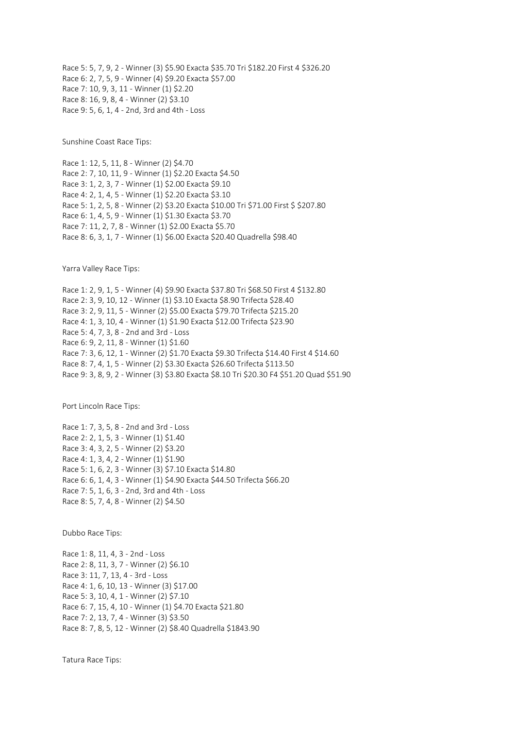Race 5: 5, 7, 9, 2 - Winner (3) $5.90 Exacta $35.70 Tri $182.20 First 4 $326.20
Race 6: 2, 7, 5, 9 - Winner (4) $9.20 Exacta $57.00
Race 7: 10, 9, 3, 11 - Winner (1) $2.20
Race 8: 16, 9, 8, 4 - Winner (2) $3.10
Race 9: 5, 6, 1, 4 - 2nd, 3rd and 4th - Loss

Sunshine Coast Race Tips:

Race 1: 12, 5, 11, 8 - Winner (2) $4.70
Race 2: 7, 10, 11, 9 - Winner (1) $2.20 Exacta $4.50
Race 3: 1, 2, 3, 7 - Winner (1) $2.00 Exacta $9.10
Race 4: 2, 1, 4, 5 - Winner (1) $2.20 Exacta $3.10
Race 5: 1, 2, 5, 8 - Winner (2) $3.20 Exacta $10.00 Tri $71.00 First $ $207.80
Race 6: 1, 4, 5, 9 - Winner (1) $1.30 Exacta $3.70
Race 7: 11, 2, 7, 8 - Winner (1) $2.00 Exacta $5.70
Race 8: 6, 3, 1, 7 - Winner (1) $6.00 Exacta $20.40 Quadrella $98.40

Yarra Valley Race Tips:

Race 1: 2, 9, 1, 5 - Winner (4) $9.90 Exacta $37.80 Tri $68.50 First 4 $132.80
Race 2: 3, 9, 10, 12 - Winner (1) $3.10 Exacta $8.90 Trifecta $28.40
Race 3: 2, 9, 11, 5 - Winner (2) $5.00 Exacta $79.70 Trifecta $215.20
Race 4: 1, 3, 10, 4 - Winner (1) $1.90 Exacta $12.00 Trifecta $23.90
Race 5: 4, 7, 3, 8 - 2nd and 3rd - Loss
Race 6: 9, 2, 11, 8 - Winner (1) $1.60
Race 7: 3, 6, 12, 1 - Winner (2) $1.70 Exacta $9.30 Trifecta $14.40 First 4 $14.60
Race 8: 7, 4, 1, 5 - Winner (2) $3.30 Exacta $26.60 Trifecta $113.50
Race 9: 3, 8, 9, 2 - Winner (3) $3.80 Exacta $8.10 Tri $20.30 F4 $51.20 Quad $51.90

Port Lincoln Race Tips:

Race 1: 7, 3, 5, 8 - 2nd and 3rd - Loss
Race 2: 2, 1, 5, 3 - Winner (1) $1.40
Race 3: 4, 3, 2, 5 - Winner (2) $3.20
Race 4: 1, 3, 4, 2 - Winner (1) $1.90
Race 5: 1, 6, 2, 3 - Winner (3) $7.10 Exacta $14.80
Race 6: 6, 1, 4, 3 - Winner (1) $4.90 Exacta $44.50 Trifecta $66.20
Race 7: 5, 1, 6, 3 - 2nd, 3rd and 4th - Loss
Race 8: 5, 7, 4, 8 - Winner (2) $4.50

Dubbo Race Tips:

Race 1: 8, 11, 4, 3 - 2nd - Loss
Race 2: 8, 11, 3, 7 - Winner (2) $6.10
Race 3: 11, 7, 13, 4 - 3rd - Loss
Race 4: 1, 6, 10, 13 - Winner (3) $17.00
Race 5: 3, 10, 4, 1 - Winner (2) $7.10
Race 6: 7, 15, 4, 10 - Winner (1) $4.70 Exacta $21.80
Race 7: 2, 13, 7, 4 - Winner (3) $3.50
Race 8: 7, 8, 5, 12 - Winner (2) $8.40 Quadrella $1843.90

Tatura Race Tips: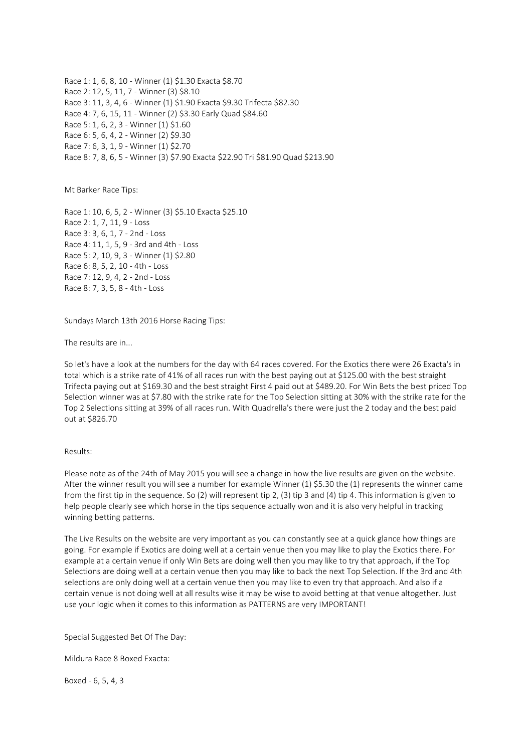Race 1: 1, 6, 8, 10 - Winner (1) $1.30 Exacta $8.70
Race 2: 12, 5, 11, 7 - Winner (3) $8.10
Race 3: 11, 3, 4, 6 - Winner (1) $1.90 Exacta $9.30 Trifecta $82.30
Race 4: 7, 6, 15, 11 - Winner (2) $3.30 Early Quad $84.60
Race 5: 1, 6, 2, 3 - Winner (1) $1.60
Race 6: 5, 6, 4, 2 - Winner (2) $9.30
Race 7: 6, 3, 1, 9 - Winner (1) $2.70
Race 8: 7, 8, 6, 5 - Winner (3) $7.90 Exacta $22.90 Tri $81.90 Quad $213.90

Mt Barker Race Tips:

Race 1: 10, 6, 5, 2 - Winner (3) $5.10 Exacta $25.10
Race 2: 1, 7, 11, 9 - Loss
Race 3: 3, 6, 1, 7 - 2nd - Loss
Race 4: 11, 1, 5, 9 - 3rd and 4th - Loss
Race 5: 2, 10, 9, 3 - Winner (1) $2.80
Race 6: 8, 5, 2, 10 - 4th - Loss
Race 7: 12, 9, 4, 2 - 2nd - Loss
Race 8: 7, 3, 5, 8 - 4th - Loss

Sundays March 13th 2016 Horse Racing Tips:

The results are in...

So let's have a look at the numbers for the day with 64 races covered. For the Exotics there were 26 Exacta's in total which is a strike rate of 41% of all races run with the best paying out at $125.00 with the best straight Trifecta paying out at $169.30 and the best straight First 4 paid out at $489.20. For Win Bets the best priced Top Selection winner was at $7.80 with the strike rate for the Top Selection sitting at 30% with the strike rate for the Top 2 Selections sitting at 39% of all races run. With Quadrella's there were just the 2 today and the best paid out at $826.70

Results:

Please note as of the 24th of May 2015 you will see a change in how the live results are given on the website. After the winner result you will see a number for example Winner (1) $5.30 the (1) represents the winner came from the first tip in the sequence. So (2) will represent tip 2, (3) tip 3 and (4) tip 4. This information is given to help people clearly see which horse in the tips sequence actually won and it is also very helpful in tracking winning betting patterns.

The Live Results on the website are very important as you can constantly see at a quick glance how things are going. For example if Exotics are doing well at a certain venue then you may like to play the Exotics there. For example at a certain venue if only Win Bets are doing well then you may like to try that approach, if the Top Selections are doing well at a certain venue then you may like to back the next Top Selection. If the 3rd and 4th selections are only doing well at a certain venue then you may like to even try that approach. And also if a certain venue is not doing well at all results wise it may be wise to avoid betting at that venue altogether. Just use your logic when it comes to this information as PATTERNS are very IMPORTANT!

Special Suggested Bet Of The Day:

Mildura Race 8 Boxed Exacta:

Boxed - 6, 5, 4, 3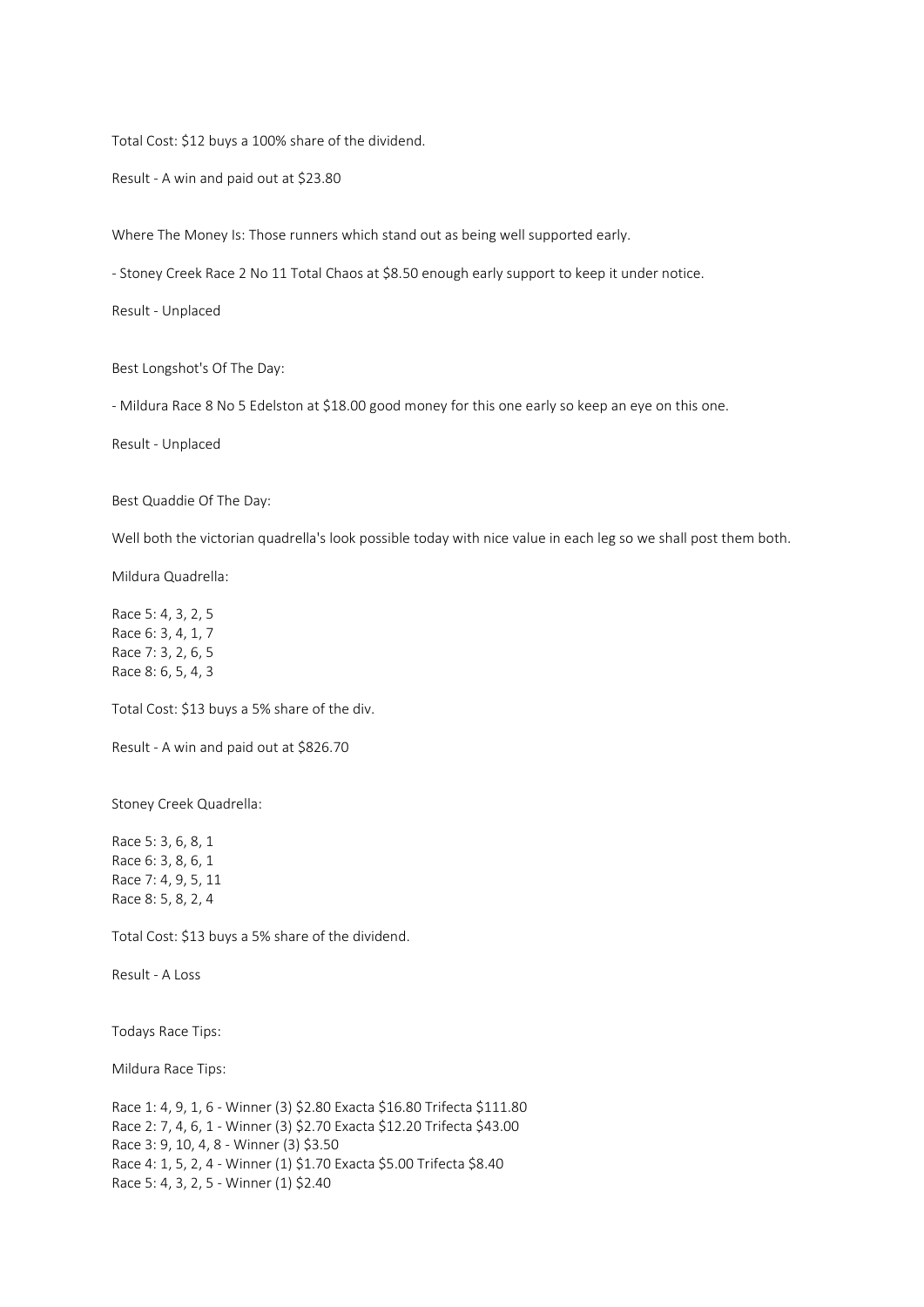Total Cost: $12 buys a 100% share of the dividend.

Result - A win and paid out at $23.80

Where The Money Is: Those runners which stand out as being well supported early.

- Stoney Creek Race 2 No 11 Total Chaos at $8.50 enough early support to keep it under notice.

Result - Unplaced

Best Longshot's Of The Day:

- Mildura Race 8 No 5 Edelston at $18.00 good money for this one early so keep an eye on this one.

Result - Unplaced

Best Quaddie Of The Day:

Well both the victorian quadrella's look possible today with nice value in each leg so we shall post them both.

Mildura Quadrella:

Race 5: 4, 3, 2, 5
Race 6: 3, 4, 1, 7
Race 7: 3, 2, 6, 5
Race 8: 6, 5, 4, 3

Total Cost: $13 buys a 5% share of the div.

Result - A win and paid out at $826.70

Stoney Creek Quadrella:

Race 5: 3, 6, 8, 1
Race 6: 3, 8, 6, 1
Race 7: 4, 9, 5, 11
Race 8: 5, 8, 2, 4

Total Cost: $13 buys a 5% share of the dividend.

Result - A Loss

Todays Race Tips:

Mildura Race Tips:

Race 1: 4, 9, 1, 6 - Winner (3) $2.80 Exacta $16.80 Trifecta $111.80
Race 2: 7, 4, 6, 1 - Winner (3) $2.70 Exacta $12.20 Trifecta $43.00
Race 3: 9, 10, 4, 8 - Winner (3) $3.50
Race 4: 1, 5, 2, 4 - Winner (1) $1.70 Exacta $5.00 Trifecta $8.40
Race 5: 4, 3, 2, 5 - Winner (1) $2.40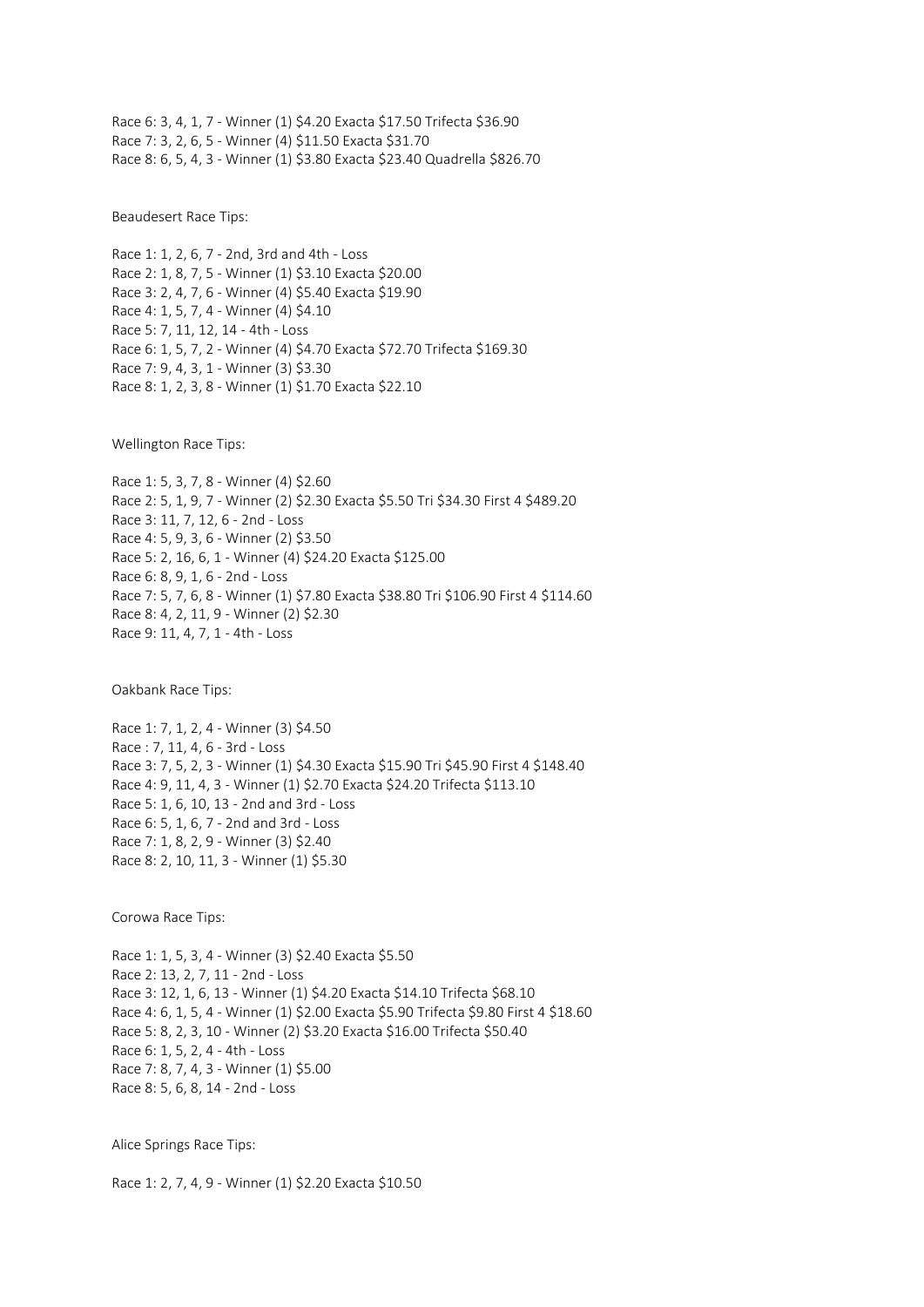Race 6: 3, 4, 1, 7 - Winner (1) $4.20 Exacta $17.50 Trifecta $36.90
Race 7: 3, 2, 6, 5 - Winner (4) $11.50 Exacta $31.70
Race 8: 6, 5, 4, 3 - Winner (1) $3.80 Exacta $23.40 Quadrella $826.70

Beaudesert Race Tips:

Race 1: 1, 2, 6, 7 - 2nd, 3rd and 4th - Loss
Race 2: 1, 8, 7, 5 - Winner (1) $3.10 Exacta $20.00
Race 3: 2, 4, 7, 6 - Winner (4) $5.40 Exacta $19.90
Race 4: 1, 5, 7, 4 - Winner (4) $4.10
Race 5: 7, 11, 12, 14 - 4th - Loss
Race 6: 1, 5, 7, 2 - Winner (4) $4.70 Exacta $72.70 Trifecta $169.30
Race 7: 9, 4, 3, 1 - Winner (3) $3.30
Race 8: 1, 2, 3, 8 - Winner (1) $1.70 Exacta $22.10

Wellington Race Tips:

Race 1: 5, 3, 7, 8 - Winner (4) $2.60
Race 2: 5, 1, 9, 7 - Winner (2) $2.30 Exacta $5.50 Tri $34.30 First 4 $489.20
Race 3: 11, 7, 12, 6 - 2nd - Loss
Race 4: 5, 9, 3, 6 - Winner (2) $3.50
Race 5: 2, 16, 6, 1 - Winner (4) $24.20 Exacta $125.00
Race 6: 8, 9, 1, 6 - 2nd - Loss
Race 7: 5, 7, 6, 8 - Winner (1) $7.80 Exacta $38.80 Tri $106.90 First 4 $114.60
Race 8: 4, 2, 11, 9 - Winner (2) $2.30
Race 9: 11, 4, 7, 1 - 4th - Loss

Oakbank Race Tips:

Race 1: 7, 1, 2, 4 - Winner (3) $4.50
Race : 7, 11, 4, 6 - 3rd - Loss
Race 3: 7, 5, 2, 3 - Winner (1) $4.30 Exacta $15.90 Tri $45.90 First 4 $148.40
Race 4: 9, 11, 4, 3 - Winner (1) $2.70 Exacta $24.20 Trifecta $113.10
Race 5: 1, 6, 10, 13 - 2nd and 3rd - Loss
Race 6: 5, 1, 6, 7 - 2nd and 3rd - Loss
Race 7: 1, 8, 2, 9 - Winner (3) $2.40
Race 8: 2, 10, 11, 3 - Winner (1) $5.30

Corowa Race Tips:

Race 1: 1, 5, 3, 4 - Winner (3) $2.40 Exacta $5.50
Race 2: 13, 2, 7, 11 - 2nd - Loss
Race 3: 12, 1, 6, 13 - Winner (1) $4.20 Exacta $14.10 Trifecta $68.10
Race 4: 6, 1, 5, 4 - Winner (1) $2.00 Exacta $5.90 Trifecta $9.80 First 4 $18.60
Race 5: 8, 2, 3, 10 - Winner (2) $3.20 Exacta $16.00 Trifecta $50.40
Race 6: 1, 5, 2, 4 - 4th - Loss
Race 7: 8, 7, 4, 3 - Winner (1) $5.00
Race 8: 5, 6, 8, 14 - 2nd - Loss

Alice Springs Race Tips:

Race 1: 2, 7, 4, 9 - Winner (1) $2.20 Exacta $10.50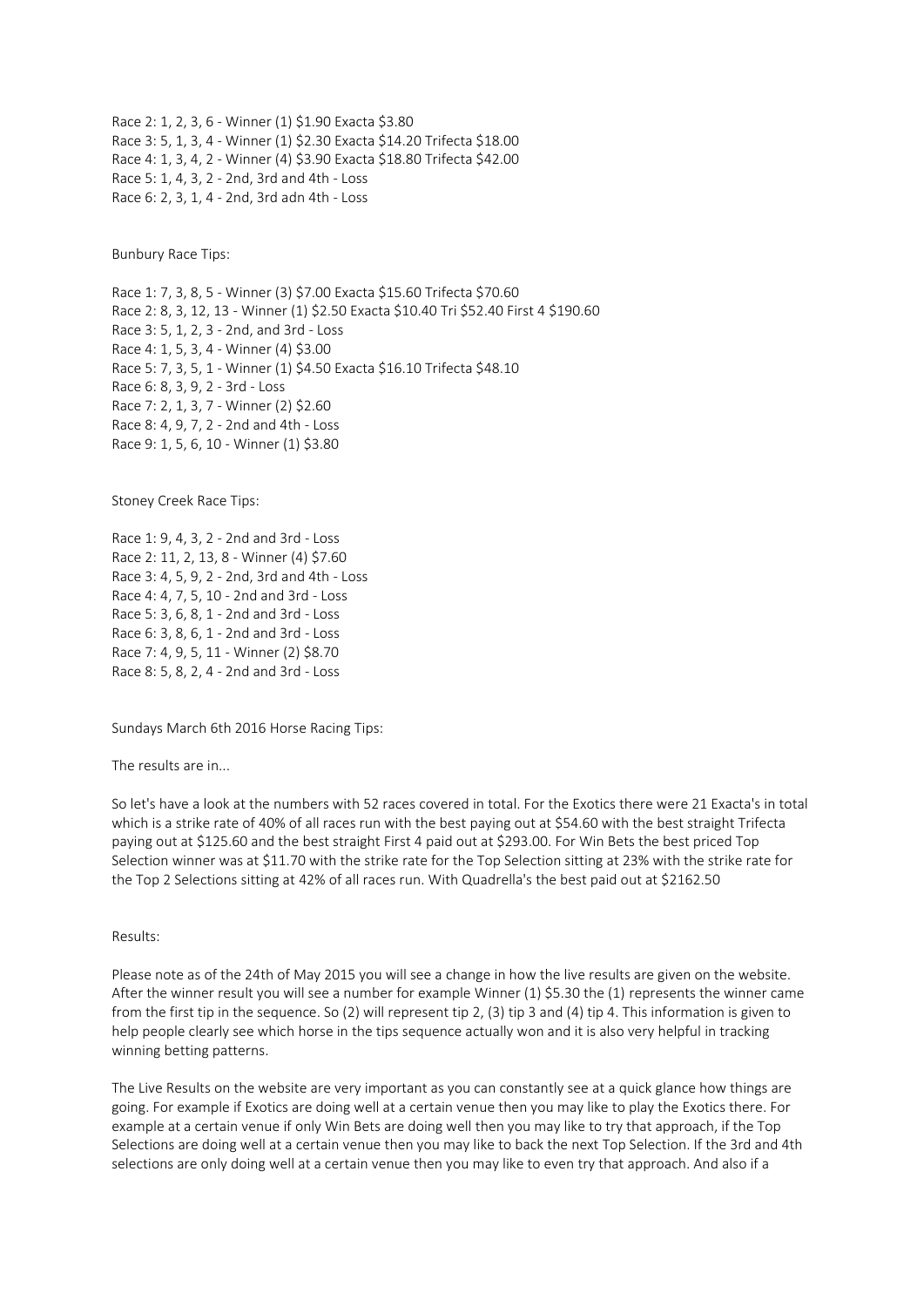Race 2: 1, 2, 3, 6 - Winner (1) $1.90 Exacta $3.80
Race 3: 5, 1, 3, 4 - Winner (1) $2.30 Exacta $14.20 Trifecta $18.00
Race 4: 1, 3, 4, 2 - Winner (4) $3.90 Exacta $18.80 Trifecta $42.00
Race 5: 1, 4, 3, 2 - 2nd, 3rd and 4th - Loss
Race 6: 2, 3, 1, 4 - 2nd, 3rd adn 4th - Loss

Bunbury Race Tips:

Race 1: 7, 3, 8, 5 - Winner (3) $7.00 Exacta $15.60 Trifecta $70.60
Race 2: 8, 3, 12, 13 - Winner (1) $2.50 Exacta $10.40 Tri $52.40 First 4 $190.60
Race 3: 5, 1, 2, 3 - 2nd, and 3rd - Loss
Race 4: 1, 5, 3, 4 - Winner (4) $3.00
Race 5: 7, 3, 5, 1 - Winner (1) $4.50 Exacta $16.10 Trifecta $48.10
Race 6: 8, 3, 9, 2 - 3rd - Loss
Race 7: 2, 1, 3, 7 - Winner (2) $2.60
Race 8: 4, 9, 7, 2 - 2nd and 4th - Loss
Race 9: 1, 5, 6, 10 - Winner (1) $3.80

Stoney Creek Race Tips:

Race 1: 9, 4, 3, 2 - 2nd and 3rd - Loss
Race 2: 11, 2, 13, 8 - Winner (4) $7.60
Race 3: 4, 5, 9, 2 - 2nd, 3rd and 4th - Loss
Race 4: 4, 7, 5, 10 - 2nd and 3rd - Loss
Race 5: 3, 6, 8, 1 - 2nd and 3rd - Loss
Race 6: 3, 8, 6, 1 - 2nd and 3rd - Loss
Race 7: 4, 9, 5, 11 - Winner (2) $8.70
Race 8: 5, 8, 2, 4 - 2nd and 3rd - Loss

Sundays March 6th 2016 Horse Racing Tips:

The results are in...

So let's have a look at the numbers with 52 races covered in total. For the Exotics there were 21 Exacta's in total which is a strike rate of 40% of all races run with the best paying out at $54.60 with the best straight Trifecta paying out at $125.60 and the best straight First 4 paid out at $293.00. For Win Bets the best priced Top Selection winner was at $11.70 with the strike rate for the Top Selection sitting at 23% with the strike rate for the Top 2 Selections sitting at 42% of all races run. With Quadrella's the best paid out at $2162.50

Results:

Please note as of the 24th of May 2015 you will see a change in how the live results are given on the website. After the winner result you will see a number for example Winner (1) $5.30 the (1) represents the winner came from the first tip in the sequence. So (2) will represent tip 2, (3) tip 3 and (4) tip 4. This information is given to help people clearly see which horse in the tips sequence actually won and it is also very helpful in tracking winning betting patterns.

The Live Results on the website are very important as you can constantly see at a quick glance how things are going. For example if Exotics are doing well at a certain venue then you may like to play the Exotics there. For example at a certain venue if only Win Bets are doing well then you may like to try that approach, if the Top Selections are doing well at a certain venue then you may like to back the next Top Selection. If the 3rd and 4th selections are only doing well at a certain venue then you may like to even try that approach. And also if a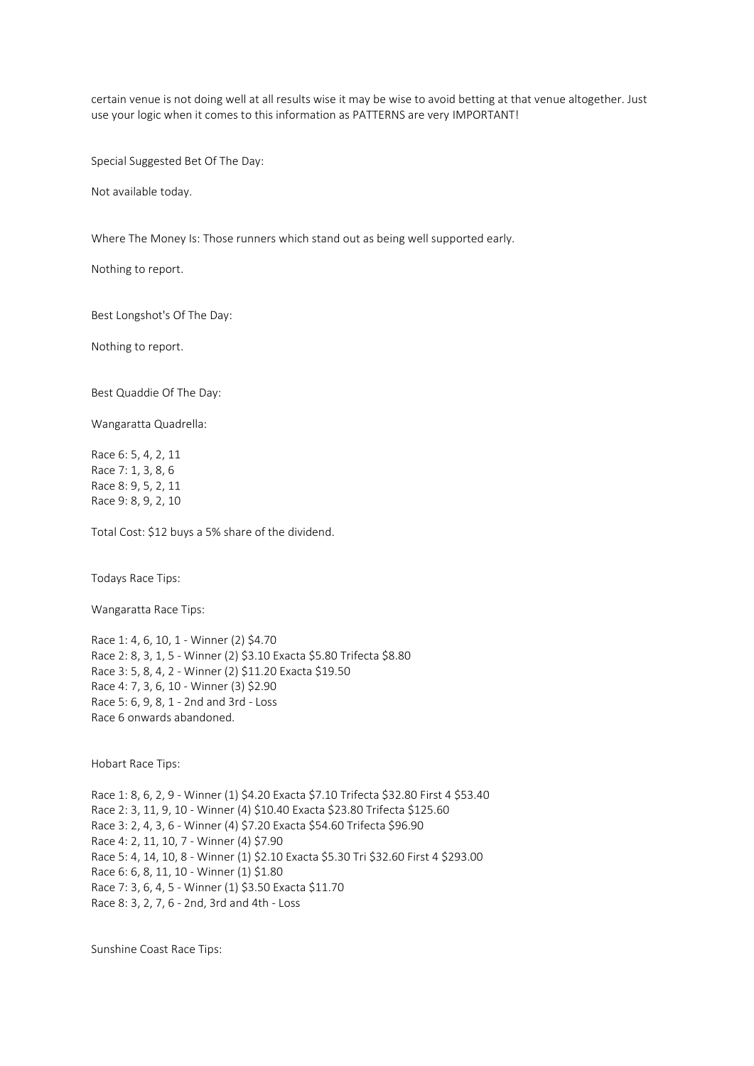certain venue is not doing well at all results wise it may be wise to avoid betting at that venue altogether. Just use your logic when it comes to this information as PATTERNS are very IMPORTANT!

Special Suggested Bet Of The Day:

Not available today.

Where The Money Is: Those runners which stand out as being well supported early.

Nothing to report.

Best Longshot's Of The Day:

Nothing to report.

Best Quaddie Of The Day:

Wangaratta Quadrella:

Race 6: 5, 4, 2, 11
Race 7: 1, 3, 8, 6
Race 8: 9, 5, 2, 11
Race 9: 8, 9, 2, 10

Total Cost: $12 buys a 5% share of the dividend.

Todays Race Tips:

Wangaratta Race Tips:

Race 1: 4, 6, 10, 1 - Winner (2) $4.70
Race 2: 8, 3, 1, 5 - Winner (2) $3.10 Exacta $5.80 Trifecta $8.80
Race 3: 5, 8, 4, 2 - Winner (2) $11.20 Exacta $19.50
Race 4: 7, 3, 6, 10 - Winner (3) $2.90
Race 5: 6, 9, 8, 1 - 2nd and 3rd - Loss
Race 6 onwards abandoned.

Hobart Race Tips:

Race 1: 8, 6, 2, 9 - Winner (1) $4.20 Exacta $7.10 Trifecta $32.80 First 4 $53.40
Race 2: 3, 11, 9, 10 - Winner (4) $10.40 Exacta $23.80 Trifecta $125.60
Race 3: 2, 4, 3, 6 - Winner (4) $7.20 Exacta $54.60 Trifecta $96.90
Race 4: 2, 11, 10, 7 - Winner (4) $7.90
Race 5: 4, 14, 10, 8 - Winner (1) $2.10 Exacta $5.30 Tri $32.60 First 4 $293.00
Race 6: 6, 8, 11, 10 - Winner (1) $1.80
Race 7: 3, 6, 4, 5 - Winner (1) $3.50 Exacta $11.70
Race 8: 3, 2, 7, 6 - 2nd, 3rd and 4th - Loss

Sunshine Coast Race Tips: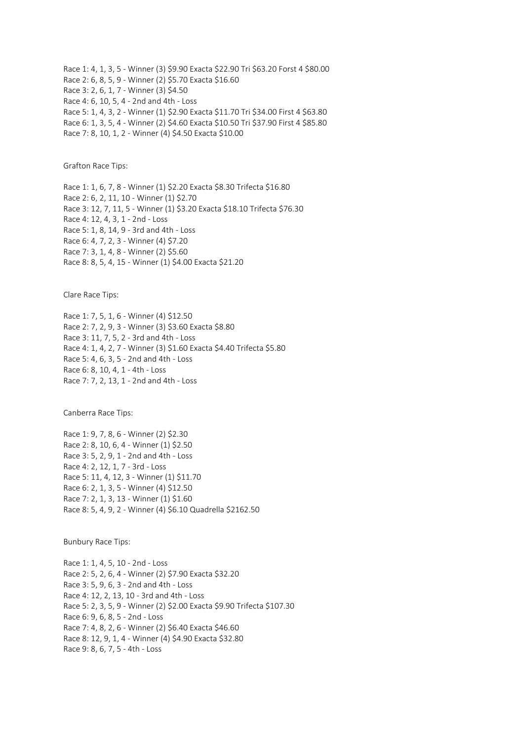Race 1: 4, 1, 3, 5 - Winner (3) $9.90 Exacta $22.90 Tri $63.20 Forst 4 $80.00
Race 2: 6, 8, 5, 9 - Winner (2) $5.70 Exacta $16.60
Race 3: 2, 6, 1, 7 - Winner (3) $4.50
Race 4: 6, 10, 5, 4 - 2nd and 4th - Loss
Race 5: 1, 4, 3, 2 - Winner (1) $2.90 Exacta $11.70 Tri $34.00 First 4 $63.80
Race 6: 1, 3, 5, 4 - Winner (2) $4.60 Exacta $10.50 Tri $37.90 First 4 $85.80
Race 7: 8, 10, 1, 2 - Winner (4) $4.50 Exacta $10.00

Grafton Race Tips:

Race 1: 1, 6, 7, 8 - Winner (1) $2.20 Exacta $8.30 Trifecta $16.80
Race 2: 6, 2, 11, 10 - Winner (1) $2.70
Race 3: 12, 7, 11, 5 - Winner (1) $3.20 Exacta $18.10 Trifecta $76.30
Race 4: 12, 4, 3, 1 - 2nd - Loss
Race 5: 1, 8, 14, 9 - 3rd and 4th - Loss
Race 6: 4, 7, 2, 3 - Winner (4) $7.20
Race 7: 3, 1, 4, 8 - Winner (2) $5.60
Race 8: 8, 5, 4, 15 - Winner (1) $4.00 Exacta $21.20

Clare Race Tips:

Race 1: 7, 5, 1, 6 - Winner (4) $12.50
Race 2: 7, 2, 9, 3 - Winner (3) $3.60 Exacta $8.80
Race 3: 11, 7, 5, 2 - 3rd and 4th - Loss
Race 4: 1, 4, 2, 7 - Winner (3) $1.60 Exacta $4.40 Trifecta $5.80
Race 5: 4, 6, 3, 5 - 2nd and 4th - Loss
Race 6: 8, 10, 4, 1 - 4th - Loss
Race 7: 7, 2, 13, 1 - 2nd and 4th - Loss

Canberra Race Tips:

Race 1: 9, 7, 8, 6 - Winner (2) $2.30
Race 2: 8, 10, 6, 4 - Winner (1) $2.50
Race 3: 5, 2, 9, 1 - 2nd and 4th - Loss
Race 4: 2, 12, 1, 7 - 3rd - Loss
Race 5: 11, 4, 12, 3 - Winner (1) $11.70
Race 6: 2, 1, 3, 5 - Winner (4) $12.50
Race 7: 2, 1, 3, 13 - Winner (1) $1.60
Race 8: 5, 4, 9, 2 - Winner (4) $6.10 Quadrella $2162.50

Bunbury Race Tips:

Race 1: 1, 4, 5, 10 - 2nd - Loss
Race 2: 5, 2, 6, 4 - Winner (2) $7.90 Exacta $32.20
Race 3: 5, 9, 6, 3 - 2nd and 4th - Loss
Race 4: 12, 2, 13, 10 - 3rd and 4th - Loss
Race 5: 2, 3, 5, 9 - Winner (2) $2.00 Exacta $9.90 Trifecta $107.30
Race 6: 9, 6, 8, 5 - 2nd - Loss
Race 7: 4, 8, 2, 6 - Winner (2) $6.40 Exacta $46.60
Race 8: 12, 9, 1, 4 - Winner (4) $4.90 Exacta $32.80
Race 9: 8, 6, 7, 5 - 4th - Loss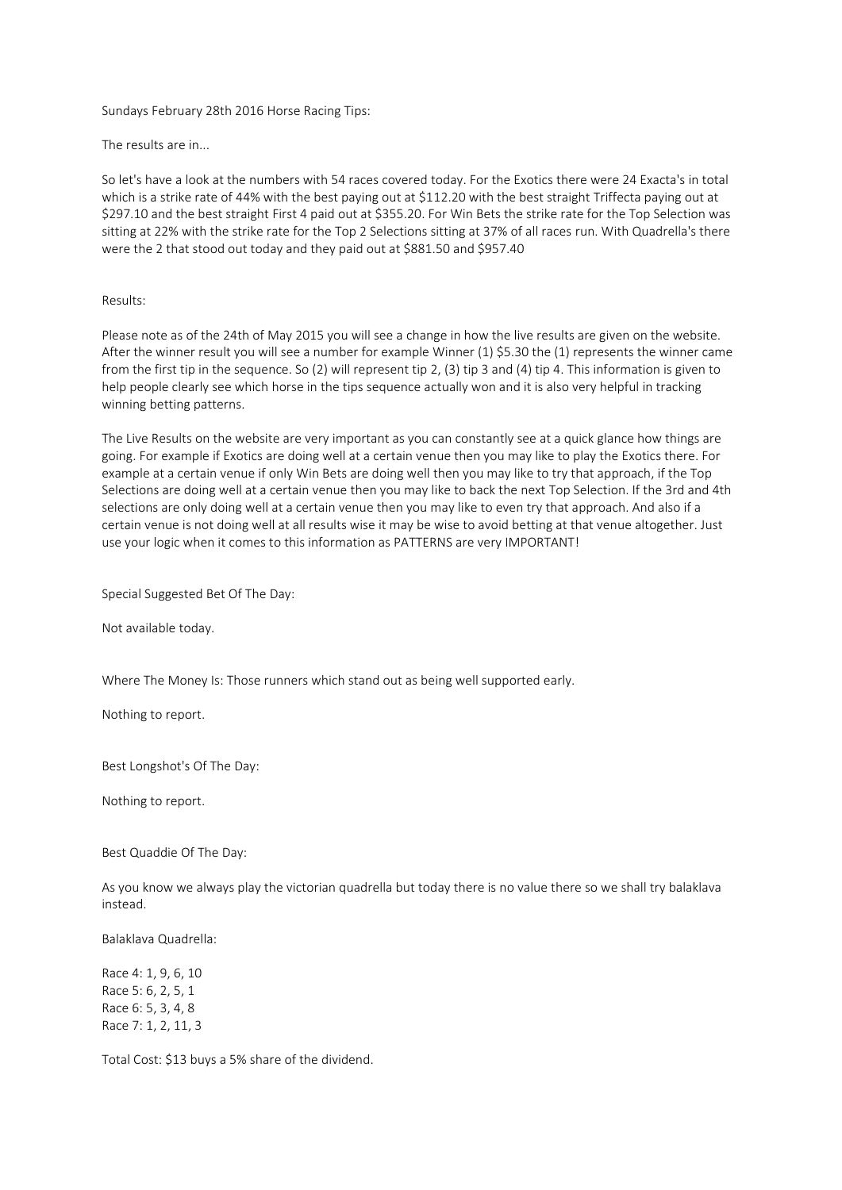Sundays February 28th 2016 Horse Racing Tips:

The results are in...

So let's have a look at the numbers with 54 races covered today. For the Exotics there were 24 Exacta's in total which is a strike rate of 44% with the best paying out at $112.20 with the best straight Triffecta paying out at $297.10 and the best straight First 4 paid out at $355.20. For Win Bets the strike rate for the Top Selection was sitting at 22% with the strike rate for the Top 2 Selections sitting at 37% of all races run. With Quadrella's there were the 2 that stood out today and they paid out at $881.50 and $957.40

Results:

Please note as of the 24th of May 2015 you will see a change in how the live results are given on the website. After the winner result you will see a number for example Winner (1) $5.30 the (1) represents the winner came from the first tip in the sequence. So (2) will represent tip 2, (3) tip 3 and (4) tip 4. This information is given to help people clearly see which horse in the tips sequence actually won and it is also very helpful in tracking winning betting patterns.

The Live Results on the website are very important as you can constantly see at a quick glance how things are going. For example if Exotics are doing well at a certain venue then you may like to play the Exotics there. For example at a certain venue if only Win Bets are doing well then you may like to try that approach, if the Top Selections are doing well at a certain venue then you may like to back the next Top Selection. If the 3rd and 4th selections are only doing well at a certain venue then you may like to even try that approach. And also if a certain venue is not doing well at all results wise it may be wise to avoid betting at that venue altogether. Just use your logic when it comes to this information as PATTERNS are very IMPORTANT!

Special Suggested Bet Of The Day:

Not available today.

Where The Money Is: Those runners which stand out as being well supported early.

Nothing to report.

Best Longshot's Of The Day:

Nothing to report.

Best Quaddie Of The Day:

As you know we always play the victorian quadrella but today there is no value there so we shall try balaklava instead.

Balaklava Quadrella:

Race 4: 1, 9, 6, 10
Race 5: 6, 2, 5, 1
Race 6: 5, 3, 4, 8
Race 7: 1, 2, 11, 3

Total Cost: $13 buys a 5% share of the dividend.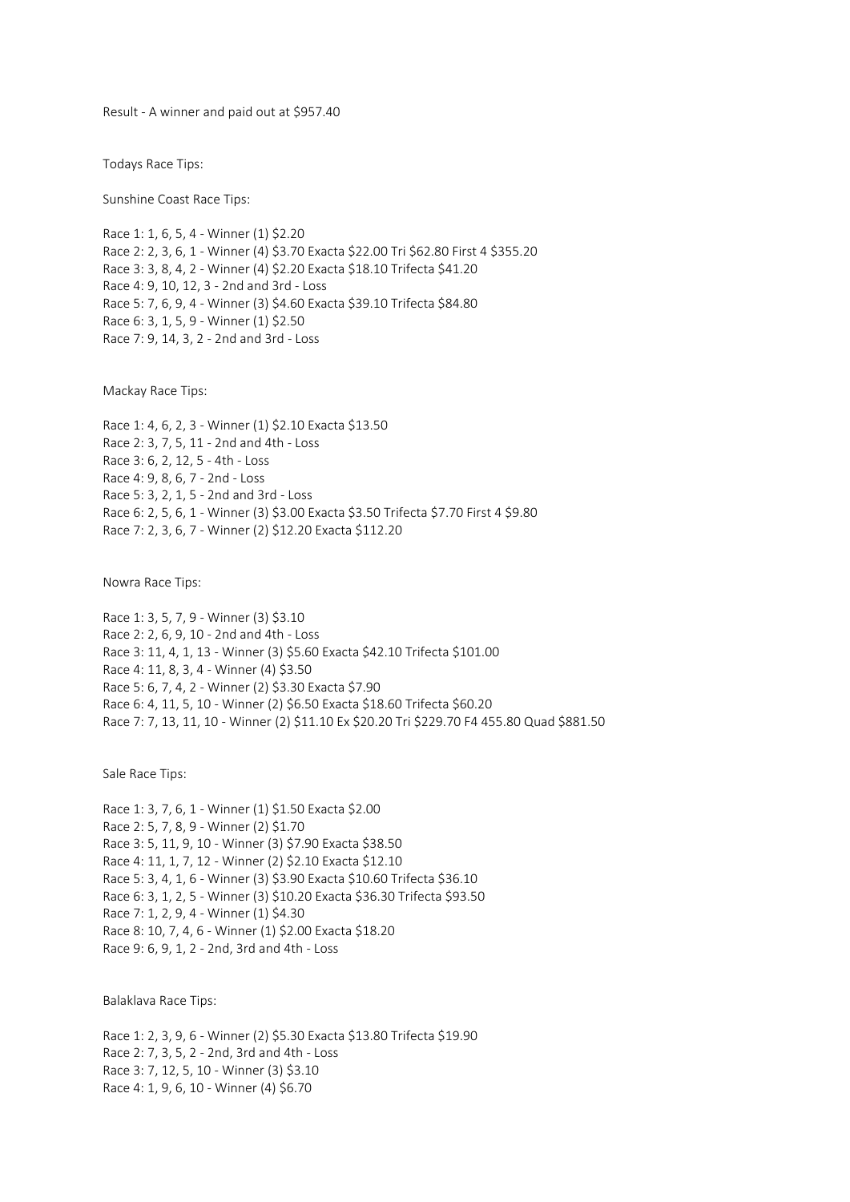Result - A winner and paid out at $957.40

Todays Race Tips:

Sunshine Coast Race Tips:

Race 1: 1, 6, 5, 4 - Winner (1) $2.20
Race 2: 2, 3, 6, 1 - Winner (4) $3.70 Exacta $22.00 Tri $62.80 First 4 $355.20
Race 3: 3, 8, 4, 2 - Winner (4) $2.20 Exacta $18.10 Trifecta $41.20
Race 4: 9, 10, 12, 3 - 2nd and 3rd - Loss
Race 5: 7, 6, 9, 4 - Winner (3) $4.60 Exacta $39.10 Trifecta $84.80
Race 6: 3, 1, 5, 9 - Winner (1) $2.50
Race 7: 9, 14, 3, 2 - 2nd and 3rd - Loss

Mackay Race Tips:

Race 1: 4, 6, 2, 3 - Winner (1) $2.10 Exacta $13.50
Race 2: 3, 7, 5, 11 - 2nd and 4th - Loss
Race 3: 6, 2, 12, 5 - 4th - Loss
Race 4: 9, 8, 6, 7 - 2nd - Loss
Race 5: 3, 2, 1, 5 - 2nd and 3rd - Loss
Race 6: 2, 5, 6, 1 - Winner (3) $3.00 Exacta $3.50 Trifecta $7.70 First 4 $9.80
Race 7: 2, 3, 6, 7 - Winner (2) $12.20 Exacta $112.20

Nowra Race Tips:

Race 1: 3, 5, 7, 9 - Winner (3) $3.10
Race 2: 2, 6, 9, 10 - 2nd and 4th - Loss
Race 3: 11, 4, 1, 13 - Winner (3) $5.60 Exacta $42.10 Trifecta $101.00
Race 4: 11, 8, 3, 4 - Winner (4) $3.50
Race 5: 6, 7, 4, 2 - Winner (2) $3.30 Exacta $7.90
Race 6: 4, 11, 5, 10 - Winner (2) $6.50 Exacta $18.60 Trifecta $60.20
Race 7: 7, 13, 11, 10 - Winner (2) $11.10 Ex $20.20 Tri $229.70 F4 455.80 Quad $881.50

Sale Race Tips:

Race 1: 3, 7, 6, 1 - Winner (1) $1.50 Exacta $2.00
Race 2: 5, 7, 8, 9 - Winner (2) $1.70
Race 3: 5, 11, 9, 10 - Winner (3) $7.90 Exacta $38.50
Race 4: 11, 1, 7, 12 - Winner (2) $2.10 Exacta $12.10
Race 5: 3, 4, 1, 6 - Winner (3) $3.90 Exacta $10.60 Trifecta $36.10
Race 6: 3, 1, 2, 5 - Winner (3) $10.20 Exacta $36.30 Trifecta $93.50
Race 7: 1, 2, 9, 4 - Winner (1) $4.30
Race 8: 10, 7, 4, 6 - Winner (1) $2.00 Exacta $18.20
Race 9: 6, 9, 1, 2 - 2nd, 3rd and 4th - Loss

Balaklava Race Tips:

Race 1: 2, 3, 9, 6 - Winner (2) $5.30 Exacta $13.80 Trifecta $19.90
Race 2: 7, 3, 5, 2 - 2nd, 3rd and 4th - Loss
Race 3: 7, 12, 5, 10 - Winner (3) $3.10
Race 4: 1, 9, 6, 10 - Winner (4) $6.70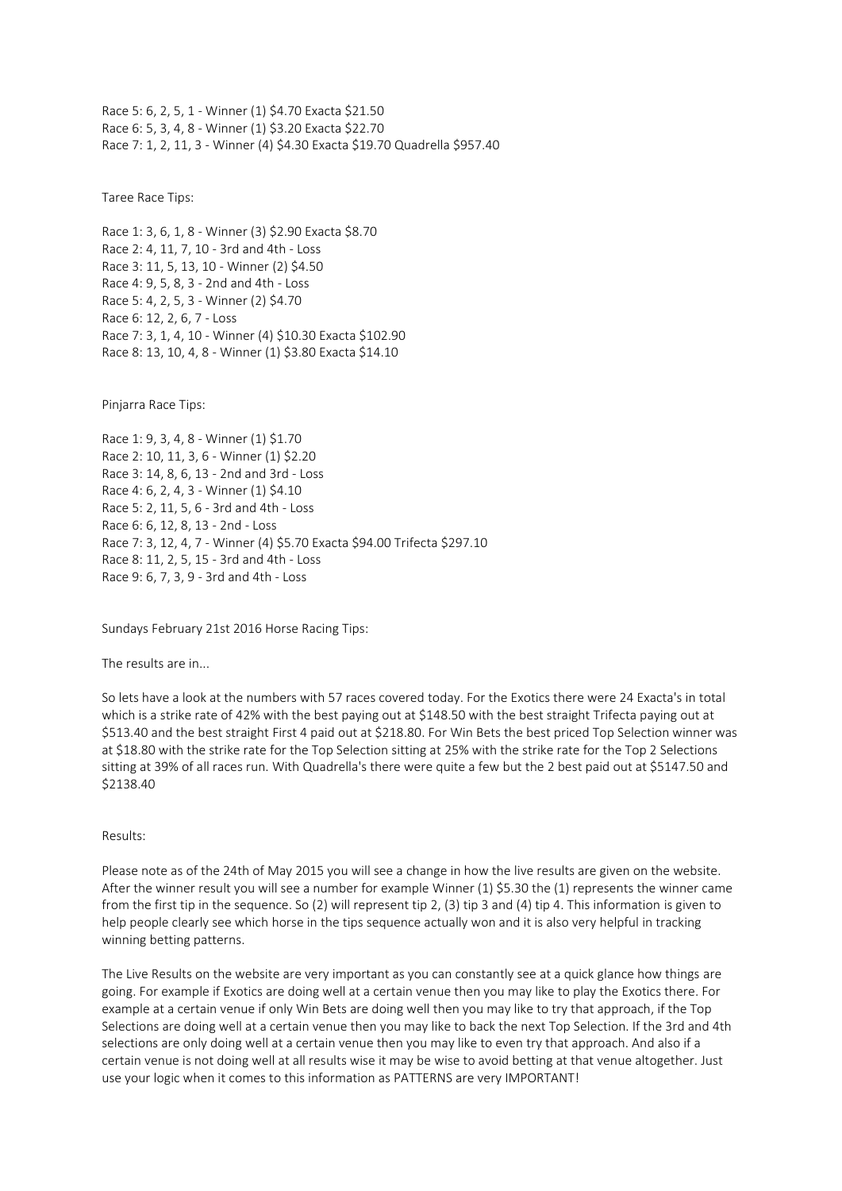Race 5: 6, 2, 5, 1 - Winner (1) $4.70 Exacta $21.50
Race 6: 5, 3, 4, 8 - Winner (1) $3.20 Exacta $22.70
Race 7: 1, 2, 11, 3 - Winner (4) $4.30 Exacta $19.70 Quadrella $957.40

Taree Race Tips:

Race 1: 3, 6, 1, 8 - Winner (3) $2.90 Exacta $8.70
Race 2: 4, 11, 7, 10 - 3rd and 4th - Loss
Race 3: 11, 5, 13, 10 - Winner (2) $4.50
Race 4: 9, 5, 8, 3 - 2nd and 4th - Loss
Race 5: 4, 2, 5, 3 - Winner (2) $4.70
Race 6: 12, 2, 6, 7 - Loss
Race 7: 3, 1, 4, 10 - Winner (4) $10.30 Exacta $102.90
Race 8: 13, 10, 4, 8 - Winner (1) $3.80 Exacta $14.10

Pinjarra Race Tips:

Race 1: 9, 3, 4, 8 - Winner (1) $1.70
Race 2: 10, 11, 3, 6 - Winner (1) $2.20
Race 3: 14, 8, 6, 13 - 2nd and 3rd - Loss
Race 4: 6, 2, 4, 3 - Winner (1) $4.10
Race 5: 2, 11, 5, 6 - 3rd and 4th - Loss
Race 6: 6, 12, 8, 13 - 2nd - Loss
Race 7: 3, 12, 4, 7 - Winner (4) $5.70 Exacta $94.00 Trifecta $297.10
Race 8: 11, 2, 5, 15 - 3rd and 4th - Loss
Race 9: 6, 7, 3, 9 - 3rd and 4th - Loss

Sundays February 21st 2016 Horse Racing Tips:

The results are in...

So lets have a look at the numbers with 57 races covered today. For the Exotics there were 24 Exacta's in total which is a strike rate of 42% with the best paying out at $148.50 with the best straight Trifecta paying out at $513.40 and the best straight First 4 paid out at $218.80. For Win Bets the best priced Top Selection winner was at $18.80 with the strike rate for the Top Selection sitting at 25% with the strike rate for the Top 2 Selections sitting at 39% of all races run. With Quadrella's there were quite a few but the 2 best paid out at $5147.50 and $2138.40

Results:

Please note as of the 24th of May 2015 you will see a change in how the live results are given on the website. After the winner result you will see a number for example Winner (1) $5.30 the (1) represents the winner came from the first tip in the sequence. So (2) will represent tip 2, (3) tip 3 and (4) tip 4. This information is given to help people clearly see which horse in the tips sequence actually won and it is also very helpful in tracking winning betting patterns.

The Live Results on the website are very important as you can constantly see at a quick glance how things are going. For example if Exotics are doing well at a certain venue then you may like to play the Exotics there. For example at a certain venue if only Win Bets are doing well then you may like to try that approach, if the Top Selections are doing well at a certain venue then you may like to back the next Top Selection. If the 3rd and 4th selections are only doing well at a certain venue then you may like to even try that approach. And also if a certain venue is not doing well at all results wise it may be wise to avoid betting at that venue altogether. Just use your logic when it comes to this information as PATTERNS are very IMPORTANT!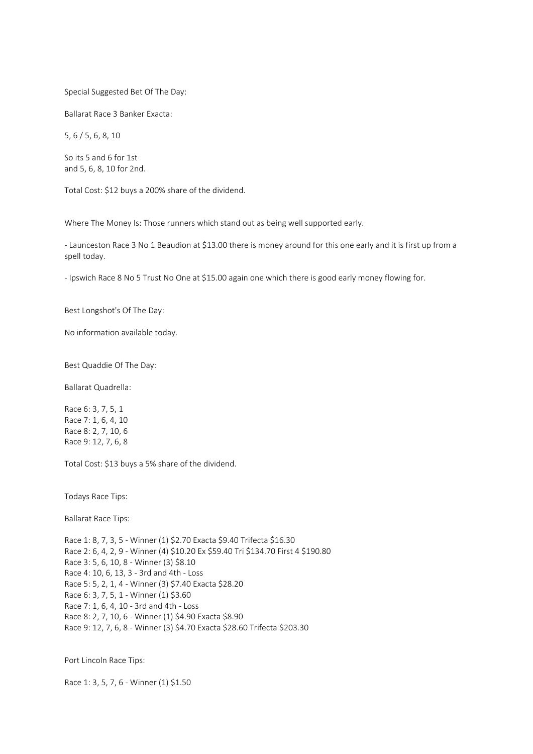Special Suggested Bet Of The Day:

Ballarat Race 3 Banker Exacta:

5, 6 / 5, 6, 8, 10

So its 5 and 6 for 1st
and 5, 6, 8, 10 for 2nd.

Total Cost: $12 buys a 200% share of the dividend.

Where The Money Is: Those runners which stand out as being well supported early.

- Launceston Race 3 No 1 Beaudion at $13.00 there is money around for this one early and it is first up from a spell today.

- Ipswich Race 8 No 5 Trust No One at $15.00 again one which there is good early money flowing for.

Best Longshot's Of The Day:

No information available today.

Best Quaddie Of The Day:

Ballarat Quadrella:

Race 6: 3, 7, 5, 1
Race 7: 1, 6, 4, 10
Race 8: 2, 7, 10, 6
Race 9: 12, 7, 6, 8

Total Cost: $13 buys a 5% share of the dividend.

Todays Race Tips:

Ballarat Race Tips:

Race 1: 8, 7, 3, 5 - Winner (1) $2.70 Exacta $9.40 Trifecta $16.30
Race 2: 6, 4, 2, 9 - Winner (4) $10.20 Ex $59.40 Tri $134.70 First 4 $190.80
Race 3: 5, 6, 10, 8 - Winner (3) $8.10
Race 4: 10, 6, 13, 3 - 3rd and 4th - Loss
Race 5: 5, 2, 1, 4 - Winner (3) $7.40 Exacta $28.20
Race 6: 3, 7, 5, 1 - Winner (1) $3.60
Race 7: 1, 6, 4, 10 - 3rd and 4th - Loss
Race 8: 2, 7, 10, 6 - Winner (1) $4.90 Exacta $8.90
Race 9: 12, 7, 6, 8 - Winner (3) $4.70 Exacta $28.60 Trifecta $203.30

Port Lincoln Race Tips:

Race 1: 3, 5, 7, 6 - Winner (1) $1.50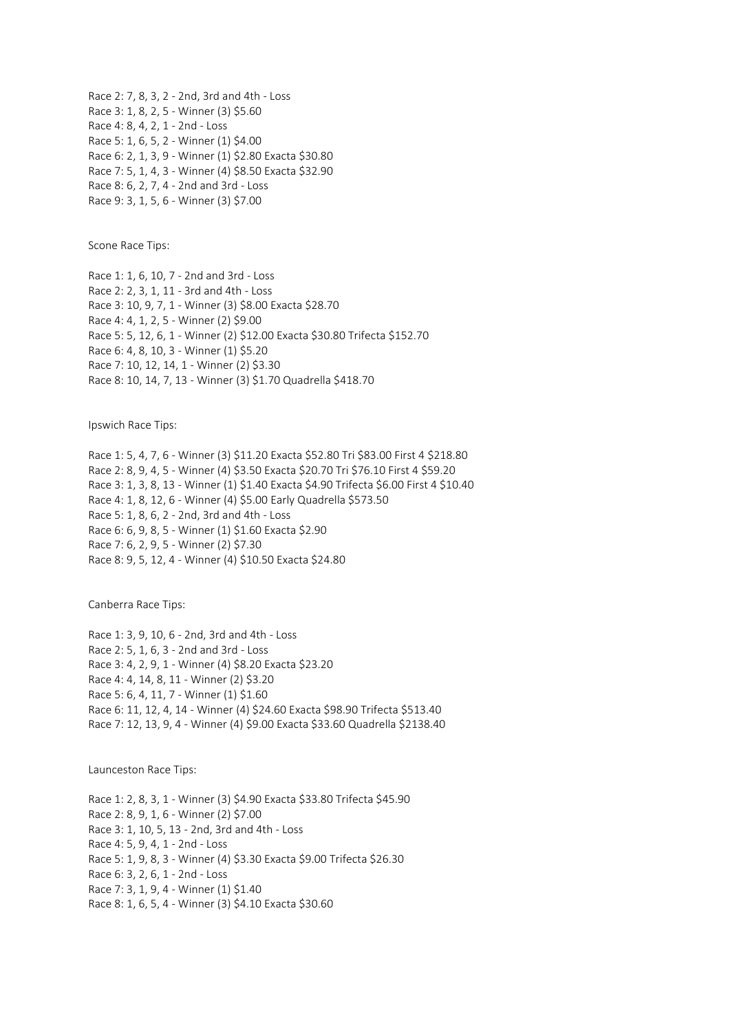Race 2: 7, 8, 3, 2 - 2nd, 3rd and 4th - Loss
Race 3: 1, 8, 2, 5 - Winner (3) $5.60
Race 4: 8, 4, 2, 1 - 2nd - Loss
Race 5: 1, 6, 5, 2 - Winner (1) $4.00
Race 6: 2, 1, 3, 9 - Winner (1) $2.80 Exacta $30.80
Race 7: 5, 1, 4, 3 - Winner (4) $8.50 Exacta $32.90
Race 8: 6, 2, 7, 4 - 2nd and 3rd - Loss
Race 9: 3, 1, 5, 6 - Winner (3) $7.00

Scone Race Tips:

Race 1: 1, 6, 10, 7 - 2nd and 3rd - Loss
Race 2: 2, 3, 1, 11 - 3rd and 4th - Loss
Race 3: 10, 9, 7, 1 - Winner (3) $8.00 Exacta $28.70
Race 4: 4, 1, 2, 5 - Winner (2) $9.00
Race 5: 5, 12, 6, 1 - Winner (2) $12.00 Exacta $30.80 Trifecta $152.70
Race 6: 4, 8, 10, 3 - Winner (1) $5.20
Race 7: 10, 12, 14, 1 - Winner (2) $3.30
Race 8: 10, 14, 7, 13 - Winner (3) $1.70 Quadrella $418.70

Ipswich Race Tips:

Race 1: 5, 4, 7, 6 - Winner (3) $11.20 Exacta $52.80 Tri $83.00 First 4 $218.80
Race 2: 8, 9, 4, 5 - Winner (4) $3.50 Exacta $20.70 Tri $76.10 First 4 $59.20
Race 3: 1, 3, 8, 13 - Winner (1) $1.40 Exacta $4.90 Trifecta $6.00 First 4 $10.40
Race 4: 1, 8, 12, 6 - Winner (4) $5.00 Early Quadrella $573.50
Race 5: 1, 8, 6, 2 - 2nd, 3rd and 4th - Loss
Race 6: 6, 9, 8, 5 - Winner (1) $1.60 Exacta $2.90
Race 7: 6, 2, 9, 5 - Winner (2) $7.30
Race 8: 9, 5, 12, 4 - Winner (4) $10.50 Exacta $24.80

Canberra Race Tips:

Race 1: 3, 9, 10, 6 - 2nd, 3rd and 4th - Loss
Race 2: 5, 1, 6, 3 - 2nd and 3rd - Loss
Race 3: 4, 2, 9, 1 - Winner (4) $8.20 Exacta $23.20
Race 4: 4, 14, 8, 11 - Winner (2) $3.20
Race 5: 6, 4, 11, 7 - Winner (1) $1.60
Race 6: 11, 12, 4, 14 - Winner (4) $24.60 Exacta $98.90 Trifecta $513.40
Race 7: 12, 13, 9, 4 - Winner (4) $9.00 Exacta $33.60 Quadrella $2138.40

Launceston Race Tips:

Race 1: 2, 8, 3, 1 - Winner (3) $4.90 Exacta $33.80 Trifecta $45.90
Race 2: 8, 9, 1, 6 - Winner (2) $7.00
Race 3: 1, 10, 5, 13 - 2nd, 3rd and 4th - Loss
Race 4: 5, 9, 4, 1 - 2nd - Loss
Race 5: 1, 9, 8, 3 - Winner (4) $3.30 Exacta $9.00 Trifecta $26.30
Race 6: 3, 2, 6, 1 - 2nd - Loss
Race 7: 3, 1, 9, 4 - Winner (1) $1.40
Race 8: 1, 6, 5, 4 - Winner (3) $4.10 Exacta $30.60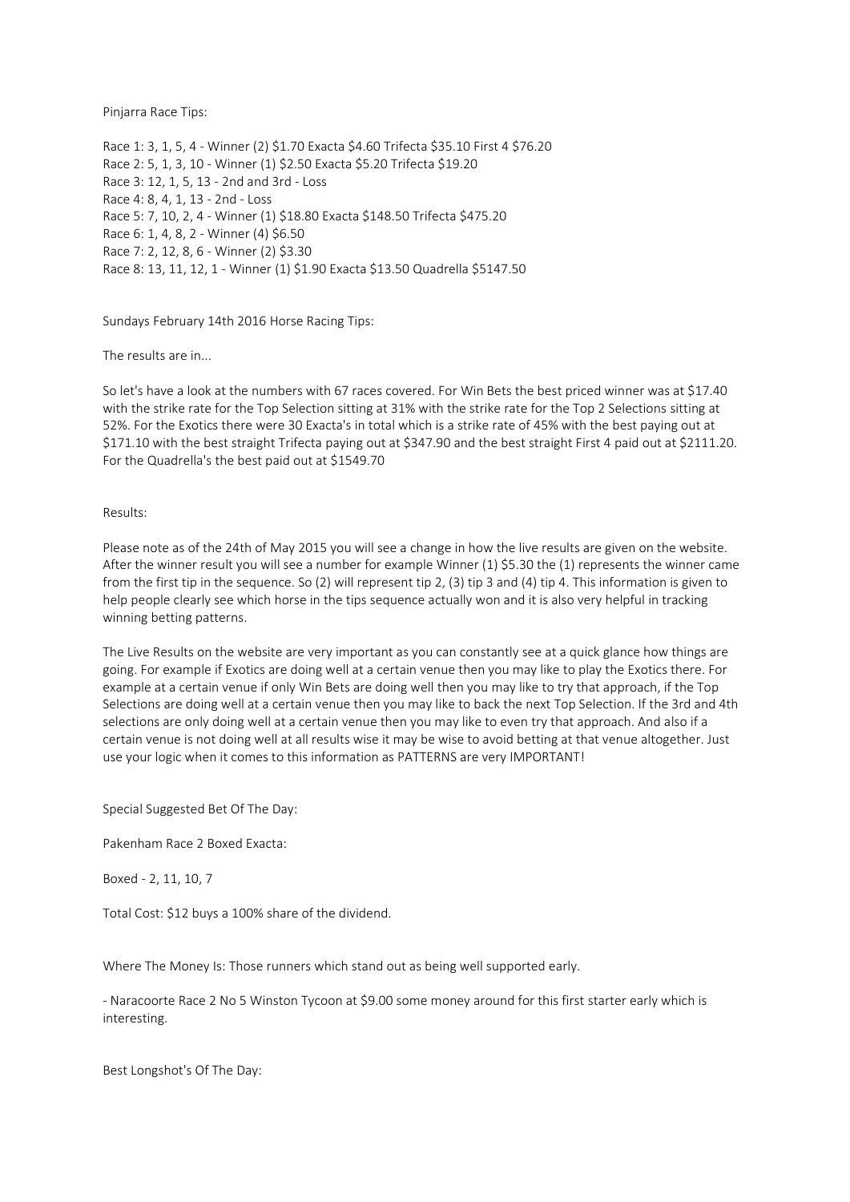Pinjarra Race Tips:

Race 1: 3, 1, 5, 4 - Winner (2) $1.70 Exacta $4.60 Trifecta $35.10 First 4 $76.20
Race 2: 5, 1, 3, 10 - Winner (1) $2.50 Exacta $5.20 Trifecta $19.20
Race 3: 12, 1, 5, 13 - 2nd and 3rd - Loss
Race 4: 8, 4, 1, 13 - 2nd - Loss
Race 5: 7, 10, 2, 4 - Winner (1) $18.80 Exacta $148.50 Trifecta $475.20
Race 6: 1, 4, 8, 2 - Winner (4) $6.50
Race 7: 2, 12, 8, 6 - Winner (2) $3.30
Race 8: 13, 11, 12, 1 - Winner (1) $1.90 Exacta $13.50 Quadrella $5147.50

Sundays February 14th 2016 Horse Racing Tips:

The results are in...

So let's have a look at the numbers with 67 races covered. For Win Bets the best priced winner was at $17.40 with the strike rate for the Top Selection sitting at 31% with the strike rate for the Top 2 Selections sitting at 52%. For the Exotics there were 30 Exacta's in total which is a strike rate of 45% with the best paying out at $171.10 with the best straight Trifecta paying out at $347.90 and the best straight First 4 paid out at $2111.20. For the Quadrella's the best paid out at $1549.70

Results:

Please note as of the 24th of May 2015 you will see a change in how the live results are given on the website. After the winner result you will see a number for example Winner (1) $5.30 the (1) represents the winner came from the first tip in the sequence. So (2) will represent tip 2, (3) tip 3 and (4) tip 4. This information is given to help people clearly see which horse in the tips sequence actually won and it is also very helpful in tracking winning betting patterns.

The Live Results on the website are very important as you can constantly see at a quick glance how things are going. For example if Exotics are doing well at a certain venue then you may like to play the Exotics there. For example at a certain venue if only Win Bets are doing well then you may like to try that approach, if the Top Selections are doing well at a certain venue then you may like to back the next Top Selection. If the 3rd and 4th selections are only doing well at a certain venue then you may like to even try that approach. And also if a certain venue is not doing well at all results wise it may be wise to avoid betting at that venue altogether. Just use your logic when it comes to this information as PATTERNS are very IMPORTANT!

Special Suggested Bet Of The Day:

Pakenham Race 2 Boxed Exacta:

Boxed - 2, 11, 10, 7

Total Cost: $12 buys a 100% share of the dividend.

Where The Money Is: Those runners which stand out as being well supported early.

- Naracoorte Race 2 No 5 Winston Tycoon at $9.00 some money around for this first starter early which is interesting.

Best Longshot's Of The Day: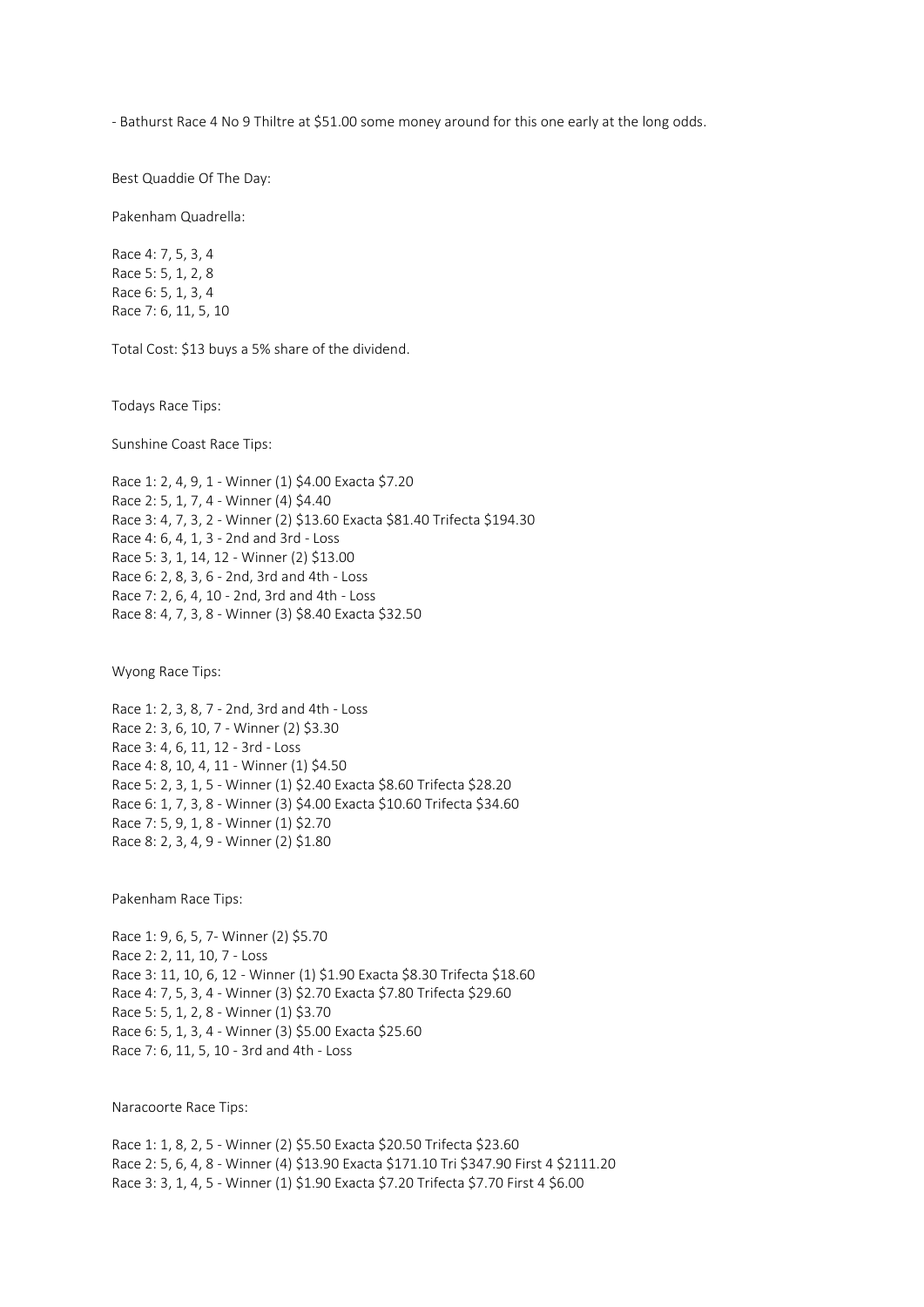- Bathurst Race 4 No 9 Thiltre at $51.00 some money around for this one early at the long odds.

Best Quaddie Of The Day:

Pakenham Quadrella:

Race 4: 7, 5, 3, 4
Race 5: 5, 1, 2, 8
Race 6: 5, 1, 3, 4
Race 7: 6, 11, 5, 10

Total Cost: $13 buys a 5% share of the dividend.

Todays Race Tips:

Sunshine Coast Race Tips:

Race 1: 2, 4, 9, 1 - Winner (1) $4.00 Exacta $7.20
Race 2: 5, 1, 7, 4 - Winner (4) $4.40
Race 3: 4, 7, 3, 2 - Winner (2) $13.60 Exacta $81.40 Trifecta $194.30
Race 4: 6, 4, 1, 3 - 2nd and 3rd - Loss
Race 5: 3, 1, 14, 12 - Winner (2) $13.00
Race 6: 2, 8, 3, 6 - 2nd, 3rd and 4th - Loss
Race 7: 2, 6, 4, 10 - 2nd, 3rd and 4th - Loss
Race 8: 4, 7, 3, 8 - Winner (3) $8.40 Exacta $32.50

Wyong Race Tips:

Race 1: 2, 3, 8, 7 - 2nd, 3rd and 4th - Loss
Race 2: 3, 6, 10, 7 - Winner (2) $3.30
Race 3: 4, 6, 11, 12 - 3rd - Loss
Race 4: 8, 10, 4, 11 - Winner (1) $4.50
Race 5: 2, 3, 1, 5 - Winner (1) $2.40 Exacta $8.60 Trifecta $28.20
Race 6: 1, 7, 3, 8 - Winner (3) $4.00 Exacta $10.60 Trifecta $34.60
Race 7: 5, 9, 1, 8 - Winner (1) $2.70
Race 8: 2, 3, 4, 9 - Winner (2) $1.80

Pakenham Race Tips:

Race 1: 9, 6, 5, 7- Winner (2) $5.70
Race 2: 2, 11, 10, 7 - Loss
Race 3: 11, 10, 6, 12 - Winner (1) $1.90 Exacta $8.30 Trifecta $18.60
Race 4: 7, 5, 3, 4 - Winner (3) $2.70 Exacta $7.80 Trifecta $29.60
Race 5: 5, 1, 2, 8 - Winner (1) $3.70
Race 6: 5, 1, 3, 4 - Winner (3) $5.00 Exacta $25.60
Race 7: 6, 11, 5, 10 - 3rd and 4th - Loss

Naracoorte Race Tips:

Race 1: 1, 8, 2, 5 - Winner (2) $5.50 Exacta $20.50 Trifecta $23.60
Race 2: 5, 6, 4, 8 - Winner (4) $13.90 Exacta $171.10 Tri $347.90 First 4 $2111.20
Race 3: 3, 1, 4, 5 - Winner (1) $1.90 Exacta $7.20 Trifecta $7.70 First 4 $6.00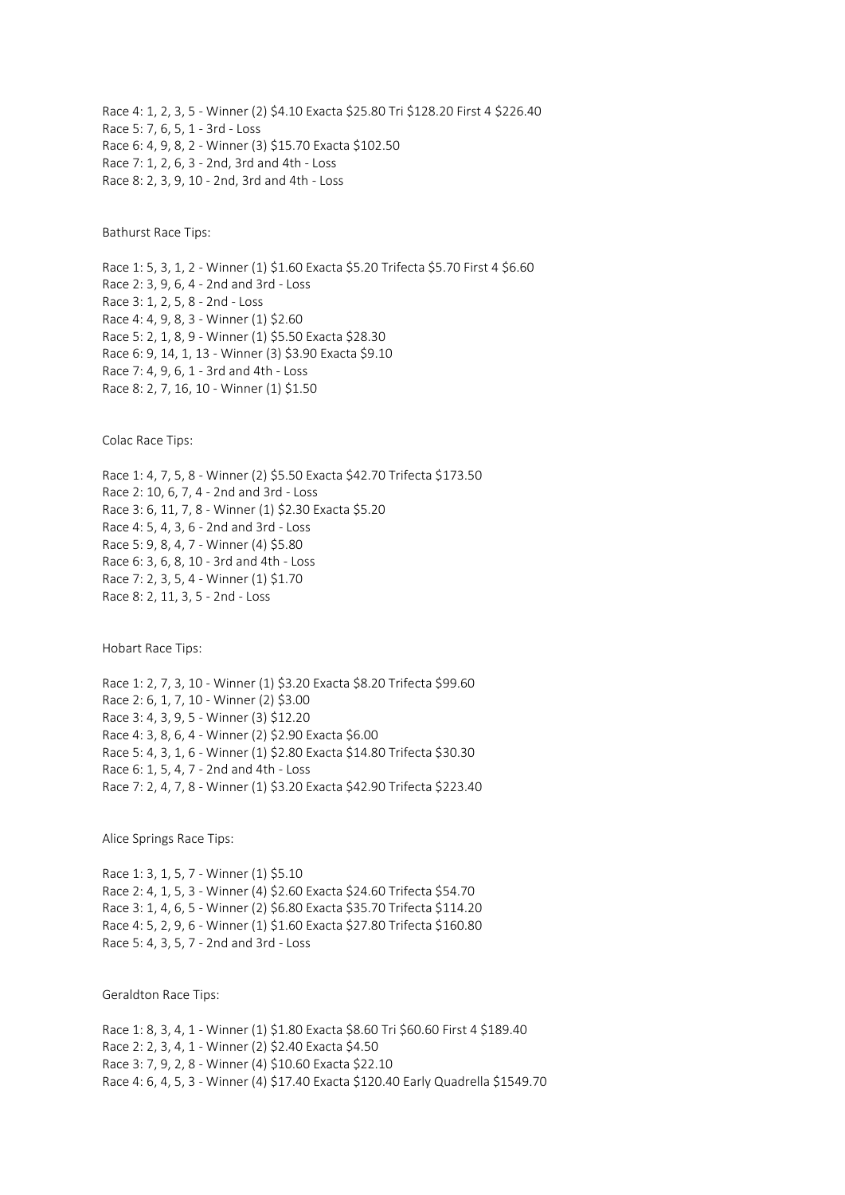Race 4: 1, 2, 3, 5 - Winner (2) $4.10 Exacta $25.80 Tri $128.20 First 4 $226.40
Race 5: 7, 6, 5, 1 - 3rd - Loss
Race 6: 4, 9, 8, 2 - Winner (3) $15.70 Exacta $102.50
Race 7: 1, 2, 6, 3 - 2nd, 3rd and 4th - Loss
Race 8: 2, 3, 9, 10 - 2nd, 3rd and 4th - Loss

Bathurst Race Tips:

Race 1: 5, 3, 1, 2 - Winner (1) $1.60 Exacta $5.20 Trifecta $5.70 First 4 $6.60
Race 2: 3, 9, 6, 4 - 2nd and 3rd - Loss
Race 3: 1, 2, 5, 8 - 2nd - Loss
Race 4: 4, 9, 8, 3 - Winner (1) $2.60
Race 5: 2, 1, 8, 9 - Winner (1) $5.50 Exacta $28.30
Race 6: 9, 14, 1, 13 - Winner (3) $3.90 Exacta $9.10
Race 7: 4, 9, 6, 1 - 3rd and 4th - Loss
Race 8: 2, 7, 16, 10 - Winner (1) $1.50

Colac Race Tips:

Race 1: 4, 7, 5, 8 - Winner (2) $5.50 Exacta $42.70 Trifecta $173.50
Race 2: 10, 6, 7, 4 - 2nd and 3rd - Loss
Race 3: 6, 11, 7, 8 - Winner (1) $2.30 Exacta $5.20
Race 4: 5, 4, 3, 6 - 2nd and 3rd - Loss
Race 5: 9, 8, 4, 7 - Winner (4) $5.80
Race 6: 3, 6, 8, 10 - 3rd and 4th - Loss
Race 7: 2, 3, 5, 4 - Winner (1) $1.70
Race 8: 2, 11, 3, 5 - 2nd - Loss

Hobart Race Tips:

Race 1: 2, 7, 3, 10 - Winner (1) $3.20 Exacta $8.20 Trifecta $99.60
Race 2: 6, 1, 7, 10 - Winner (2) $3.00
Race 3: 4, 3, 9, 5 - Winner (3) $12.20
Race 4: 3, 8, 6, 4 - Winner (2) $2.90 Exacta $6.00
Race 5: 4, 3, 1, 6 - Winner (1) $2.80 Exacta $14.80 Trifecta $30.30
Race 6: 1, 5, 4, 7 - 2nd and 4th - Loss
Race 7: 2, 4, 7, 8 - Winner (1) $3.20 Exacta $42.90 Trifecta $223.40

Alice Springs Race Tips:

Race 1: 3, 1, 5, 7 - Winner (1) $5.10
Race 2: 4, 1, 5, 3 - Winner (4) $2.60 Exacta $24.60 Trifecta $54.70
Race 3: 1, 4, 6, 5 - Winner (2) $6.80 Exacta $35.70 Trifecta $114.20
Race 4: 5, 2, 9, 6 - Winner (1) $1.60 Exacta $27.80 Trifecta $160.80
Race 5: 4, 3, 5, 7 - 2nd and 3rd - Loss

Geraldton Race Tips:

Race 1: 8, 3, 4, 1 - Winner (1) $1.80 Exacta $8.60 Tri $60.60 First 4 $189.40
Race 2: 2, 3, 4, 1 - Winner (2) $2.40 Exacta $4.50
Race 3: 7, 9, 2, 8 - Winner (4) $10.60 Exacta $22.10
Race 4: 6, 4, 5, 3 - Winner (4) $17.40 Exacta $120.40 Early Quadrella $1549.70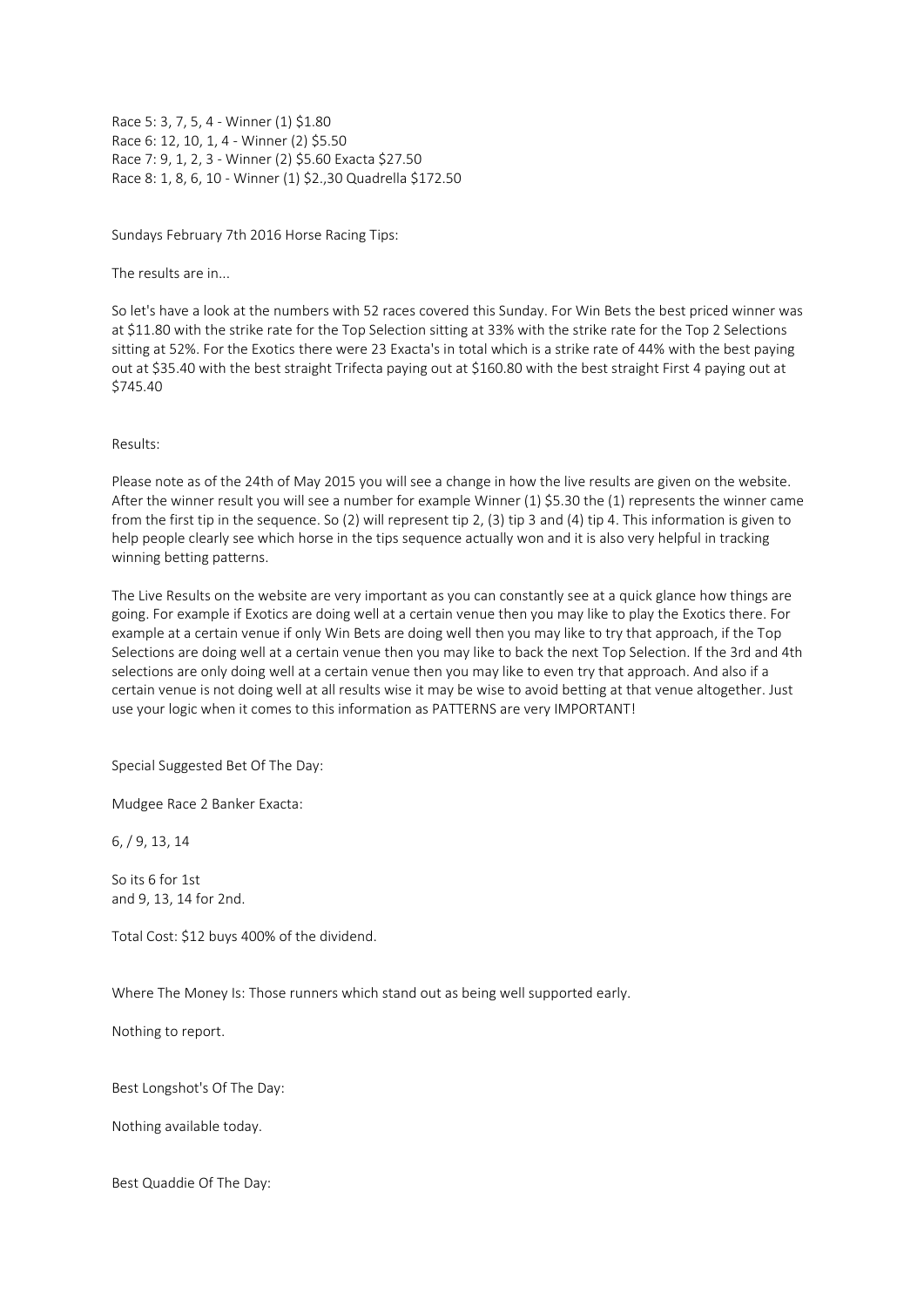Race 5: 3, 7, 5, 4 - Winner (1) $1.80
Race 6: 12, 10, 1, 4 - Winner (2) $5.50
Race 7: 9, 1, 2, 3 - Winner (2) $5.60 Exacta $27.50
Race 8: 1, 8, 6, 10 - Winner (1) $2.,30 Quadrella $172.50

Sundays February 7th 2016 Horse Racing Tips:

The results are in...

So let's have a look at the numbers with 52 races covered this Sunday. For Win Bets the best priced winner was at $11.80 with the strike rate for the Top Selection sitting at 33% with the strike rate for the Top 2 Selections sitting at 52%. For the Exotics there were 23 Exacta's in total which is a strike rate of 44% with the best paying out at $35.40 with the best straight Trifecta paying out at $160.80 with the best straight First 4 paying out at $745.40

Results:

Please note as of the 24th of May 2015 you will see a change in how the live results are given on the website. After the winner result you will see a number for example Winner (1) $5.30 the (1) represents the winner came from the first tip in the sequence. So (2) will represent tip 2, (3) tip 3 and (4) tip 4. This information is given to help people clearly see which horse in the tips sequence actually won and it is also very helpful in tracking winning betting patterns.

The Live Results on the website are very important as you can constantly see at a quick glance how things are going. For example if Exotics are doing well at a certain venue then you may like to play the Exotics there. For example at a certain venue if only Win Bets are doing well then you may like to try that approach, if the Top Selections are doing well at a certain venue then you may like to back the next Top Selection. If the 3rd and 4th selections are only doing well at a certain venue then you may like to even try that approach. And also if a certain venue is not doing well at all results wise it may be wise to avoid betting at that venue altogether. Just use your logic when it comes to this information as PATTERNS are very IMPORTANT!

Special Suggested Bet Of The Day:

Mudgee Race 2 Banker Exacta:

6, / 9, 13, 14

So its 6 for 1st
and 9, 13, 14 for 2nd.

Total Cost: $12 buys 400% of the dividend.

Where The Money Is: Those runners which stand out as being well supported early.

Nothing to report.

Best Longshot's Of The Day:

Nothing available today.

Best Quaddie Of The Day: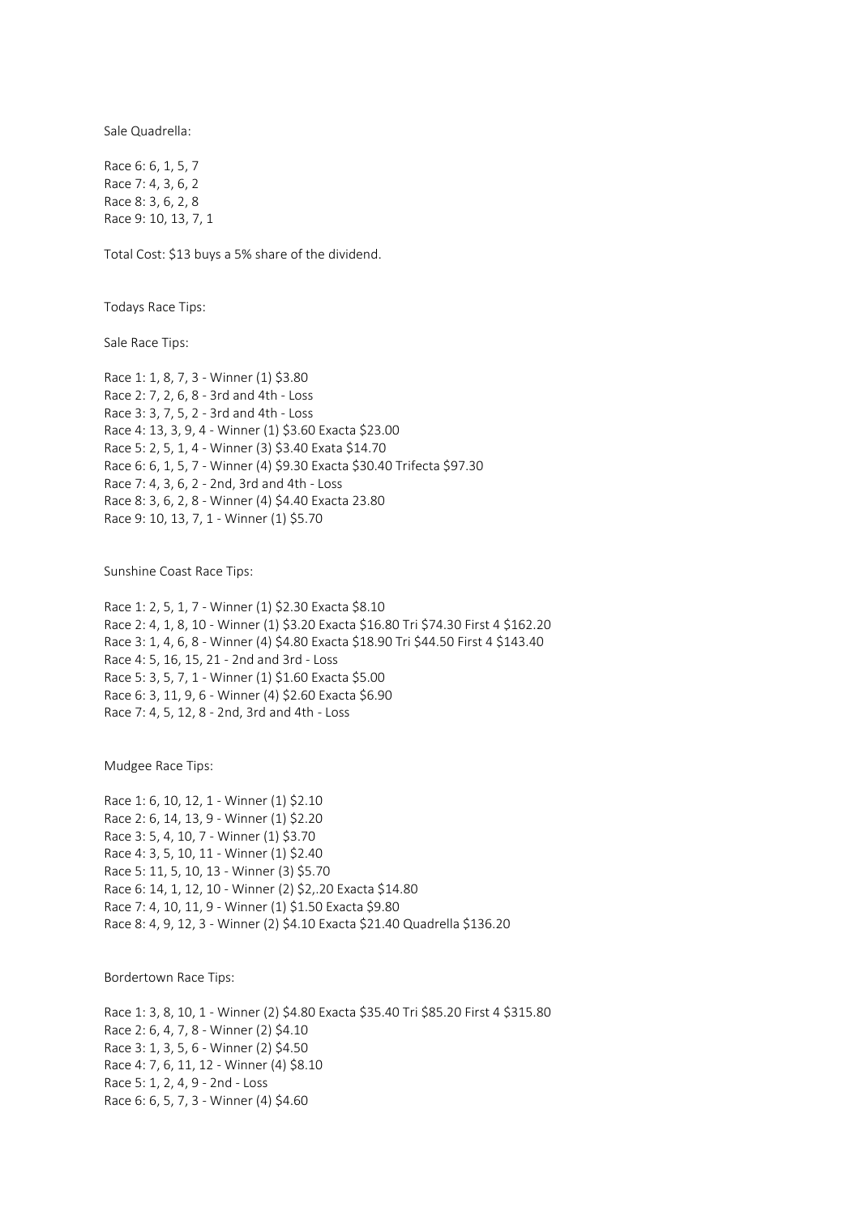Sale Quadrella:

Race 6: 6, 1, 5, 7
Race 7: 4, 3, 6, 2
Race 8: 3, 6, 2, 8
Race 9: 10, 13, 7, 1

Total Cost: $13 buys a 5% share of the dividend.

Todays Race Tips:

Sale Race Tips:

Race 1: 1, 8, 7, 3 - Winner (1) $3.80
Race 2: 7, 2, 6, 8 - 3rd and 4th - Loss
Race 3: 3, 7, 5, 2 - 3rd and 4th - Loss
Race 4: 13, 3, 9, 4 - Winner (1) $3.60 Exacta $23.00
Race 5: 2, 5, 1, 4 - Winner (3) $3.40 Exata $14.70
Race 6: 6, 1, 5, 7 - Winner (4) $9.30 Exacta $30.40 Trifecta $97.30
Race 7: 4, 3, 6, 2 - 2nd, 3rd and 4th - Loss
Race 8: 3, 6, 2, 8 - Winner (4) $4.40 Exacta 23.80
Race 9: 10, 13, 7, 1 - Winner (1) $5.70

Sunshine Coast Race Tips:

Race 1: 2, 5, 1, 7 - Winner (1) $2.30 Exacta $8.10
Race 2: 4, 1, 8, 10 - Winner (1) $3.20 Exacta $16.80 Tri $74.30 First 4 $162.20
Race 3: 1, 4, 6, 8 - Winner (4) $4.80 Exacta $18.90 Tri $44.50 First 4 $143.40
Race 4: 5, 16, 15, 21 - 2nd and 3rd - Loss
Race 5: 3, 5, 7, 1 - Winner (1) $1.60 Exacta $5.00
Race 6: 3, 11, 9, 6 - Winner (4) $2.60 Exacta $6.90
Race 7: 4, 5, 12, 8 - 2nd, 3rd and 4th - Loss

Mudgee Race Tips:

Race 1: 6, 10, 12, 1 - Winner (1) $2.10
Race 2: 6, 14, 13, 9 - Winner (1) $2.20
Race 3: 5, 4, 10, 7 - Winner (1) $3.70
Race 4: 3, 5, 10, 11 - Winner (1) $2.40
Race 5: 11, 5, 10, 13 - Winner (3) $5.70
Race 6: 14, 1, 12, 10 - Winner (2) $2,.20 Exacta $14.80
Race 7: 4, 10, 11, 9 - Winner (1) $1.50 Exacta $9.80
Race 8: 4, 9, 12, 3 - Winner (2) $4.10 Exacta $21.40 Quadrella $136.20

Bordertown Race Tips:

Race 1: 3, 8, 10, 1 - Winner (2) $4.80 Exacta $35.40 Tri $85.20 First 4 $315.80
Race 2: 6, 4, 7, 8 - Winner (2) $4.10
Race 3: 1, 3, 5, 6 - Winner (2) $4.50
Race 4: 7, 6, 11, 12 - Winner (4) $8.10
Race 5: 1, 2, 4, 9 - 2nd - Loss
Race 6: 6, 5, 7, 3 - Winner (4) $4.60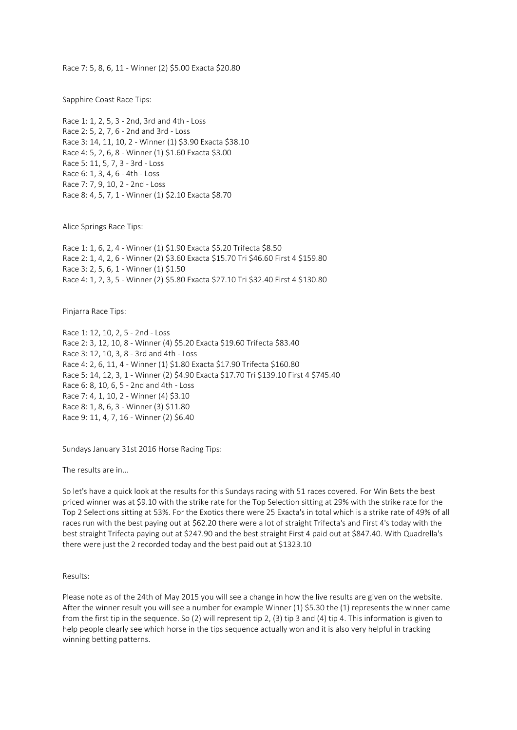Race 7: 5, 8, 6, 11 - Winner (2) $5.00 Exacta $20.80

Sapphire Coast Race Tips:

Race 1: 1, 2, 5, 3 - 2nd, 3rd and 4th - Loss
Race 2: 5, 2, 7, 6 - 2nd and 3rd - Loss
Race 3: 14, 11, 10, 2 - Winner (1) $3.90 Exacta $38.10
Race 4: 5, 2, 6, 8 - Winner (1) $1.60 Exacta $3.00
Race 5: 11, 5, 7, 3 - 3rd - Loss
Race 6: 1, 3, 4, 6 - 4th - Loss
Race 7: 7, 9, 10, 2 - 2nd - Loss
Race 8: 4, 5, 7, 1 - Winner (1) $2.10 Exacta $8.70

Alice Springs Race Tips:

Race 1: 1, 6, 2, 4 - Winner (1) $1.90 Exacta $5.20 Trifecta $8.50
Race 2: 1, 4, 2, 6 - Winner (2) $3.60 Exacta $15.70 Tri $46.60 First 4 $159.80
Race 3: 2, 5, 6, 1 - Winner (1) $1.50
Race 4: 1, 2, 3, 5 - Winner (2) $5.80 Exacta $27.10 Tri $32.40 First 4 $130.80

Pinjarra Race Tips:

Race 1: 12, 10, 2, 5 - 2nd - Loss
Race 2: 3, 12, 10, 8 - Winner (4) $5.20 Exacta $19.60 Trifecta $83.40
Race 3: 12, 10, 3, 8 - 3rd and 4th - Loss
Race 4: 2, 6, 11, 4 - Winner (1) $1.80 Exacta $17.90 Trifecta $160.80
Race 5: 14, 12, 3, 1 - Winner (2) $4.90 Exacta $17.70 Tri $139.10 First 4 $745.40
Race 6: 8, 10, 6, 5 - 2nd and 4th - Loss
Race 7: 4, 1, 10, 2 - Winner (4) $3.10
Race 8: 1, 8, 6, 3 - Winner (3) $11.80
Race 9: 11, 4, 7, 16 - Winner (2) $6.40

Sundays January 31st 2016 Horse Racing Tips:

The results are in...

So let's have a quick look at the results for this Sundays racing with 51 races covered. For Win Bets the best priced winner was at $9.10 with the strike rate for the Top Selection sitting at 29% with the strike rate for the Top 2 Selections sitting at 53%. For the Exotics there were 25 Exacta's in total which is a strike rate of 49% of all races run with the best paying out at $62.20 there were a lot of straight Trifecta's and First 4's today with the best straight Trifecta paying out at $247.90 and the best straight First 4 paid out at $847.40. With Quadrella's there were just the 2 recorded today and the best paid out at $1323.10

Results:

Please note as of the 24th of May 2015 you will see a change in how the live results are given on the website. After the winner result you will see a number for example Winner (1) $5.30 the (1) represents the winner came from the first tip in the sequence. So (2) will represent tip 2, (3) tip 3 and (4) tip 4. This information is given to help people clearly see which horse in the tips sequence actually won and it is also very helpful in tracking winning betting patterns.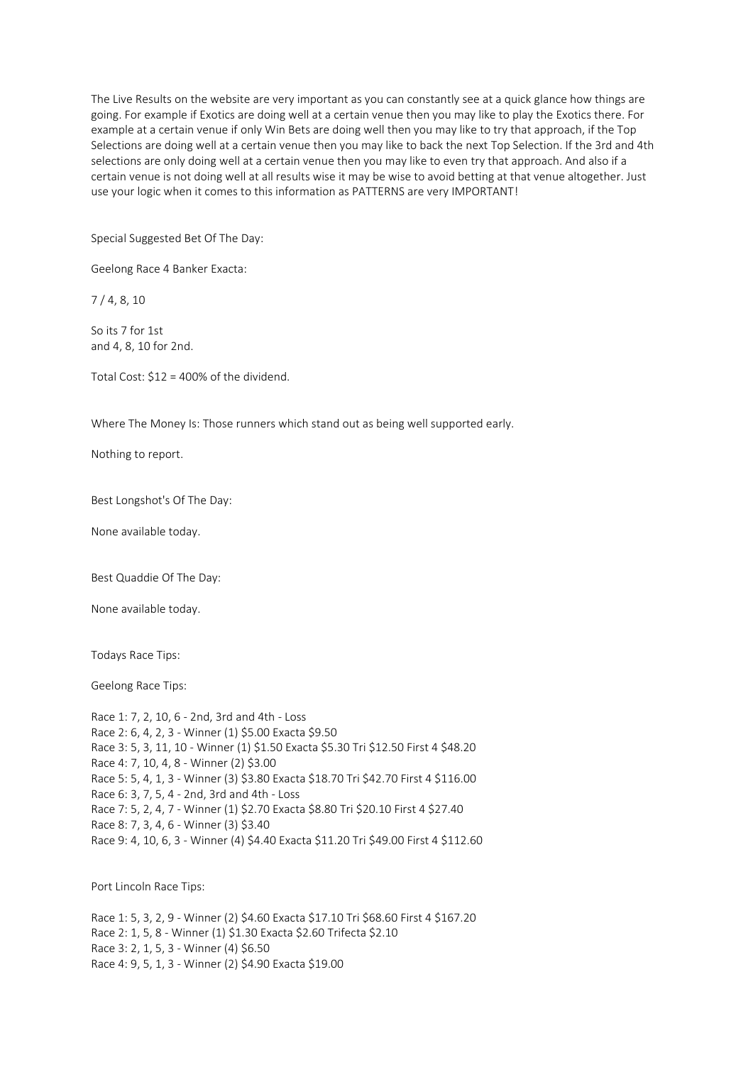The Live Results on the website are very important as you can constantly see at a quick glance how things are going. For example if Exotics are doing well at a certain venue then you may like to play the Exotics there. For example at a certain venue if only Win Bets are doing well then you may like to try that approach, if the Top Selections are doing well at a certain venue then you may like to back the next Top Selection. If the 3rd and 4th selections are only doing well at a certain venue then you may like to even try that approach. And also if a certain venue is not doing well at all results wise it may be wise to avoid betting at that venue altogether. Just use your logic when it comes to this information as PATTERNS are very IMPORTANT!

Special Suggested Bet Of The Day:

Geelong Race 4 Banker Exacta:

7 / 4, 8, 10

So its 7 for 1st
and 4, 8, 10 for 2nd.

Total Cost: $12 = 400% of the dividend.

Where The Money Is: Those runners which stand out as being well supported early.

Nothing to report.

Best Longshot's Of The Day:

None available today.

Best Quaddie Of The Day:

None available today.

Todays Race Tips:

Geelong Race Tips:

Race 1: 7, 2, 10, 6 - 2nd, 3rd and 4th - Loss
Race 2: 6, 4, 2, 3 - Winner (1) $5.00 Exacta $9.50
Race 3: 5, 3, 11, 10 - Winner (1) $1.50 Exacta $5.30 Tri $12.50 First 4 $48.20
Race 4: 7, 10, 4, 8 - Winner (2) $3.00
Race 5: 5, 4, 1, 3 - Winner (3) $3.80 Exacta $18.70 Tri $42.70 First 4 $116.00
Race 6: 3, 7, 5, 4 - 2nd, 3rd and 4th - Loss
Race 7: 5, 2, 4, 7 - Winner (1) $2.70 Exacta $8.80 Tri $20.10 First 4 $27.40
Race 8: 7, 3, 4, 6 - Winner (3) $3.40
Race 9: 4, 10, 6, 3 - Winner (4) $4.40 Exacta $11.20 Tri $49.00 First 4 $112.60

Port Lincoln Race Tips:

Race 1: 5, 3, 2, 9 - Winner (2) $4.60 Exacta $17.10 Tri $68.60 First 4 $167.20
Race 2: 1, 5, 8 - Winner (1) $1.30 Exacta $2.60 Trifecta $2.10
Race 3: 2, 1, 5, 3 - Winner (4) $6.50
Race 4: 9, 5, 1, 3 - Winner (2) $4.90 Exacta $19.00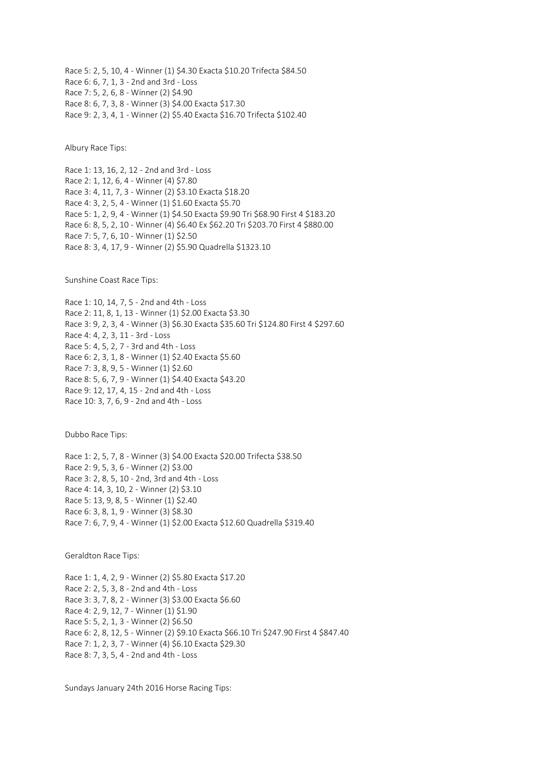Race 5: 2, 5, 10, 4 - Winner (1) $4.30 Exacta $10.20 Trifecta $84.50
Race 6: 6, 7, 1, 3 - 2nd and 3rd - Loss
Race 7: 5, 2, 6, 8 - Winner (2) $4.90
Race 8: 6, 7, 3, 8 - Winner (3) $4.00 Exacta $17.30
Race 9: 2, 3, 4, 1 - Winner (2) $5.40 Exacta $16.70 Trifecta $102.40

Albury Race Tips:

Race 1: 13, 16, 2, 12 - 2nd and 3rd - Loss
Race 2: 1, 12, 6, 4 - Winner (4) $7.80
Race 3: 4, 11, 7, 3 - Winner (2) $3.10 Exacta $18.20
Race 4: 3, 2, 5, 4 - Winner (1) $1.60 Exacta $5.70
Race 5: 1, 2, 9, 4 - Winner (1) $4.50 Exacta $9.90 Tri $68.90 First 4 $183.20
Race 6: 8, 5, 2, 10 - Winner (4) $6.40 Ex $62.20 Tri $203.70 First 4 $880.00
Race 7: 5, 7, 6, 10 - Winner (1) $2.50
Race 8: 3, 4, 17, 9 - Winner (2) $5.90 Quadrella $1323.10

Sunshine Coast Race Tips:

Race 1: 10, 14, 7, 5 - 2nd and 4th - Loss
Race 2: 11, 8, 1, 13 - Winner (1) $2.00 Exacta $3.30
Race 3: 9, 2, 3, 4 - Winner (3) $6.30 Exacta $35.60 Tri $124.80 First 4 $297.60
Race 4: 4, 2, 3, 11 - 3rd - Loss
Race 5: 4, 5, 2, 7 - 3rd and 4th - Loss
Race 6: 2, 3, 1, 8 - Winner (1) $2.40 Exacta $5.60
Race 7: 3, 8, 9, 5 - Winner (1) $2.60
Race 8: 5, 6, 7, 9 - Winner (1) $4.40 Exacta $43.20
Race 9: 12, 17, 4, 15 - 2nd and 4th - Loss
Race 10: 3, 7, 6, 9 - 2nd and 4th - Loss

Dubbo Race Tips:

Race 1: 2, 5, 7, 8 - Winner (3) $4.00 Exacta $20.00 Trifecta $38.50
Race 2: 9, 5, 3, 6 - Winner (2) $3.00
Race 3: 2, 8, 5, 10 - 2nd, 3rd and 4th - Loss
Race 4: 14, 3, 10, 2 - Winner (2) $3.10
Race 5: 13, 9, 8, 5 - Winner (1) $2.40
Race 6: 3, 8, 1, 9 - Winner (3) $8.30
Race 7: 6, 7, 9, 4 - Winner (1) $2.00 Exacta $12.60 Quadrella $319.40

Geraldton Race Tips:

Race 1: 1, 4, 2, 9 - Winner (2) $5.80 Exacta $17.20
Race 2: 2, 5, 3, 8 - 2nd and 4th - Loss
Race 3: 3, 7, 8, 2 - Winner (3) $3.00 Exacta $6.60
Race 4: 2, 9, 12, 7 - Winner (1) $1.90
Race 5: 5, 2, 1, 3 - Winner (2) $6.50
Race 6: 2, 8, 12, 5 - Winner (2) $9.10 Exacta $66.10 Tri $247.90 First 4 $847.40
Race 7: 1, 2, 3, 7 - Winner (4) $6.10 Exacta $29.30
Race 8: 7, 3, 5, 4 - 2nd and 4th - Loss

Sundays January 24th 2016 Horse Racing Tips: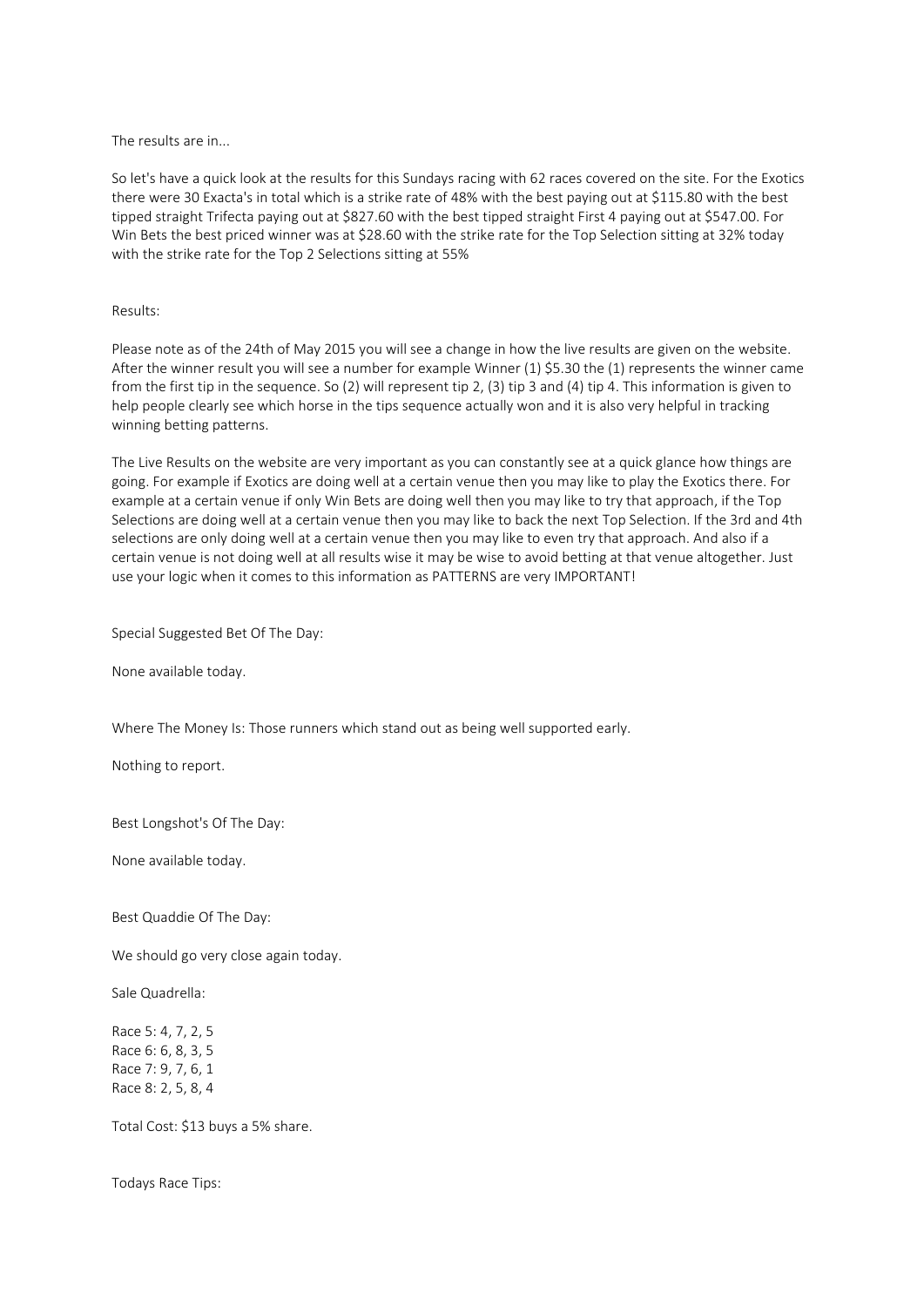The results are in...

So let's have a quick look at the results for this Sundays racing with 62 races covered on the site. For the Exotics there were 30 Exacta's in total which is a strike rate of 48% with the best paying out at $115.80 with the best tipped straight Trifecta paying out at $827.60 with the best tipped straight First 4 paying out at $547.00. For Win Bets the best priced winner was at $28.60 with the strike rate for the Top Selection sitting at 32% today with the strike rate for the Top 2 Selections sitting at 55%

Results:

Please note as of the 24th of May 2015 you will see a change in how the live results are given on the website. After the winner result you will see a number for example Winner (1) $5.30 the (1) represents the winner came from the first tip in the sequence. So (2) will represent tip 2, (3) tip 3 and (4) tip 4. This information is given to help people clearly see which horse in the tips sequence actually won and it is also very helpful in tracking winning betting patterns.

The Live Results on the website are very important as you can constantly see at a quick glance how things are going. For example if Exotics are doing well at a certain venue then you may like to play the Exotics there. For example at a certain venue if only Win Bets are doing well then you may like to try that approach, if the Top Selections are doing well at a certain venue then you may like to back the next Top Selection. If the 3rd and 4th selections are only doing well at a certain venue then you may like to even try that approach. And also if a certain venue is not doing well at all results wise it may be wise to avoid betting at that venue altogether. Just use your logic when it comes to this information as PATTERNS are very IMPORTANT!

Special Suggested Bet Of The Day:

None available today.

Where The Money Is: Those runners which stand out as being well supported early.

Nothing to report.

Best Longshot's Of The Day:

None available today.

Best Quaddie Of The Day:

We should go very close again today.

Sale Quadrella:

Race 5: 4, 7, 2, 5
Race 6: 6, 8, 3, 5
Race 7: 9, 7, 6, 1
Race 8: 2, 5, 8, 4

Total Cost: $13 buys a 5% share.

Todays Race Tips: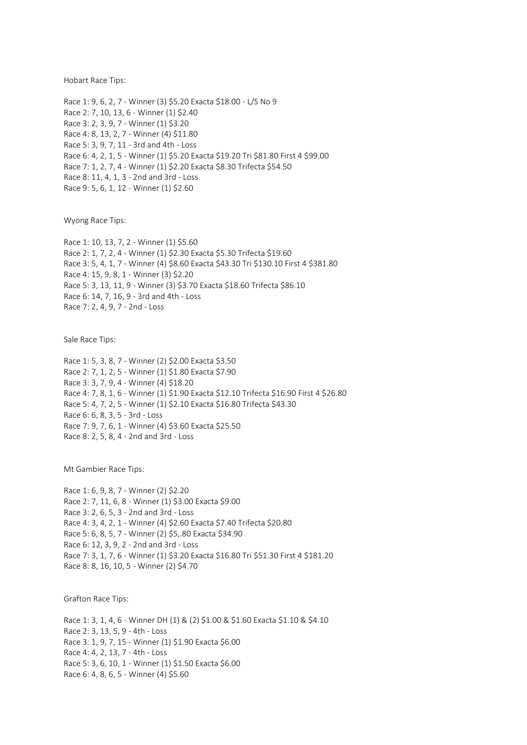Hobart Race Tips:

Race 1: 9, 6, 2, 7 - Winner (3) $5.20 Exacta $18.00 - L/S No 9
Race 2: 7, 10, 13, 6 - Winner (1) $2.40
Race 3: 2, 3, 9, 7 - Winner (1) $3.20
Race 4: 8, 13, 2, 7 - Winner (4) $11.80
Race 5: 3, 9, 7, 11 - 3rd and 4th - Loss
Race 6: 4, 2, 1, 5 - Winner (1) $5.20 Exacta $19.20 Tri $81.80 First 4 $99.00
Race 7: 1, 2, 7, 4 - Winner (1) $2.20 Exacta $8.30 Trifecta $54.50
Race 8: 11, 4, 1, 3 - 2nd and 3rd - Loss
Race 9: 5, 6, 1, 12 - Winner (1) $2.60

Wyong Race Tips:

Race 1: 10, 13, 7, 2 - Winner (1) $5.60
Race 2: 1, 7, 2, 4 - Winner (1) $2.30 Exacta $5.30 Trifecta $19.60
Race 3: 5, 4, 1, 7 - Winner (4) $8.60 Exacta $43.30 Tri $130.10 First 4 $381.80
Race 4: 15, 9, 8, 1 - Winner (3) $2.20
Race 5: 3, 13, 11, 9 - Winner (3) $3.70 Exacta $18.60 Trifecta $86.10
Race 6: 14, 7, 16, 9 - 3rd and 4th - Loss
Race 7: 2, 4, 9, 7 - 2nd - Loss

Sale Race Tips:

Race 1: 5, 3, 8, 7 - Winner (2) $2.00 Exacta $3.50
Race 2: 7, 1, 2, 5 - Winner (1) $1.80 Exacta $7.90
Race 3: 3, 7, 9, 4 - Winner (4) $18.20
Race 4: 7, 8, 1, 6 - Winner (1) $1.90 Exacta $12.10 Trifecta $16.90 First 4 $26.80
Race 5: 4, 7, 2, 5 - Winner (1) $2.10 Exacta $16.80 Trifecta $43.30
Race 6: 6, 8, 3, 5 - 3rd - Loss
Race 7: 9, 7, 6, 1 - Winner (4) $3.60 Exacta $25.50
Race 8: 2, 5, 8, 4 - 2nd and 3rd - Loss

Mt Gambier Race Tips:

Race 1: 6, 9, 8, 7 - Winner (2) $2.20
Race 2: 7, 11, 6, 8 - Winner (1) $3.00 Exacta $9.00
Race 3: 2, 6, 5, 3 - 2nd and 3rd - Loss
Race 4: 3, 4, 2, 1 - Winner (4) $2.60 Exacta $7.40 Trifecta $20.80
Race 5: 6, 8, 5, 7 - Winner (2) $5,.80 Exacta $34.90
Race 6: 12, 3, 9, 2 - 2nd and 3rd - Loss
Race 7: 3, 1, 7, 6 - Winner (1) $3.20 Exacta $16.80 Tri $51.30 First 4 $181.20
Race 8: 8, 16, 10, 5 - Winner (2) $4.70

Grafton Race Tips:

Race 1: 3, 1, 4, 6 - Winner DH (1) & (2) $1.00 & $1.60 Exacta $1.10 & $4.10
Race 2: 3, 13, 5, 9 - 4th - Loss
Race 3: 1, 9, 7, 15 - Winner (1) $1.90 Exacta $6.00
Race 4: 4, 2, 13, 7 - 4th - Loss
Race 5: 3, 6, 10, 1 - Winner (1) $1.50 Exacta $6.00
Race 6: 4, 8, 6, 5 - Winner (4) $5.60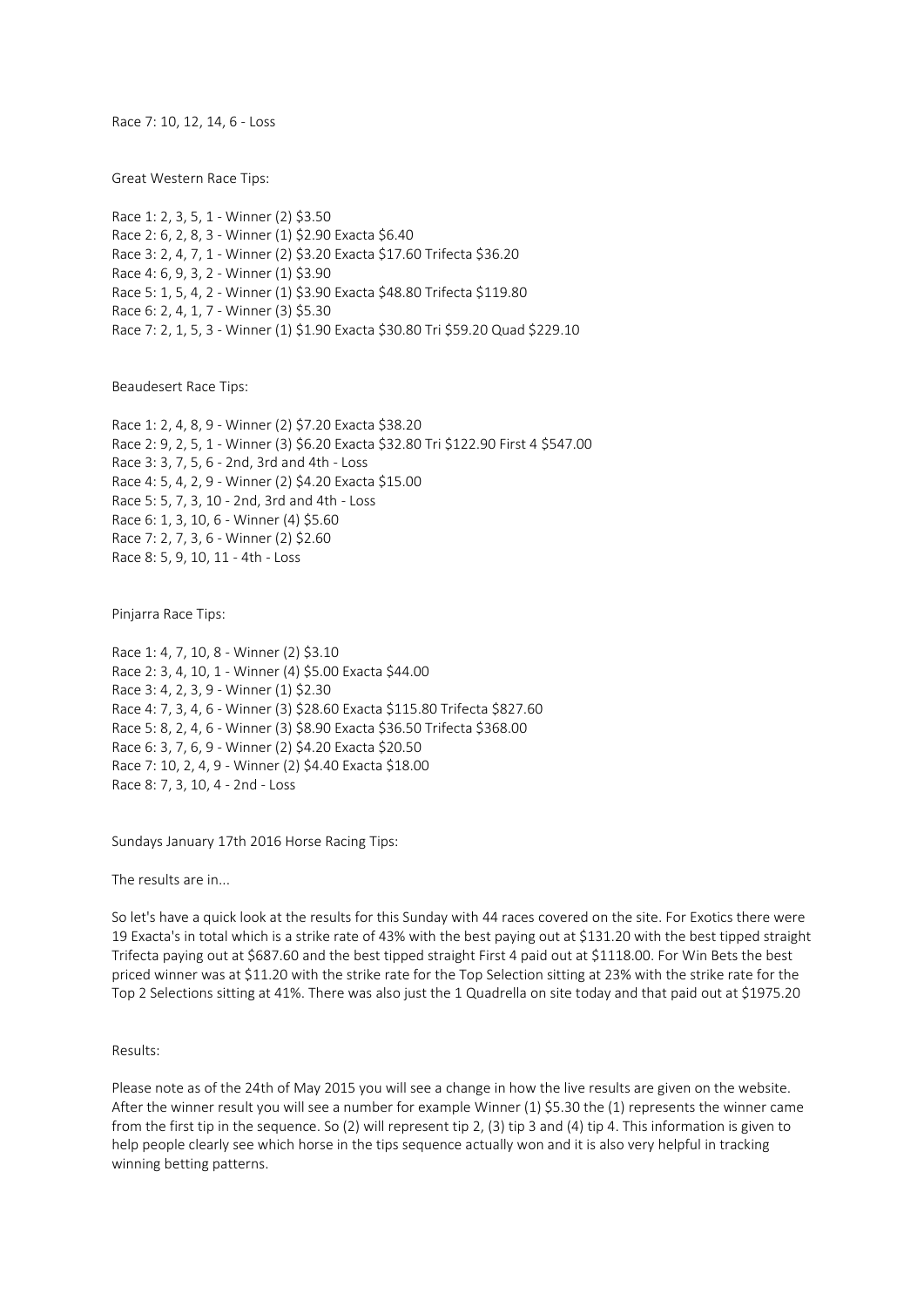Race 7: 10, 12, 14, 6 - Loss

Great Western Race Tips:

Race 1: 2, 3, 5, 1 - Winner (2) $3.50
Race 2: 6, 2, 8, 3 - Winner (1) $2.90 Exacta $6.40
Race 3: 2, 4, 7, 1 - Winner (2) $3.20 Exacta $17.60 Trifecta $36.20
Race 4: 6, 9, 3, 2 - Winner (1) $3.90
Race 5: 1, 5, 4, 2 - Winner (1) $3.90 Exacta $48.80 Trifecta $119.80
Race 6: 2, 4, 1, 7 - Winner (3) $5.30
Race 7: 2, 1, 5, 3 - Winner (1) $1.90 Exacta $30.80 Tri $59.20 Quad $229.10

Beaudesert Race Tips:

Race 1: 2, 4, 8, 9 - Winner (2) $7.20 Exacta $38.20
Race 2: 9, 2, 5, 1 - Winner (3) $6.20 Exacta $32.80 Tri $122.90 First 4 $547.00
Race 3: 3, 7, 5, 6 - 2nd, 3rd and 4th - Loss
Race 4: 5, 4, 2, 9 - Winner (2) $4.20 Exacta $15.00
Race 5: 5, 7, 3, 10 - 2nd, 3rd and 4th - Loss
Race 6: 1, 3, 10, 6 - Winner (4) $5.60
Race 7: 2, 7, 3, 6 - Winner (2) $2.60
Race 8: 5, 9, 10, 11 - 4th - Loss

Pinjarra Race Tips:

Race 1: 4, 7, 10, 8 - Winner (2) $3.10
Race 2: 3, 4, 10, 1 - Winner (4) $5.00 Exacta $44.00
Race 3: 4, 2, 3, 9 - Winner (1) $2.30
Race 4: 7, 3, 4, 6 - Winner (3) $28.60 Exacta $115.80 Trifecta $827.60
Race 5: 8, 2, 4, 6 - Winner (3) $8.90 Exacta $36.50 Trifecta $368.00
Race 6: 3, 7, 6, 9 - Winner (2) $4.20 Exacta $20.50
Race 7: 10, 2, 4, 9 - Winner (2) $4.40 Exacta $18.00
Race 8: 7, 3, 10, 4 - 2nd - Loss

Sundays January 17th 2016 Horse Racing Tips:

The results are in...

So let's have a quick look at the results for this Sunday with 44 races covered on the site. For Exotics there were 19 Exacta's in total which is a strike rate of 43% with the best paying out at $131.20 with the best tipped straight Trifecta paying out at $687.60 and the best tipped straight First 4 paid out at $1118.00. For Win Bets the best priced winner was at $11.20 with the strike rate for the Top Selection sitting at 23% with the strike rate for the Top 2 Selections sitting at 41%. There was also just the 1 Quadrella on site today and that paid out at $1975.20

Results:

Please note as of the 24th of May 2015 you will see a change in how the live results are given on the website. After the winner result you will see a number for example Winner (1) $5.30 the (1) represents the winner came from the first tip in the sequence. So (2) will represent tip 2, (3) tip 3 and (4) tip 4. This information is given to help people clearly see which horse in the tips sequence actually won and it is also very helpful in tracking winning betting patterns.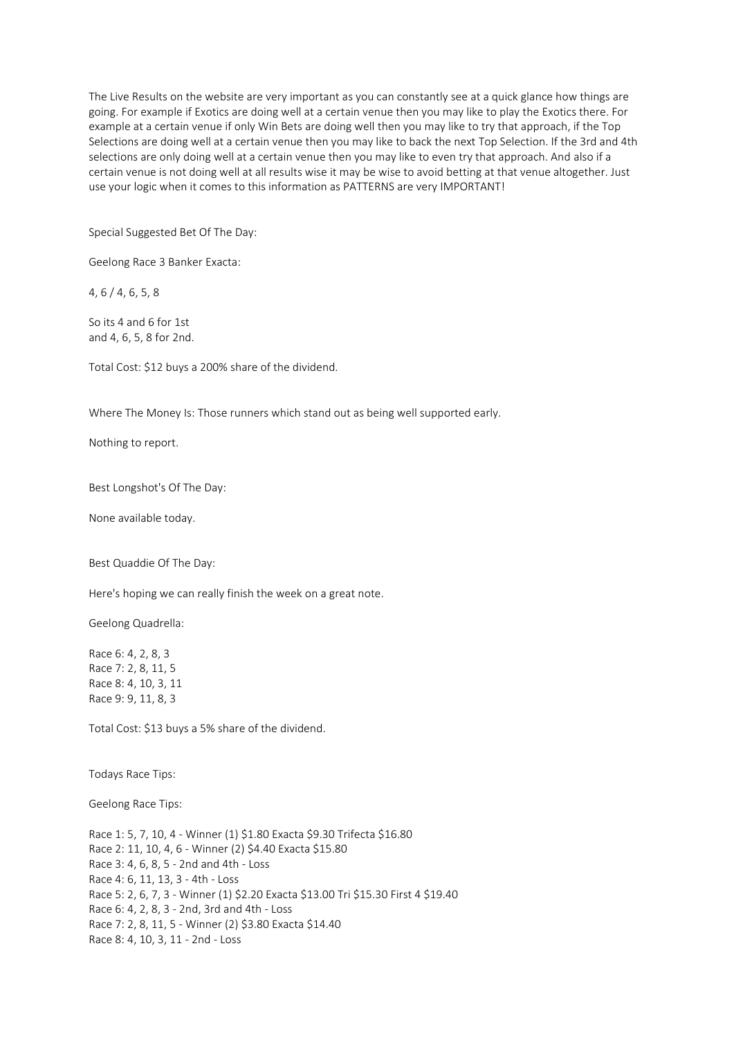The Live Results on the website are very important as you can constantly see at a quick glance how things are going. For example if Exotics are doing well at a certain venue then you may like to play the Exotics there. For example at a certain venue if only Win Bets are doing well then you may like to try that approach, if the Top Selections are doing well at a certain venue then you may like to back the next Top Selection. If the 3rd and 4th selections are only doing well at a certain venue then you may like to even try that approach. And also if a certain venue is not doing well at all results wise it may be wise to avoid betting at that venue altogether. Just use your logic when it comes to this information as PATTERNS are very IMPORTANT!

Special Suggested Bet Of The Day:

Geelong Race 3 Banker Exacta:

4, 6 / 4, 6, 5, 8

So its 4 and 6 for 1st
and 4, 6, 5, 8 for 2nd.

Total Cost: $12 buys a 200% share of the dividend.

Where The Money Is: Those runners which stand out as being well supported early.

Nothing to report.

Best Longshot's Of The Day:

None available today.

Best Quaddie Of The Day:

Here's hoping we can really finish the week on a great note.

Geelong Quadrella:

Race 6: 4, 2, 8, 3
Race 7: 2, 8, 11, 5
Race 8: 4, 10, 3, 11
Race 9: 9, 11, 8, 3

Total Cost: $13 buys a 5% share of the dividend.

Todays Race Tips:

Geelong Race Tips:

Race 1: 5, 7, 10, 4 - Winner (1) $1.80 Exacta $9.30 Trifecta $16.80
Race 2: 11, 10, 4, 6 - Winner (2) $4.40 Exacta $15.80
Race 3: 4, 6, 8, 5 - 2nd and 4th - Loss
Race 4: 6, 11, 13, 3 - 4th - Loss
Race 5: 2, 6, 7, 3 - Winner (1) $2.20 Exacta $13.00 Tri $15.30 First 4 $19.40
Race 6: 4, 2, 8, 3 - 2nd, 3rd and 4th - Loss
Race 7: 2, 8, 11, 5 - Winner (2) $3.80 Exacta $14.40
Race 8: 4, 10, 3, 11 - 2nd - Loss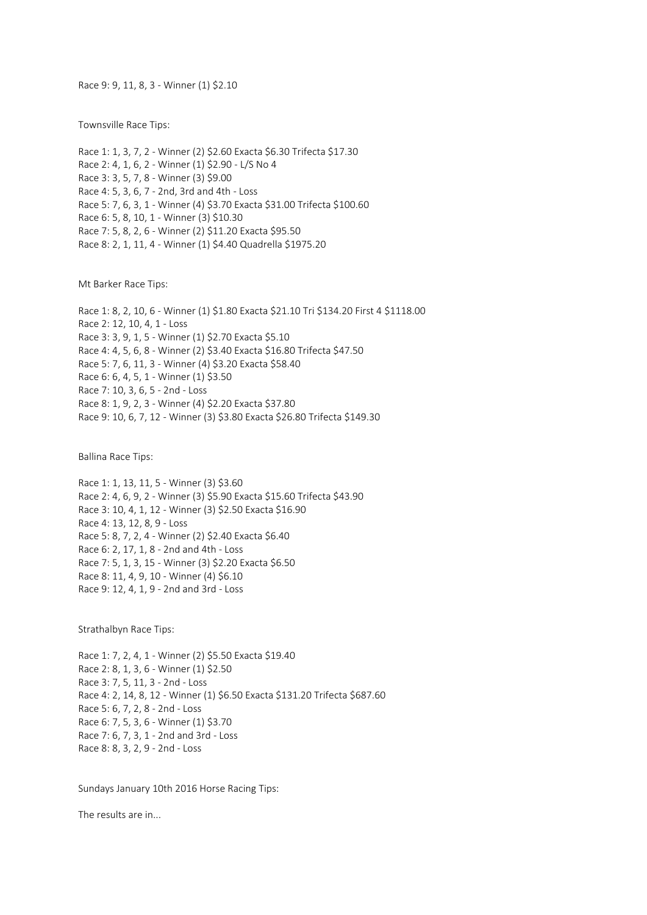Race 9: 9, 11, 8, 3 - Winner (1) $2.10

Townsville Race Tips:

Race 1: 1, 3, 7, 2 - Winner (2) $2.60 Exacta $6.30 Trifecta $17.30
Race 2: 4, 1, 6, 2 - Winner (1) $2.90 - L/S No 4
Race 3: 3, 5, 7, 8 - Winner (3) $9.00
Race 4: 5, 3, 6, 7 - 2nd, 3rd and 4th - Loss
Race 5: 7, 6, 3, 1 - Winner (4) $3.70 Exacta $31.00 Trifecta $100.60
Race 6: 5, 8, 10, 1 - Winner (3) $10.30
Race 7: 5, 8, 2, 6 - Winner (2) $11.20 Exacta $95.50
Race 8: 2, 1, 11, 4 - Winner (1) $4.40 Quadrella $1975.20

Mt Barker Race Tips:

Race 1: 8, 2, 10, 6 - Winner (1) $1.80 Exacta $21.10 Tri $134.20 First 4 $1118.00
Race 2: 12, 10, 4, 1 - Loss
Race 3: 3, 9, 1, 5 - Winner (1) $2.70 Exacta $5.10
Race 4: 4, 5, 6, 8 - Winner (2) $3.40 Exacta $16.80 Trifecta $47.50
Race 5: 7, 6, 11, 3 - Winner (4) $3.20 Exacta $58.40
Race 6: 6, 4, 5, 1 - Winner (1) $3.50
Race 7: 10, 3, 6, 5 - 2nd - Loss
Race 8: 1, 9, 2, 3 - Winner (4) $2.20 Exacta $37.80
Race 9: 10, 6, 7, 12 - Winner (3) $3.80 Exacta $26.80 Trifecta $149.30

Ballina Race Tips:

Race 1: 1, 13, 11, 5 - Winner (3) $3.60
Race 2: 4, 6, 9, 2 - Winner (3) $5.90 Exacta $15.60 Trifecta $43.90
Race 3: 10, 4, 1, 12 - Winner (3) $2.50 Exacta $16.90
Race 4: 13, 12, 8, 9 - Loss
Race 5: 8, 7, 2, 4 - Winner (2) $2.40 Exacta $6.40
Race 6: 2, 17, 1, 8 - 2nd and 4th - Loss
Race 7: 5, 1, 3, 15 - Winner (3) $2.20 Exacta $6.50
Race 8: 11, 4, 9, 10 - Winner (4) $6.10
Race 9: 12, 4, 1, 9 - 2nd and 3rd - Loss

Strathalbyn Race Tips:

Race 1: 7, 2, 4, 1 - Winner (2) $5.50 Exacta $19.40
Race 2: 8, 1, 3, 6 - Winner (1) $2.50
Race 3: 7, 5, 11, 3 - 2nd - Loss
Race 4: 2, 14, 8, 12 - Winner (1) $6.50 Exacta $131.20 Trifecta $687.60
Race 5: 6, 7, 2, 8 - 2nd - Loss
Race 6: 7, 5, 3, 6 - Winner (1) $3.70
Race 7: 6, 7, 3, 1 - 2nd and 3rd - Loss
Race 8: 8, 3, 2, 9 - 2nd - Loss

Sundays January 10th 2016 Horse Racing Tips:

The results are in...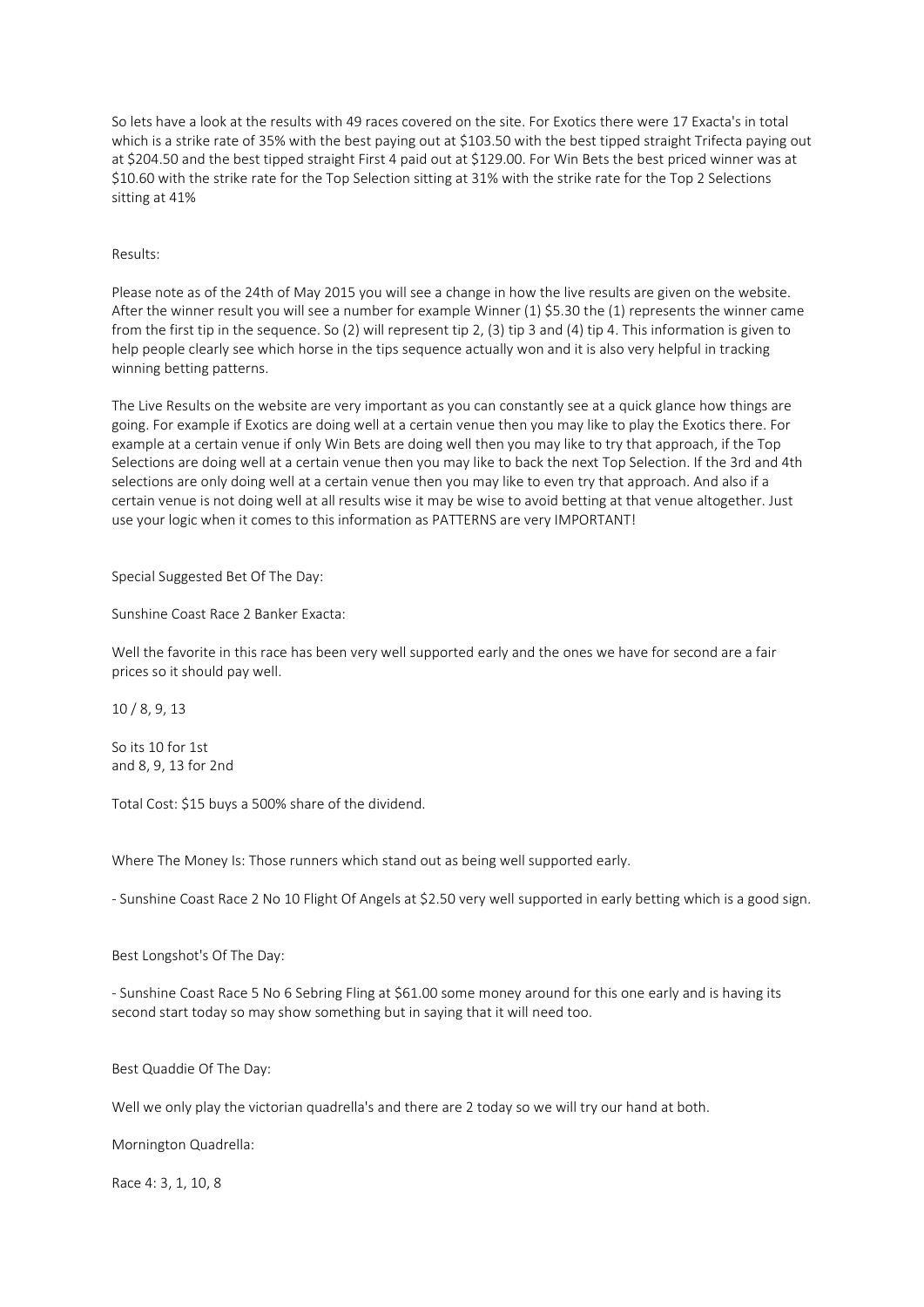So lets have a look at the results with 49 races covered on the site. For Exotics there were 17 Exacta's in total which is a strike rate of 35% with the best paying out at $103.50 with the best tipped straight Trifecta paying out at $204.50 and the best tipped straight First 4 paid out at $129.00. For Win Bets the best priced winner was at $10.60 with the strike rate for the Top Selection sitting at 31% with the strike rate for the Top 2 Selections sitting at 41%

Results:

Please note as of the 24th of May 2015 you will see a change in how the live results are given on the website. After the winner result you will see a number for example Winner (1) $5.30 the (1) represents the winner came from the first tip in the sequence. So (2) will represent tip 2, (3) tip 3 and (4) tip 4. This information is given to help people clearly see which horse in the tips sequence actually won and it is also very helpful in tracking winning betting patterns.

The Live Results on the website are very important as you can constantly see at a quick glance how things are going. For example if Exotics are doing well at a certain venue then you may like to play the Exotics there. For example at a certain venue if only Win Bets are doing well then you may like to try that approach, if the Top Selections are doing well at a certain venue then you may like to back the next Top Selection. If the 3rd and 4th selections are only doing well at a certain venue then you may like to even try that approach. And also if a certain venue is not doing well at all results wise it may be wise to avoid betting at that venue altogether. Just use your logic when it comes to this information as PATTERNS are very IMPORTANT!

Special Suggested Bet Of The Day:

Sunshine Coast Race 2 Banker Exacta:

Well the favorite in this race has been very well supported early and the ones we have for second are a fair prices so it should pay well.

10 / 8, 9, 13

So its 10 for 1st
and 8, 9, 13 for 2nd

Total Cost: $15 buys a 500% share of the dividend.

Where The Money Is: Those runners which stand out as being well supported early.

- Sunshine Coast Race 2 No 10 Flight Of Angels at $2.50 very well supported in early betting which is a good sign.

Best Longshot's Of The Day:

- Sunshine Coast Race 5 No 6 Sebring Fling at $61.00 some money around for this one early and is having its second start today so may show something but in saying that it will need too.

Best Quaddie Of The Day:

Well we only play the victorian quadrella's and there are 2 today so we will try our hand at both.

Mornington Quadrella:

Race 4: 3, 1, 10, 8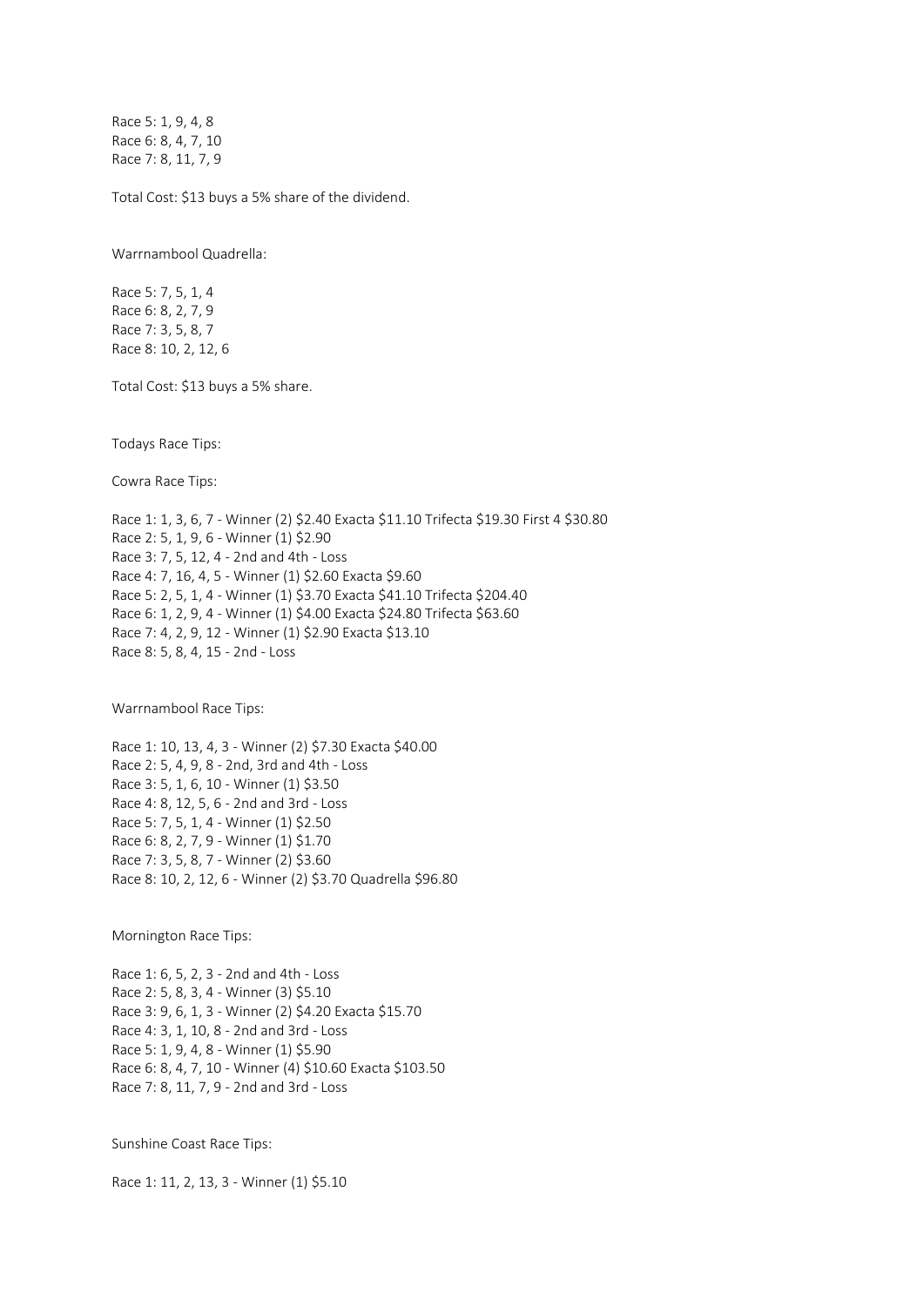Race 5: 1, 9, 4, 8
Race 6: 8, 4, 7, 10
Race 7: 8, 11, 7, 9

Total Cost: $13 buys a 5% share of the dividend.

Warrnambool Quadrella:

Race 5: 7, 5, 1, 4
Race 6: 8, 2, 7, 9
Race 7: 3, 5, 8, 7
Race 8: 10, 2, 12, 6

Total Cost: $13 buys a 5% share.

Todays Race Tips:

Cowra Race Tips:

Race 1: 1, 3, 6, 7 - Winner (2) $2.40 Exacta $11.10 Trifecta $19.30 First 4 $30.80
Race 2: 5, 1, 9, 6 - Winner (1) $2.90
Race 3: 7, 5, 12, 4 - 2nd and 4th - Loss
Race 4: 7, 16, 4, 5 - Winner (1) $2.60 Exacta $9.60
Race 5: 2, 5, 1, 4 - Winner (1) $3.70 Exacta $41.10 Trifecta $204.40
Race 6: 1, 2, 9, 4 - Winner (1) $4.00 Exacta $24.80 Trifecta $63.60
Race 7: 4, 2, 9, 12 - Winner (1) $2.90 Exacta $13.10
Race 8: 5, 8, 4, 15 - 2nd - Loss

Warrnambool Race Tips:

Race 1: 10, 13, 4, 3 - Winner (2) $7.30 Exacta $40.00
Race 2: 5, 4, 9, 8 - 2nd, 3rd and 4th - Loss
Race 3: 5, 1, 6, 10 - Winner (1) $3.50
Race 4: 8, 12, 5, 6 - 2nd and 3rd - Loss
Race 5: 7, 5, 1, 4 - Winner (1) $2.50
Race 6: 8, 2, 7, 9 - Winner (1) $1.70
Race 7: 3, 5, 8, 7 - Winner (2) $3.60
Race 8: 10, 2, 12, 6 - Winner (2) $3.70 Quadrella $96.80

Mornington Race Tips:

Race 1: 6, 5, 2, 3 - 2nd and 4th - Loss
Race 2: 5, 8, 3, 4 - Winner (3) $5.10
Race 3: 9, 6, 1, 3 - Winner (2) $4.20 Exacta $15.70
Race 4: 3, 1, 10, 8 - 2nd and 3rd - Loss
Race 5: 1, 9, 4, 8 - Winner (1) $5.90
Race 6: 8, 4, 7, 10 - Winner (4) $10.60 Exacta $103.50
Race 7: 8, 11, 7, 9 - 2nd and 3rd - Loss

Sunshine Coast Race Tips:

Race 1: 11, 2, 13, 3 - Winner (1) $5.10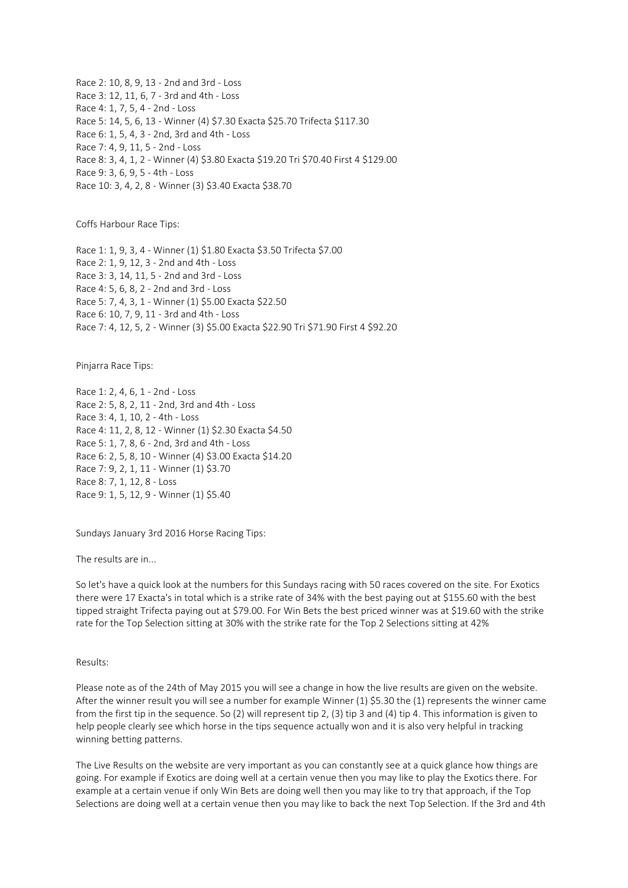Race 2: 10, 8, 9, 13 - 2nd and 3rd - Loss
Race 3: 12, 11, 6, 7 - 3rd and 4th - Loss
Race 4: 1, 7, 5, 4 - 2nd - Loss
Race 5: 14, 5, 6, 13 - Winner (4) $7.30 Exacta $25.70 Trifecta $117.30
Race 6: 1, 5, 4, 3 - 2nd, 3rd and 4th - Loss
Race 7: 4, 9, 11, 5 - 2nd - Loss
Race 8: 3, 4, 1, 2 - Winner (4) $3.80 Exacta $19.20 Tri $70.40 First 4 $129.00
Race 9: 3, 6, 9, 5 - 4th - Loss
Race 10: 3, 4, 2, 8 - Winner (3) $3.40 Exacta $38.70

Coffs Harbour Race Tips:

Race 1: 1, 9, 3, 4 - Winner (1) $1.80 Exacta $3.50 Trifecta $7.00
Race 2: 1, 9, 12, 3 - 2nd and 4th - Loss
Race 3: 3, 14, 11, 5 - 2nd and 3rd - Loss
Race 4: 5, 6, 8, 2 - 2nd and 3rd - Loss
Race 5: 7, 4, 3, 1 - Winner (1) $5.00 Exacta $22.50
Race 6: 10, 7, 9, 11 - 3rd and 4th - Loss
Race 7: 4, 12, 5, 2 - Winner (3) $5.00 Exacta $22.90 Tri $71.90 First 4 $92.20

Pinjarra Race Tips:

Race 1: 2, 4, 6, 1 - 2nd - Loss
Race 2: 5, 8, 2, 11 - 2nd, 3rd and 4th - Loss
Race 3: 4, 1, 10, 2 - 4th - Loss
Race 4: 11, 2, 8, 12 - Winner (1) $2.30 Exacta $4.50
Race 5: 1, 7, 8, 6 - 2nd, 3rd and 4th - Loss
Race 6: 2, 5, 8, 10 - Winner (4) $3.00 Exacta $14.20
Race 7: 9, 2, 1, 11 - Winner (1) $3.70
Race 8: 7, 1, 12, 8 - Loss
Race 9: 1, 5, 12, 9 - Winner (1) $5.40

Sundays January 3rd 2016 Horse Racing Tips:

The results are in...

So let's have a quick look at the numbers for this Sundays racing with 50 races covered on the site. For Exotics there were 17 Exacta's in total which is a strike rate of 34% with the best paying out at $155.60 with the best tipped straight Trifecta paying out at $79.00. For Win Bets the best priced winner was at $19.60 with the strike rate for the Top Selection sitting at 30% with the strike rate for the Top 2 Selections sitting at 42%

Results:

Please note as of the 24th of May 2015 you will see a change in how the live results are given on the website. After the winner result you will see a number for example Winner (1) $5.30 the (1) represents the winner came from the first tip in the sequence. So (2) will represent tip 2, (3) tip 3 and (4) tip 4. This information is given to help people clearly see which horse in the tips sequence actually won and it is also very helpful in tracking winning betting patterns.

The Live Results on the website are very important as you can constantly see at a quick glance how things are going. For example if Exotics are doing well at a certain venue then you may like to play the Exotics there. For example at a certain venue if only Win Bets are doing well then you may like to try that approach, if the Top Selections are doing well at a certain venue then you may like to back the next Top Selection. If the 3rd and 4th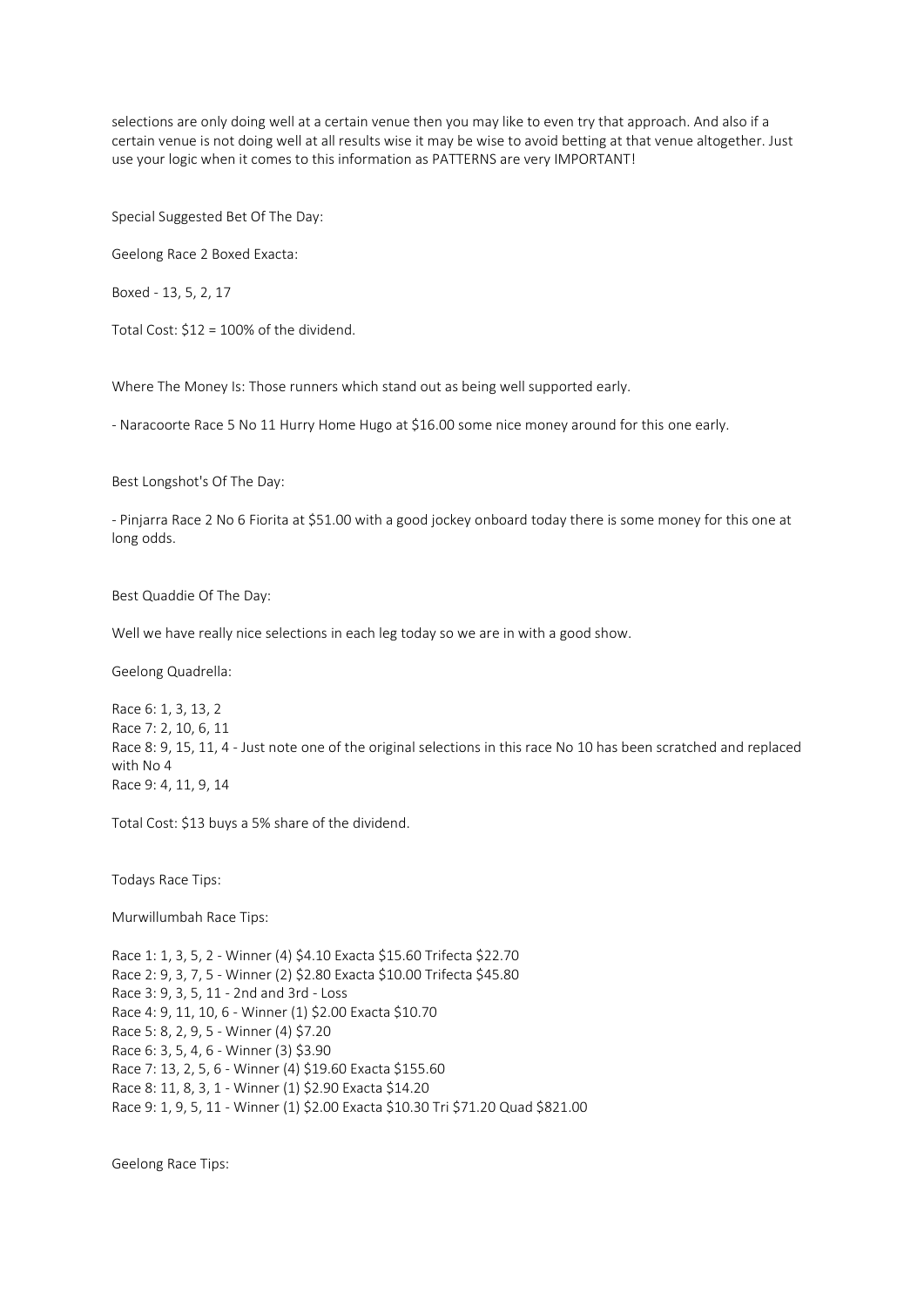selections are only doing well at a certain venue then you may like to even try that approach. And also if a certain venue is not doing well at all results wise it may be wise to avoid betting at that venue altogether. Just use your logic when it comes to this information as PATTERNS are very IMPORTANT!

Special Suggested Bet Of The Day:

Geelong Race 2 Boxed Exacta:

Boxed - 13, 5, 2, 17

Total Cost: $12 = 100% of the dividend.

Where The Money Is: Those runners which stand out as being well supported early.

- Naracoorte Race 5 No 11 Hurry Home Hugo at $16.00 some nice money around for this one early.

Best Longshot's Of The Day:

- Pinjarra Race 2 No 6 Fiorita at $51.00 with a good jockey onboard today there is some money for this one at long odds.

Best Quaddie Of The Day:

Well we have really nice selections in each leg today so we are in with a good show.

Geelong Quadrella:

Race 6: 1, 3, 13, 2
Race 7: 2, 10, 6, 11
Race 8: 9, 15, 11, 4 - Just note one of the original selections in this race No 10 has been scratched and replaced with No 4
Race 9: 4, 11, 9, 14

Total Cost: $13 buys a 5% share of the dividend.

Todays Race Tips:

Murwillumbah Race Tips:

Race 1: 1, 3, 5, 2 - Winner (4) $4.10 Exacta $15.60 Trifecta $22.70
Race 2: 9, 3, 7, 5 - Winner (2) $2.80 Exacta $10.00 Trifecta $45.80
Race 3: 9, 3, 5, 11 - 2nd and 3rd - Loss
Race 4: 9, 11, 10, 6 - Winner (1) $2.00 Exacta $10.70
Race 5: 8, 2, 9, 5 - Winner (4) $7.20
Race 6: 3, 5, 4, 6 - Winner (3) $3.90
Race 7: 13, 2, 5, 6 - Winner (4) $19.60 Exacta $155.60
Race 8: 11, 8, 3, 1 - Winner (1) $2.90 Exacta $14.20
Race 9: 1, 9, 5, 11 - Winner (1) $2.00 Exacta $10.30 Tri $71.20 Quad $821.00

Geelong Race Tips: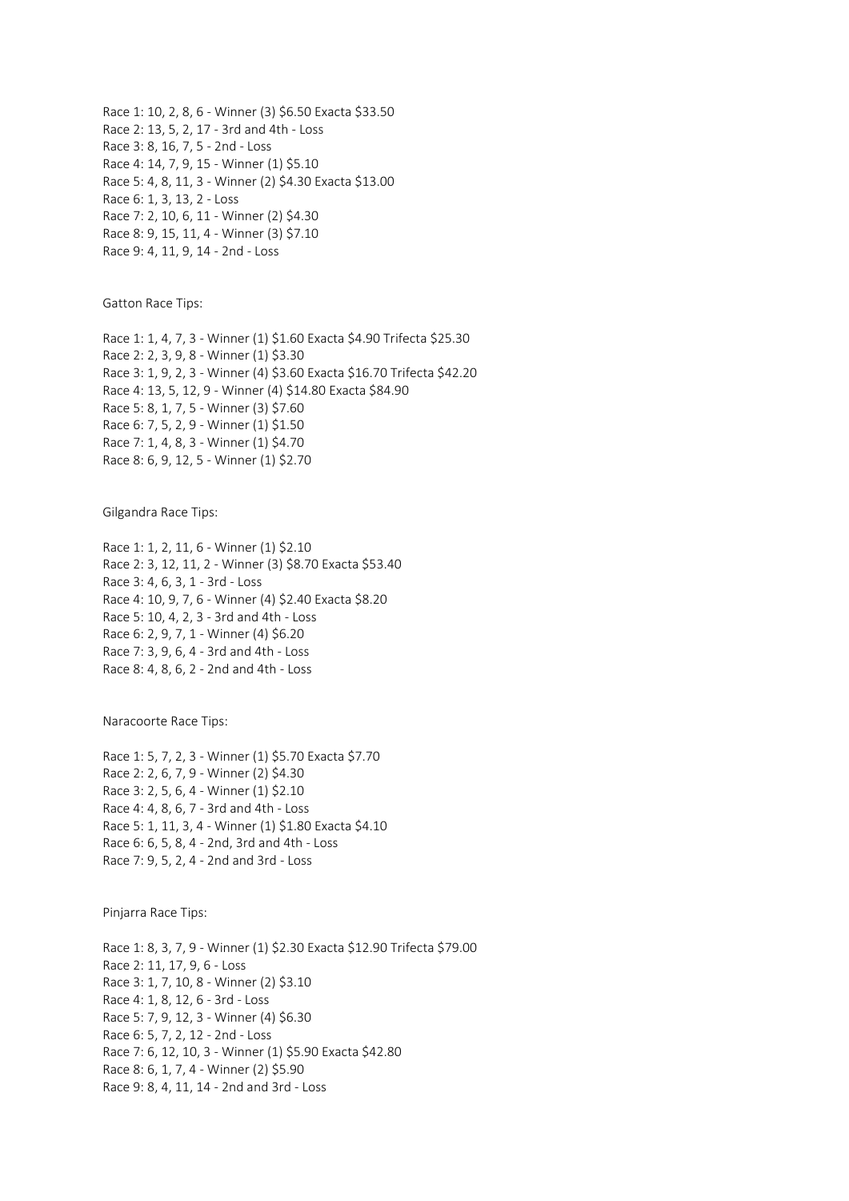Race 1: 10, 2, 8, 6 - Winner (3) $6.50 Exacta $33.50
Race 2: 13, 5, 2, 17 - 3rd and 4th - Loss
Race 3: 8, 16, 7, 5 - 2nd - Loss
Race 4: 14, 7, 9, 15 - Winner (1) $5.10
Race 5: 4, 8, 11, 3 - Winner (2) $4.30 Exacta $13.00
Race 6: 1, 3, 13, 2 - Loss
Race 7: 2, 10, 6, 11 - Winner (2) $4.30
Race 8: 9, 15, 11, 4 - Winner (3) $7.10
Race 9: 4, 11, 9, 14 - 2nd - Loss

Gatton Race Tips:

Race 1: 1, 4, 7, 3 - Winner (1) $1.60 Exacta $4.90 Trifecta $25.30
Race 2: 2, 3, 9, 8 - Winner (1) $3.30
Race 3: 1, 9, 2, 3 - Winner (4) $3.60 Exacta $16.70 Trifecta $42.20
Race 4: 13, 5, 12, 9 - Winner (4) $14.80 Exacta $84.90
Race 5: 8, 1, 7, 5 - Winner (3) $7.60
Race 6: 7, 5, 2, 9 - Winner (1) $1.50
Race 7: 1, 4, 8, 3 - Winner (1) $4.70
Race 8: 6, 9, 12, 5 - Winner (1) $2.70

Gilgandra Race Tips:

Race 1: 1, 2, 11, 6 - Winner (1) $2.10
Race 2: 3, 12, 11, 2 - Winner (3) $8.70 Exacta $53.40
Race 3: 4, 6, 3, 1 - 3rd - Loss
Race 4: 10, 9, 7, 6 - Winner (4) $2.40 Exacta $8.20
Race 5: 10, 4, 2, 3 - 3rd and 4th - Loss
Race 6: 2, 9, 7, 1 - Winner (4) $6.20
Race 7: 3, 9, 6, 4 - 3rd and 4th - Loss
Race 8: 4, 8, 6, 2 - 2nd and 4th - Loss

Naracoorte Race Tips:

Race 1: 5, 7, 2, 3 - Winner (1) $5.70 Exacta $7.70
Race 2: 2, 6, 7, 9 - Winner (2) $4.30
Race 3: 2, 5, 6, 4 - Winner (1) $2.10
Race 4: 4, 8, 6, 7 - 3rd and 4th - Loss
Race 5: 1, 11, 3, 4 - Winner (1) $1.80 Exacta $4.10
Race 6: 6, 5, 8, 4 - 2nd, 3rd and 4th - Loss
Race 7: 9, 5, 2, 4 - 2nd and 3rd - Loss

Pinjarra Race Tips:

Race 1: 8, 3, 7, 9 - Winner (1) $2.30 Exacta $12.90 Trifecta $79.00
Race 2: 11, 17, 9, 6 - Loss
Race 3: 1, 7, 10, 8 - Winner (2) $3.10
Race 4: 1, 8, 12, 6 - 3rd - Loss
Race 5: 7, 9, 12, 3 - Winner (4) $6.30
Race 6: 5, 7, 2, 12 - 2nd - Loss
Race 7: 6, 12, 10, 3 - Winner (1) $5.90 Exacta $42.80
Race 8: 6, 1, 7, 4 - Winner (2) $5.90
Race 9: 8, 4, 11, 14 - 2nd and 3rd - Loss